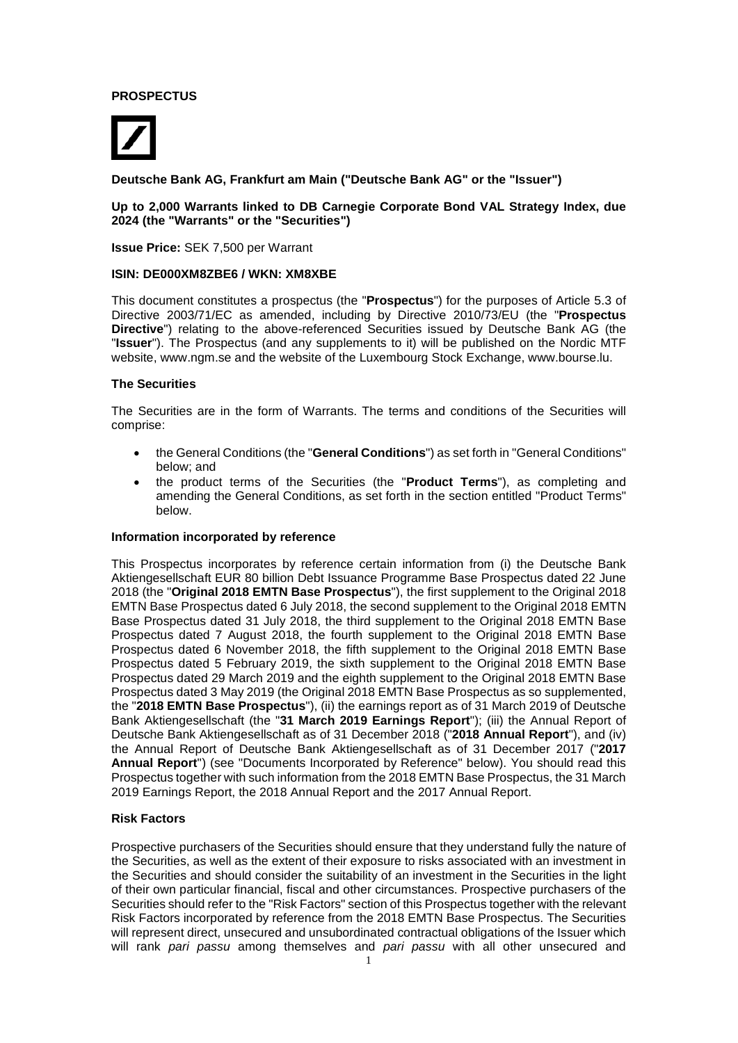**PROSPECTUS**

**Deutsche Bank AG, Frankfurt am Main ("Deutsche Bank AG" or the "Issuer")**

**Up to 2,000 Warrants linked to DB Carnegie Corporate Bond VAL Strategy Index, due 2024 (the "Warrants" or the "Securities")**

**Issue Price:** SEK 7,500 per Warrant

**ISIN: DE000XM8ZBE6 / WKN: XM8XBE**

This document constitutes a prospectus (the "**Prospectus**") for the purposes of Article 5.3 of Directive 2003/71/EC as amended, including by Directive 2010/73/EU (the "**Prospectus Directive**") relating to the above-referenced Securities issued by Deutsche Bank AG (the "**Issuer**"). The Prospectus (and any supplements to it) will be published on the Nordic MTF website, www.ngm.se and the website of the Luxembourg Stock Exchange, www.bourse.lu.

**The Securities**

The Securities are in the form of Warrants. The terms and conditions of the Securities will comprise:

- the General Conditions (the "**General Conditions**") as set forth in "General Conditions" below; and
- the product terms of the Securities (the "**Product Terms**"), as completing and amending the General Conditions, as set forth in the section entitled "Product Terms" below.

**Information incorporated by reference**

This Prospectus incorporates by reference certain information from (i) the Deutsche Bank Aktiengesellschaft EUR 80 billion Debt Issuance Programme Base Prospectus dated 22 June 2018 (the "**Original 2018 EMTN Base Prospectus**"), the first supplement to the Original 2018 EMTN Base Prospectus dated 6 July 2018, the second supplement to the Original 2018 EMTN Base Prospectus dated 31 July 2018, the third supplement to the Original 2018 EMTN Base Prospectus dated 7 August 2018, the fourth supplement to the Original 2018 EMTN Base Prospectus dated 6 November 2018, the fifth supplement to the Original 2018 EMTN Base Prospectus dated 5 February 2019, the sixth supplement to the Original 2018 EMTN Base Prospectus dated 29 March 2019 and the eighth supplement to the Original 2018 EMTN Base Prospectus dated 3 May 2019 (the Original 2018 EMTN Base Prospectus as so supplemented, the "**2018 EMTN Base Prospectus**"), (ii) the earnings report as of 31 March 2019 of Deutsche Bank Aktiengesellschaft (the "**31 March 2019 Earnings Report**"); (iii) the Annual Report of Deutsche Bank Aktiengesellschaft as of 31 December 2018 ("**2018 Annual Report**"), and (iv) the Annual Report of Deutsche Bank Aktiengesellschaft as of 31 December 2017 ("**2017 Annual Report**") (see "Documents Incorporated by Reference" below). You should read this Prospectus together with such information from the 2018 EMTN Base Prospectus, the 31 March 2019 Earnings Report, the 2018 Annual Report and the 2017 Annual Report.

**Risk Factors**

Prospective purchasers of the Securities should ensure that they understand fully the nature of the Securities, as well as the extent of their exposure to risks associated with an investment in the Securities and should consider the suitability of an investment in the Securities in the light of their own particular financial, fiscal and other circumstances. Prospective purchasers of the Securities should refer to the "Risk Factors" section of this Prospectus together with the relevant Risk Factors incorporated by reference from the 2018 EMTN Base Prospectus. The Securities will represent direct, unsecured and unsubordinated contractual obligations of the Issuer which will rank *pari passu* among themselves and *pari passu* with all other unsecured and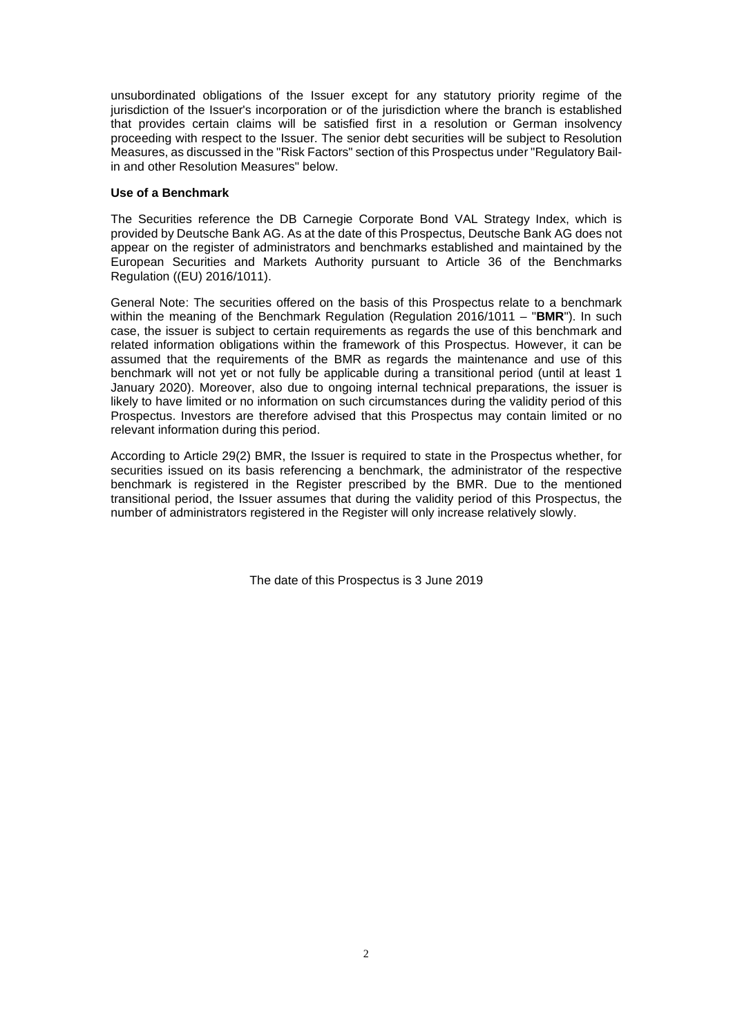unsubordinated obligations of the Issuer except for any statutory priority regime of the jurisdiction of the Issuer's incorporation or of the jurisdiction where the branch is established that provides certain claims will be satisfied first in a resolution or German insolvency proceeding with respect to the Issuer. The senior debt securities will be subject to Resolution Measures, as discussed in the "Risk Factors" section of this Prospectus under "Regulatory Bail-in and other Resolution Measures" below.

**Use of a Benchmark**

The Securities reference the DB Carnegie Corporate Bond VAL Strategy Index, which is provided by Deutsche Bank AG. As at the date of this Prospectus, Deutsche Bank AG does not appear on the register of administrators and benchmarks established and maintained by the European Securities and Markets Authority pursuant to Article 36 of the Benchmarks Regulation ((EU) 2016/1011).

General Note: The securities offered on the basis of this Prospectus relate to a benchmark within the meaning of the Benchmark Regulation (Regulation 2016/1011 – "**BMR**"). In such case, the issuer is subject to certain requirements as regards the use of this benchmark and related information obligations within the framework of this Prospectus. However, it can be assumed that the requirements of the BMR as regards the maintenance and use of this benchmark will not yet or not fully be applicable during a transitional period (until at least 1 January 2020). Moreover, also due to ongoing internal technical preparations, the issuer is likely to have limited or no information on such circumstances during the validity period of this Prospectus. Investors are therefore advised that this Prospectus may contain limited or no relevant information during this period.

According to Article 29(2) BMR, the Issuer is required to state in the Prospectus whether, for securities issued on its basis referencing a benchmark, the administrator of the respective benchmark is registered in the Register prescribed by the BMR. Due to the mentioned transitional period, the Issuer assumes that during the validity period of this Prospectus, the number of administrators registered in the Register will only increase relatively slowly.

The date of this Prospectus is 3 June 2019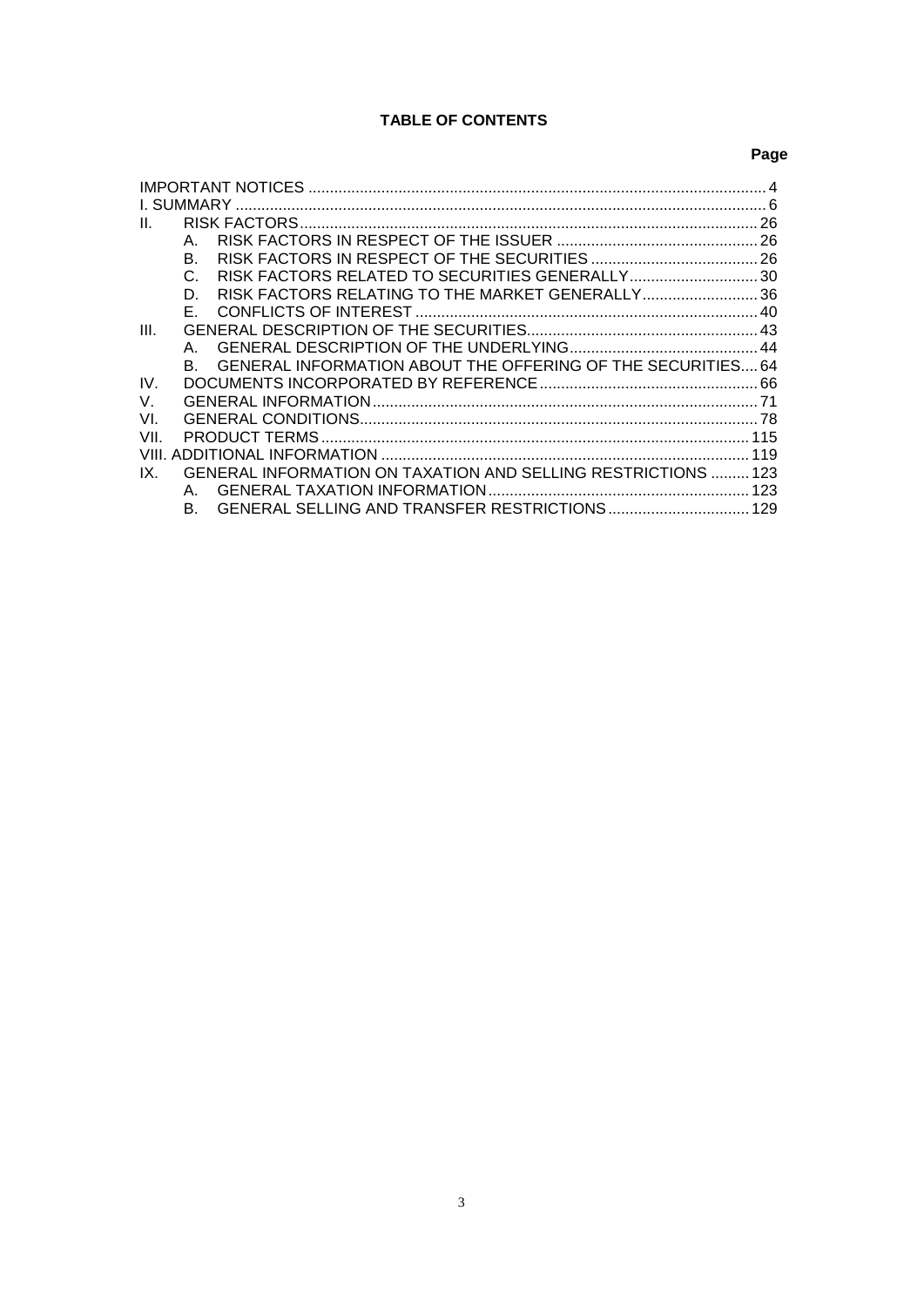# TABLE OF CONTENTS

| | Page |
|---|---|
| IMPORTANT NOTICES | 4 |
| I. SUMMARY | 6 |
| II. RISK FACTORS | 26 |
| A. RISK FACTORS IN RESPECT OF THE ISSUER | 26 |
| B. RISK FACTORS IN RESPECT OF THE SECURITIES | 26 |
| C. RISK FACTORS RELATED TO SECURITIES GENERALLY | 30 |
| D. RISK FACTORS RELATING TO THE MARKET GENERALLY | 36 |
| E. CONFLICTS OF INTEREST | 40 |
| III. GENERAL DESCRIPTION OF THE SECURITIES | 43 |
| A. GENERAL DESCRIPTION OF THE UNDERLYING | 44 |
| B. GENERAL INFORMATION ABOUT THE OFFERING OF THE SECURITIES | 64 |
| IV. DOCUMENTS INCORPORATED BY REFERENCE | 66 |
| V. GENERAL INFORMATION | 71 |
| VI. GENERAL CONDITIONS | 78 |
| VII. PRODUCT TERMS | 115 |
| VIII. ADDITIONAL INFORMATION | 119 |
| IX. GENERAL INFORMATION ON TAXATION AND SELLING RESTRICTIONS | 123 |
| A. GENERAL TAXATION INFORMATION | 123 |
| B. GENERAL SELLING AND TRANSFER RESTRICTIONS | 129 |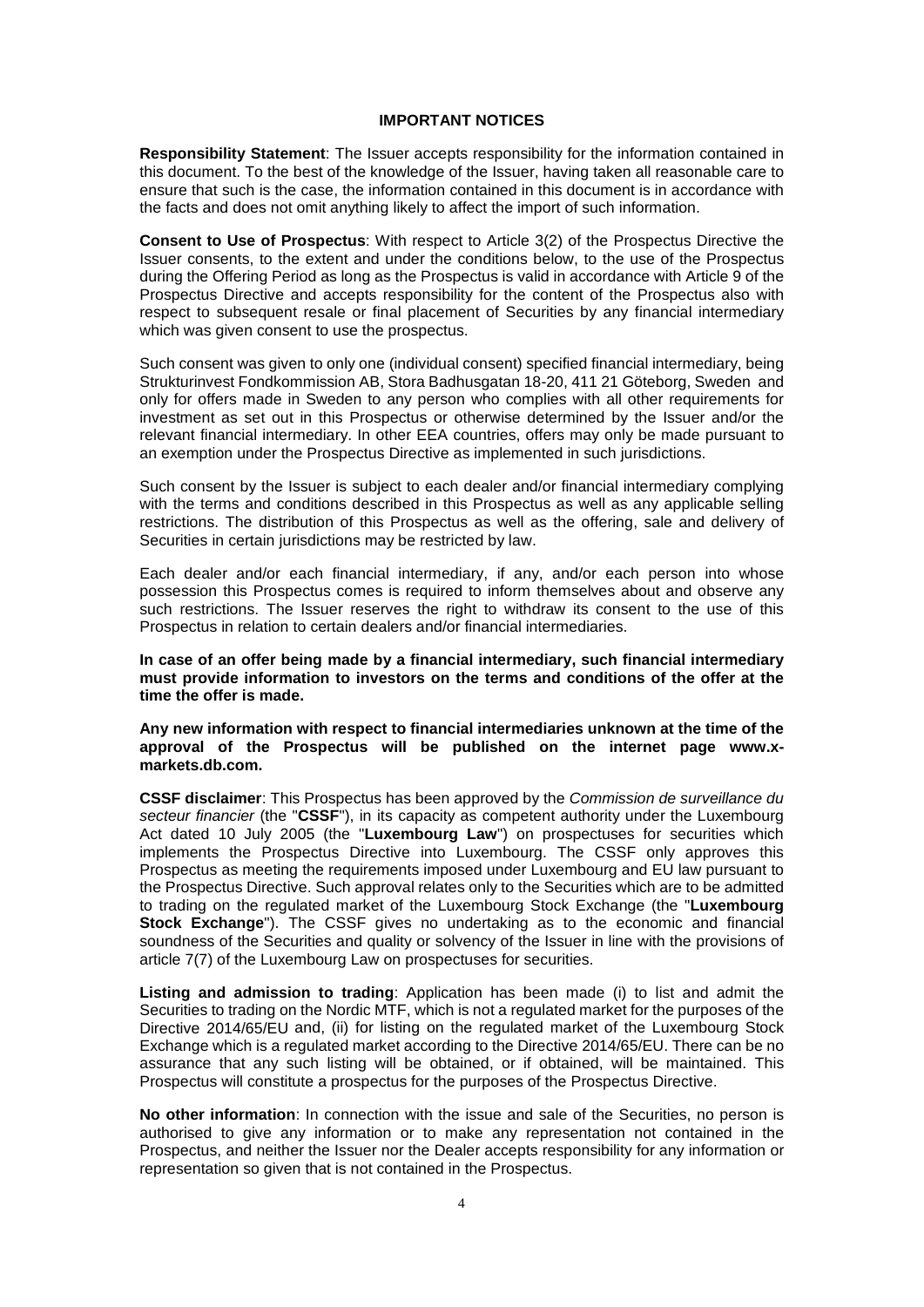## IMPORTANT NOTICES

**Responsibility Statement**: The Issuer accepts responsibility for the information contained in this document. To the best of the knowledge of the Issuer, having taken all reasonable care to ensure that such is the case, the information contained in this document is in accordance with the facts and does not omit anything likely to affect the import of such information.

**Consent to Use of Prospectus**: With respect to Article 3(2) of the Prospectus Directive the Issuer consents, to the extent and under the conditions below, to the use of the Prospectus during the Offering Period as long as the Prospectus is valid in accordance with Article 9 of the Prospectus Directive and accepts responsibility for the content of the Prospectus also with respect to subsequent resale or final placement of Securities by any financial intermediary which was given consent to use the prospectus.

Such consent was given to only one (individual consent) specified financial intermediary, being Strukturinvest Fondkommission AB, Stora Badhusgatan 18-20, 411 21 Göteborg, Sweden and only for offers made in Sweden to any person who complies with all other requirements for investment as set out in this Prospectus or otherwise determined by the Issuer and/or the relevant financial intermediary. In other EEA countries, offers may only be made pursuant to an exemption under the Prospectus Directive as implemented in such jurisdictions.

Such consent by the Issuer is subject to each dealer and/or financial intermediary complying with the terms and conditions described in this Prospectus as well as any applicable selling restrictions. The distribution of this Prospectus as well as the offering, sale and delivery of Securities in certain jurisdictions may be restricted by law.

Each dealer and/or each financial intermediary, if any, and/or each person into whose possession this Prospectus comes is required to inform themselves about and observe any such restrictions. The Issuer reserves the right to withdraw its consent to the use of this Prospectus in relation to certain dealers and/or financial intermediaries.

**In case of an offer being made by a financial intermediary, such financial intermediary must provide information to investors on the terms and conditions of the offer at the time the offer is made.**

**Any new information with respect to financial intermediaries unknown at the time of the approval of the Prospectus will be published on the internet page www.x-markets.db.com.**

**CSSF disclaimer**: This Prospectus has been approved by the *Commission de surveillance du secteur financier* (the "**CSSF**"), in its capacity as competent authority under the Luxembourg Act dated 10 July 2005 (the "**Luxembourg Law**") on prospectuses for securities which implements the Prospectus Directive into Luxembourg. The CSSF only approves this Prospectus as meeting the requirements imposed under Luxembourg and EU law pursuant to the Prospectus Directive. Such approval relates only to the Securities which are to be admitted to trading on the regulated market of the Luxembourg Stock Exchange (the "**Luxembourg Stock Exchange**"). The CSSF gives no undertaking as to the economic and financial soundness of the Securities and quality or solvency of the Issuer in line with the provisions of article 7(7) of the Luxembourg Law on prospectuses for securities.

**Listing and admission to trading**: Application has been made (i) to list and admit the Securities to trading on the Nordic MTF, which is not a regulated market for the purposes of the Directive 2014/65/EU and, (ii) for listing on the regulated market of the Luxembourg Stock Exchange which is a regulated market according to the Directive 2014/65/EU. There can be no assurance that any such listing will be obtained, or if obtained, will be maintained. This Prospectus will constitute a prospectus for the purposes of the Prospectus Directive.

**No other information**: In connection with the issue and sale of the Securities, no person is authorised to give any information or to make any representation not contained in the Prospectus, and neither the Issuer nor the Dealer accepts responsibility for any information or representation so given that is not contained in the Prospectus.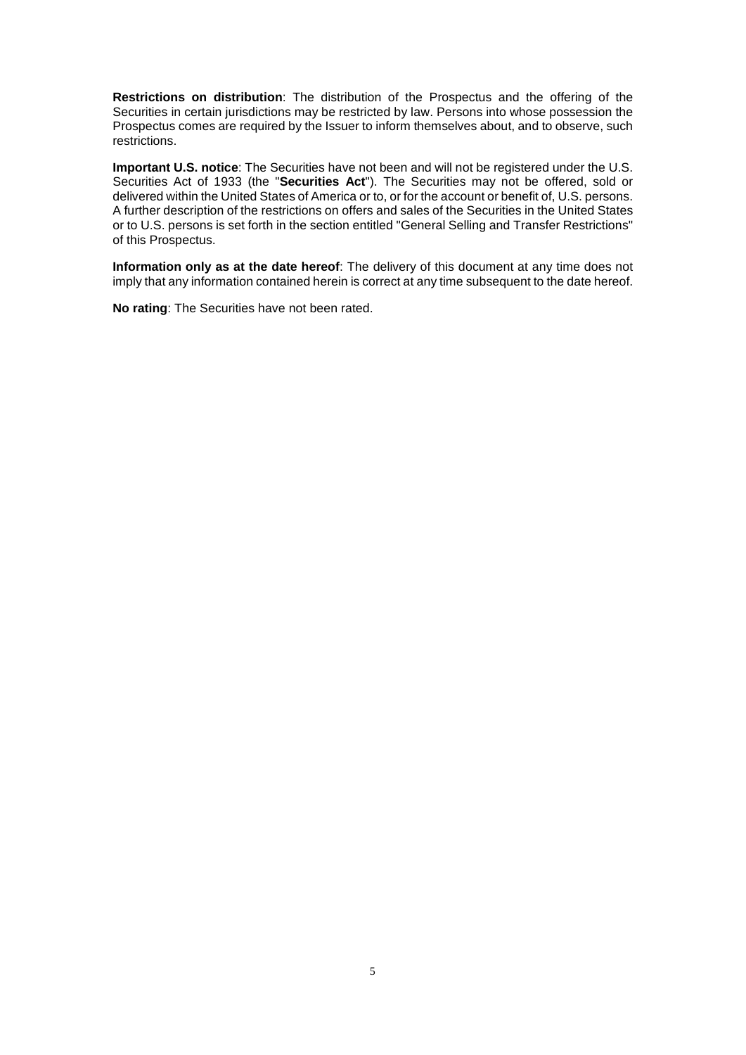**Restrictions on distribution**: The distribution of the Prospectus and the offering of the Securities in certain jurisdictions may be restricted by law. Persons into whose possession the Prospectus comes are required by the Issuer to inform themselves about, and to observe, such restrictions.

**Important U.S. notice**: The Securities have not been and will not be registered under the U.S. Securities Act of 1933 (the "**Securities Act**"). The Securities may not be offered, sold or delivered within the United States of America or to, or for the account or benefit of, U.S. persons. A further description of the restrictions on offers and sales of the Securities in the United States or to U.S. persons is set forth in the section entitled "General Selling and Transfer Restrictions" of this Prospectus.

**Information only as at the date hereof**: The delivery of this document at any time does not imply that any information contained herein is correct at any time subsequent to the date hereof.

**No rating**: The Securities have not been rated.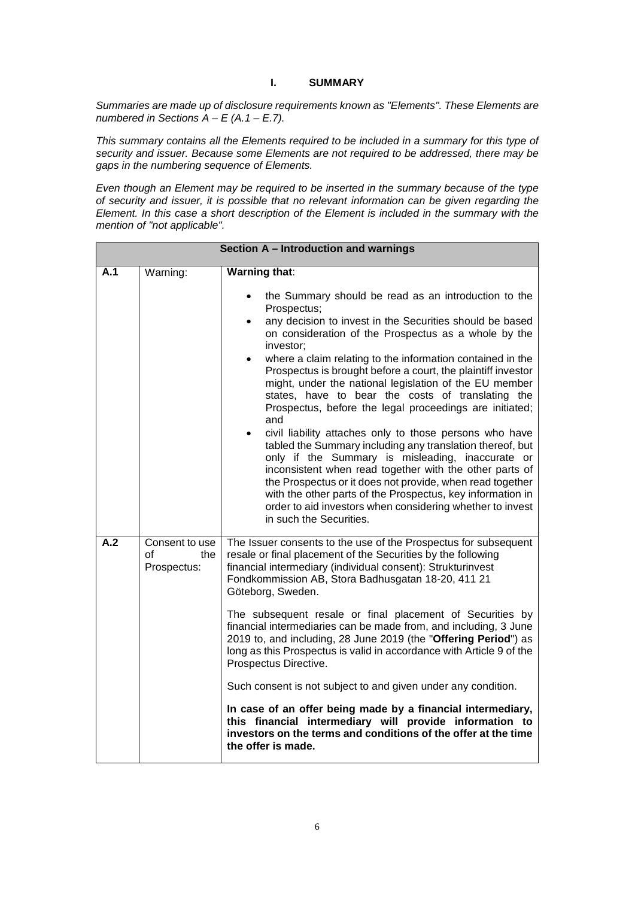# I. SUMMARY

*Summaries are made up of disclosure requirements known as "Elements". These Elements are numbered in Sections A – E (A.1 – E.7).*

*This summary contains all the Elements required to be included in a summary for this type of security and issuer. Because some Elements are not required to be addressed, there may be gaps in the numbering sequence of Elements.*

*Even though an Element may be required to be inserted in the summary because of the type of security and issuer, it is possible that no relevant information can be given regarding the Element. In this case a short description of the Element is included in the summary with the mention of "not applicable".*

| **Section A – Introduction and warnings** | | |
|---|---|---|
| **A.1** | Warning: | **Warning that**:<br>• the Summary should be read as an introduction to the Prospectus;<br>• any decision to invest in the Securities should be based on consideration of the Prospectus as a whole by the investor;<br>• where a claim relating to the information contained in the Prospectus is brought before a court, the plaintiff investor might, under the national legislation of the EU member states, have to bear the costs of translating the Prospectus, before the legal proceedings are initiated; and<br>• civil liability attaches only to those persons who have tabled the Summary including any translation thereof, but only if the Summary is misleading, inaccurate or inconsistent when read together with the other parts of the Prospectus or it does not provide, when read together with the other parts of the Prospectus, key information in order to aid investors when considering whether to invest in such the Securities. |
| **A.2** | Consent to use of the Prospectus: | The Issuer consents to the use of the Prospectus for subsequent resale or final placement of the Securities by the following financial intermediary (individual consent): Strukturinvest Fondkommission AB, Stora Badhusgatan 18-20, 411 21 Göteborg, Sweden.<br><br>The subsequent resale or final placement of Securities by financial intermediaries can be made from, and including, 3 June 2019 to, and including, 28 June 2019 (the "**Offering Period**") as long as this Prospectus is valid in accordance with Article 9 of the Prospectus Directive.<br><br>Such consent is not subject to and given under any condition.<br><br>**In case of an offer being made by a financial intermediary, this financial intermediary will provide information to investors on the terms and conditions of the offer at the time the offer is made.** |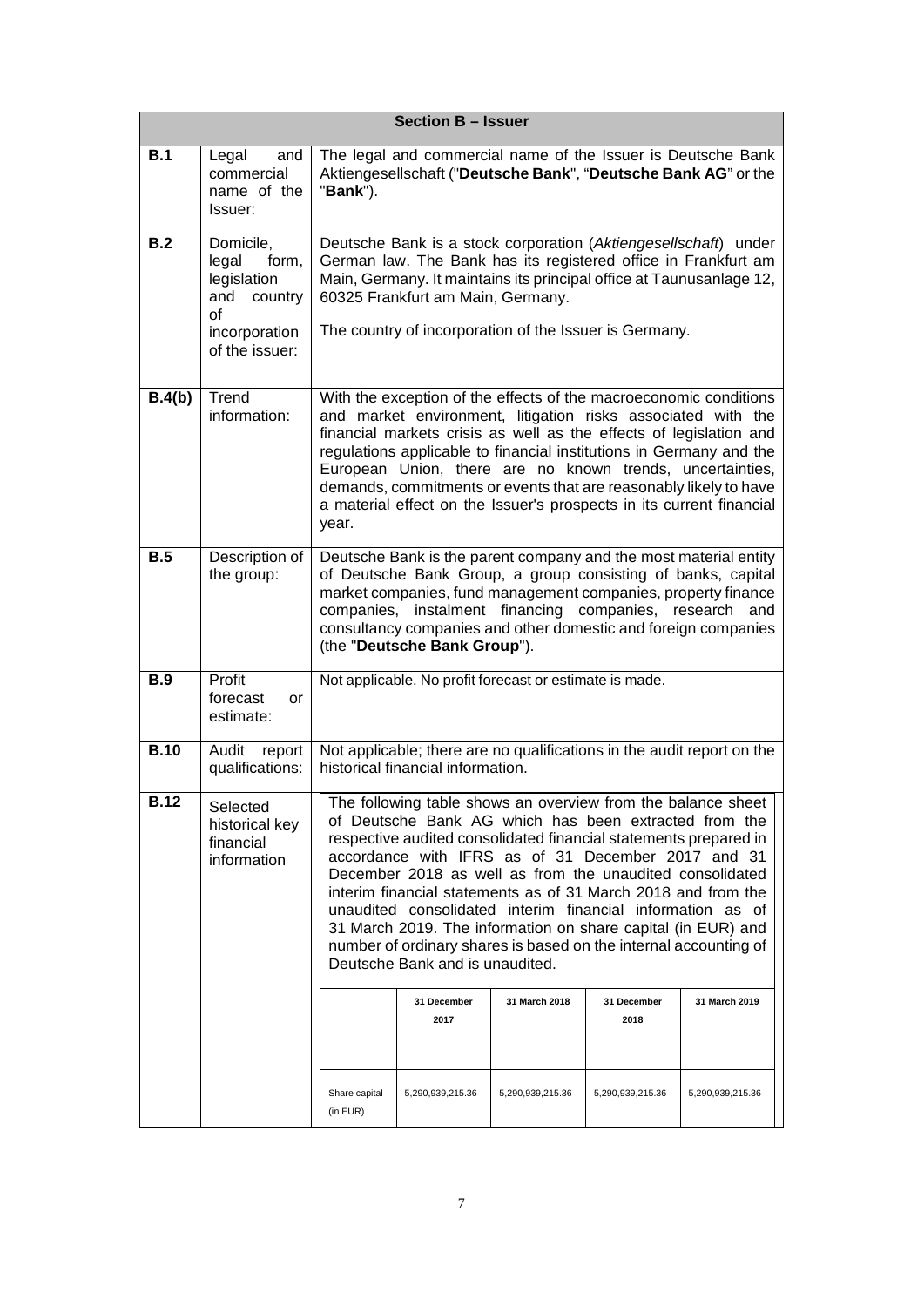| Section B – Issuer | | |
|---|---|---|
| **B.1** | Legal and commercial name of the Issuer: | The legal and commercial name of the Issuer is Deutsche Bank Aktiengesellschaft ("**Deutsche Bank**", "**Deutsche Bank AG**" or the "**Bank**"). |
| **B.2** | Domicile, legal form, legislation and country of incorporation of the issuer: | Deutsche Bank is a stock corporation (*Aktiengesellschaft*) under German law. The Bank has its registered office in Frankfurt am Main, Germany. It maintains its principal office at Taunusanlage 12, 60325 Frankfurt am Main, Germany.<br><br>The country of incorporation of the Issuer is Germany. |
| **B.4(b)** | Trend information: | With the exception of the effects of the macroeconomic conditions and market environment, litigation risks associated with the financial markets crisis as well as the effects of legislation and regulations applicable to financial institutions in Germany and the European Union, there are no known trends, uncertainties, demands, commitments or events that are reasonably likely to have a material effect on the Issuer's prospects in its current financial year. |
| **B.5** | Description of the group: | Deutsche Bank is the parent company and the most material entity of Deutsche Bank Group, a group consisting of banks, capital market companies, fund management companies, property finance companies, instalment financing companies, research and consultancy companies and other domestic and foreign companies (the "**Deutsche Bank Group**"). |
| **B.9** | Profit forecast or estimate: | Not applicable. No profit forecast or estimate is made. |
| **B.10** | Audit report qualifications: | Not applicable; there are no qualifications in the audit report on the historical financial information. |
| **B.12** | Selected historical key financial information | The following table shows an overview from the balance sheet of Deutsche Bank AG which has been extracted from the respective audited consolidated financial statements prepared in accordance with IFRS as of 31 December 2017 and 31 December 2018 as well as from the unaudited consolidated interim financial statements as of 31 March 2018 and from the unaudited consolidated interim financial information as of 31 March 2019. The information on share capital (in EUR) and number of ordinary shares is based on the internal accounting of Deutsche Bank and is unaudited. |

| | 31 December 2017 | 31 March 2018 | 31 December 2018 | 31 March 2019 |
|---|---|---|---|---|
| Share capital (in EUR) | 5,290,939,215.36 | 5,290,939,215.36 | 5,290,939,215.36 | 5,290,939,215.36 |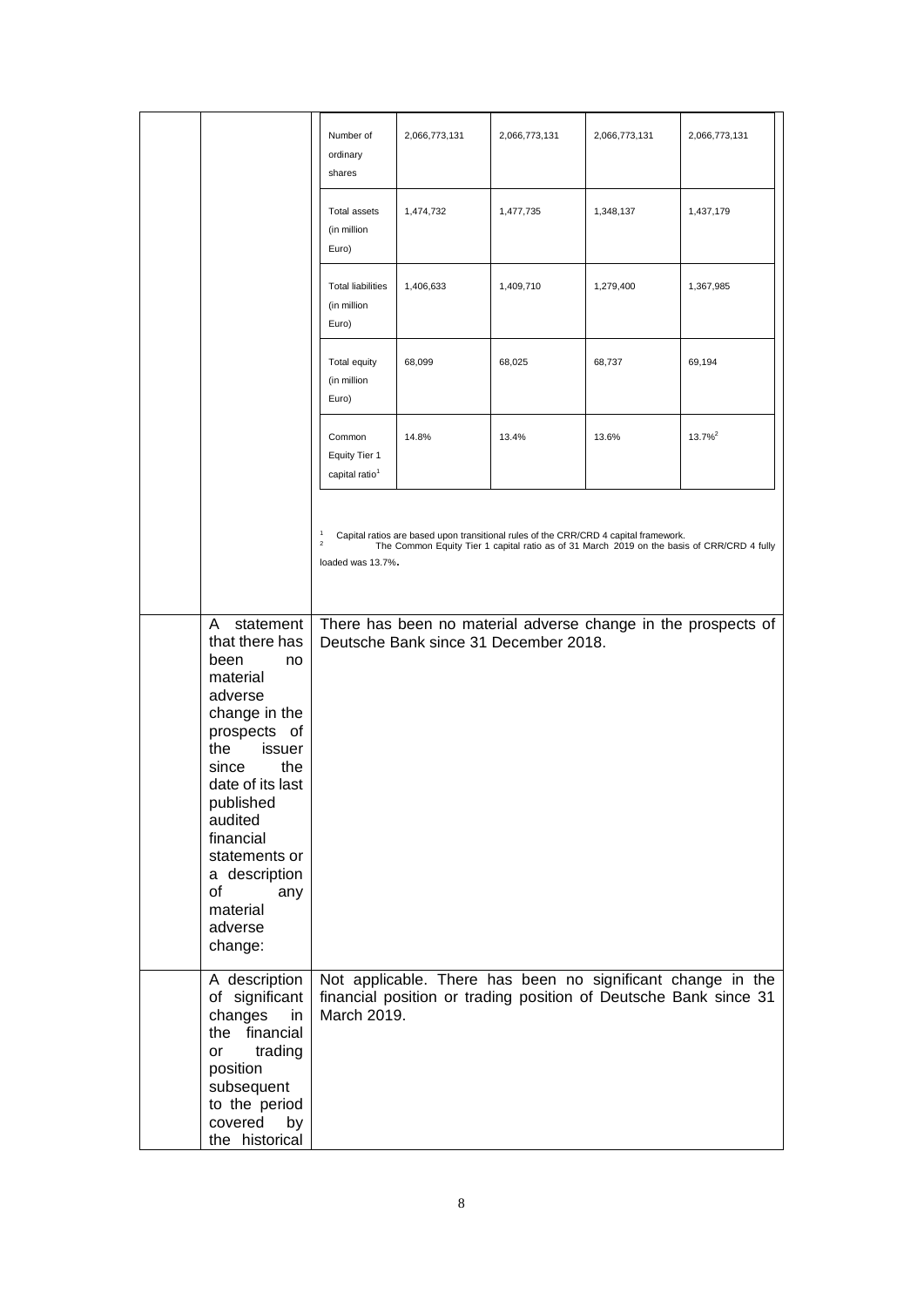| | | | | | |
|---|---|---|---|---|---|
| | Number of ordinary shares | 2,066,773,131 | 2,066,773,131 | 2,066,773,131 | 2,066,773,131 |
| | Total assets (in million Euro) | 1,474,732 | 1,477,735 | 1,348,137 | 1,437,179 |
| | Total liabilities (in million Euro) | 1,406,633 | 1,409,710 | 1,279,400 | 1,367,985 |
| | Total equity (in million Euro) | 68,099 | 68,025 | 68,737 | 69,194 |
| | Common Equity Tier 1 capital ratio[1] | 14.8% | 13.4% | 13.6% | 13.7%[2] |

[1] Capital ratios are based upon transitional rules of the CRR/CRD 4 capital framework.
[2] The Common Equity Tier 1 capital ratio as of 31 March 2019 on the basis of CRR/CRD 4 fully loaded was 13.7%.

| | |
|---|---|
| A statement that there has been no material adverse change in the prospects of the issuer since the date of its last published audited financial statements or a description of any material adverse change: | There has been no material adverse change in the prospects of Deutsche Bank since 31 December 2018. |
| A description of significant changes in the financial or trading position subsequent to the period covered by the historical | Not applicable. There has been no significant change in the financial position or trading position of Deutsche Bank since 31 March 2019. |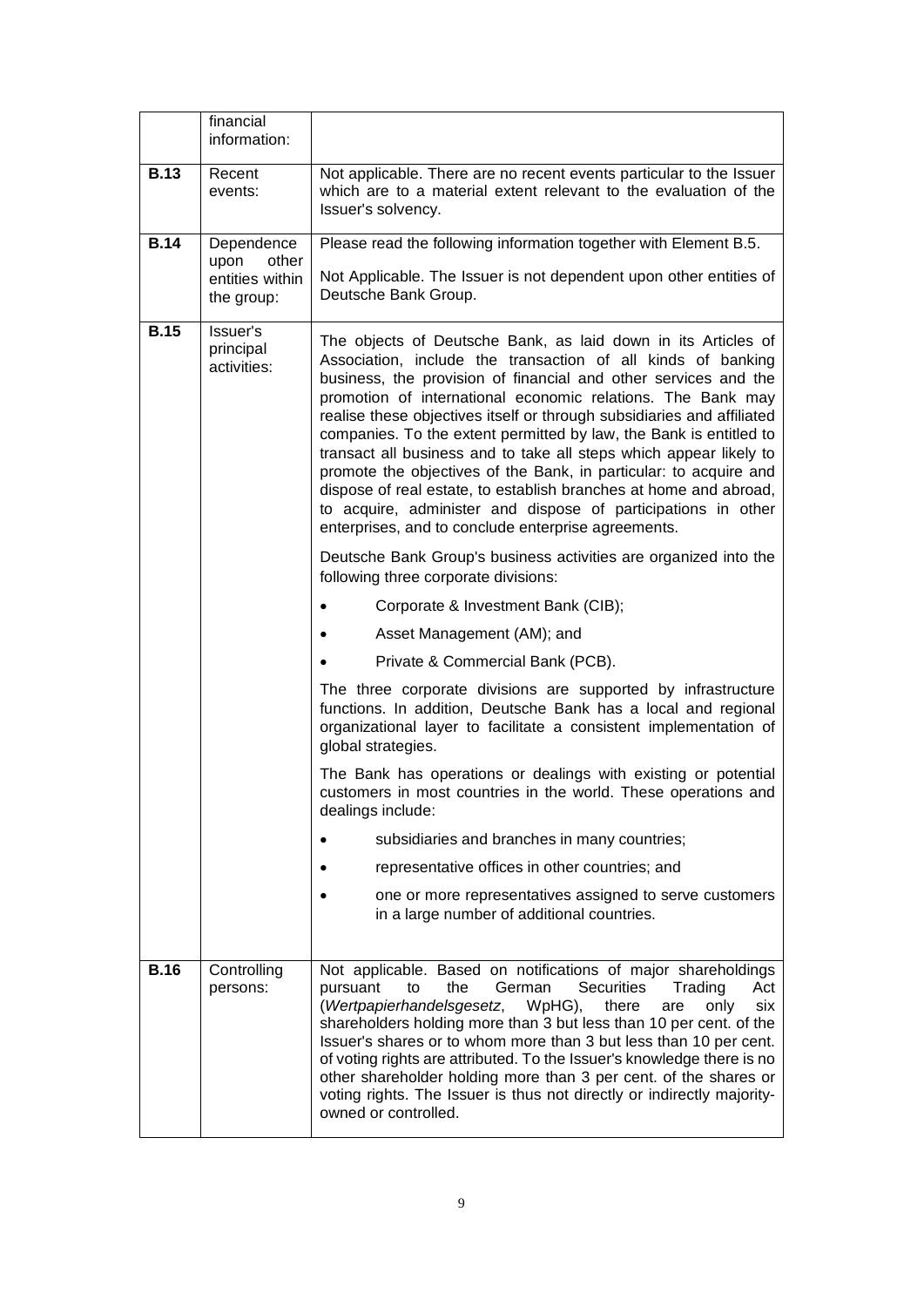| | | |
|---|---|---|
| | financial information: | |
| **B.13** | Recent events: | Not applicable. There are no recent events particular to the Issuer which are to a material extent relevant to the evaluation of the Issuer's solvency. |
| **B.14** | Dependence upon other entities within the group: | Please read the following information together with Element B.5.<br><br>Not Applicable. The Issuer is not dependent upon other entities of Deutsche Bank Group. |
| **B.15** | Issuer's principal activities: | The objects of Deutsche Bank, as laid down in its Articles of Association, include the transaction of all kinds of banking business, the provision of financial and other services and the promotion of international economic relations. The Bank may realise these objectives itself or through subsidiaries and affiliated companies. To the extent permitted by law, the Bank is entitled to transact all business and to take all steps which appear likely to promote the objectives of the Bank, in particular: to acquire and dispose of real estate, to establish branches at home and abroad, to acquire, administer and dispose of participations in other enterprises, and to conclude enterprise agreements.<br><br>Deutsche Bank Group's business activities are organized into the following three corporate divisions:<br><br>• Corporate & Investment Bank (CIB);<br>• Asset Management (AM); and<br>• Private & Commercial Bank (PCB).<br><br>The three corporate divisions are supported by infrastructure functions. In addition, Deutsche Bank has a local and regional organizational layer to facilitate a consistent implementation of global strategies.<br><br>The Bank has operations or dealings with existing or potential customers in most countries in the world. These operations and dealings include:<br><br>• subsidiaries and branches in many countries;<br>• representative offices in other countries; and<br>• one or more representatives assigned to serve customers in a large number of additional countries. |
| **B.16** | Controlling persons: | Not applicable. Based on notifications of major shareholdings pursuant to the German Securities Trading Act (*Wertpapierhandelsgesetz*, WpHG), there are only six shareholders holding more than 3 but less than 10 per cent. of the Issuer's shares or to whom more than 3 but less than 10 per cent. of voting rights are attributed. To the Issuer's knowledge there is no other shareholder holding more than 3 per cent. of the shares or voting rights. The Issuer is thus not directly or indirectly majority-owned or controlled. |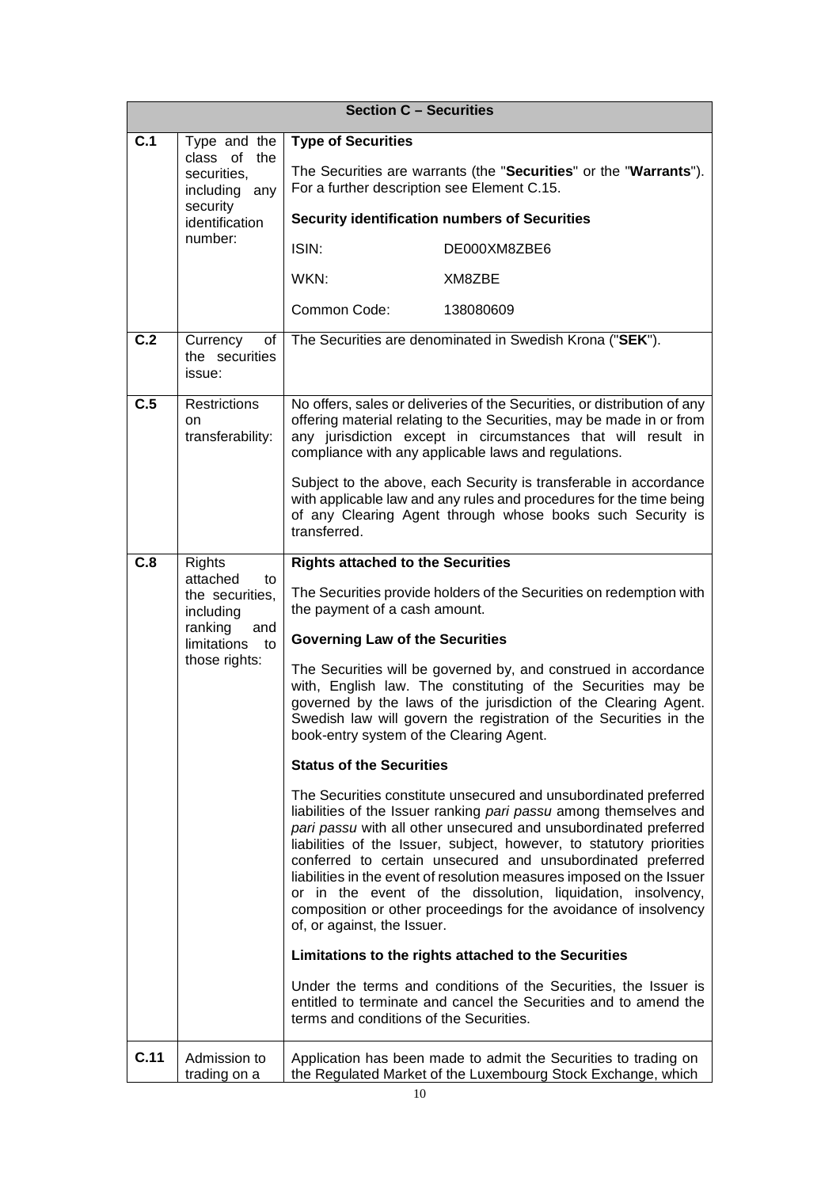| Section C – Securities | | |
|---|---|---|
| C.1 | Type and the class of the securities, including any security identification number: | **Type of Securities**<br><br>The Securities are warrants (the "**Securities**" or the "**Warrants**"). For a further description see Element C.15.<br><br>**Security identification numbers of Securities**<br><br>ISIN: DE000XM8ZBE6<br><br>WKN: XM8ZBE<br><br>Common Code: 138080609 |
| C.2 | Currency of the securities issue: | The Securities are denominated in Swedish Krona ("**SEK**"). |
| C.5 | Restrictions on transferability: | No offers, sales or deliveries of the Securities, or distribution of any offering material relating to the Securities, may be made in or from any jurisdiction except in circumstances that will result in compliance with any applicable laws and regulations.<br><br>Subject to the above, each Security is transferable in accordance with applicable law and any rules and procedures for the time being of any Clearing Agent through whose books such Security is transferred. |
| C.8 | Rights attached to the securities, including ranking and limitations to those rights: | **Rights attached to the Securities**<br><br>The Securities provide holders of the Securities on redemption with the payment of a cash amount.<br><br>**Governing Law of the Securities**<br><br>The Securities will be governed by, and construed in accordance with, English law. The constituting of the Securities may be governed by the laws of the jurisdiction of the Clearing Agent. Swedish law will govern the registration of the Securities in the book-entry system of the Clearing Agent.<br><br>**Status of the Securities**<br><br>The Securities constitute unsecured and unsubordinated preferred liabilities of the Issuer ranking *pari passu* among themselves and *pari passu* with all other unsecured and unsubordinated preferred liabilities of the Issuer, subject, however, to statutory priorities conferred to certain unsecured and unsubordinated preferred liabilities in the event of resolution measures imposed on the Issuer or in the event of the dissolution, liquidation, insolvency, composition or other proceedings for the avoidance of insolvency of, or against, the Issuer.<br><br>**Limitations to the rights attached to the Securities**<br><br>Under the terms and conditions of the Securities, the Issuer is entitled to terminate and cancel the Securities and to amend the terms and conditions of the Securities. |
| C.11 | Admission to trading on a | Application has been made to admit the Securities to trading on the Regulated Market of the Luxembourg Stock Exchange, which |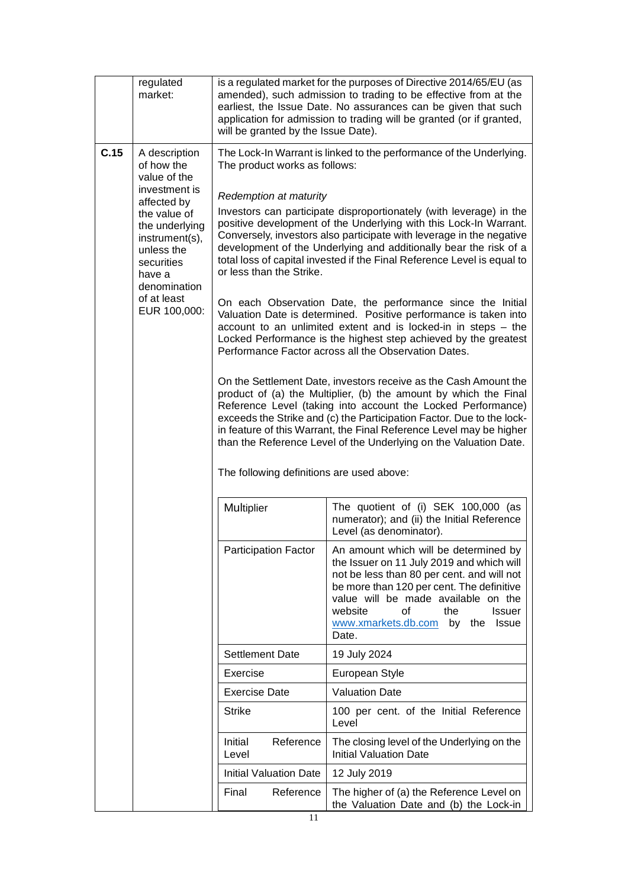| | | |
|---|---|---|
| | regulated market: | is a regulated market for the purposes of Directive 2014/65/EU (as amended), such admission to trading to be effective from at the earliest, the Issue Date. No assurances can be given that such application for admission to trading will be granted (or if granted, will be granted by the Issue Date). |
| **C.15** | A description of how the value of the investment is affected by the value of the underlying instrument(s), unless the securities have a denomination of at least EUR 100,000: | The Lock-In Warrant is linked to the performance of the Underlying. The product works as follows:<br><br>*Redemption at maturity*<br><br>Investors can participate disproportionately (with leverage) in the positive development of the Underlying with this Lock-In Warrant. Conversely, investors also participate with leverage in the negative development of the Underlying and additionally bear the risk of a total loss of capital invested if the Final Reference Level is equal to or less than the Strike.<br><br>On each Observation Date, the performance since the Initial Valuation Date is determined. Positive performance is taken into account to an unlimited extent and is locked-in in steps – the Locked Performance is the highest step achieved by the greatest Performance Factor across all the Observation Dates.<br><br>On the Settlement Date, investors receive as the Cash Amount the product of (a) the Multiplier, (b) the amount by which the Final Reference Level (taking into account the Locked Performance) exceeds the Strike and (c) the Participation Factor. Due to the lock-in feature of this Warrant, the Final Reference Level may be higher than the Reference Level of the Underlying on the Valuation Date.<br><br>The following definitions are used above: |

| Multiplier | The quotient of (i) SEK 100,000 (as numerator); and (ii) the Initial Reference Level (as denominator). |
|---|---|
| Participation Factor | An amount which will be determined by the Issuer on 11 July 2019 and which will not be less than 80 per cent. and will not be more than 120 per cent. The definitive value will be made available on the website of the Issuer www.xmarkets.db.com by the Issue Date. |
| Settlement Date | 19 July 2024 |
| Exercise | European Style |
| Exercise Date | Valuation Date |
| Strike | 100 per cent. of the Initial Reference Level |
| Initial Reference Level | The closing level of the Underlying on the Initial Valuation Date |
| Initial Valuation Date | 12 July 2019 |
| Final Reference | The higher of (a) the Reference Level on the Valuation Date and (b) the Lock-in |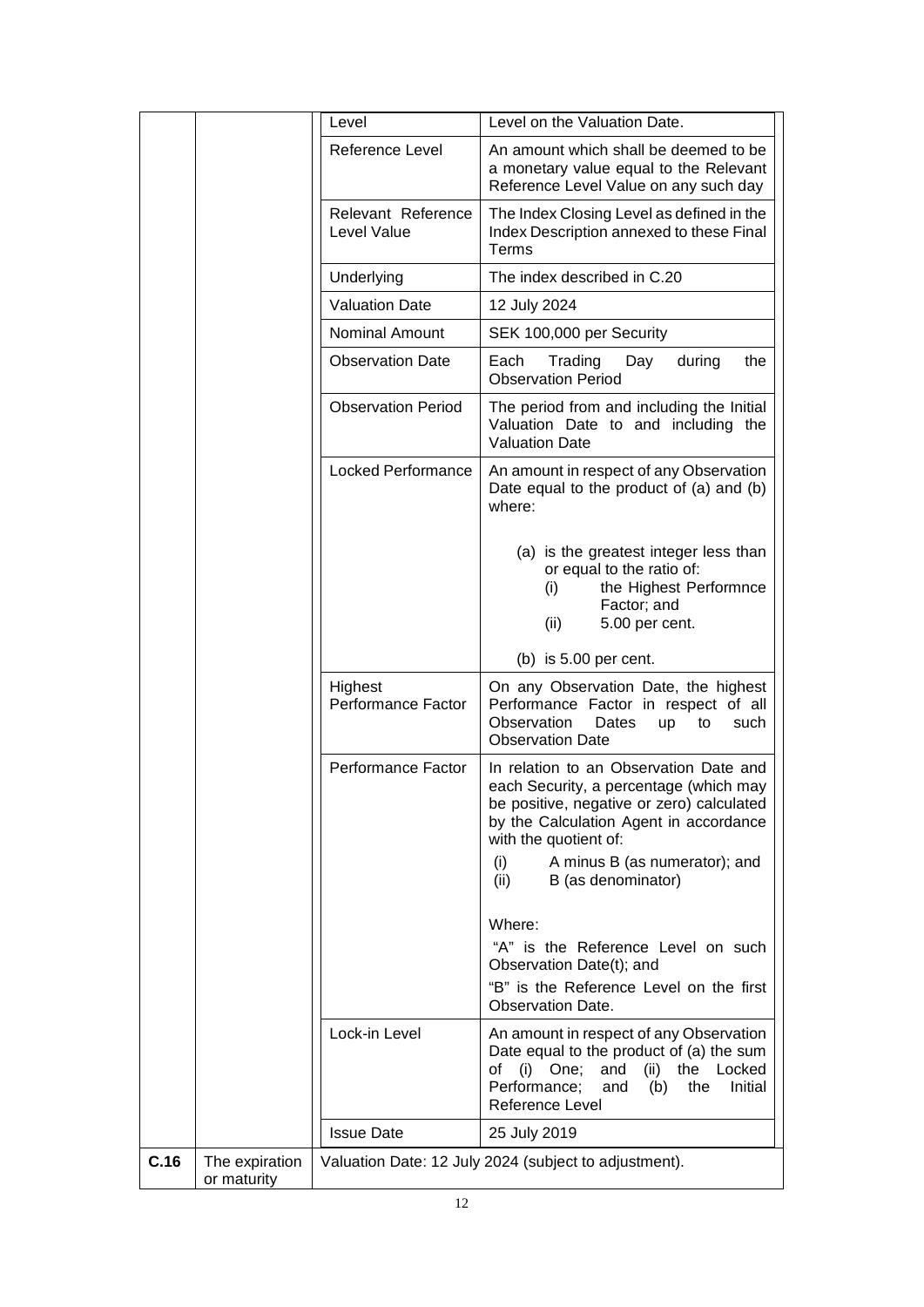| | | | |
|---|---|---|---|
| | | Level | Level on the Valuation Date. |
| | | Reference Level | An amount which shall be deemed to be a monetary value equal to the Relevant Reference Level Value on any such day |
| | | Relevant Reference Level Value | The Index Closing Level as defined in the Index Description annexed to these Final Terms |
| | | Underlying | The index described in C.20 |
| | | Valuation Date | 12 July 2024 |
| | | Nominal Amount | SEK 100,000 per Security |
| | | Observation Date | Each Trading Day during the Observation Period |
| | | Observation Period | The period from and including the Initial Valuation Date to and including the Valuation Date |
| | | Locked Performance | An amount in respect of any Observation Date equal to the product of (a) and (b) where:<br><br>(a) is the greatest integer less than or equal to the ratio of:<br>(i) the Highest Performnce Factor; and<br>(ii) 5.00 per cent.<br><br>(b) is 5.00 per cent. |
| | | Highest Performance Factor | On any Observation Date, the highest Performance Factor in respect of all Observation Dates up to such Observation Date |
| | | Performance Factor | In relation to an Observation Date and each Security, a percentage (which may be positive, negative or zero) calculated by the Calculation Agent in accordance with the quotient of:<br>(i) A minus B (as numerator); and<br>(ii) B (as denominator)<br><br>Where:<br>"A" is the Reference Level on such Observation Date(t); and<br>"B" is the Reference Level on the first Observation Date. |
| | | Lock-in Level | An amount in respect of any Observation Date equal to the product of (a) the sum of (i) One; and (ii) the Locked Performance; and (b) the Initial Reference Level |
| | | Issue Date | 25 July 2019 |
| **C.16** | The expiration or maturity | Valuation Date: 12 July 2024 (subject to adjustment). | |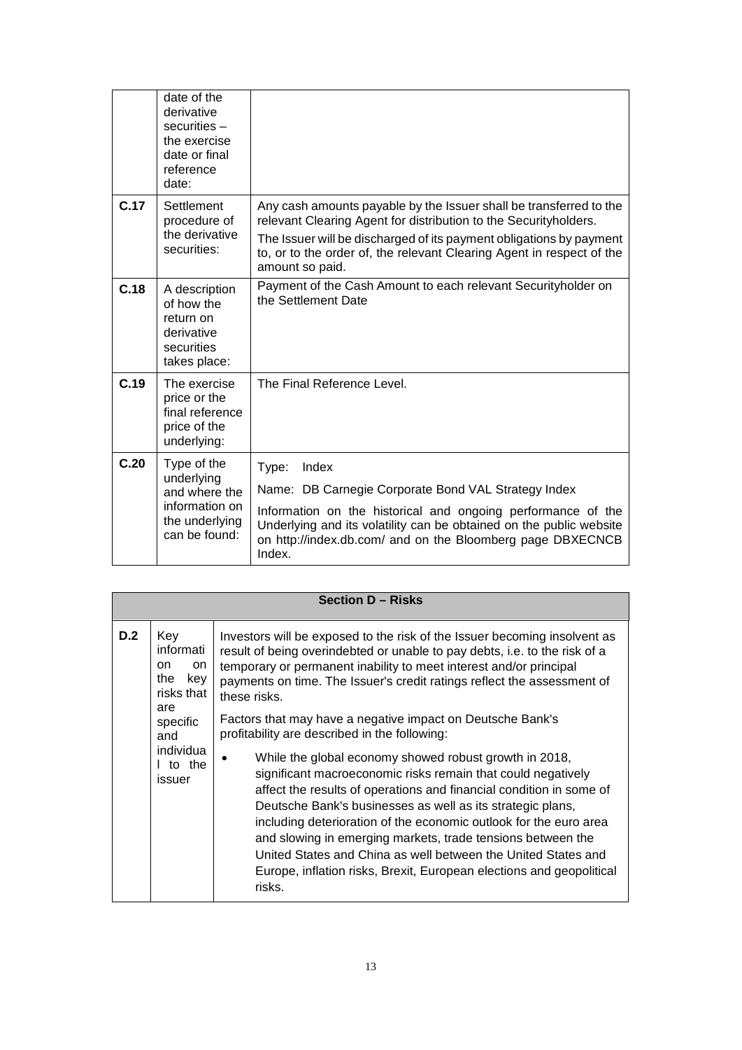| | | |
|---|---|---|
| | date of the derivative securities – the exercise date or final reference date: | |
| **C.17** | Settlement procedure of the derivative securities: | Any cash amounts payable by the Issuer shall be transferred to the relevant Clearing Agent for distribution to the Securityholders.<br><br>The Issuer will be discharged of its payment obligations by payment to, or to the order of, the relevant Clearing Agent in respect of the amount so paid. |
| **C.18** | A description of how the return on derivative securities takes place: | Payment of the Cash Amount to each relevant Securityholder on the Settlement Date |
| **C.19** | The exercise price or the final reference price of the underlying: | The Final Reference Level. |
| **C.20** | Type of the underlying and where the information on the underlying can be found: | Type: Index<br><br>Name: DB Carnegie Corporate Bond VAL Strategy Index<br><br>Information on the historical and ongoing performance of the Underlying and its volatility can be obtained on the public website on http://index.db.com/ and on the Bloomberg page DBXECNCB Index. |

| **Section D – Risks** | | |
|---|---|---|
| **D.2** | Key information on the key risks that are specific and individual to the issuer | Investors will be exposed to the risk of the Issuer becoming insolvent as result of being overindebted or unable to pay debts, i.e. to the risk of a temporary or permanent inability to meet interest and/or principal payments on time. The Issuer's credit ratings reflect the assessment of these risks.<br><br>Factors that may have a negative impact on Deutsche Bank's profitability are described in the following:<br><br>• While the global economy showed robust growth in 2018, significant macroeconomic risks remain that could negatively affect the results of operations and financial condition in some of Deutsche Bank's businesses as well as its strategic plans, including deterioration of the economic outlook for the euro area and slowing in emerging markets, trade tensions between the United States and China as well between the United States and Europe, inflation risks, Brexit, European elections and geopolitical risks. |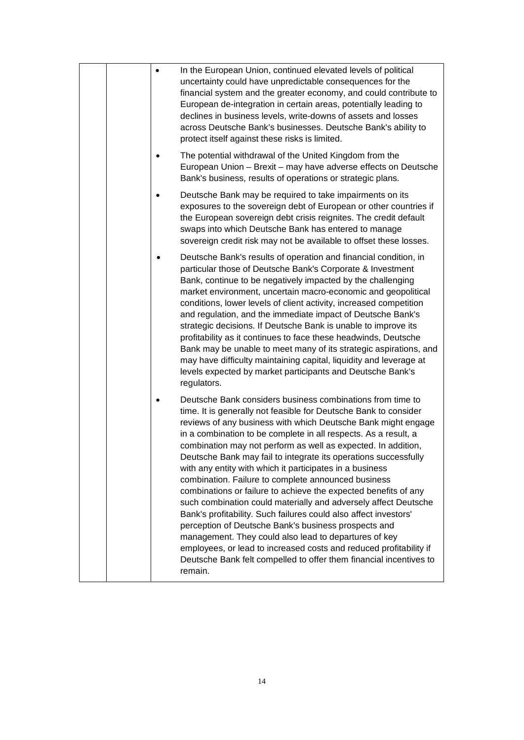| | | |
|---|---|---|
| | | • In the European Union, continued elevated levels of political uncertainty could have unpredictable consequences for the financial system and the greater economy, and could contribute to European de-integration in certain areas, potentially leading to declines in business levels, write-downs of assets and losses across Deutsche Bank's businesses. Deutsche Bank's ability to protect itself against these risks is limited.<br><br>• The potential withdrawal of the United Kingdom from the European Union – Brexit – may have adverse effects on Deutsche Bank's business, results of operations or strategic plans.<br><br>• Deutsche Bank may be required to take impairments on its exposures to the sovereign debt of European or other countries if the European sovereign debt crisis reignites. The credit default swaps into which Deutsche Bank has entered to manage sovereign credit risk may not be available to offset these losses.<br><br>• Deutsche Bank's results of operation and financial condition, in particular those of Deutsche Bank's Corporate & Investment Bank, continue to be negatively impacted by the challenging market environment, uncertain macro-economic and geopolitical conditions, lower levels of client activity, increased competition and regulation, and the immediate impact of Deutsche Bank's strategic decisions. If Deutsche Bank is unable to improve its profitability as it continues to face these headwinds, Deutsche Bank may be unable to meet many of its strategic aspirations, and may have difficulty maintaining capital, liquidity and leverage at levels expected by market participants and Deutsche Bank's regulators.<br><br>• Deutsche Bank considers business combinations from time to time. It is generally not feasible for Deutsche Bank to consider reviews of any business with which Deutsche Bank might engage in a combination to be complete in all respects. As a result, a combination may not perform as well as expected. In addition, Deutsche Bank may fail to integrate its operations successfully with any entity with which it participates in a business combination. Failure to complete announced business combinations or failure to achieve the expected benefits of any such combination could materially and adversely affect Deutsche Bank's profitability. Such failures could also affect investors' perception of Deutsche Bank's business prospects and management. They could also lead to departures of key employees, or lead to increased costs and reduced profitability if Deutsche Bank felt compelled to offer them financial incentives to remain. |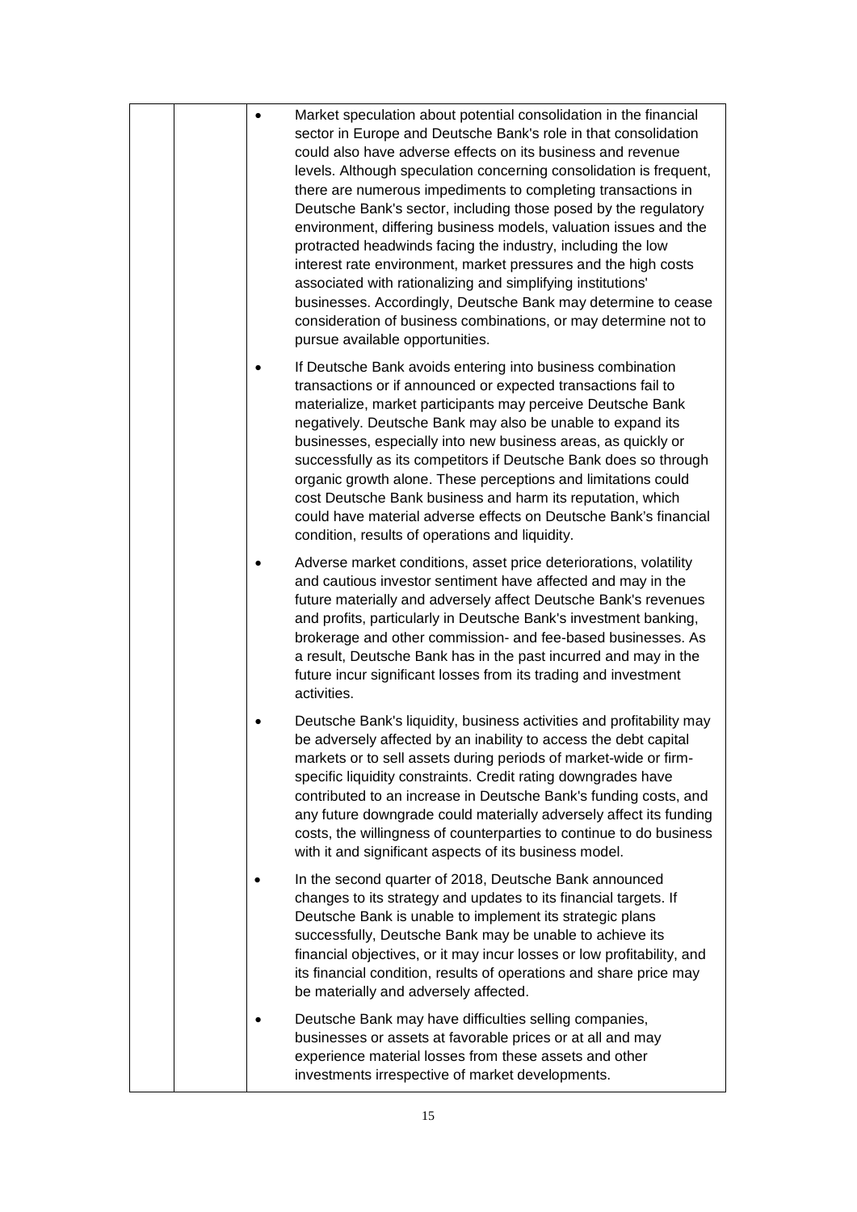| | | |
|---|---|---|
| | | - Market speculation about potential consolidation in the financial sector in Europe and Deutsche Bank's role in that consolidation could also have adverse effects on its business and revenue levels. Although speculation concerning consolidation is frequent, there are numerous impediments to completing transactions in Deutsche Bank's sector, including those posed by the regulatory environment, differing business models, valuation issues and the protracted headwinds facing the industry, including the low interest rate environment, market pressures and the high costs associated with rationalizing and simplifying institutions' businesses. Accordingly, Deutsche Bank may determine to cease consideration of business combinations, or may determine not to pursue available opportunities. <br><br> - If Deutsche Bank avoids entering into business combination transactions or if announced or expected transactions fail to materialize, market participants may perceive Deutsche Bank negatively. Deutsche Bank may also be unable to expand its businesses, especially into new business areas, as quickly or successfully as its competitors if Deutsche Bank does so through organic growth alone. These perceptions and limitations could cost Deutsche Bank business and harm its reputation, which could have material adverse effects on Deutsche Bank's financial condition, results of operations and liquidity. <br><br> - Adverse market conditions, asset price deteriorations, volatility and cautious investor sentiment have affected and may in the future materially and adversely affect Deutsche Bank's revenues and profits, particularly in Deutsche Bank's investment banking, brokerage and other commission- and fee-based businesses. As a result, Deutsche Bank has in the past incurred and may in the future incur significant losses from its trading and investment activities. <br><br> - Deutsche Bank's liquidity, business activities and profitability may be adversely affected by an inability to access the debt capital markets or to sell assets during periods of market-wide or firm-specific liquidity constraints. Credit rating downgrades have contributed to an increase in Deutsche Bank's funding costs, and any future downgrade could materially adversely affect its funding costs, the willingness of counterparties to continue to do business with it and significant aspects of its business model. <br><br> - In the second quarter of 2018, Deutsche Bank announced changes to its strategy and updates to its financial targets. If Deutsche Bank is unable to implement its strategic plans successfully, Deutsche Bank may be unable to achieve its financial objectives, or it may incur losses or low profitability, and its financial condition, results of operations and share price may be materially and adversely affected. <br><br> - Deutsche Bank may have difficulties selling companies, businesses or assets at favorable prices or at all and may experience material losses from these assets and other investments irrespective of market developments. |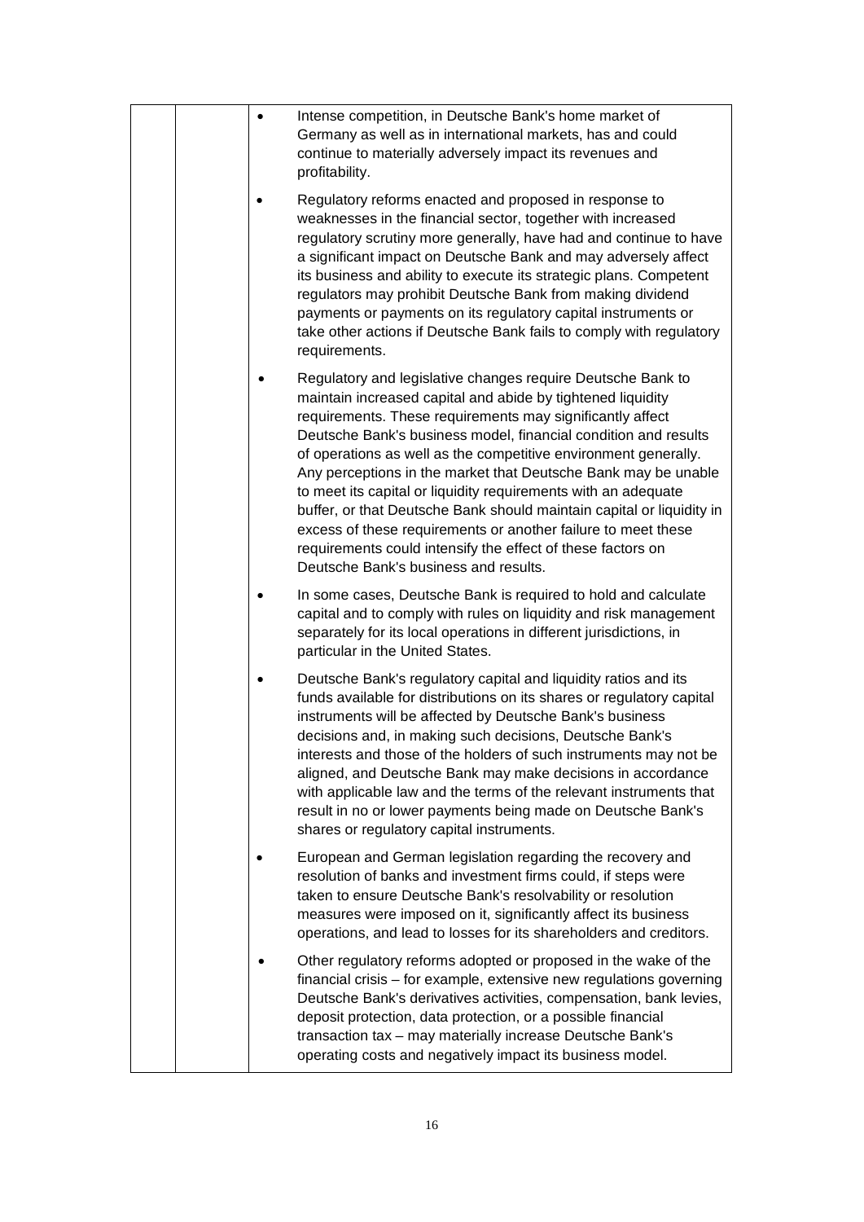|  |  | • Intense competition, in Deutsche Bank's home market of Germany as well as in international markets, has and could continue to materially adversely impact its revenues and profitability.<br><br>• Regulatory reforms enacted and proposed in response to weaknesses in the financial sector, together with increased regulatory scrutiny more generally, have had and continue to have a significant impact on Deutsche Bank and may adversely affect its business and ability to execute its strategic plans. Competent regulators may prohibit Deutsche Bank from making dividend payments or payments on its regulatory capital instruments or take other actions if Deutsche Bank fails to comply with regulatory requirements.<br><br>• Regulatory and legislative changes require Deutsche Bank to maintain increased capital and abide by tightened liquidity requirements. These requirements may significantly affect Deutsche Bank's business model, financial condition and results of operations as well as the competitive environment generally. Any perceptions in the market that Deutsche Bank may be unable to meet its capital or liquidity requirements with an adequate buffer, or that Deutsche Bank should maintain capital or liquidity in excess of these requirements or another failure to meet these requirements could intensify the effect of these factors on Deutsche Bank's business and results.<br><br>• In some cases, Deutsche Bank is required to hold and calculate capital and to comply with rules on liquidity and risk management separately for its local operations in different jurisdictions, in particular in the United States.<br><br>• Deutsche Bank's regulatory capital and liquidity ratios and its funds available for distributions on its shares or regulatory capital instruments will be affected by Deutsche Bank's business decisions and, in making such decisions, Deutsche Bank's interests and those of the holders of such instruments may not be aligned, and Deutsche Bank may make decisions in accordance with applicable law and the terms of the relevant instruments that result in no or lower payments being made on Deutsche Bank's shares or regulatory capital instruments.<br><br>• European and German legislation regarding the recovery and resolution of banks and investment firms could, if steps were taken to ensure Deutsche Bank's resolvability or resolution measures were imposed on it, significantly affect its business operations, and lead to losses for its shareholders and creditors.<br><br>• Other regulatory reforms adopted or proposed in the wake of the financial crisis – for example, extensive new regulations governing Deutsche Bank's derivatives activities, compensation, bank levies, deposit protection, data protection, or a possible financial transaction tax – may materially increase Deutsche Bank's operating costs and negatively impact its business model. |
|---|---|---|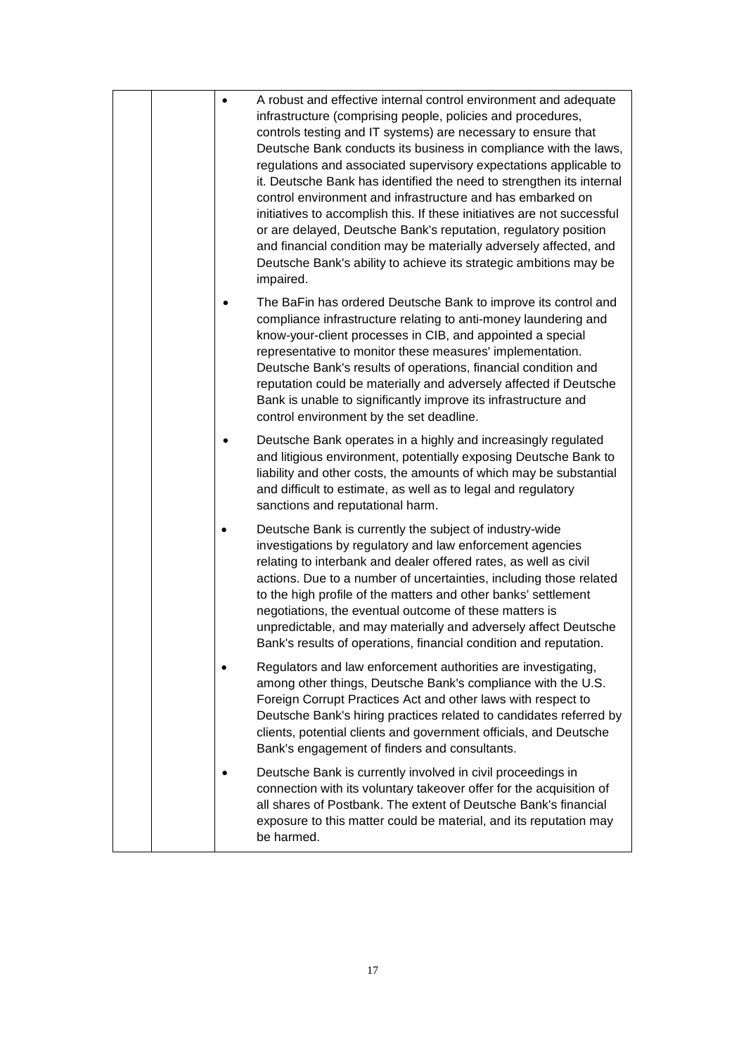| | | |
|---|---|---|
| | | • A robust and effective internal control environment and adequate infrastructure (comprising people, policies and procedures, controls testing and IT systems) are necessary to ensure that Deutsche Bank conducts its business in compliance with the laws, regulations and associated supervisory expectations applicable to it. Deutsche Bank has identified the need to strengthen its internal control environment and infrastructure and has embarked on initiatives to accomplish this. If these initiatives are not successful or are delayed, Deutsche Bank's reputation, regulatory position and financial condition may be materially adversely affected, and Deutsche Bank's ability to achieve its strategic ambitions may be impaired.<br><br>• The BaFin has ordered Deutsche Bank to improve its control and compliance infrastructure relating to anti-money laundering and know-your-client processes in CIB, and appointed a special representative to monitor these measures' implementation. Deutsche Bank's results of operations, financial condition and reputation could be materially and adversely affected if Deutsche Bank is unable to significantly improve its infrastructure and control environment by the set deadline.<br><br>• Deutsche Bank operates in a highly and increasingly regulated and litigious environment, potentially exposing Deutsche Bank to liability and other costs, the amounts of which may be substantial and difficult to estimate, as well as to legal and regulatory sanctions and reputational harm.<br><br>• Deutsche Bank is currently the subject of industry-wide investigations by regulatory and law enforcement agencies relating to interbank and dealer offered rates, as well as civil actions. Due to a number of uncertainties, including those related to the high profile of the matters and other banks' settlement negotiations, the eventual outcome of these matters is unpredictable, and may materially and adversely affect Deutsche Bank's results of operations, financial condition and reputation.<br><br>• Regulators and law enforcement authorities are investigating, among other things, Deutsche Bank's compliance with the U.S. Foreign Corrupt Practices Act and other laws with respect to Deutsche Bank's hiring practices related to candidates referred by clients, potential clients and government officials, and Deutsche Bank's engagement of finders and consultants.<br><br>• Deutsche Bank is currently involved in civil proceedings in connection with its voluntary takeover offer for the acquisition of all shares of Postbank. The extent of Deutsche Bank's financial exposure to this matter could be material, and its reputation may be harmed. |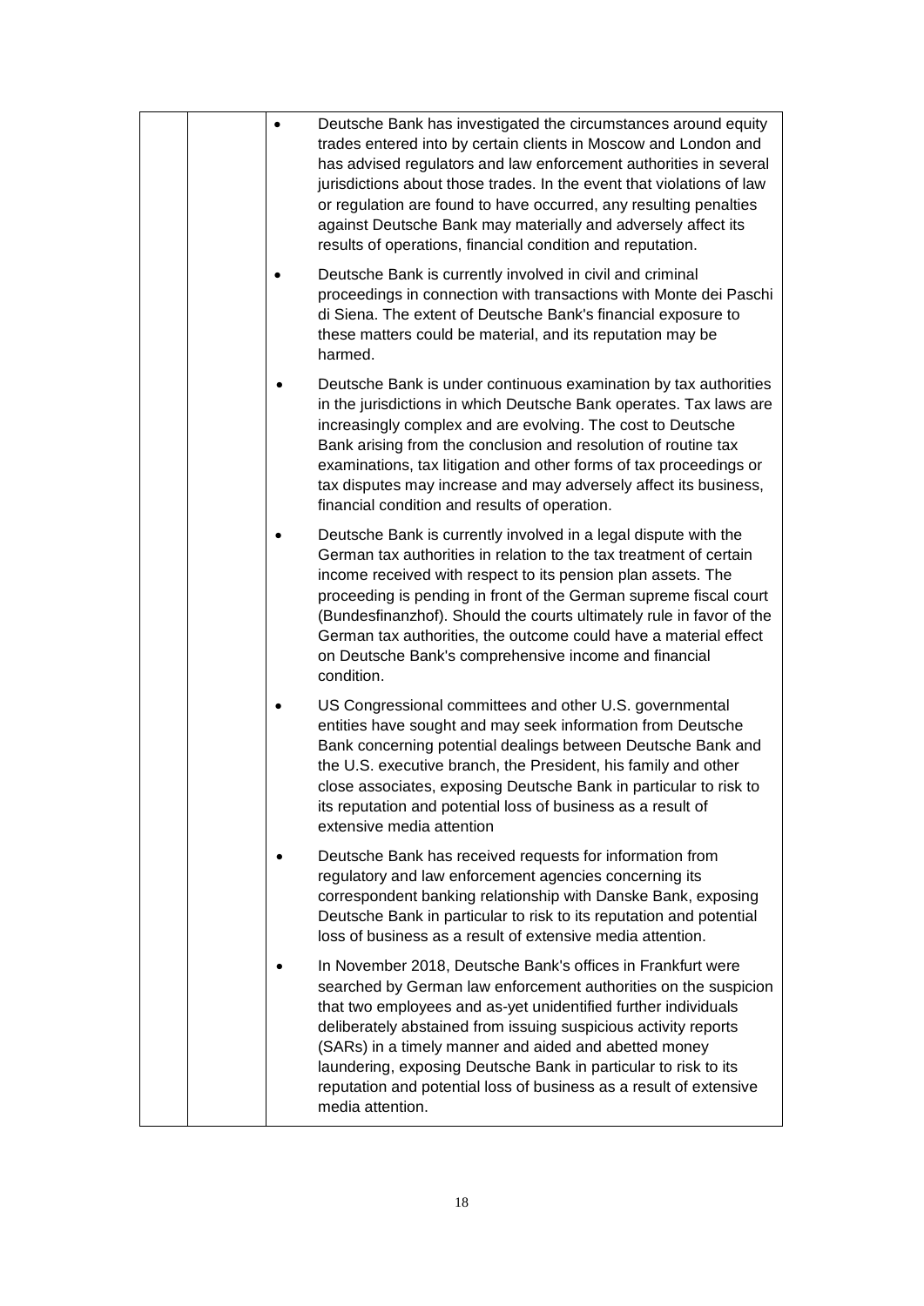| | | |
|---|---|---|
| | | • Deutsche Bank has investigated the circumstances around equity trades entered into by certain clients in Moscow and London and has advised regulators and law enforcement authorities in several jurisdictions about those trades. In the event that violations of law or regulation are found to have occurred, any resulting penalties against Deutsche Bank may materially and adversely affect its results of operations, financial condition and reputation.<br><br>• Deutsche Bank is currently involved in civil and criminal proceedings in connection with transactions with Monte dei Paschi di Siena. The extent of Deutsche Bank's financial exposure to these matters could be material, and its reputation may be harmed.<br><br>• Deutsche Bank is under continuous examination by tax authorities in the jurisdictions in which Deutsche Bank operates. Tax laws are increasingly complex and are evolving. The cost to Deutsche Bank arising from the conclusion and resolution of routine tax examinations, tax litigation and other forms of tax proceedings or tax disputes may increase and may adversely affect its business, financial condition and results of operation.<br><br>• Deutsche Bank is currently involved in a legal dispute with the German tax authorities in relation to the tax treatment of certain income received with respect to its pension plan assets. The proceeding is pending in front of the German supreme fiscal court (Bundesfinanzhof). Should the courts ultimately rule in favor of the German tax authorities, the outcome could have a material effect on Deutsche Bank's comprehensive income and financial condition.<br><br>• US Congressional committees and other U.S. governmental entities have sought and may seek information from Deutsche Bank concerning potential dealings between Deutsche Bank and the U.S. executive branch, the President, his family and other close associates, exposing Deutsche Bank in particular to risk to its reputation and potential loss of business as a result of extensive media attention<br><br>• Deutsche Bank has received requests for information from regulatory and law enforcement agencies concerning its correspondent banking relationship with Danske Bank, exposing Deutsche Bank in particular to risk to its reputation and potential loss of business as a result of extensive media attention.<br><br>• In November 2018, Deutsche Bank's offices in Frankfurt were searched by German law enforcement authorities on the suspicion that two employees and as-yet unidentified further individuals deliberately abstained from issuing suspicious activity reports (SARs) in a timely manner and aided and abetted money laundering, exposing Deutsche Bank in particular to risk to its reputation and potential loss of business as a result of extensive media attention. |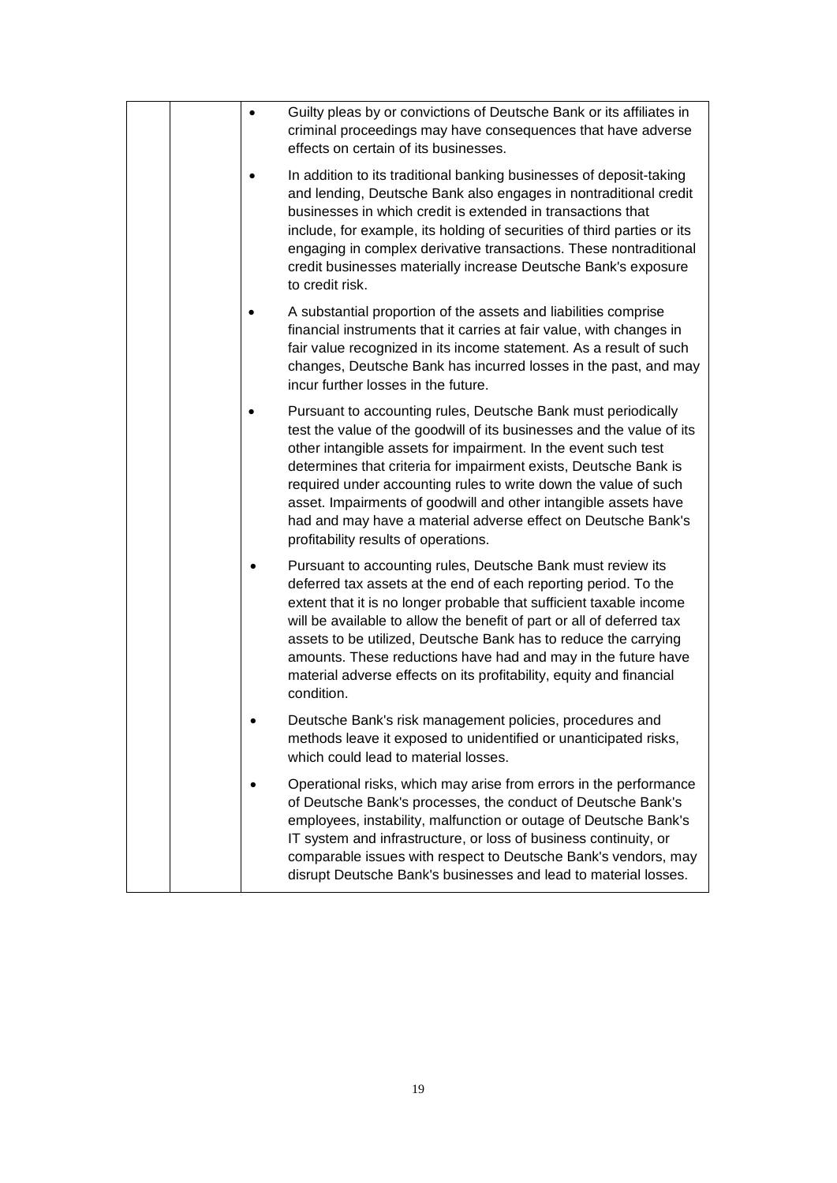| | | |
|---|---|---|
| | | • Guilty pleas by or convictions of Deutsche Bank or its affiliates in criminal proceedings may have consequences that have adverse effects on certain of its businesses.<br><br>• In addition to its traditional banking businesses of deposit-taking and lending, Deutsche Bank also engages in nontraditional credit businesses in which credit is extended in transactions that include, for example, its holding of securities of third parties or its engaging in complex derivative transactions. These nontraditional credit businesses materially increase Deutsche Bank's exposure to credit risk.<br><br>• A substantial proportion of the assets and liabilities comprise financial instruments that it carries at fair value, with changes in fair value recognized in its income statement. As a result of such changes, Deutsche Bank has incurred losses in the past, and may incur further losses in the future.<br><br>• Pursuant to accounting rules, Deutsche Bank must periodically test the value of the goodwill of its businesses and the value of its other intangible assets for impairment. In the event such test determines that criteria for impairment exists, Deutsche Bank is required under accounting rules to write down the value of such asset. Impairments of goodwill and other intangible assets have had and may have a material adverse effect on Deutsche Bank's profitability results of operations.<br><br>• Pursuant to accounting rules, Deutsche Bank must review its deferred tax assets at the end of each reporting period. To the extent that it is no longer probable that sufficient taxable income will be available to allow the benefit of part or all of deferred tax assets to be utilized, Deutsche Bank has to reduce the carrying amounts. These reductions have had and may in the future have material adverse effects on its profitability, equity and financial condition.<br><br>• Deutsche Bank's risk management policies, procedures and methods leave it exposed to unidentified or unanticipated risks, which could lead to material losses.<br><br>• Operational risks, which may arise from errors in the performance of Deutsche Bank's processes, the conduct of Deutsche Bank's employees, instability, malfunction or outage of Deutsche Bank's IT system and infrastructure, or loss of business continuity, or comparable issues with respect to Deutsche Bank's vendors, may disrupt Deutsche Bank's businesses and lead to material losses. |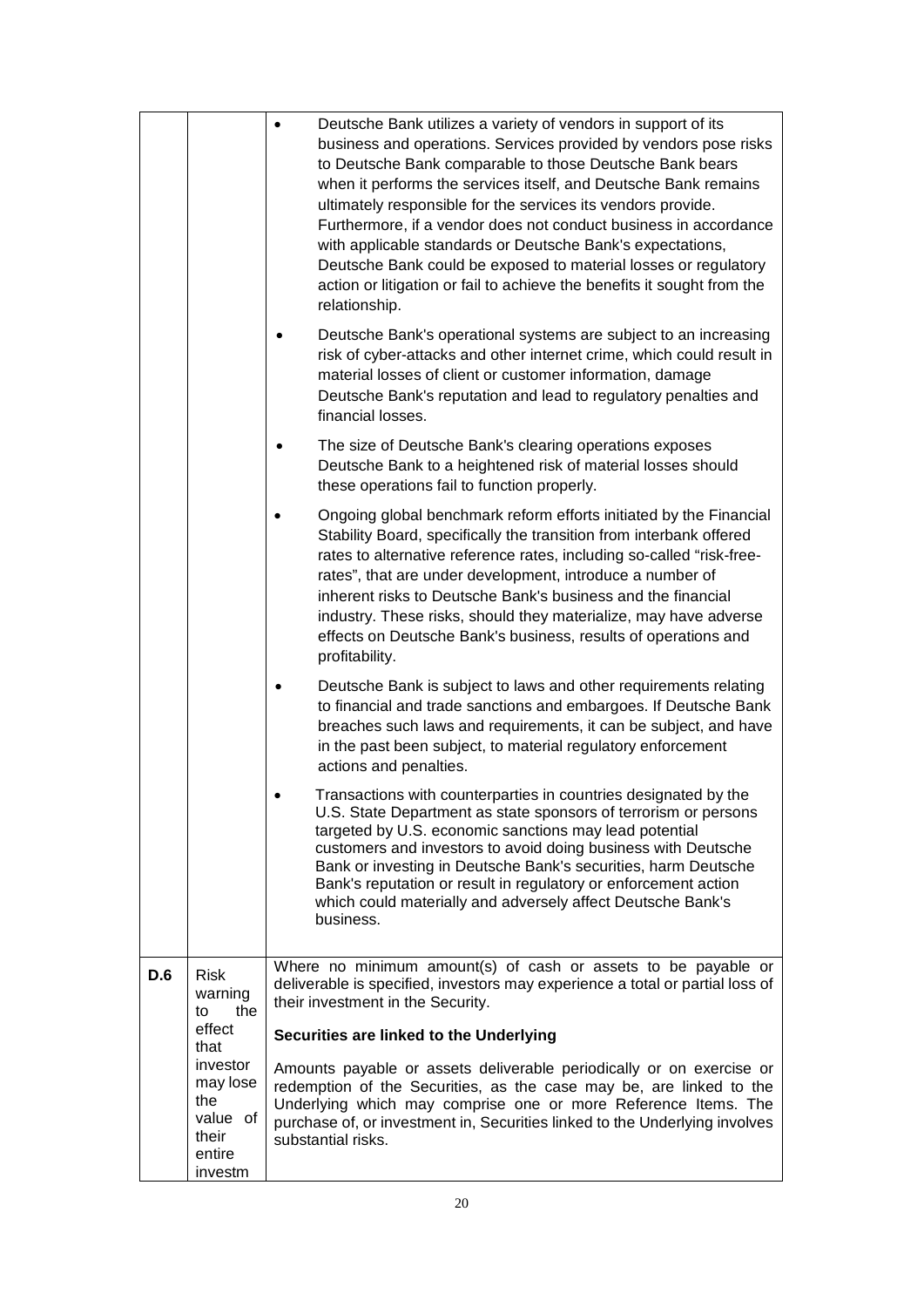| | | |
|---|---|---|
| | | • Deutsche Bank utilizes a variety of vendors in support of its business and operations. Services provided by vendors pose risks to Deutsche Bank comparable to those Deutsche Bank bears when it performs the services itself, and Deutsche Bank remains ultimately responsible for the services its vendors provide. Furthermore, if a vendor does not conduct business in accordance with applicable standards or Deutsche Bank's expectations, Deutsche Bank could be exposed to material losses or regulatory action or litigation or fail to achieve the benefits it sought from the relationship.<br><br>• Deutsche Bank's operational systems are subject to an increasing risk of cyber-attacks and other internet crime, which could result in material losses of client or customer information, damage Deutsche Bank's reputation and lead to regulatory penalties and financial losses.<br><br>• The size of Deutsche Bank's clearing operations exposes Deutsche Bank to a heightened risk of material losses should these operations fail to function properly.<br><br>• Ongoing global benchmark reform efforts initiated by the Financial Stability Board, specifically the transition from interbank offered rates to alternative reference rates, including so-called "risk-free-rates", that are under development, introduce a number of inherent risks to Deutsche Bank's business and the financial industry. These risks, should they materialize, may have adverse effects on Deutsche Bank's business, results of operations and profitability.<br><br>• Deutsche Bank is subject to laws and other requirements relating to financial and trade sanctions and embargoes. If Deutsche Bank breaches such laws and requirements, it can be subject, and have in the past been subject, to material regulatory enforcement actions and penalties.<br><br>• Transactions with counterparties in countries designated by the U.S. State Department as state sponsors of terrorism or persons targeted by U.S. economic sanctions may lead potential customers and investors to avoid doing business with Deutsche Bank or investing in Deutsche Bank's securities, harm Deutsche Bank's reputation or result in regulatory or enforcement action which could materially and adversely affect Deutsche Bank's business. |
| **D.6** | Risk warning to the effect that investor may lose the value of their entire investm | Where no minimum amount(s) of cash or assets to be payable or deliverable is specified, investors may experience a total or partial loss of their investment in the Security.<br><br>**Securities are linked to the Underlying**<br><br>Amounts payable or assets deliverable periodically or on exercise or redemption of the Securities, as the case may be, are linked to the Underlying which may comprise one or more Reference Items. The purchase of, or investment in, Securities linked to the Underlying involves substantial risks. |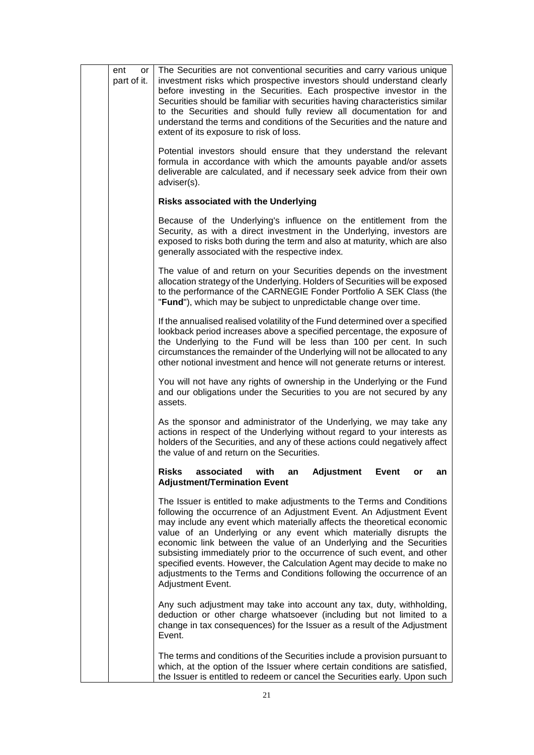| | ent or part of it. | The Securities are not conventional securities and carry various unique investment risks which prospective investors should understand clearly before investing in the Securities. Each prospective investor in the Securities should be familiar with securities having characteristics similar to the Securities and should fully review all documentation for and understand the terms and conditions of the Securities and the nature and extent of its exposure to risk of loss.<br><br>Potential investors should ensure that they understand the relevant formula in accordance with which the amounts payable and/or assets deliverable are calculated, and if necessary seek advice from their own adviser(s).<br><br>**Risks associated with the Underlying**<br><br>Because of the Underlying's influence on the entitlement from the Security, as with a direct investment in the Underlying, investors are exposed to risks both during the term and also at maturity, which are also generally associated with the respective index.<br><br>The value of and return on your Securities depends on the investment allocation strategy of the Underlying. Holders of Securities will be exposed to the performance of the CARNEGIE Fonder Portfolio A SEK Class (the "**Fund**"), which may be subject to unpredictable change over time.<br><br>If the annualised realised volatility of the Fund determined over a specified lookback period increases above a specified percentage, the exposure of the Underlying to the Fund will be less than 100 per cent. In such circumstances the remainder of the Underlying will not be allocated to any other notional investment and hence will not generate returns or interest.<br><br>You will not have any rights of ownership in the Underlying or the Fund and our obligations under the Securities to you are not secured by any assets.<br><br>As the sponsor and administrator of the Underlying, we may take any actions in respect of the Underlying without regard to your interests as holders of the Securities, and any of these actions could negatively affect the value of and return on the Securities.<br><br>**Risks associated with an Adjustment Event or an Adjustment/Termination Event**<br><br>The Issuer is entitled to make adjustments to the Terms and Conditions following the occurrence of an Adjustment Event. An Adjustment Event may include any event which materially affects the theoretical economic value of an Underlying or any event which materially disrupts the economic link between the value of an Underlying and the Securities subsisting immediately prior to the occurrence of such event, and other specified events. However, the Calculation Agent may decide to make no adjustments to the Terms and Conditions following the occurrence of an Adjustment Event.<br><br>Any such adjustment may take into account any tax, duty, withholding, deduction or other charge whatsoever (including but not limited to a change in tax consequences) for the Issuer as a result of the Adjustment Event.<br><br>The terms and conditions of the Securities include a provision pursuant to which, at the option of the Issuer where certain conditions are satisfied, the Issuer is entitled to redeem or cancel the Securities early. Upon such |
|---|---|---|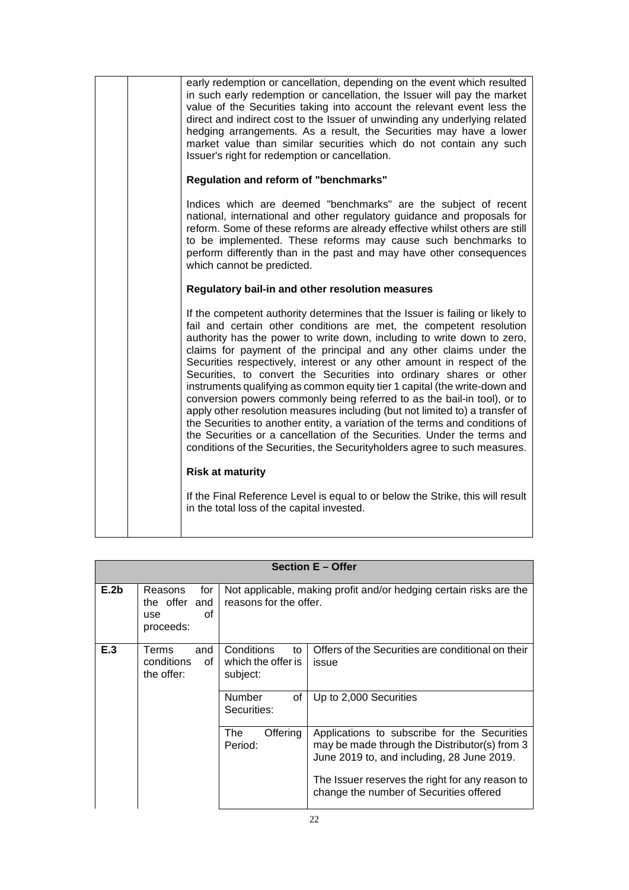| | | |
|---|---|---|
| | | early redemption or cancellation, depending on the event which resulted in such early redemption or cancellation, the Issuer will pay the market value of the Securities taking into account the relevant event less the direct and indirect cost to the Issuer of unwinding any underlying related hedging arrangements. As a result, the Securities may have a lower market value than similar securities which do not contain any such Issuer's right for redemption or cancellation.<br><br>**Regulation and reform of "benchmarks"**<br><br>Indices which are deemed "benchmarks" are the subject of recent national, international and other regulatory guidance and proposals for reform. Some of these reforms are already effective whilst others are still to be implemented. These reforms may cause such benchmarks to perform differently than in the past and may have other consequences which cannot be predicted.<br><br>**Regulatory bail-in and other resolution measures**<br><br>If the competent authority determines that the Issuer is failing or likely to fail and certain other conditions are met, the competent resolution authority has the power to write down, including to write down to zero, claims for payment of the principal and any other claims under the Securities respectively, interest or any other amount in respect of the Securities, to convert the Securities into ordinary shares or other instruments qualifying as common equity tier 1 capital (the write-down and conversion powers commonly being referred to as the bail-in tool), or to apply other resolution measures including (but not limited to) a transfer of the Securities to another entity, a variation of the terms and conditions of the Securities or a cancellation of the Securities. Under the terms and conditions of the Securities, the Securityholders agree to such measures.<br><br>**Risk at maturity**<br><br>If the Final Reference Level is equal to or below the Strike, this will result in the total loss of the capital invested. |

| **Section E – Offer** | | | |
|---|---|---|---|
| **E.2b** | Reasons for the offer and use of proceeds: | Not applicable, making profit and/or hedging certain risks are the reasons for the offer. | |
| **E.3** | Terms and conditions of the offer: | Conditions to which the offer is subject: | Offers of the Securities are conditional on their issue |
| | | Number of Securities: | Up to 2,000 Securities |
| | | The Offering Period: | Applications to subscribe for the Securities may be made through the Distributor(s) from 3 June 2019 to, and including, 28 June 2019.<br><br>The Issuer reserves the right for any reason to change the number of Securities offered |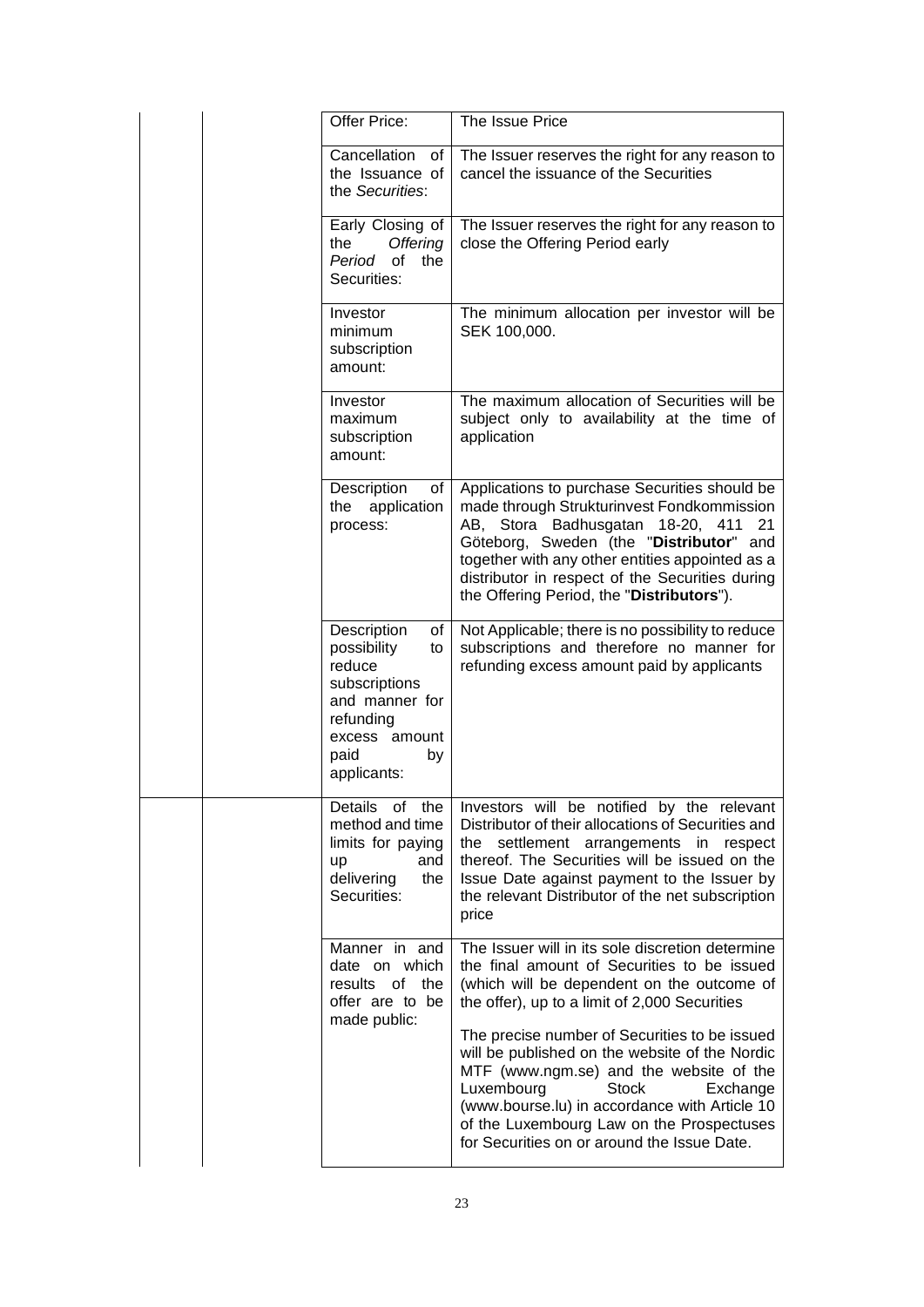| | |
|---|---|
| Offer Price: | The Issue Price |
| Cancellation of the Issuance of the *Securities*: | The Issuer reserves the right for any reason to cancel the issuance of the Securities |
| Early Closing of the *Offering Period* of the Securities: | The Issuer reserves the right for any reason to close the Offering Period early |
| Investor minimum subscription amount: | The minimum allocation per investor will be SEK 100,000. |
| Investor maximum subscription amount: | The maximum allocation of Securities will be subject only to availability at the time of application |
| Description of the application process: | Applications to purchase Securities should be made through Strukturinvest Fondkommission AB, Stora Badhusgatan 18-20, 411 21 Göteborg, Sweden (the "**Distributor**" and together with any other entities appointed as a distributor in respect of the Securities during the Offering Period, the "**Distributors**"). |
| Description of possibility to reduce subscriptions and manner for refunding excess amount paid by applicants: | Not Applicable; there is no possibility to reduce subscriptions and therefore no manner for refunding excess amount paid by applicants |
| Details of the method and time limits for paying up and delivering the Securities: | Investors will be notified by the relevant Distributor of their allocations of Securities and the settlement arrangements in respect thereof. The Securities will be issued on the Issue Date against payment to the Issuer by the relevant Distributor of the net subscription price |
| Manner in and date on which results of the offer are to be made public: | The Issuer will in its sole discretion determine the final amount of Securities to be issued (which will be dependent on the outcome of the offer), up to a limit of 2,000 Securities<br><br>The precise number of Securities to be issued will be published on the website of the Nordic MTF (www.ngm.se) and the website of the Luxembourg Stock Exchange (www.bourse.lu) in accordance with Article 10 of the Luxembourg Law on the Prospectuses for Securities on or around the Issue Date. |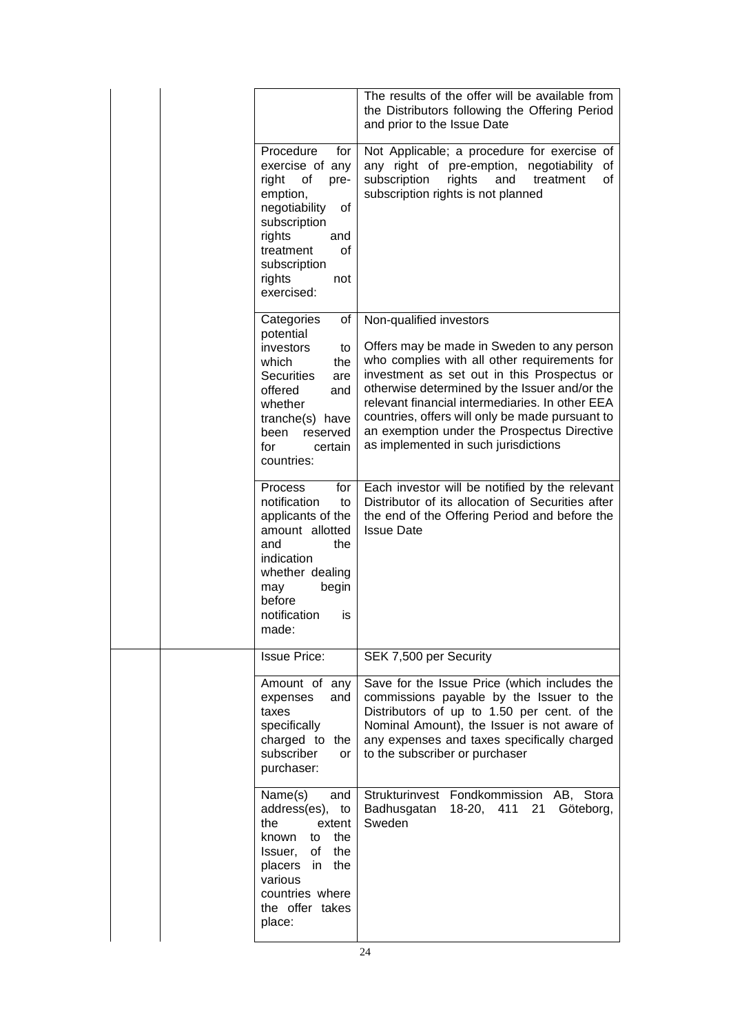| | |
|---|---|
| | The results of the offer will be available from the Distributors following the Offering Period and prior to the Issue Date |
| Procedure for exercise of any right of pre-emption, negotiability of subscription rights and treatment of subscription rights not exercised: | Not Applicable; a procedure for exercise of any right of pre-emption, negotiability of subscription rights and treatment of subscription rights is not planned |
| Categories of potential investors to which the Securities are offered and whether tranche(s) have been reserved for certain countries: | Non-qualified investors<br><br>Offers may be made in Sweden to any person who complies with all other requirements for investment as set out in this Prospectus or otherwise determined by the Issuer and/or the relevant financial intermediaries. In other EEA countries, offers will only be made pursuant to an exemption under the Prospectus Directive as implemented in such jurisdictions |
| Process for notification to applicants of the amount allotted and the indication whether dealing may begin before notification is made: | Each investor will be notified by the relevant Distributor of its allocation of Securities after the end of the Offering Period and before the Issue Date |
| Issue Price: | SEK 7,500 per Security |
| Amount of any expenses and taxes specifically charged to the subscriber or purchaser: | Save for the Issue Price (which includes the commissions payable by the Issuer to the Distributors of up to 1.50 per cent. of the Nominal Amount), the Issuer is not aware of any expenses and taxes specifically charged to the subscriber or purchaser |
| Name(s) and address(es), to the extent known to the Issuer, of the placers in the various countries where the offer takes place: | Strukturinvest Fondkommission AB, Stora Badhusgatan 18-20, 411 21 Göteborg, Sweden |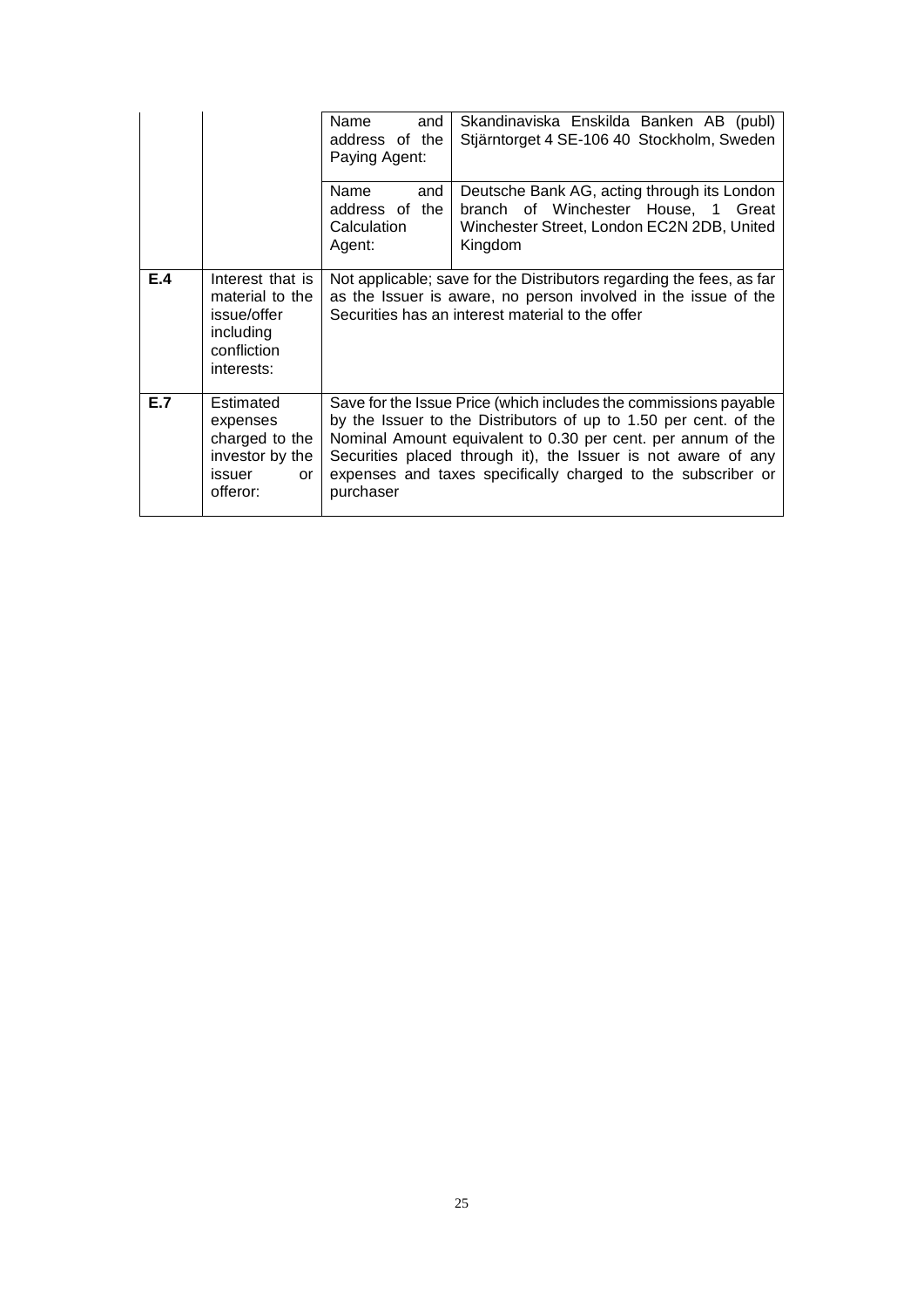| | | | |
|---|---|---|---|
| | | Name and address of the Paying Agent: | Skandinaviska Enskilda Banken AB (publ) Stjärntorget 4 SE-106 40 Stockholm, Sweden |
| | | Name and address of the Calculation Agent: | Deutsche Bank AG, acting through its London branch of Winchester House, 1 Great Winchester Street, London EC2N 2DB, United Kingdom |
| **E.4** | Interest that is material to the issue/offer including confliction interests: | Not applicable; save for the Distributors regarding the fees, as far as the Issuer is aware, no person involved in the issue of the Securities has an interest material to the offer | |
| **E.7** | Estimated expenses charged to the investor by the issuer or offeror: | Save for the Issue Price (which includes the commissions payable by the Issuer to the Distributors of up to 1.50 per cent. of the Nominal Amount equivalent to 0.30 per cent. per annum of the Securities placed through it), the Issuer is not aware of any expenses and taxes specifically charged to the subscriber or purchaser | |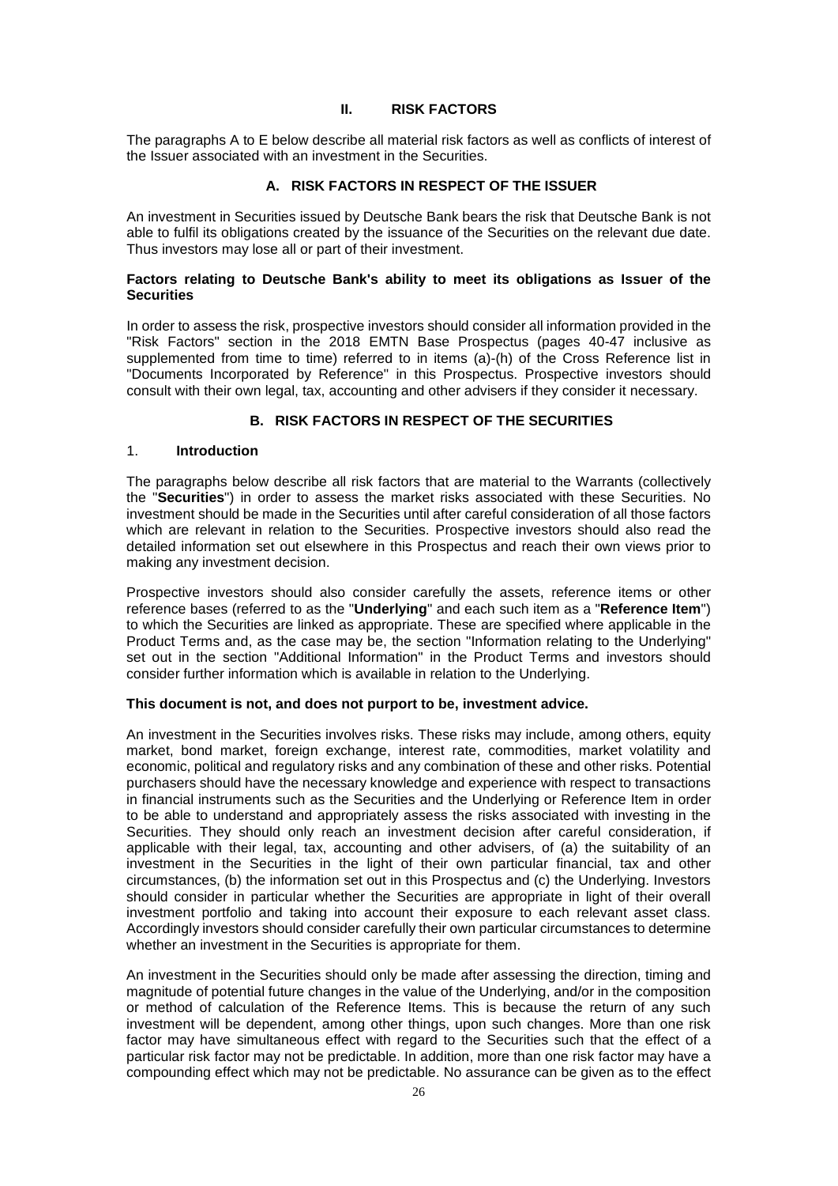## II. RISK FACTORS

The paragraphs A to E below describe all material risk factors as well as conflicts of interest of the Issuer associated with an investment in the Securities.

### A. RISK FACTORS IN RESPECT OF THE ISSUER

An investment in Securities issued by Deutsche Bank bears the risk that Deutsche Bank is not able to fulfil its obligations created by the issuance of the Securities on the relevant due date. Thus investors may lose all or part of their investment.

**Factors relating to Deutsche Bank's ability to meet its obligations as Issuer of the Securities**

In order to assess the risk, prospective investors should consider all information provided in the "Risk Factors" section in the 2018 EMTN Base Prospectus (pages 40-47 inclusive as supplemented from time to time) referred to in items (a)-(h) of the Cross Reference list in "Documents Incorporated by Reference" in this Prospectus. Prospective investors should consult with their own legal, tax, accounting and other advisers if they consider it necessary.

### B. RISK FACTORS IN RESPECT OF THE SECURITIES

#### 1. Introduction

The paragraphs below describe all risk factors that are material to the Warrants (collectively the "**Securities**") in order to assess the market risks associated with these Securities. No investment should be made in the Securities until after careful consideration of all those factors which are relevant in relation to the Securities. Prospective investors should also read the detailed information set out elsewhere in this Prospectus and reach their own views prior to making any investment decision.

Prospective investors should also consider carefully the assets, reference items or other reference bases (referred to as the "**Underlying**" and each such item as a "**Reference Item**") to which the Securities are linked as appropriate. These are specified where applicable in the Product Terms and, as the case may be, the section "Information relating to the Underlying" set out in the section "Additional Information" in the Product Terms and investors should consider further information which is available in relation to the Underlying.

**This document is not, and does not purport to be, investment advice.**

An investment in the Securities involves risks. These risks may include, among others, equity market, bond market, foreign exchange, interest rate, commodities, market volatility and economic, political and regulatory risks and any combination of these and other risks. Potential purchasers should have the necessary knowledge and experience with respect to transactions in financial instruments such as the Securities and the Underlying or Reference Item in order to be able to understand and appropriately assess the risks associated with investing in the Securities. They should only reach an investment decision after careful consideration, if applicable with their legal, tax, accounting and other advisers, of (a) the suitability of an investment in the Securities in the light of their own particular financial, tax and other circumstances, (b) the information set out in this Prospectus and (c) the Underlying. Investors should consider in particular whether the Securities are appropriate in light of their overall investment portfolio and taking into account their exposure to each relevant asset class. Accordingly investors should consider carefully their own particular circumstances to determine whether an investment in the Securities is appropriate for them.

An investment in the Securities should only be made after assessing the direction, timing and magnitude of potential future changes in the value of the Underlying, and/or in the composition or method of calculation of the Reference Items. This is because the return of any such investment will be dependent, among other things, upon such changes. More than one risk factor may have simultaneous effect with regard to the Securities such that the effect of a particular risk factor may not be predictable. In addition, more than one risk factor may have a compounding effect which may not be predictable. No assurance can be given as to the effect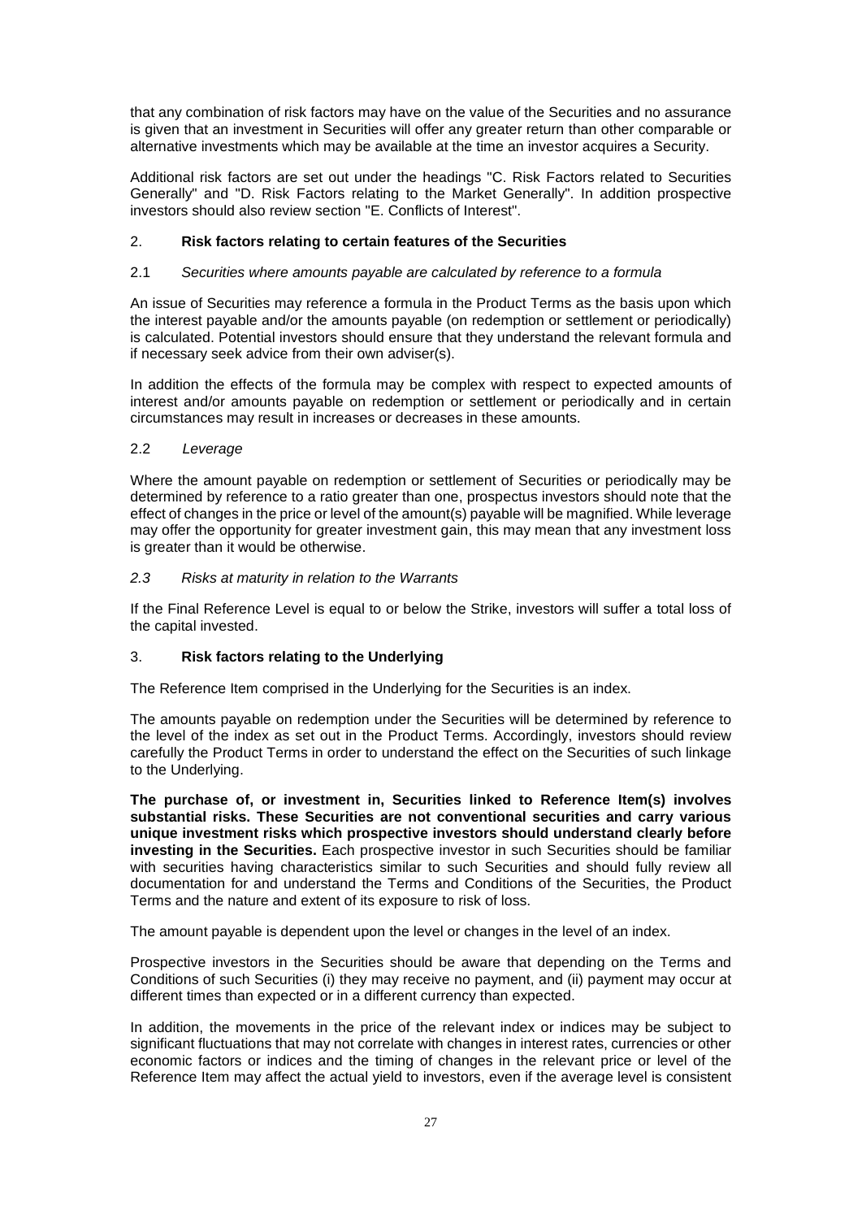that any combination of risk factors may have on the value of the Securities and no assurance is given that an investment in Securities will offer any greater return than other comparable or alternative investments which may be available at the time an investor acquires a Security.

Additional risk factors are set out under the headings "C. Risk Factors related to Securities Generally" and "D. Risk Factors relating to the Market Generally". In addition prospective investors should also review section "E. Conflicts of Interest".

## 2. **Risk factors relating to certain features of the Securities**

### 2.1 *Securities where amounts payable are calculated by reference to a formula*

An issue of Securities may reference a formula in the Product Terms as the basis upon which the interest payable and/or the amounts payable (on redemption or settlement or periodically) is calculated. Potential investors should ensure that they understand the relevant formula and if necessary seek advice from their own adviser(s).

In addition the effects of the formula may be complex with respect to expected amounts of interest and/or amounts payable on redemption or settlement or periodically and in certain circumstances may result in increases or decreases in these amounts.

### 2.2 *Leverage*

Where the amount payable on redemption or settlement of Securities or periodically may be determined by reference to a ratio greater than one, prospectus investors should note that the effect of changes in the price or level of the amount(s) payable will be magnified. While leverage may offer the opportunity for greater investment gain, this may mean that any investment loss is greater than it would be otherwise.

### *2.3 Risks at maturity in relation to the Warrants*

If the Final Reference Level is equal to or below the Strike, investors will suffer a total loss of the capital invested.

## 3. **Risk factors relating to the Underlying**

The Reference Item comprised in the Underlying for the Securities is an index.

The amounts payable on redemption under the Securities will be determined by reference to the level of the index as set out in the Product Terms. Accordingly, investors should review carefully the Product Terms in order to understand the effect on the Securities of such linkage to the Underlying.

**The purchase of, or investment in, Securities linked to Reference Item(s) involves substantial risks. These Securities are not conventional securities and carry various unique investment risks which prospective investors should understand clearly before investing in the Securities.** Each prospective investor in such Securities should be familiar with securities having characteristics similar to such Securities and should fully review all documentation for and understand the Terms and Conditions of the Securities, the Product Terms and the nature and extent of its exposure to risk of loss.

The amount payable is dependent upon the level or changes in the level of an index.

Prospective investors in the Securities should be aware that depending on the Terms and Conditions of such Securities (i) they may receive no payment, and (ii) payment may occur at different times than expected or in a different currency than expected.

In addition, the movements in the price of the relevant index or indices may be subject to significant fluctuations that may not correlate with changes in interest rates, currencies or other economic factors or indices and the timing of changes in the relevant price or level of the Reference Item may affect the actual yield to investors, even if the average level is consistent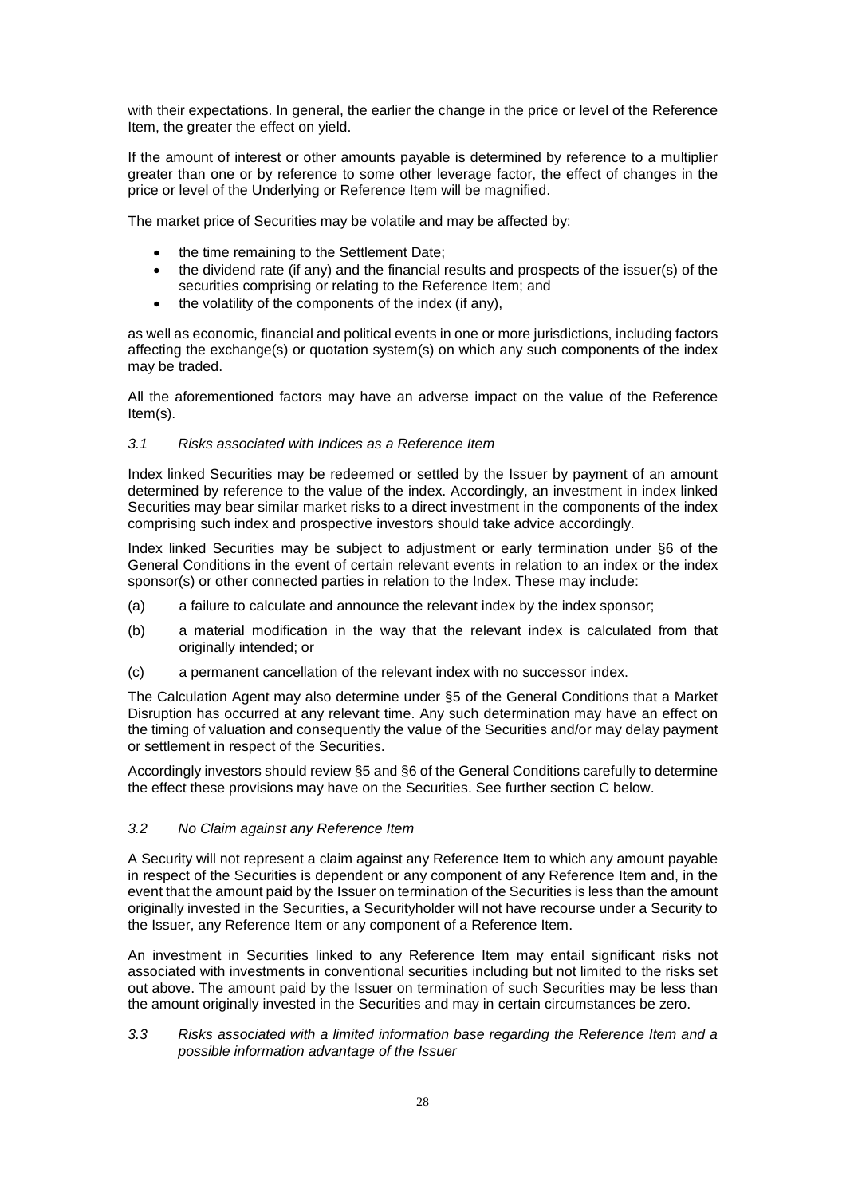with their expectations. In general, the earlier the change in the price or level of the Reference Item, the greater the effect on yield.

If the amount of interest or other amounts payable is determined by reference to a multiplier greater than one or by reference to some other leverage factor, the effect of changes in the price or level of the Underlying or Reference Item will be magnified.

The market price of Securities may be volatile and may be affected by:

- the time remaining to the Settlement Date;
- the dividend rate (if any) and the financial results and prospects of the issuer(s) of the securities comprising or relating to the Reference Item; and
- the volatility of the components of the index (if any),

as well as economic, financial and political events in one or more jurisdictions, including factors affecting the exchange(s) or quotation system(s) on which any such components of the index may be traded.

All the aforementioned factors may have an adverse impact on the value of the Reference Item(s).

### *3.1 Risks associated with Indices as a Reference Item*

Index linked Securities may be redeemed or settled by the Issuer by payment of an amount determined by reference to the value of the index. Accordingly, an investment in index linked Securities may bear similar market risks to a direct investment in the components of the index comprising such index and prospective investors should take advice accordingly.

Index linked Securities may be subject to adjustment or early termination under §6 of the General Conditions in the event of certain relevant events in relation to an index or the index sponsor(s) or other connected parties in relation to the Index. These may include:

(a) a failure to calculate and announce the relevant index by the index sponsor;

(b) a material modification in the way that the relevant index is calculated from that originally intended; or

(c) a permanent cancellation of the relevant index with no successor index.

The Calculation Agent may also determine under §5 of the General Conditions that a Market Disruption has occurred at any relevant time. Any such determination may have an effect on the timing of valuation and consequently the value of the Securities and/or may delay payment or settlement in respect of the Securities.

Accordingly investors should review §5 and §6 of the General Conditions carefully to determine the effect these provisions may have on the Securities. See further section C below.

### *3.2 No Claim against any Reference Item*

A Security will not represent a claim against any Reference Item to which any amount payable in respect of the Securities is dependent or any component of any Reference Item and, in the event that the amount paid by the Issuer on termination of the Securities is less than the amount originally invested in the Securities, a Securityholder will not have recourse under a Security to the Issuer, any Reference Item or any component of a Reference Item.

An investment in Securities linked to any Reference Item may entail significant risks not associated with investments in conventional securities including but not limited to the risks set out above. The amount paid by the Issuer on termination of such Securities may be less than the amount originally invested in the Securities and may in certain circumstances be zero.

### *3.3 Risks associated with a limited information base regarding the Reference Item and a possible information advantage of the Issuer*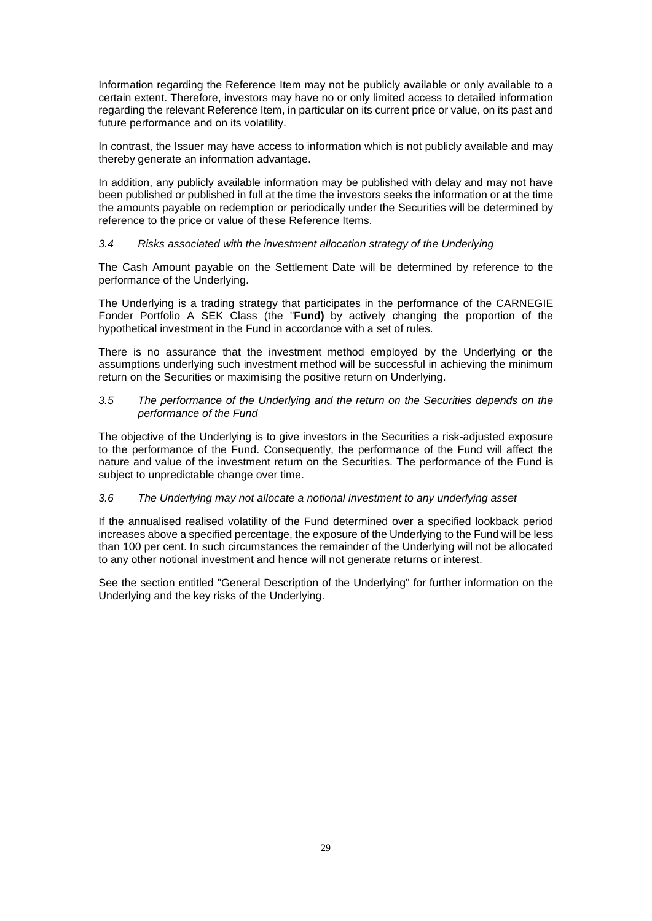Information regarding the Reference Item may not be publicly available or only available to a certain extent. Therefore, investors may have no or only limited access to detailed information regarding the relevant Reference Item, in particular on its current price or value, on its past and future performance and on its volatility.

In contrast, the Issuer may have access to information which is not publicly available and may thereby generate an information advantage.

In addition, any publicly available information may be published with delay and may not have been published or published in full at the time the investors seeks the information or at the time the amounts payable on redemption or periodically under the Securities will be determined by reference to the price or value of these Reference Items.

### *3.4 Risks associated with the investment allocation strategy of the Underlying*

The Cash Amount payable on the Settlement Date will be determined by reference to the performance of the Underlying.

The Underlying is a trading strategy that participates in the performance of the CARNEGIE Fonder Portfolio A SEK Class (the "**Fund)** by actively changing the proportion of the hypothetical investment in the Fund in accordance with a set of rules.

There is no assurance that the investment method employed by the Underlying or the assumptions underlying such investment method will be successful in achieving the minimum return on the Securities or maximising the positive return on Underlying.

### *3.5 The performance of the Underlying and the return on the Securities depends on the performance of the Fund*

The objective of the Underlying is to give investors in the Securities a risk-adjusted exposure to the performance of the Fund. Consequently, the performance of the Fund will affect the nature and value of the investment return on the Securities. The performance of the Fund is subject to unpredictable change over time.

### *3.6 The Underlying may not allocate a notional investment to any underlying asset*

If the annualised realised volatility of the Fund determined over a specified lookback period increases above a specified percentage, the exposure of the Underlying to the Fund will be less than 100 per cent. In such circumstances the remainder of the Underlying will not be allocated to any other notional investment and hence will not generate returns or interest.

See the section entitled "General Description of the Underlying" for further information on the Underlying and the key risks of the Underlying.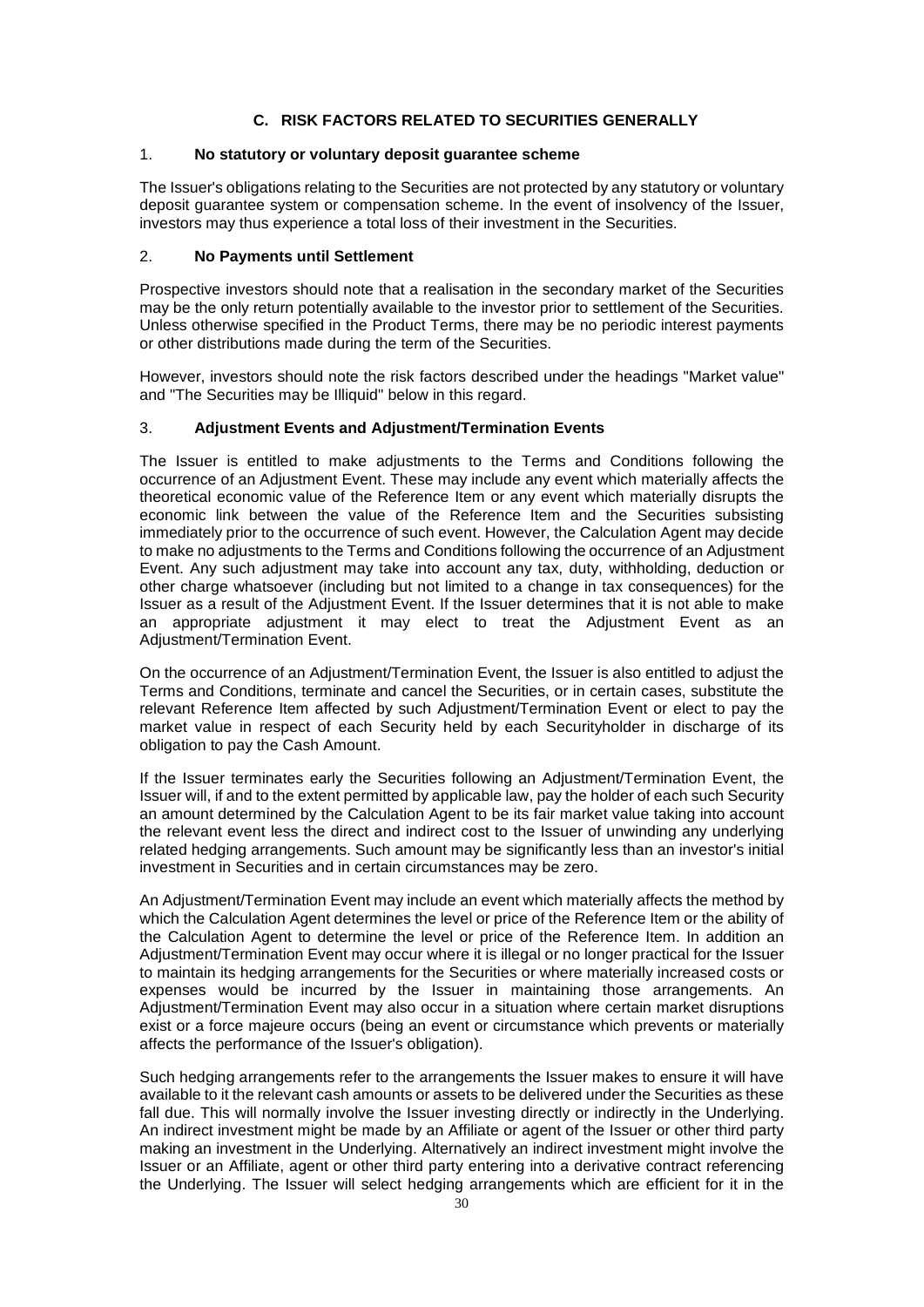## C. RISK FACTORS RELATED TO SECURITIES GENERALLY

### 1. No statutory or voluntary deposit guarantee scheme

The Issuer's obligations relating to the Securities are not protected by any statutory or voluntary deposit guarantee system or compensation scheme. In the event of insolvency of the Issuer, investors may thus experience a total loss of their investment in the Securities.

### 2. No Payments until Settlement

Prospective investors should note that a realisation in the secondary market of the Securities may be the only return potentially available to the investor prior to settlement of the Securities. Unless otherwise specified in the Product Terms, there may be no periodic interest payments or other distributions made during the term of the Securities.

However, investors should note the risk factors described under the headings "Market value" and "The Securities may be Illiquid" below in this regard.

### 3. Adjustment Events and Adjustment/Termination Events

The Issuer is entitled to make adjustments to the Terms and Conditions following the occurrence of an Adjustment Event. These may include any event which materially affects the theoretical economic value of the Reference Item or any event which materially disrupts the economic link between the value of the Reference Item and the Securities subsisting immediately prior to the occurrence of such event. However, the Calculation Agent may decide to make no adjustments to the Terms and Conditions following the occurrence of an Adjustment Event. Any such adjustment may take into account any tax, duty, withholding, deduction or other charge whatsoever (including but not limited to a change in tax consequences) for the Issuer as a result of the Adjustment Event. If the Issuer determines that it is not able to make an appropriate adjustment it may elect to treat the Adjustment Event as an Adjustment/Termination Event.

On the occurrence of an Adjustment/Termination Event, the Issuer is also entitled to adjust the Terms and Conditions, terminate and cancel the Securities, or in certain cases, substitute the relevant Reference Item affected by such Adjustment/Termination Event or elect to pay the market value in respect of each Security held by each Securityholder in discharge of its obligation to pay the Cash Amount.

If the Issuer terminates early the Securities following an Adjustment/Termination Event, the Issuer will, if and to the extent permitted by applicable law, pay the holder of each such Security an amount determined by the Calculation Agent to be its fair market value taking into account the relevant event less the direct and indirect cost to the Issuer of unwinding any underlying related hedging arrangements. Such amount may be significantly less than an investor's initial investment in Securities and in certain circumstances may be zero.

An Adjustment/Termination Event may include an event which materially affects the method by which the Calculation Agent determines the level or price of the Reference Item or the ability of the Calculation Agent to determine the level or price of the Reference Item. In addition an Adjustment/Termination Event may occur where it is illegal or no longer practical for the Issuer to maintain its hedging arrangements for the Securities or where materially increased costs or expenses would be incurred by the Issuer in maintaining those arrangements. An Adjustment/Termination Event may also occur in a situation where certain market disruptions exist or a force majeure occurs (being an event or circumstance which prevents or materially affects the performance of the Issuer's obligation).

Such hedging arrangements refer to the arrangements the Issuer makes to ensure it will have available to it the relevant cash amounts or assets to be delivered under the Securities as these fall due. This will normally involve the Issuer investing directly or indirectly in the Underlying. An indirect investment might be made by an Affiliate or agent of the Issuer or other third party making an investment in the Underlying. Alternatively an indirect investment might involve the Issuer or an Affiliate, agent or other third party entering into a derivative contract referencing the Underlying. The Issuer will select hedging arrangements which are efficient for it in the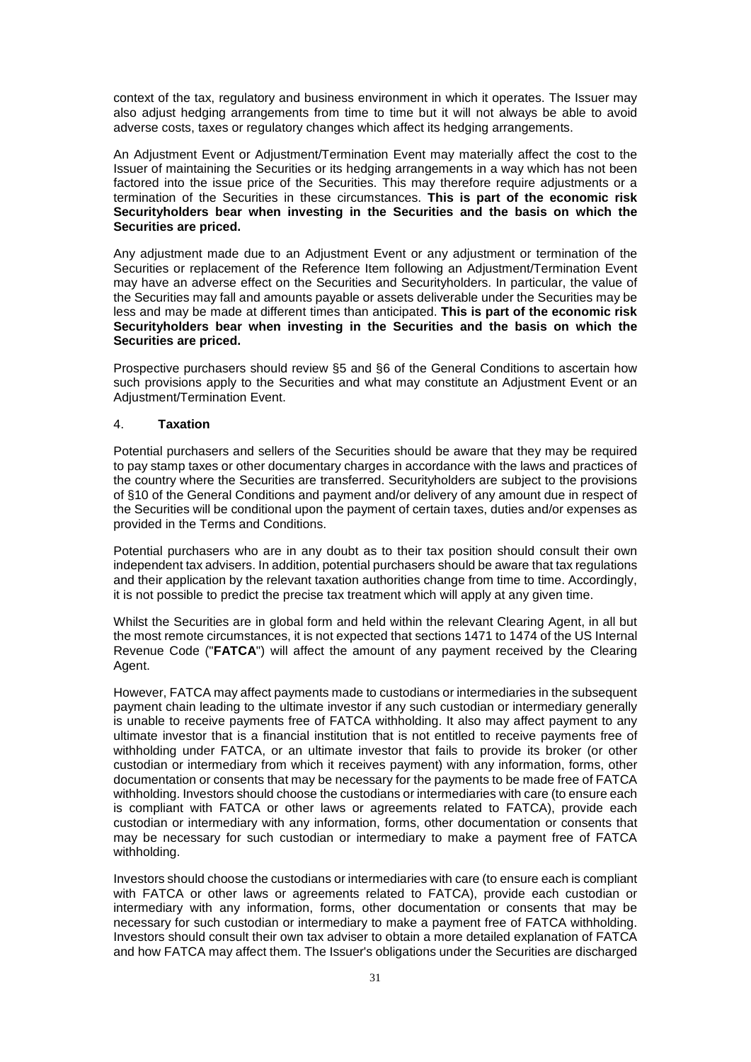context of the tax, regulatory and business environment in which it operates. The Issuer may also adjust hedging arrangements from time to time but it will not always be able to avoid adverse costs, taxes or regulatory changes which affect its hedging arrangements.

An Adjustment Event or Adjustment/Termination Event may materially affect the cost to the Issuer of maintaining the Securities or its hedging arrangements in a way which has not been factored into the issue price of the Securities. This may therefore require adjustments or a termination of the Securities in these circumstances. **This is part of the economic risk Securityholders bear when investing in the Securities and the basis on which the Securities are priced.**

Any adjustment made due to an Adjustment Event or any adjustment or termination of the Securities or replacement of the Reference Item following an Adjustment/Termination Event may have an adverse effect on the Securities and Securityholders. In particular, the value of the Securities may fall and amounts payable or assets deliverable under the Securities may be less and may be made at different times than anticipated. **This is part of the economic risk Securityholders bear when investing in the Securities and the basis on which the Securities are priced.**

Prospective purchasers should review §5 and §6 of the General Conditions to ascertain how such provisions apply to the Securities and what may constitute an Adjustment Event or an Adjustment/Termination Event.

## 4. **Taxation**

Potential purchasers and sellers of the Securities should be aware that they may be required to pay stamp taxes or other documentary charges in accordance with the laws and practices of the country where the Securities are transferred. Securityholders are subject to the provisions of §10 of the General Conditions and payment and/or delivery of any amount due in respect of the Securities will be conditional upon the payment of certain taxes, duties and/or expenses as provided in the Terms and Conditions.

Potential purchasers who are in any doubt as to their tax position should consult their own independent tax advisers. In addition, potential purchasers should be aware that tax regulations and their application by the relevant taxation authorities change from time to time. Accordingly, it is not possible to predict the precise tax treatment which will apply at any given time.

Whilst the Securities are in global form and held within the relevant Clearing Agent, in all but the most remote circumstances, it is not expected that sections 1471 to 1474 of the US Internal Revenue Code ("**FATCA**") will affect the amount of any payment received by the Clearing Agent.

However, FATCA may affect payments made to custodians or intermediaries in the subsequent payment chain leading to the ultimate investor if any such custodian or intermediary generally is unable to receive payments free of FATCA withholding. It also may affect payment to any ultimate investor that is a financial institution that is not entitled to receive payments free of withholding under FATCA, or an ultimate investor that fails to provide its broker (or other custodian or intermediary from which it receives payment) with any information, forms, other documentation or consents that may be necessary for the payments to be made free of FATCA withholding. Investors should choose the custodians or intermediaries with care (to ensure each is compliant with FATCA or other laws or agreements related to FATCA), provide each custodian or intermediary with any information, forms, other documentation or consents that may be necessary for such custodian or intermediary to make a payment free of FATCA withholding.

Investors should choose the custodians or intermediaries with care (to ensure each is compliant with FATCA or other laws or agreements related to FATCA), provide each custodian or intermediary with any information, forms, other documentation or consents that may be necessary for such custodian or intermediary to make a payment free of FATCA withholding. Investors should consult their own tax adviser to obtain a more detailed explanation of FATCA and how FATCA may affect them. The Issuer's obligations under the Securities are discharged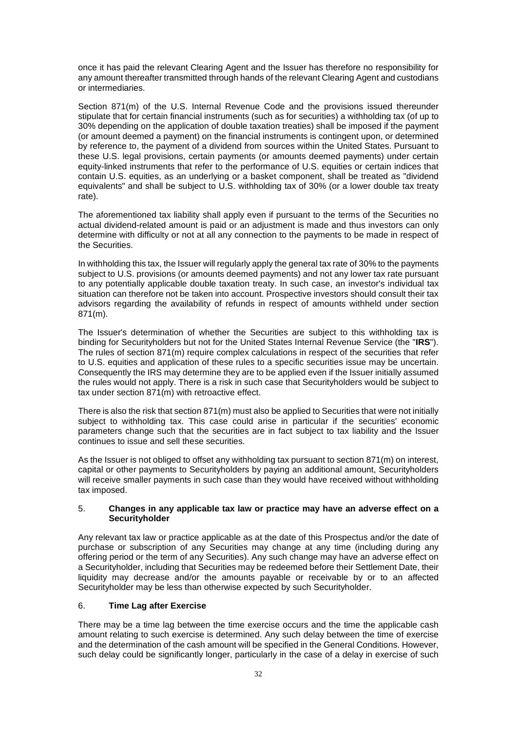once it has paid the relevant Clearing Agent and the Issuer has therefore no responsibility for any amount thereafter transmitted through hands of the relevant Clearing Agent and custodians or intermediaries.

Section 871(m) of the U.S. Internal Revenue Code and the provisions issued thereunder stipulate that for certain financial instruments (such as for securities) a withholding tax (of up to 30% depending on the application of double taxation treaties) shall be imposed if the payment (or amount deemed a payment) on the financial instruments is contingent upon, or determined by reference to, the payment of a dividend from sources within the United States. Pursuant to these U.S. legal provisions, certain payments (or amounts deemed payments) under certain equity-linked instruments that refer to the performance of U.S. equities or certain indices that contain U.S. equities, as an underlying or a basket component, shall be treated as "dividend equivalents" and shall be subject to U.S. withholding tax of 30% (or a lower double tax treaty rate).

The aforementioned tax liability shall apply even if pursuant to the terms of the Securities no actual dividend-related amount is paid or an adjustment is made and thus investors can only determine with difficulty or not at all any connection to the payments to be made in respect of the Securities.

In withholding this tax, the Issuer will regularly apply the general tax rate of 30% to the payments subject to U.S. provisions (or amounts deemed payments) and not any lower tax rate pursuant to any potentially applicable double taxation treaty. In such case, an investor's individual tax situation can therefore not be taken into account. Prospective investors should consult their tax advisors regarding the availability of refunds in respect of amounts withheld under section 871(m).

The Issuer's determination of whether the Securities are subject to this withholding tax is binding for Securityholders but not for the United States Internal Revenue Service (the "**IRS**"). The rules of section 871(m) require complex calculations in respect of the securities that refer to U.S. equities and application of these rules to a specific securities issue may be uncertain. Consequently the IRS may determine they are to be applied even if the Issuer initially assumed the rules would not apply. There is a risk in such case that Securityholders would be subject to tax under section 871(m) with retroactive effect.

There is also the risk that section 871(m) must also be applied to Securities that were not initially subject to withholding tax. This case could arise in particular if the securities' economic parameters change such that the securities are in fact subject to tax liability and the Issuer continues to issue and sell these securities.

As the Issuer is not obliged to offset any withholding tax pursuant to section 871(m) on interest, capital or other payments to Securityholders by paying an additional amount, Securityholders will receive smaller payments in such case than they would have received without withholding tax imposed.

### 5. **Changes in any applicable tax law or practice may have an adverse effect on a Securityholder**

Any relevant tax law or practice applicable as at the date of this Prospectus and/or the date of purchase or subscription of any Securities may change at any time (including during any offering period or the term of any Securities). Any such change may have an adverse effect on a Securityholder, including that Securities may be redeemed before their Settlement Date, their liquidity may decrease and/or the amounts payable or receivable by or to an affected Securityholder may be less than otherwise expected by such Securityholder.

### 6. **Time Lag after Exercise**

There may be a time lag between the time exercise occurs and the time the applicable cash amount relating to such exercise is determined. Any such delay between the time of exercise and the determination of the cash amount will be specified in the General Conditions. However, such delay could be significantly longer, particularly in the case of a delay in exercise of such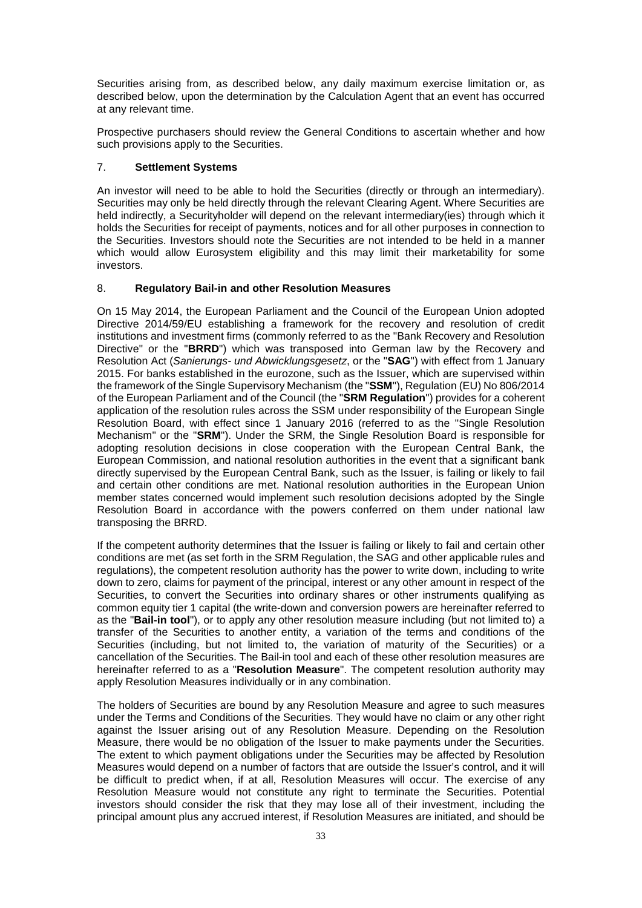Securities arising from, as described below, any daily maximum exercise limitation or, as described below, upon the determination by the Calculation Agent that an event has occurred at any relevant time.

Prospective purchasers should review the General Conditions to ascertain whether and how such provisions apply to the Securities.

## 7. Settlement Systems

An investor will need to be able to hold the Securities (directly or through an intermediary). Securities may only be held directly through the relevant Clearing Agent. Where Securities are held indirectly, a Securityholder will depend on the relevant intermediary(ies) through which it holds the Securities for receipt of payments, notices and for all other purposes in connection to the Securities. Investors should note the Securities are not intended to be held in a manner which would allow Eurosystem eligibility and this may limit their marketability for some investors.

## 8. Regulatory Bail-in and other Resolution Measures

On 15 May 2014, the European Parliament and the Council of the European Union adopted Directive 2014/59/EU establishing a framework for the recovery and resolution of credit institutions and investment firms (commonly referred to as the "Bank Recovery and Resolution Directive" or the "**BRRD**") which was transposed into German law by the Recovery and Resolution Act (*Sanierungs- und Abwicklungsgesetz*, or the "**SAG**") with effect from 1 January 2015. For banks established in the eurozone, such as the Issuer, which are supervised within the framework of the Single Supervisory Mechanism (the "**SSM**"), Regulation (EU) No 806/2014 of the European Parliament and of the Council (the "**SRM Regulation**") provides for a coherent application of the resolution rules across the SSM under responsibility of the European Single Resolution Board, with effect since 1 January 2016 (referred to as the "Single Resolution Mechanism" or the "**SRM**"). Under the SRM, the Single Resolution Board is responsible for adopting resolution decisions in close cooperation with the European Central Bank, the European Commission, and national resolution authorities in the event that a significant bank directly supervised by the European Central Bank, such as the Issuer, is failing or likely to fail and certain other conditions are met. National resolution authorities in the European Union member states concerned would implement such resolution decisions adopted by the Single Resolution Board in accordance with the powers conferred on them under national law transposing the BRRD.

If the competent authority determines that the Issuer is failing or likely to fail and certain other conditions are met (as set forth in the SRM Regulation, the SAG and other applicable rules and regulations), the competent resolution authority has the power to write down, including to write down to zero, claims for payment of the principal, interest or any other amount in respect of the Securities, to convert the Securities into ordinary shares or other instruments qualifying as common equity tier 1 capital (the write-down and conversion powers are hereinafter referred to as the "**Bail-in tool**"), or to apply any other resolution measure including (but not limited to) a transfer of the Securities to another entity, a variation of the terms and conditions of the Securities (including, but not limited to, the variation of maturity of the Securities) or a cancellation of the Securities. The Bail-in tool and each of these other resolution measures are hereinafter referred to as a "**Resolution Measure**". The competent resolution authority may apply Resolution Measures individually or in any combination.

The holders of Securities are bound by any Resolution Measure and agree to such measures under the Terms and Conditions of the Securities. They would have no claim or any other right against the Issuer arising out of any Resolution Measure. Depending on the Resolution Measure, there would be no obligation of the Issuer to make payments under the Securities. The extent to which payment obligations under the Securities may be affected by Resolution Measures would depend on a number of factors that are outside the Issuer's control, and it will be difficult to predict when, if at all, Resolution Measures will occur. The exercise of any Resolution Measure would not constitute any right to terminate the Securities. Potential investors should consider the risk that they may lose all of their investment, including the principal amount plus any accrued interest, if Resolution Measures are initiated, and should be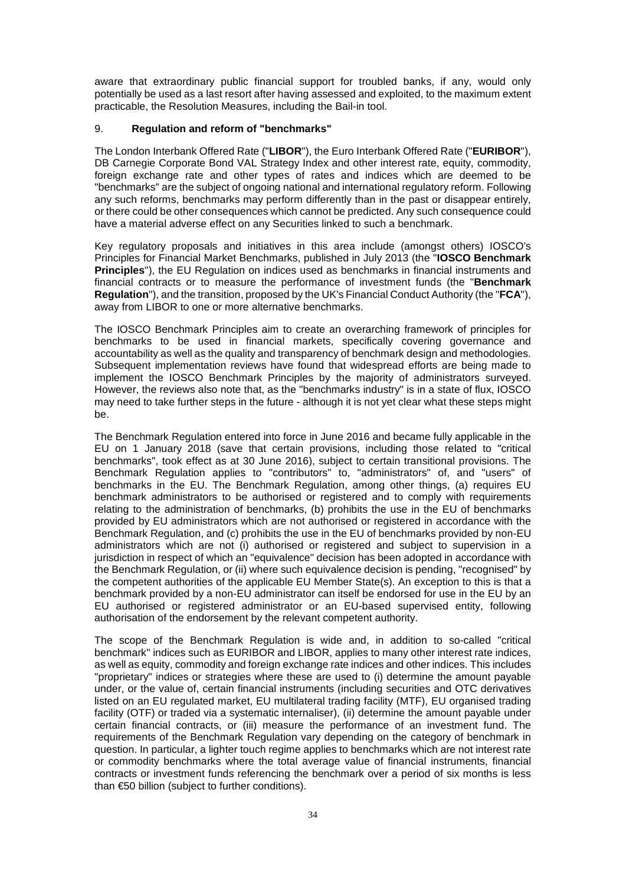aware that extraordinary public financial support for troubled banks, if any, would only potentially be used as a last resort after having assessed and exploited, to the maximum extent practicable, the Resolution Measures, including the Bail-in tool.

## 9. Regulation and reform of "benchmarks"

The London Interbank Offered Rate ("**LIBOR**"), the Euro Interbank Offered Rate ("**EURIBOR**"), DB Carnegie Corporate Bond VAL Strategy Index and other interest rate, equity, commodity, foreign exchange rate and other types of rates and indices which are deemed to be "benchmarks" are the subject of ongoing national and international regulatory reform. Following any such reforms, benchmarks may perform differently than in the past or disappear entirely, or there could be other consequences which cannot be predicted. Any such consequence could have a material adverse effect on any Securities linked to such a benchmark.

Key regulatory proposals and initiatives in this area include (amongst others) IOSCO's Principles for Financial Market Benchmarks, published in July 2013 (the "**IOSCO Benchmark Principles**"), the EU Regulation on indices used as benchmarks in financial instruments and financial contracts or to measure the performance of investment funds (the "**Benchmark Regulation**"), and the transition, proposed by the UK's Financial Conduct Authority (the "**FCA**"), away from LIBOR to one or more alternative benchmarks.

The IOSCO Benchmark Principles aim to create an overarching framework of principles for benchmarks to be used in financial markets, specifically covering governance and accountability as well as the quality and transparency of benchmark design and methodologies. Subsequent implementation reviews have found that widespread efforts are being made to implement the IOSCO Benchmark Principles by the majority of administrators surveyed. However, the reviews also note that, as the "benchmarks industry" is in a state of flux, IOSCO may need to take further steps in the future - although it is not yet clear what these steps might be.

The Benchmark Regulation entered into force in June 2016 and became fully applicable in the EU on 1 January 2018 (save that certain provisions, including those related to "critical benchmarks", took effect as at 30 June 2016), subject to certain transitional provisions. The Benchmark Regulation applies to "contributors" to, "administrators" of, and "users" of benchmarks in the EU. The Benchmark Regulation, among other things, (a) requires EU benchmark administrators to be authorised or registered and to comply with requirements relating to the administration of benchmarks, (b) prohibits the use in the EU of benchmarks provided by EU administrators which are not authorised or registered in accordance with the Benchmark Regulation, and (c) prohibits the use in the EU of benchmarks provided by non-EU administrators which are not (i) authorised or registered and subject to supervision in a jurisdiction in respect of which an "equivalence" decision has been adopted in accordance with the Benchmark Regulation, or (ii) where such equivalence decision is pending, "recognised" by the competent authorities of the applicable EU Member State(s). An exception to this is that a benchmark provided by a non-EU administrator can itself be endorsed for use in the EU by an EU authorised or registered administrator or an EU-based supervised entity, following authorisation of the endorsement by the relevant competent authority.

The scope of the Benchmark Regulation is wide and, in addition to so-called "critical benchmark" indices such as EURIBOR and LIBOR, applies to many other interest rate indices, as well as equity, commodity and foreign exchange rate indices and other indices. This includes "proprietary" indices or strategies where these are used to (i) determine the amount payable under, or the value of, certain financial instruments (including securities and OTC derivatives listed on an EU regulated market, EU multilateral trading facility (MTF), EU organised trading facility (OTF) or traded via a systematic internaliser), (ii) determine the amount payable under certain financial contracts, or (iii) measure the performance of an investment fund. The requirements of the Benchmark Regulation vary depending on the category of benchmark in question. In particular, a lighter touch regime applies to benchmarks which are not interest rate or commodity benchmarks where the total average value of financial instruments, financial contracts or investment funds referencing the benchmark over a period of six months is less than €50 billion (subject to further conditions).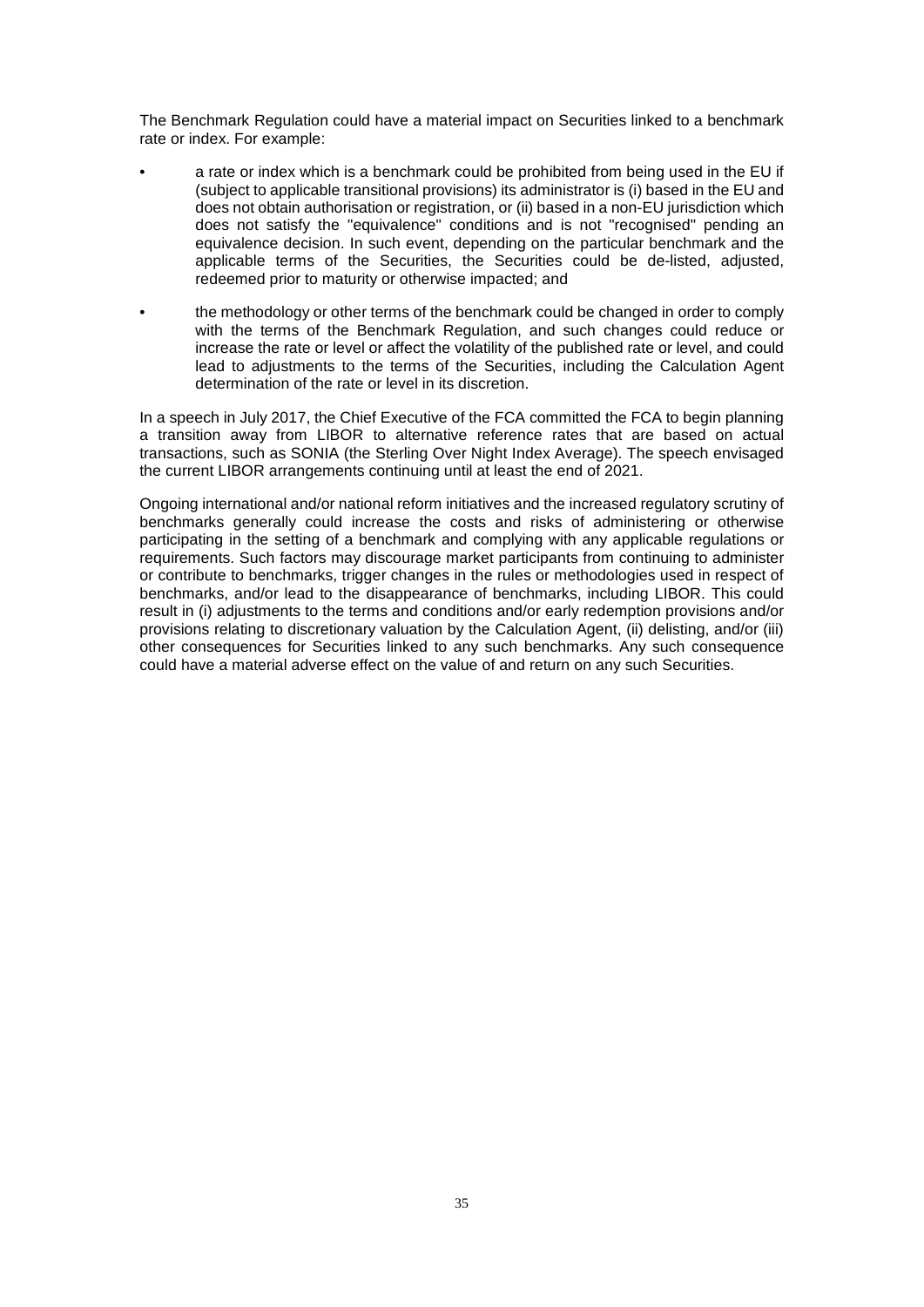The Benchmark Regulation could have a material impact on Securities linked to a benchmark rate or index. For example:

- a rate or index which is a benchmark could be prohibited from being used in the EU if (subject to applicable transitional provisions) its administrator is (i) based in the EU and does not obtain authorisation or registration, or (ii) based in a non-EU jurisdiction which does not satisfy the "equivalence" conditions and is not "recognised" pending an equivalence decision. In such event, depending on the particular benchmark and the applicable terms of the Securities, the Securities could be de-listed, adjusted, redeemed prior to maturity or otherwise impacted; and

- the methodology or other terms of the benchmark could be changed in order to comply with the terms of the Benchmark Regulation, and such changes could reduce or increase the rate or level or affect the volatility of the published rate or level, and could lead to adjustments to the terms of the Securities, including the Calculation Agent determination of the rate or level in its discretion.

In a speech in July 2017, the Chief Executive of the FCA committed the FCA to begin planning a transition away from LIBOR to alternative reference rates that are based on actual transactions, such as SONIA (the Sterling Over Night Index Average). The speech envisaged the current LIBOR arrangements continuing until at least the end of 2021.

Ongoing international and/or national reform initiatives and the increased regulatory scrutiny of benchmarks generally could increase the costs and risks of administering or otherwise participating in the setting of a benchmark and complying with any applicable regulations or requirements. Such factors may discourage market participants from continuing to administer or contribute to benchmarks, trigger changes in the rules or methodologies used in respect of benchmarks, and/or lead to the disappearance of benchmarks, including LIBOR. This could result in (i) adjustments to the terms and conditions and/or early redemption provisions and/or provisions relating to discretionary valuation by the Calculation Agent, (ii) delisting, and/or (iii) other consequences for Securities linked to any such benchmarks. Any such consequence could have a material adverse effect on the value of and return on any such Securities.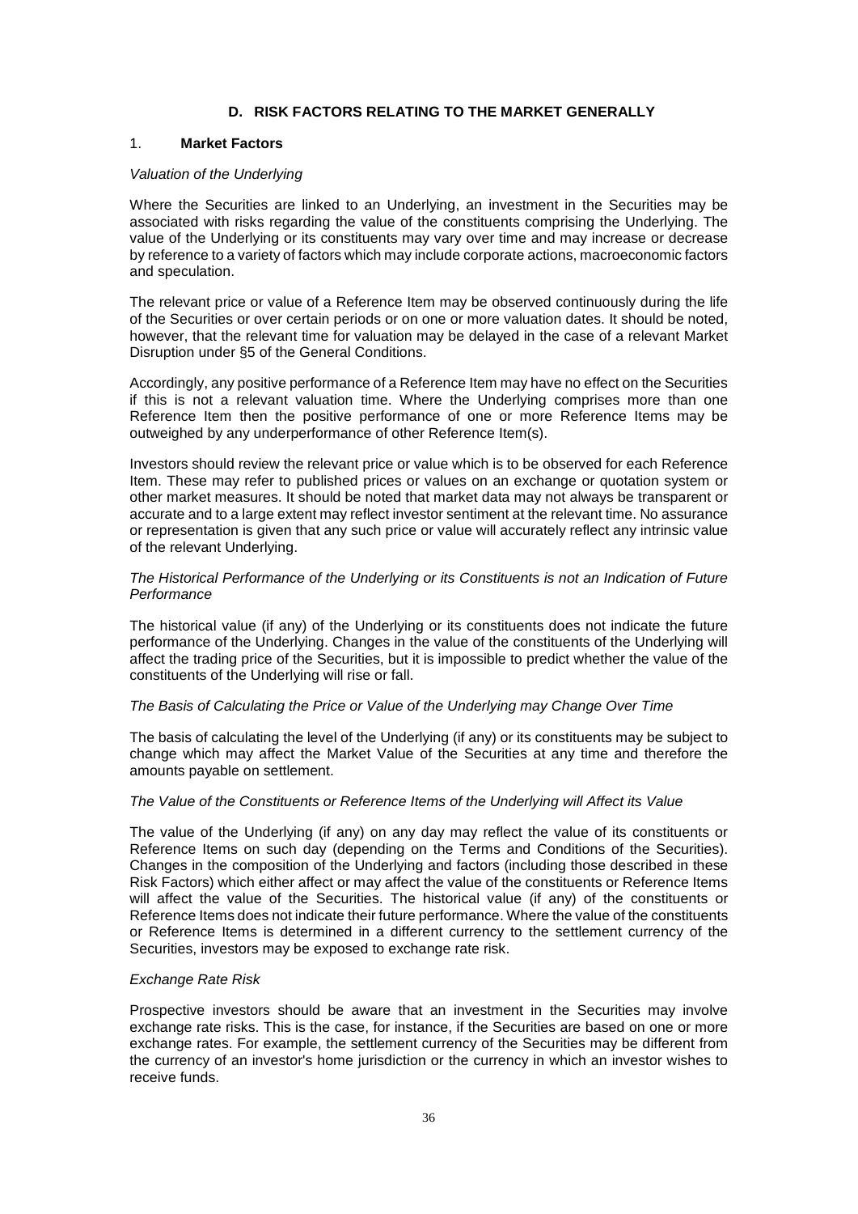## D. RISK FACTORS RELATING TO THE MARKET GENERALLY

### 1. **Market Factors**

*Valuation of the Underlying*

Where the Securities are linked to an Underlying, an investment in the Securities may be associated with risks regarding the value of the constituents comprising the Underlying. The value of the Underlying or its constituents may vary over time and may increase or decrease by reference to a variety of factors which may include corporate actions, macroeconomic factors and speculation.

The relevant price or value of a Reference Item may be observed continuously during the life of the Securities or over certain periods or on one or more valuation dates. It should be noted, however, that the relevant time for valuation may be delayed in the case of a relevant Market Disruption under §5 of the General Conditions.

Accordingly, any positive performance of a Reference Item may have no effect on the Securities if this is not a relevant valuation time. Where the Underlying comprises more than one Reference Item then the positive performance of one or more Reference Items may be outweighed by any underperformance of other Reference Item(s).

Investors should review the relevant price or value which is to be observed for each Reference Item. These may refer to published prices or values on an exchange or quotation system or other market measures. It should be noted that market data may not always be transparent or accurate and to a large extent may reflect investor sentiment at the relevant time. No assurance or representation is given that any such price or value will accurately reflect any intrinsic value of the relevant Underlying.

*The Historical Performance of the Underlying or its Constituents is not an Indication of Future Performance*

The historical value (if any) of the Underlying or its constituents does not indicate the future performance of the Underlying. Changes in the value of the constituents of the Underlying will affect the trading price of the Securities, but it is impossible to predict whether the value of the constituents of the Underlying will rise or fall.

*The Basis of Calculating the Price or Value of the Underlying may Change Over Time*

The basis of calculating the level of the Underlying (if any) or its constituents may be subject to change which may affect the Market Value of the Securities at any time and therefore the amounts payable on settlement.

*The Value of the Constituents or Reference Items of the Underlying will Affect its Value*

The value of the Underlying (if any) on any day may reflect the value of its constituents or Reference Items on such day (depending on the Terms and Conditions of the Securities). Changes in the composition of the Underlying and factors (including those described in these Risk Factors) which either affect or may affect the value of the constituents or Reference Items will affect the value of the Securities. The historical value (if any) of the constituents or Reference Items does not indicate their future performance. Where the value of the constituents or Reference Items is determined in a different currency to the settlement currency of the Securities, investors may be exposed to exchange rate risk.

*Exchange Rate Risk*

Prospective investors should be aware that an investment in the Securities may involve exchange rate risks. This is the case, for instance, if the Securities are based on one or more exchange rates. For example, the settlement currency of the Securities may be different from the currency of an investor's home jurisdiction or the currency in which an investor wishes to receive funds.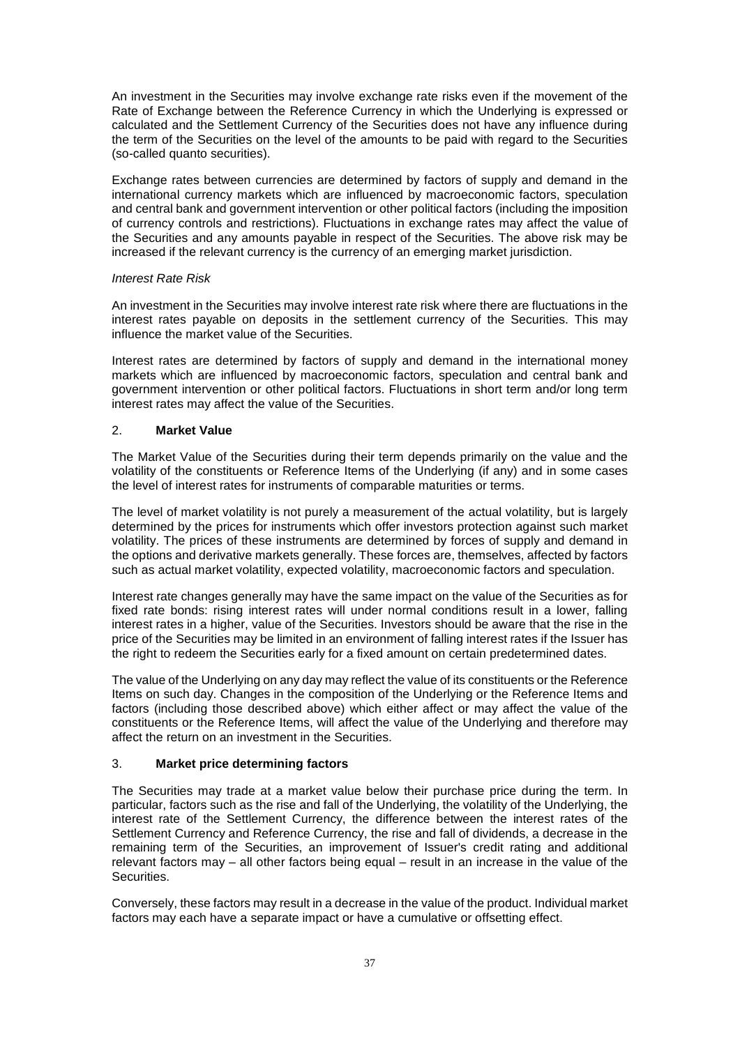An investment in the Securities may involve exchange rate risks even if the movement of the Rate of Exchange between the Reference Currency in which the Underlying is expressed or calculated and the Settlement Currency of the Securities does not have any influence during the term of the Securities on the level of the amounts to be paid with regard to the Securities (so-called quanto securities).

Exchange rates between currencies are determined by factors of supply and demand in the international currency markets which are influenced by macroeconomic factors, speculation and central bank and government intervention or other political factors (including the imposition of currency controls and restrictions). Fluctuations in exchange rates may affect the value of the Securities and any amounts payable in respect of the Securities. The above risk may be increased if the relevant currency is the currency of an emerging market jurisdiction.

*Interest Rate Risk*

An investment in the Securities may involve interest rate risk where there are fluctuations in the interest rates payable on deposits in the settlement currency of the Securities. This may influence the market value of the Securities.

Interest rates are determined by factors of supply and demand in the international money markets which are influenced by macroeconomic factors, speculation and central bank and government intervention or other political factors. Fluctuations in short term and/or long term interest rates may affect the value of the Securities.

## 2. **Market Value**

The Market Value of the Securities during their term depends primarily on the value and the volatility of the constituents or Reference Items of the Underlying (if any) and in some cases the level of interest rates for instruments of comparable maturities or terms.

The level of market volatility is not purely a measurement of the actual volatility, but is largely determined by the prices for instruments which offer investors protection against such market volatility. The prices of these instruments are determined by forces of supply and demand in the options and derivative markets generally. These forces are, themselves, affected by factors such as actual market volatility, expected volatility, macroeconomic factors and speculation.

Interest rate changes generally may have the same impact on the value of the Securities as for fixed rate bonds: rising interest rates will under normal conditions result in a lower, falling interest rates in a higher, value of the Securities. Investors should be aware that the rise in the price of the Securities may be limited in an environment of falling interest rates if the Issuer has the right to redeem the Securities early for a fixed amount on certain predetermined dates.

The value of the Underlying on any day may reflect the value of its constituents or the Reference Items on such day. Changes in the composition of the Underlying or the Reference Items and factors (including those described above) which either affect or may affect the value of the constituents or the Reference Items, will affect the value of the Underlying and therefore may affect the return on an investment in the Securities.

## 3. **Market price determining factors**

The Securities may trade at a market value below their purchase price during the term. In particular, factors such as the rise and fall of the Underlying, the volatility of the Underlying, the interest rate of the Settlement Currency, the difference between the interest rates of the Settlement Currency and Reference Currency, the rise and fall of dividends, a decrease in the remaining term of the Securities, an improvement of Issuer's credit rating and additional relevant factors may – all other factors being equal – result in an increase in the value of the Securities.

Conversely, these factors may result in a decrease in the value of the product. Individual market factors may each have a separate impact or have a cumulative or offsetting effect.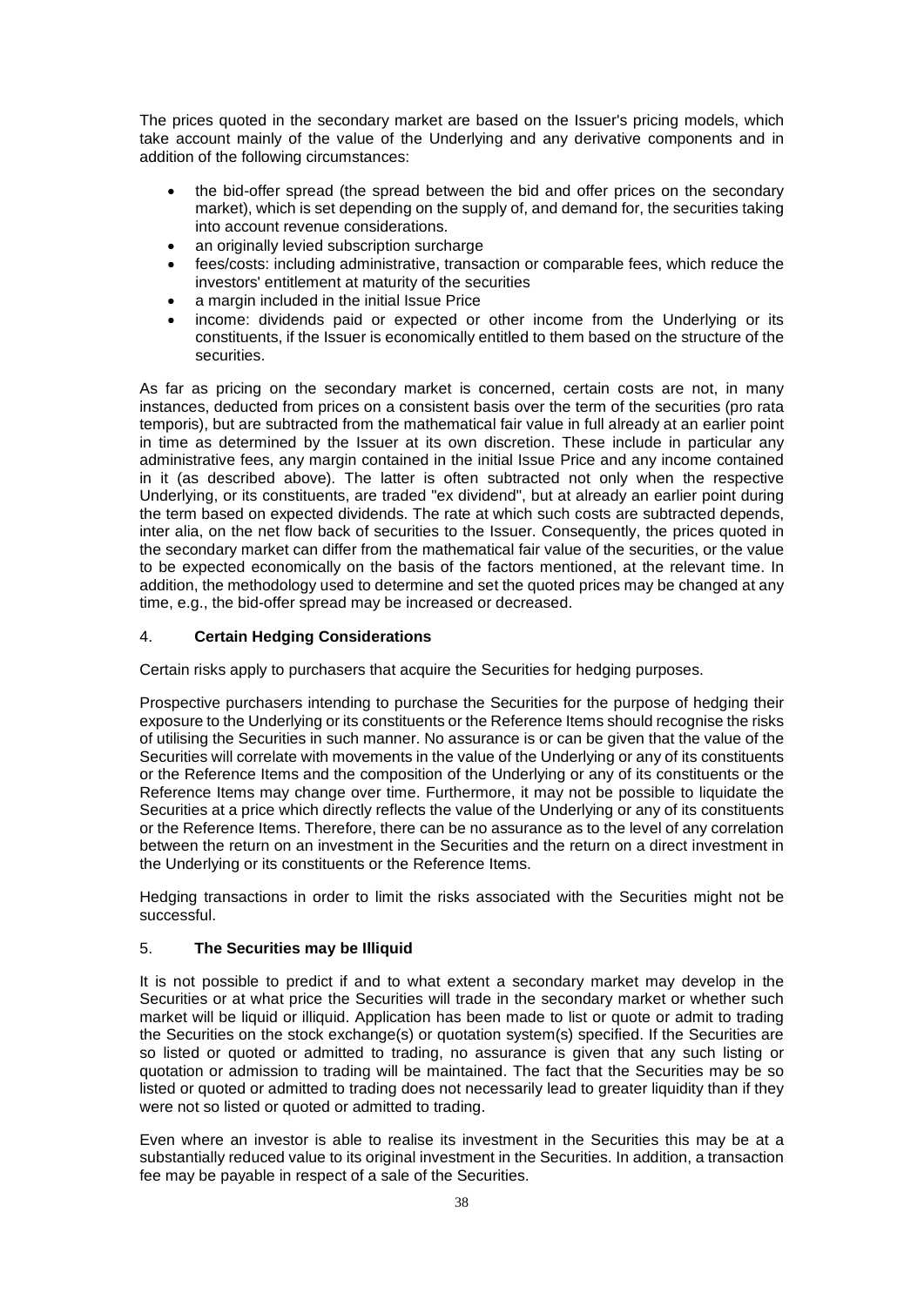The prices quoted in the secondary market are based on the Issuer's pricing models, which take account mainly of the value of the Underlying and any derivative components and in addition of the following circumstances:

- the bid-offer spread (the spread between the bid and offer prices on the secondary market), which is set depending on the supply of, and demand for, the securities taking into account revenue considerations.
- an originally levied subscription surcharge
- fees/costs: including administrative, transaction or comparable fees, which reduce the investors' entitlement at maturity of the securities
- a margin included in the initial Issue Price
- income: dividends paid or expected or other income from the Underlying or its constituents, if the Issuer is economically entitled to them based on the structure of the securities.

As far as pricing on the secondary market is concerned, certain costs are not, in many instances, deducted from prices on a consistent basis over the term of the securities (pro rata temporis), but are subtracted from the mathematical fair value in full already at an earlier point in time as determined by the Issuer at its own discretion. These include in particular any administrative fees, any margin contained in the initial Issue Price and any income contained in it (as described above). The latter is often subtracted not only when the respective Underlying, or its constituents, are traded "ex dividend", but at already an earlier point during the term based on expected dividends. The rate at which such costs are subtracted depends, inter alia, on the net flow back of securities to the Issuer. Consequently, the prices quoted in the secondary market can differ from the mathematical fair value of the securities, or the value to be expected economically on the basis of the factors mentioned, at the relevant time. In addition, the methodology used to determine and set the quoted prices may be changed at any time, e.g., the bid-offer spread may be increased or decreased.

## 4. **Certain Hedging Considerations**

Certain risks apply to purchasers that acquire the Securities for hedging purposes.

Prospective purchasers intending to purchase the Securities for the purpose of hedging their exposure to the Underlying or its constituents or the Reference Items should recognise the risks of utilising the Securities in such manner. No assurance is or can be given that the value of the Securities will correlate with movements in the value of the Underlying or any of its constituents or the Reference Items and the composition of the Underlying or any of its constituents or the Reference Items may change over time. Furthermore, it may not be possible to liquidate the Securities at a price which directly reflects the value of the Underlying or any of its constituents or the Reference Items. Therefore, there can be no assurance as to the level of any correlation between the return on an investment in the Securities and the return on a direct investment in the Underlying or its constituents or the Reference Items.

Hedging transactions in order to limit the risks associated with the Securities might not be successful.

## 5. **The Securities may be Illiquid**

It is not possible to predict if and to what extent a secondary market may develop in the Securities or at what price the Securities will trade in the secondary market or whether such market will be liquid or illiquid. Application has been made to list or quote or admit to trading the Securities on the stock exchange(s) or quotation system(s) specified. If the Securities are so listed or quoted or admitted to trading, no assurance is given that any such listing or quotation or admission to trading will be maintained. The fact that the Securities may be so listed or quoted or admitted to trading does not necessarily lead to greater liquidity than if they were not so listed or quoted or admitted to trading.

Even where an investor is able to realise its investment in the Securities this may be at a substantially reduced value to its original investment in the Securities. In addition, a transaction fee may be payable in respect of a sale of the Securities.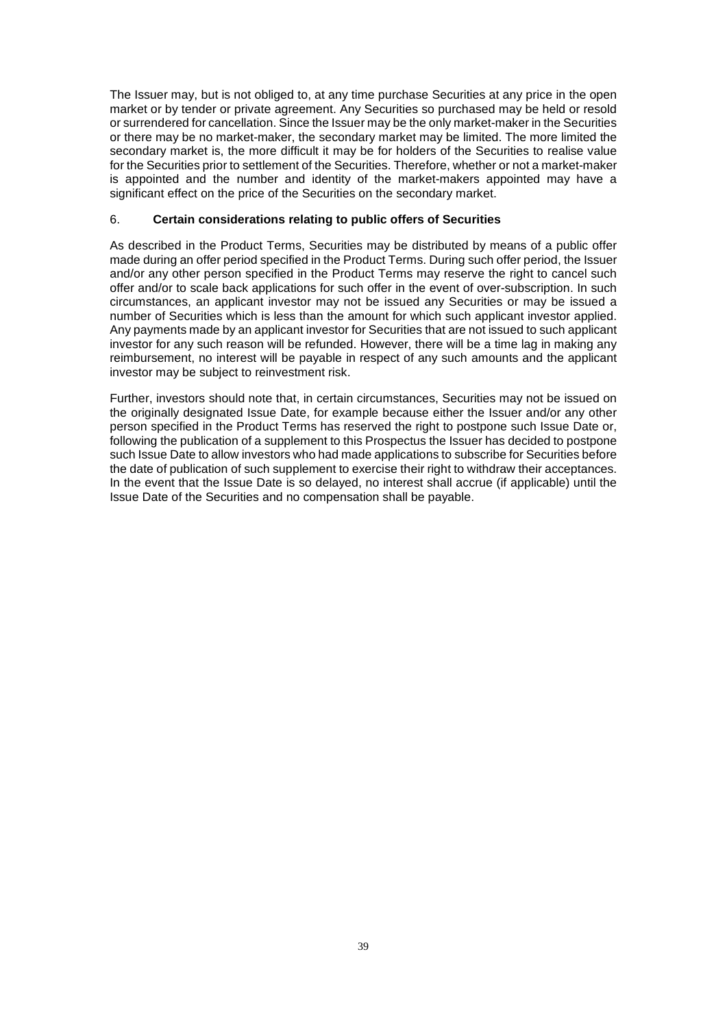The Issuer may, but is not obliged to, at any time purchase Securities at any price in the open market or by tender or private agreement. Any Securities so purchased may be held or resold or surrendered for cancellation. Since the Issuer may be the only market-maker in the Securities or there may be no market-maker, the secondary market may be limited. The more limited the secondary market is, the more difficult it may be for holders of the Securities to realise value for the Securities prior to settlement of the Securities. Therefore, whether or not a market-maker is appointed and the number and identity of the market-makers appointed may have a significant effect on the price of the Securities on the secondary market.

### 6. **Certain considerations relating to public offers of Securities**

As described in the Product Terms, Securities may be distributed by means of a public offer made during an offer period specified in the Product Terms. During such offer period, the Issuer and/or any other person specified in the Product Terms may reserve the right to cancel such offer and/or to scale back applications for such offer in the event of over-subscription. In such circumstances, an applicant investor may not be issued any Securities or may be issued a number of Securities which is less than the amount for which such applicant investor applied. Any payments made by an applicant investor for Securities that are not issued to such applicant investor for any such reason will be refunded. However, there will be a time lag in making any reimbursement, no interest will be payable in respect of any such amounts and the applicant investor may be subject to reinvestment risk.

Further, investors should note that, in certain circumstances, Securities may not be issued on the originally designated Issue Date, for example because either the Issuer and/or any other person specified in the Product Terms has reserved the right to postpone such Issue Date or, following the publication of a supplement to this Prospectus the Issuer has decided to postpone such Issue Date to allow investors who had made applications to subscribe for Securities before the date of publication of such supplement to exercise their right to withdraw their acceptances. In the event that the Issue Date is so delayed, no interest shall accrue (if applicable) until the Issue Date of the Securities and no compensation shall be payable.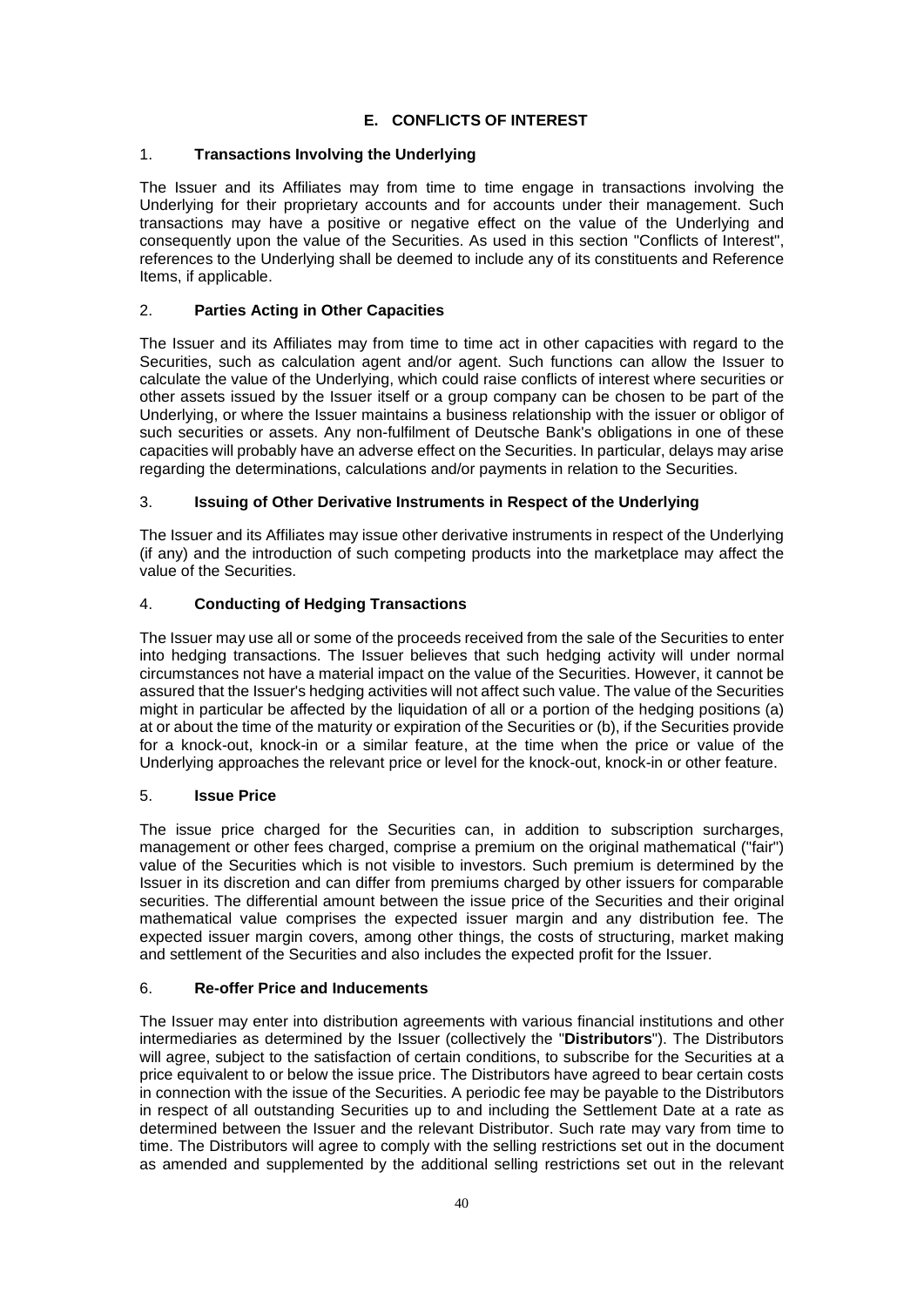## E. CONFLICTS OF INTEREST

### 1. Transactions Involving the Underlying

The Issuer and its Affiliates may from time to time engage in transactions involving the Underlying for their proprietary accounts and for accounts under their management. Such transactions may have a positive or negative effect on the value of the Underlying and consequently upon the value of the Securities. As used in this section "Conflicts of Interest", references to the Underlying shall be deemed to include any of its constituents and Reference Items, if applicable.

### 2. Parties Acting in Other Capacities

The Issuer and its Affiliates may from time to time act in other capacities with regard to the Securities, such as calculation agent and/or agent. Such functions can allow the Issuer to calculate the value of the Underlying, which could raise conflicts of interest where securities or other assets issued by the Issuer itself or a group company can be chosen to be part of the Underlying, or where the Issuer maintains a business relationship with the issuer or obligor of such securities or assets. Any non-fulfilment of Deutsche Bank's obligations in one of these capacities will probably have an adverse effect on the Securities. In particular, delays may arise regarding the determinations, calculations and/or payments in relation to the Securities.

### 3. Issuing of Other Derivative Instruments in Respect of the Underlying

The Issuer and its Affiliates may issue other derivative instruments in respect of the Underlying (if any) and the introduction of such competing products into the marketplace may affect the value of the Securities.

### 4. Conducting of Hedging Transactions

The Issuer may use all or some of the proceeds received from the sale of the Securities to enter into hedging transactions. The Issuer believes that such hedging activity will under normal circumstances not have a material impact on the value of the Securities. However, it cannot be assured that the Issuer's hedging activities will not affect such value. The value of the Securities might in particular be affected by the liquidation of all or a portion of the hedging positions (a) at or about the time of the maturity or expiration of the Securities or (b), if the Securities provide for a knock-out, knock-in or a similar feature, at the time when the price or value of the Underlying approaches the relevant price or level for the knock-out, knock-in or other feature.

### 5. Issue Price

The issue price charged for the Securities can, in addition to subscription surcharges, management or other fees charged, comprise a premium on the original mathematical ("fair") value of the Securities which is not visible to investors. Such premium is determined by the Issuer in its discretion and can differ from premiums charged by other issuers for comparable securities. The differential amount between the issue price of the Securities and their original mathematical value comprises the expected issuer margin and any distribution fee. The expected issuer margin covers, among other things, the costs of structuring, market making and settlement of the Securities and also includes the expected profit for the Issuer.

### 6. Re-offer Price and Inducements

The Issuer may enter into distribution agreements with various financial institutions and other intermediaries as determined by the Issuer (collectively the "**Distributors**"). The Distributors will agree, subject to the satisfaction of certain conditions, to subscribe for the Securities at a price equivalent to or below the issue price. The Distributors have agreed to bear certain costs in connection with the issue of the Securities. A periodic fee may be payable to the Distributors in respect of all outstanding Securities up to and including the Settlement Date at a rate as determined between the Issuer and the relevant Distributor. Such rate may vary from time to time. The Distributors will agree to comply with the selling restrictions set out in the document as amended and supplemented by the additional selling restrictions set out in the relevant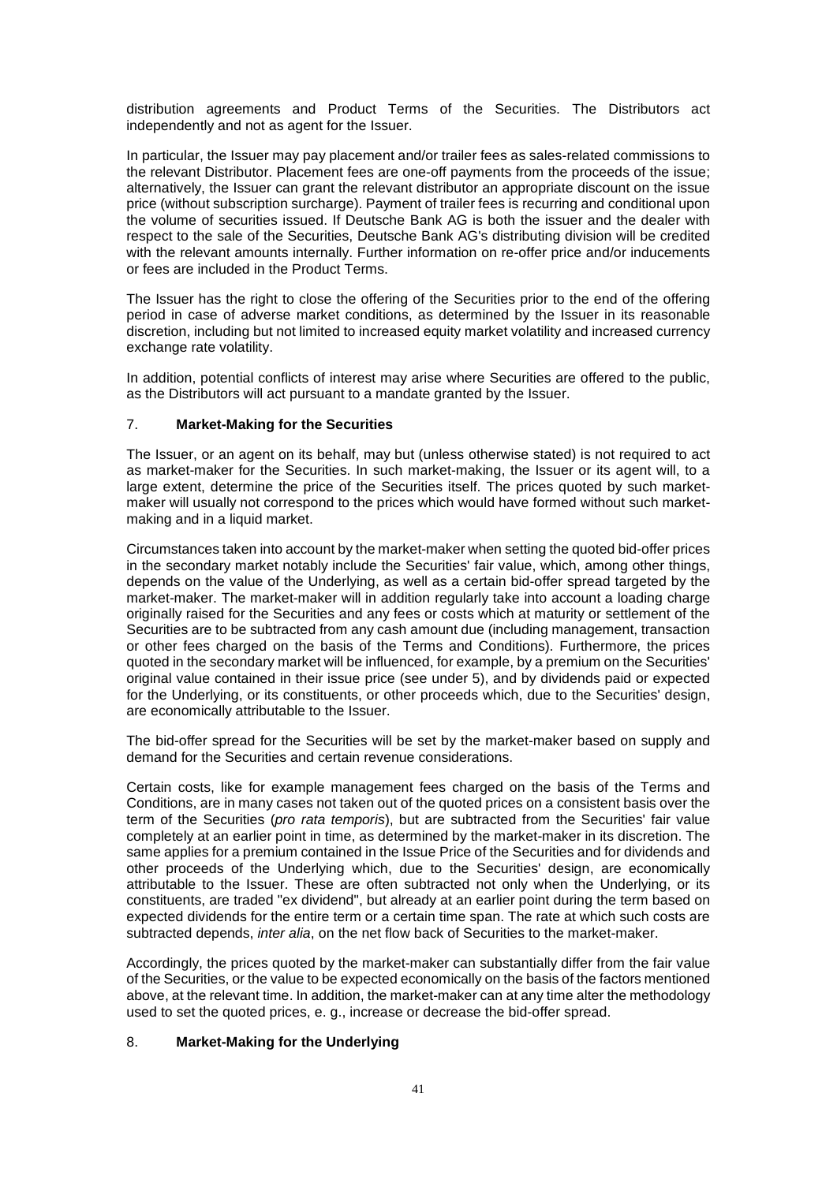distribution agreements and Product Terms of the Securities. The Distributors act independently and not as agent for the Issuer.

In particular, the Issuer may pay placement and/or trailer fees as sales-related commissions to the relevant Distributor. Placement fees are one-off payments from the proceeds of the issue; alternatively, the Issuer can grant the relevant distributor an appropriate discount on the issue price (without subscription surcharge). Payment of trailer fees is recurring and conditional upon the volume of securities issued. If Deutsche Bank AG is both the issuer and the dealer with respect to the sale of the Securities, Deutsche Bank AG's distributing division will be credited with the relevant amounts internally. Further information on re-offer price and/or inducements or fees are included in the Product Terms.

The Issuer has the right to close the offering of the Securities prior to the end of the offering period in case of adverse market conditions, as determined by the Issuer in its reasonable discretion, including but not limited to increased equity market volatility and increased currency exchange rate volatility.

In addition, potential conflicts of interest may arise where Securities are offered to the public, as the Distributors will act pursuant to a mandate granted by the Issuer.

## 7. **Market-Making for the Securities**

The Issuer, or an agent on its behalf, may but (unless otherwise stated) is not required to act as market-maker for the Securities. In such market-making, the Issuer or its agent will, to a large extent, determine the price of the Securities itself. The prices quoted by such market-maker will usually not correspond to the prices which would have formed without such market-making and in a liquid market.

Circumstances taken into account by the market-maker when setting the quoted bid-offer prices in the secondary market notably include the Securities' fair value, which, among other things, depends on the value of the Underlying, as well as a certain bid-offer spread targeted by the market-maker. The market-maker will in addition regularly take into account a loading charge originally raised for the Securities and any fees or costs which at maturity or settlement of the Securities are to be subtracted from any cash amount due (including management, transaction or other fees charged on the basis of the Terms and Conditions). Furthermore, the prices quoted in the secondary market will be influenced, for example, by a premium on the Securities' original value contained in their issue price (see under 5), and by dividends paid or expected for the Underlying, or its constituents, or other proceeds which, due to the Securities' design, are economically attributable to the Issuer.

The bid-offer spread for the Securities will be set by the market-maker based on supply and demand for the Securities and certain revenue considerations.

Certain costs, like for example management fees charged on the basis of the Terms and Conditions, are in many cases not taken out of the quoted prices on a consistent basis over the term of the Securities (*pro rata temporis*), but are subtracted from the Securities' fair value completely at an earlier point in time, as determined by the market-maker in its discretion. The same applies for a premium contained in the Issue Price of the Securities and for dividends and other proceeds of the Underlying which, due to the Securities' design, are economically attributable to the Issuer. These are often subtracted not only when the Underlying, or its constituents, are traded "ex dividend", but already at an earlier point during the term based on expected dividends for the entire term or a certain time span. The rate at which such costs are subtracted depends, *inter alia*, on the net flow back of Securities to the market-maker.

Accordingly, the prices quoted by the market-maker can substantially differ from the fair value of the Securities, or the value to be expected economically on the basis of the factors mentioned above, at the relevant time. In addition, the market-maker can at any time alter the methodology used to set the quoted prices, e. g., increase or decrease the bid-offer spread.

## 8. **Market-Making for the Underlying**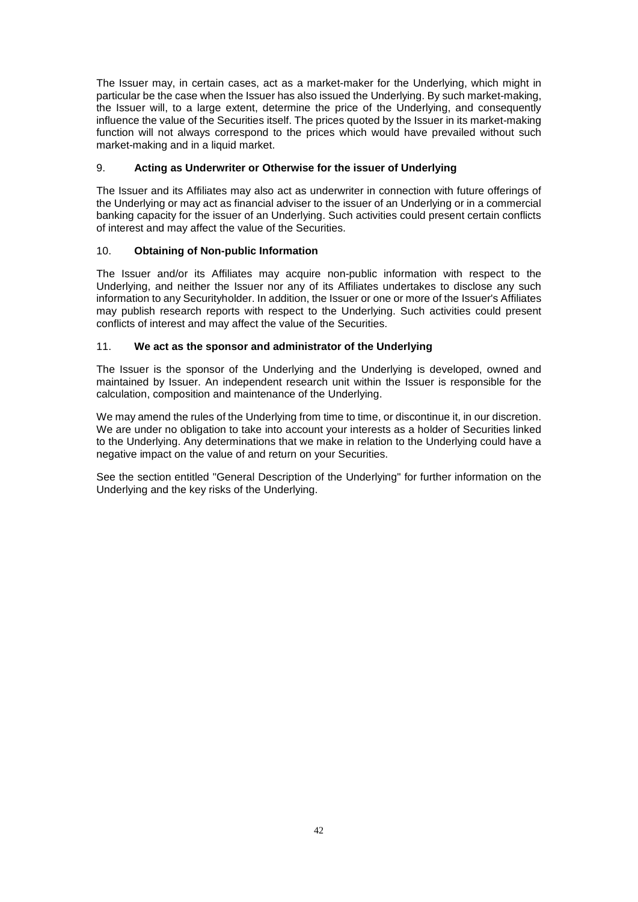The Issuer may, in certain cases, act as a market-maker for the Underlying, which might in particular be the case when the Issuer has also issued the Underlying. By such market-making, the Issuer will, to a large extent, determine the price of the Underlying, and consequently influence the value of the Securities itself. The prices quoted by the Issuer in its market-making function will not always correspond to the prices which would have prevailed without such market-making and in a liquid market.

## 9. **Acting as Underwriter or Otherwise for the issuer of Underlying**

The Issuer and its Affiliates may also act as underwriter in connection with future offerings of the Underlying or may act as financial adviser to the issuer of an Underlying or in a commercial banking capacity for the issuer of an Underlying. Such activities could present certain conflicts of interest and may affect the value of the Securities.

## 10. **Obtaining of Non-public Information**

The Issuer and/or its Affiliates may acquire non-public information with respect to the Underlying, and neither the Issuer nor any of its Affiliates undertakes to disclose any such information to any Securityholder. In addition, the Issuer or one or more of the Issuer's Affiliates may publish research reports with respect to the Underlying. Such activities could present conflicts of interest and may affect the value of the Securities.

## 11. **We act as the sponsor and administrator of the Underlying**

The Issuer is the sponsor of the Underlying and the Underlying is developed, owned and maintained by Issuer. An independent research unit within the Issuer is responsible for the calculation, composition and maintenance of the Underlying.

We may amend the rules of the Underlying from time to time, or discontinue it, in our discretion. We are under no obligation to take into account your interests as a holder of Securities linked to the Underlying. Any determinations that we make in relation to the Underlying could have a negative impact on the value of and return on your Securities.

See the section entitled "General Description of the Underlying" for further information on the Underlying and the key risks of the Underlying.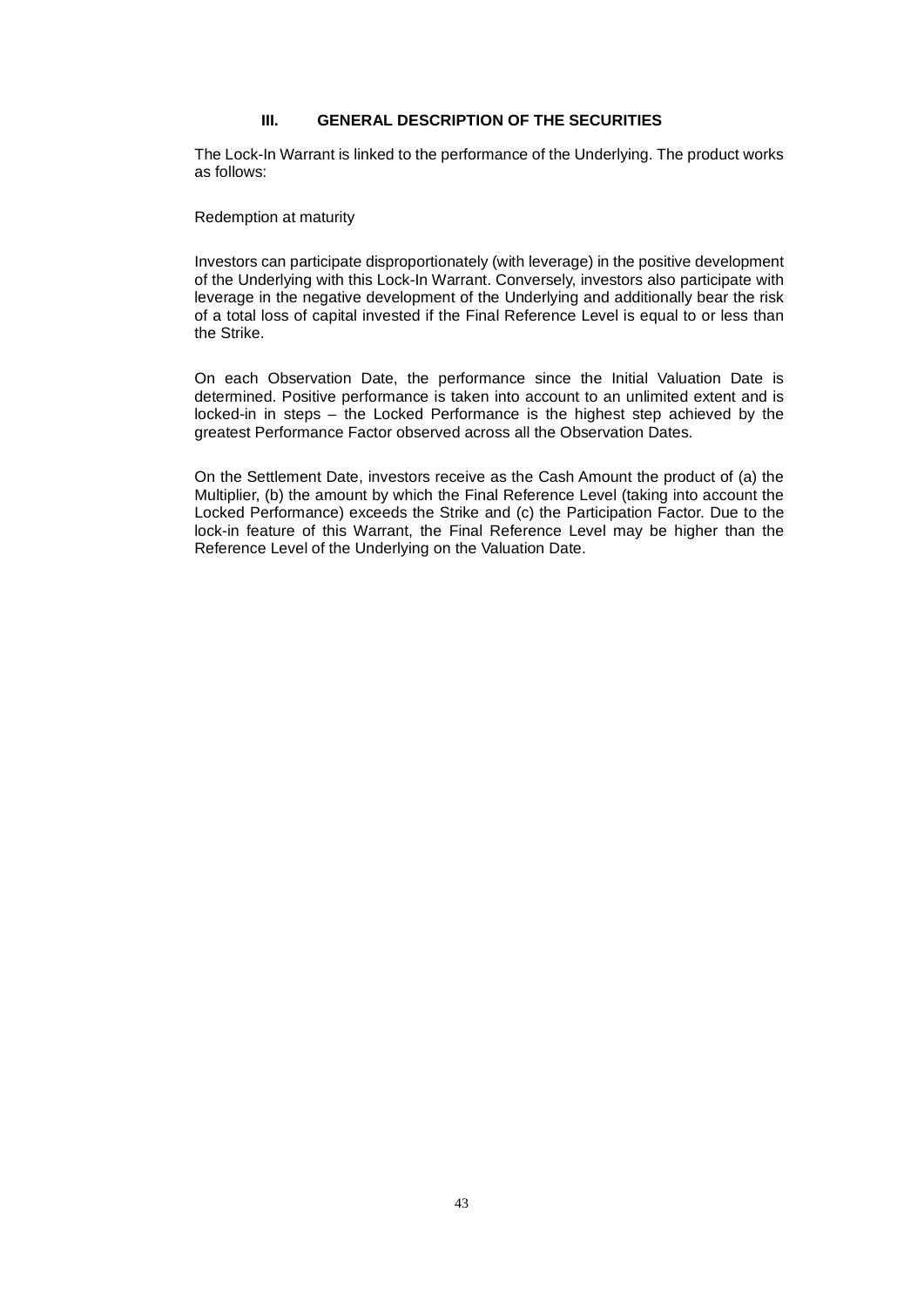## III. GENERAL DESCRIPTION OF THE SECURITIES

The Lock-In Warrant is linked to the performance of the Underlying. The product works as follows:

Redemption at maturity

Investors can participate disproportionately (with leverage) in the positive development of the Underlying with this Lock-In Warrant. Conversely, investors also participate with leverage in the negative development of the Underlying and additionally bear the risk of a total loss of capital invested if the Final Reference Level is equal to or less than the Strike.

On each Observation Date, the performance since the Initial Valuation Date is determined. Positive performance is taken into account to an unlimited extent and is locked-in in steps – the Locked Performance is the highest step achieved by the greatest Performance Factor observed across all the Observation Dates.

On the Settlement Date, investors receive as the Cash Amount the product of (a) the Multiplier, (b) the amount by which the Final Reference Level (taking into account the Locked Performance) exceeds the Strike and (c) the Participation Factor. Due to the lock-in feature of this Warrant, the Final Reference Level may be higher than the Reference Level of the Underlying on the Valuation Date.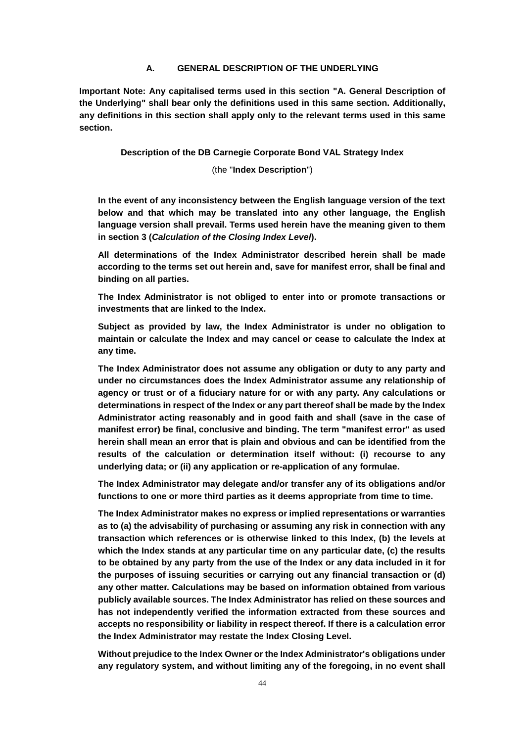## A. GENERAL DESCRIPTION OF THE UNDERLYING

**Important Note: Any capitalised terms used in this section "A. General Description of the Underlying" shall bear only the definitions used in this same section. Additionally, any definitions in this section shall apply only to the relevant terms used in this same section.**

**Description of the DB Carnegie Corporate Bond VAL Strategy Index**

(the "**Index Description**")

**In the event of any inconsistency between the English language version of the text below and that which may be translated into any other language, the English language version shall prevail. Terms used herein have the meaning given to them in section 3 (*Calculation of the Closing Index Level*).**

**All determinations of the Index Administrator described herein shall be made according to the terms set out herein and, save for manifest error, shall be final and binding on all parties.**

**The Index Administrator is not obliged to enter into or promote transactions or investments that are linked to the Index.**

**Subject as provided by law, the Index Administrator is under no obligation to maintain or calculate the Index and may cancel or cease to calculate the Index at any time.**

**The Index Administrator does not assume any obligation or duty to any party and under no circumstances does the Index Administrator assume any relationship of agency or trust or of a fiduciary nature for or with any party. Any calculations or determinations in respect of the Index or any part thereof shall be made by the Index Administrator acting reasonably and in good faith and shall (save in the case of manifest error) be final, conclusive and binding. The term "manifest error" as used herein shall mean an error that is plain and obvious and can be identified from the results of the calculation or determination itself without: (i) recourse to any underlying data; or (ii) any application or re-application of any formulae.**

**The Index Administrator may delegate and/or transfer any of its obligations and/or functions to one or more third parties as it deems appropriate from time to time.**

**The Index Administrator makes no express or implied representations or warranties as to (a) the advisability of purchasing or assuming any risk in connection with any transaction which references or is otherwise linked to this Index, (b) the levels at which the Index stands at any particular time on any particular date, (c) the results to be obtained by any party from the use of the Index or any data included in it for the purposes of issuing securities or carrying out any financial transaction or (d) any other matter. Calculations may be based on information obtained from various publicly available sources. The Index Administrator has relied on these sources and has not independently verified the information extracted from these sources and accepts no responsibility or liability in respect thereof. If there is a calculation error the Index Administrator may restate the Index Closing Level.**

**Without prejudice to the Index Owner or the Index Administrator's obligations under any regulatory system, and without limiting any of the foregoing, in no event shall**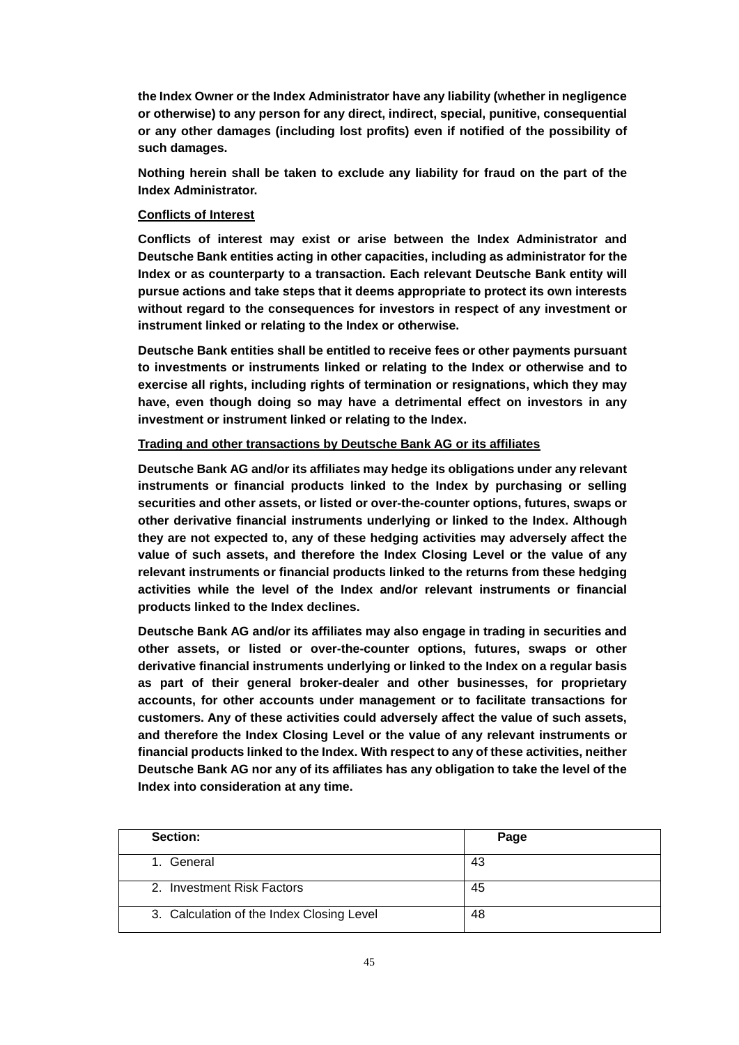**the Index Owner or the Index Administrator have any liability (whether in negligence or otherwise) to any person for any direct, indirect, special, punitive, consequential or any other damages (including lost profits) even if notified of the possibility of such damages.**

**Nothing herein shall be taken to exclude any liability for fraud on the part of the Index Administrator.**

**Conflicts of Interest**

**Conflicts of interest may exist or arise between the Index Administrator and Deutsche Bank entities acting in other capacities, including as administrator for the Index or as counterparty to a transaction. Each relevant Deutsche Bank entity will pursue actions and take steps that it deems appropriate to protect its own interests without regard to the consequences for investors in respect of any investment or instrument linked or relating to the Index or otherwise.**

**Deutsche Bank entities shall be entitled to receive fees or other payments pursuant to investments or instruments linked or relating to the Index or otherwise and to exercise all rights, including rights of termination or resignations, which they may have, even though doing so may have a detrimental effect on investors in any investment or instrument linked or relating to the Index.**

**Trading and other transactions by Deutsche Bank AG or its affiliates**

**Deutsche Bank AG and/or its affiliates may hedge its obligations under any relevant instruments or financial products linked to the Index by purchasing or selling securities and other assets, or listed or over-the-counter options, futures, swaps or other derivative financial instruments underlying or linked to the Index. Although they are not expected to, any of these hedging activities may adversely affect the value of such assets, and therefore the Index Closing Level or the value of any relevant instruments or financial products linked to the returns from these hedging activities while the level of the Index and/or relevant instruments or financial products linked to the Index declines.**

**Deutsche Bank AG and/or its affiliates may also engage in trading in securities and other assets, or listed or over-the-counter options, futures, swaps or other derivative financial instruments underlying or linked to the Index on a regular basis as part of their general broker-dealer and other businesses, for proprietary accounts, for other accounts under management or to facilitate transactions for customers. Any of these activities could adversely affect the value of such assets, and therefore the Index Closing Level or the value of any relevant instruments or financial products linked to the Index. With respect to any of these activities, neither Deutsche Bank AG nor any of its affiliates has any obligation to take the level of the Index into consideration at any time.**

| Section: | Page |
|---|---|
| 1. General | 43 |
| 2. Investment Risk Factors | 45 |
| 3. Calculation of the Index Closing Level | 48 |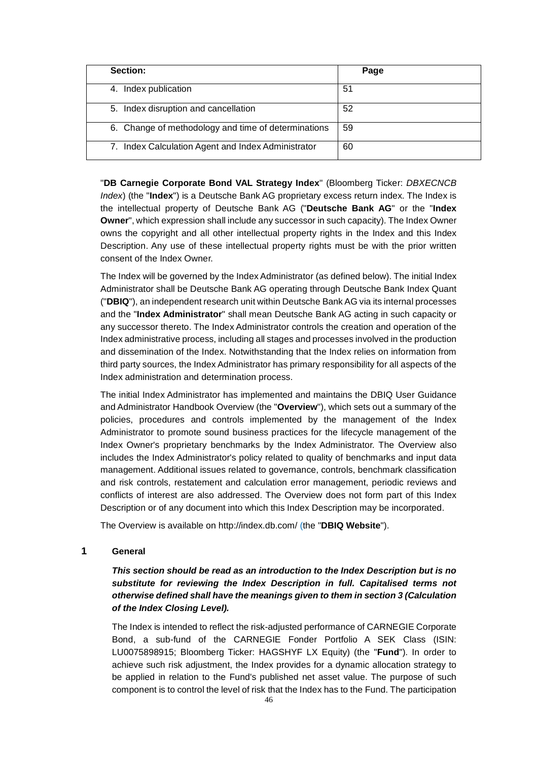| Section: | Page |
|---|---|
| 4. Index publication | 51 |
| 5. Index disruption and cancellation | 52 |
| 6. Change of methodology and time of determinations | 59 |
| 7. Index Calculation Agent and Index Administrator | 60 |

"**DB Carnegie Corporate Bond VAL Strategy Index**" (Bloomberg Ticker: *DBXECNCB Index*) (the "**Index**") is a Deutsche Bank AG proprietary excess return index. The Index is the intellectual property of Deutsche Bank AG ("**Deutsche Bank AG**" or the "**Index Owner**", which expression shall include any successor in such capacity). The Index Owner owns the copyright and all other intellectual property rights in the Index and this Index Description. Any use of these intellectual property rights must be with the prior written consent of the Index Owner.

The Index will be governed by the Index Administrator (as defined below). The initial Index Administrator shall be Deutsche Bank AG operating through Deutsche Bank Index Quant ("**DBIQ**"), an independent research unit within Deutsche Bank AG via its internal processes and the "**Index Administrator**" shall mean Deutsche Bank AG acting in such capacity or any successor thereto. The Index Administrator controls the creation and operation of the Index administrative process, including all stages and processes involved in the production and dissemination of the Index. Notwithstanding that the Index relies on information from third party sources, the Index Administrator has primary responsibility for all aspects of the Index administration and determination process.

The initial Index Administrator has implemented and maintains the DBIQ User Guidance and Administrator Handbook Overview (the "**Overview**"), which sets out a summary of the policies, procedures and controls implemented by the management of the Index Administrator to promote sound business practices for the lifecycle management of the Index Owner's proprietary benchmarks by the Index Administrator. The Overview also includes the Index Administrator's policy related to quality of benchmarks and input data management. Additional issues related to governance, controls, benchmark classification and risk controls, restatement and calculation error management, periodic reviews and conflicts of interest are also addressed. The Overview does not form part of this Index Description or of any document into which this Index Description may be incorporated.

The Overview is available on http://index.db.com/ (the "**DBIQ Website**").

## 1 General

***This section should be read as an introduction to the Index Description but is no substitute for reviewing the Index Description in full. Capitalised terms not otherwise defined shall have the meanings given to them in section 3 (Calculation of the Index Closing Level).***

The Index is intended to reflect the risk-adjusted performance of CARNEGIE Corporate Bond, a sub-fund of the CARNEGIE Fonder Portfolio A SEK Class (ISIN: LU0075898915; Bloomberg Ticker: HAGSHYF LX Equity) (the "**Fund**"). In order to achieve such risk adjustment, the Index provides for a dynamic allocation strategy to be applied in relation to the Fund's published net asset value. The purpose of such component is to control the level of risk that the Index has to the Fund. The participation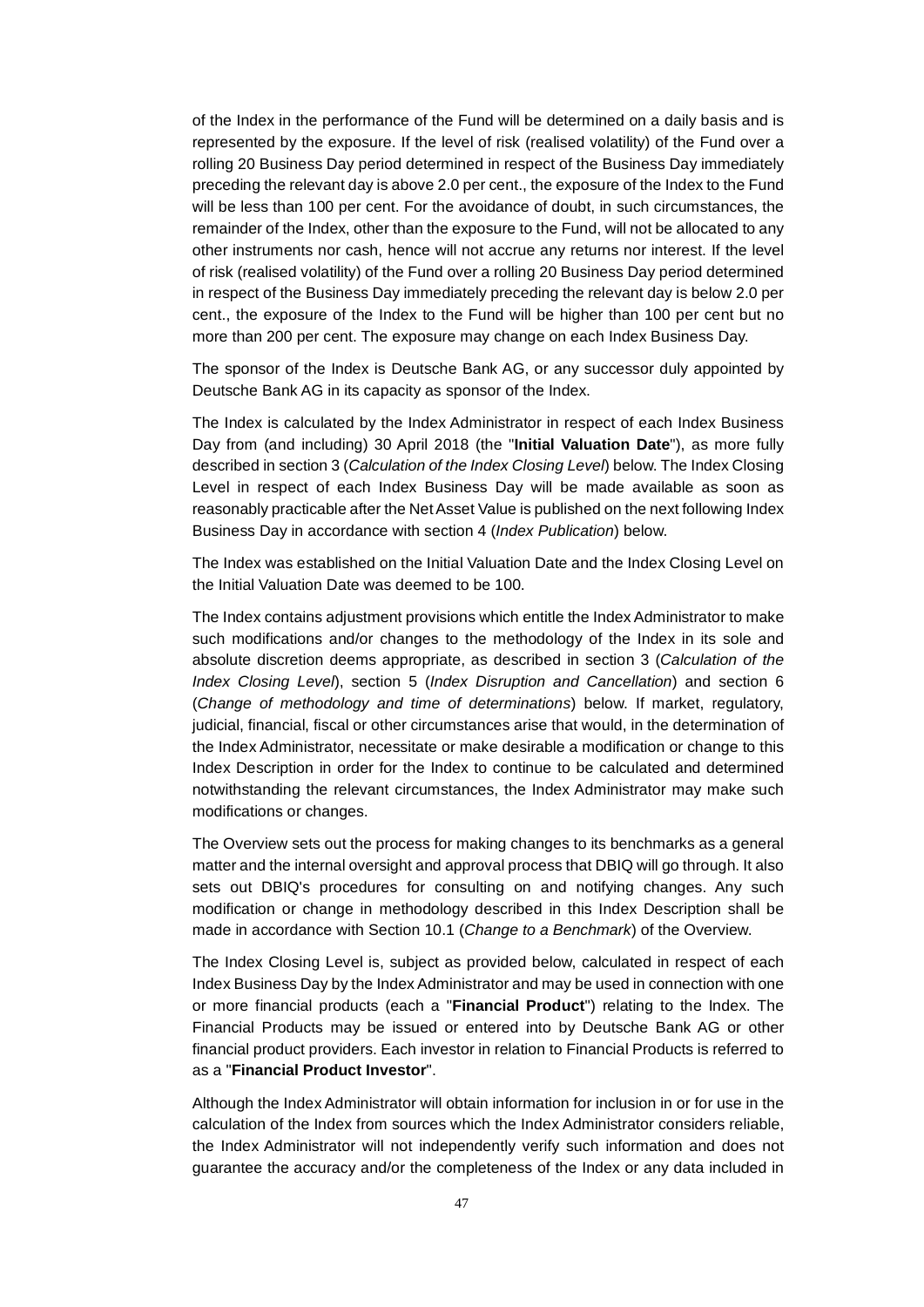of the Index in the performance of the Fund will be determined on a daily basis and is represented by the exposure. If the level of risk (realised volatility) of the Fund over a rolling 20 Business Day period determined in respect of the Business Day immediately preceding the relevant day is above 2.0 per cent., the exposure of the Index to the Fund will be less than 100 per cent. For the avoidance of doubt, in such circumstances, the remainder of the Index, other than the exposure to the Fund, will not be allocated to any other instruments nor cash, hence will not accrue any returns nor interest. If the level of risk (realised volatility) of the Fund over a rolling 20 Business Day period determined in respect of the Business Day immediately preceding the relevant day is below 2.0 per cent., the exposure of the Index to the Fund will be higher than 100 per cent but no more than 200 per cent. The exposure may change on each Index Business Day.

The sponsor of the Index is Deutsche Bank AG, or any successor duly appointed by Deutsche Bank AG in its capacity as sponsor of the Index.

The Index is calculated by the Index Administrator in respect of each Index Business Day from (and including) 30 April 2018 (the "**Initial Valuation Date**"), as more fully described in section 3 (*Calculation of the Index Closing Level*) below. The Index Closing Level in respect of each Index Business Day will be made available as soon as reasonably practicable after the Net Asset Value is published on the next following Index Business Day in accordance with section 4 (*Index Publication*) below.

The Index was established on the Initial Valuation Date and the Index Closing Level on the Initial Valuation Date was deemed to be 100.

The Index contains adjustment provisions which entitle the Index Administrator to make such modifications and/or changes to the methodology of the Index in its sole and absolute discretion deems appropriate, as described in section 3 (*Calculation of the Index Closing Level*), section 5 (*Index Disruption and Cancellation*) and section 6 (*Change of methodology and time of determinations*) below. If market, regulatory, judicial, financial, fiscal or other circumstances arise that would, in the determination of the Index Administrator, necessitate or make desirable a modification or change to this Index Description in order for the Index to continue to be calculated and determined notwithstanding the relevant circumstances, the Index Administrator may make such modifications or changes.

The Overview sets out the process for making changes to its benchmarks as a general matter and the internal oversight and approval process that DBIQ will go through. It also sets out DBIQ's procedures for consulting on and notifying changes. Any such modification or change in methodology described in this Index Description shall be made in accordance with Section 10.1 (*Change to a Benchmark*) of the Overview.

The Index Closing Level is, subject as provided below, calculated in respect of each Index Business Day by the Index Administrator and may be used in connection with one or more financial products (each a "**Financial Product**") relating to the Index. The Financial Products may be issued or entered into by Deutsche Bank AG or other financial product providers. Each investor in relation to Financial Products is referred to as a "**Financial Product Investor**".

Although the Index Administrator will obtain information for inclusion in or for use in the calculation of the Index from sources which the Index Administrator considers reliable, the Index Administrator will not independently verify such information and does not guarantee the accuracy and/or the completeness of the Index or any data included in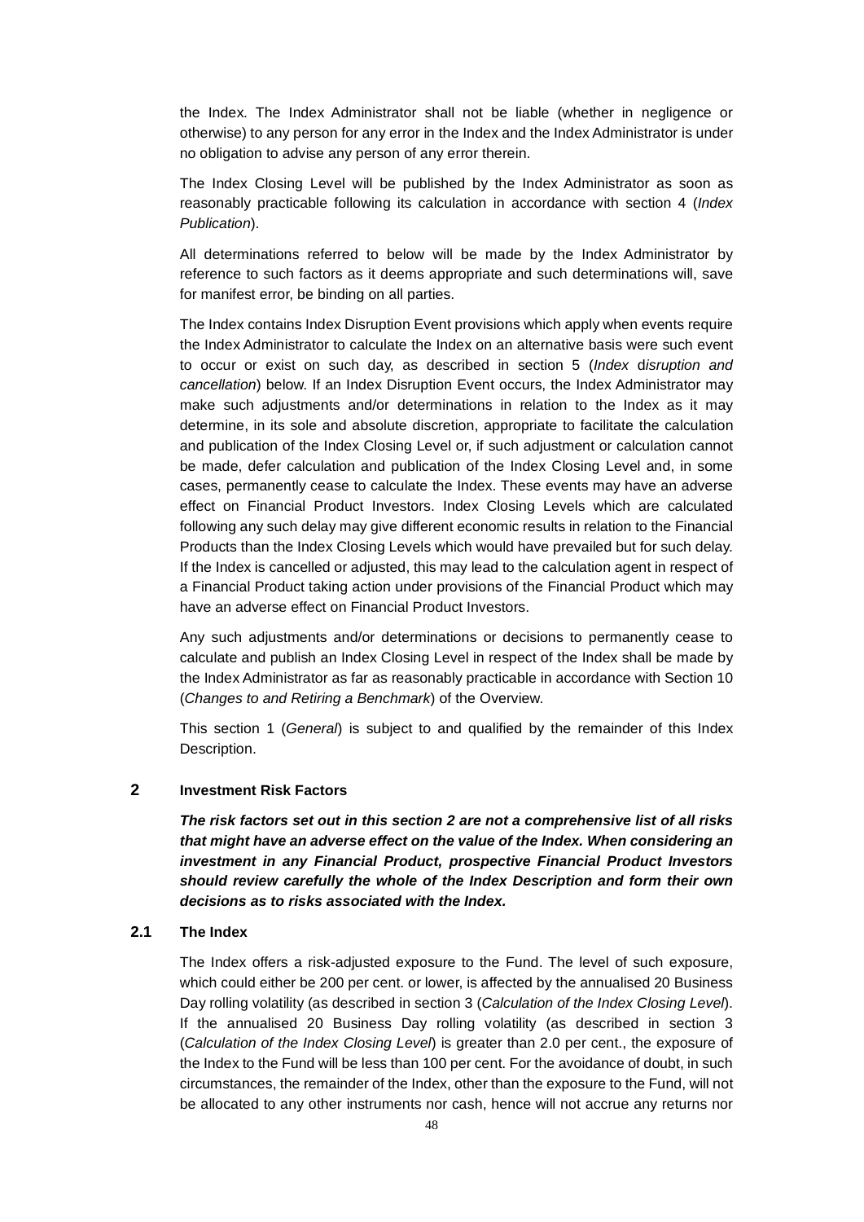the Index. The Index Administrator shall not be liable (whether in negligence or otherwise) to any person for any error in the Index and the Index Administrator is under no obligation to advise any person of any error therein.

The Index Closing Level will be published by the Index Administrator as soon as reasonably practicable following its calculation in accordance with section 4 (*Index Publication*).

All determinations referred to below will be made by the Index Administrator by reference to such factors as it deems appropriate and such determinations will, save for manifest error, be binding on all parties.

The Index contains Index Disruption Event provisions which apply when events require the Index Administrator to calculate the Index on an alternative basis were such event to occur or exist on such day, as described in section 5 (*Index disruption and cancellation*) below. If an Index Disruption Event occurs, the Index Administrator may make such adjustments and/or determinations in relation to the Index as it may determine, in its sole and absolute discretion, appropriate to facilitate the calculation and publication of the Index Closing Level or, if such adjustment or calculation cannot be made, defer calculation and publication of the Index Closing Level and, in some cases, permanently cease to calculate the Index. These events may have an adverse effect on Financial Product Investors. Index Closing Levels which are calculated following any such delay may give different economic results in relation to the Financial Products than the Index Closing Levels which would have prevailed but for such delay. If the Index is cancelled or adjusted, this may lead to the calculation agent in respect of a Financial Product taking action under provisions of the Financial Product which may have an adverse effect on Financial Product Investors.

Any such adjustments and/or determinations or decisions to permanently cease to calculate and publish an Index Closing Level in respect of the Index shall be made by the Index Administrator as far as reasonably practicable in accordance with Section 10 (*Changes to and Retiring a Benchmark*) of the Overview.

This section 1 (*General*) is subject to and qualified by the remainder of this Index Description.

## 2 Investment Risk Factors

***The risk factors set out in this section 2 are not a comprehensive list of all risks that might have an adverse effect on the value of the Index. When considering an investment in any Financial Product, prospective Financial Product Investors should review carefully the whole of the Index Description and form their own decisions as to risks associated with the Index.***

### 2.1 The Index

The Index offers a risk-adjusted exposure to the Fund. The level of such exposure, which could either be 200 per cent. or lower, is affected by the annualised 20 Business Day rolling volatility (as described in section 3 (*Calculation of the Index Closing Level*). If the annualised 20 Business Day rolling volatility (as described in section 3 (*Calculation of the Index Closing Level*) is greater than 2.0 per cent., the exposure of the Index to the Fund will be less than 100 per cent. For the avoidance of doubt, in such circumstances, the remainder of the Index, other than the exposure to the Fund, will not be allocated to any other instruments nor cash, hence will not accrue any returns nor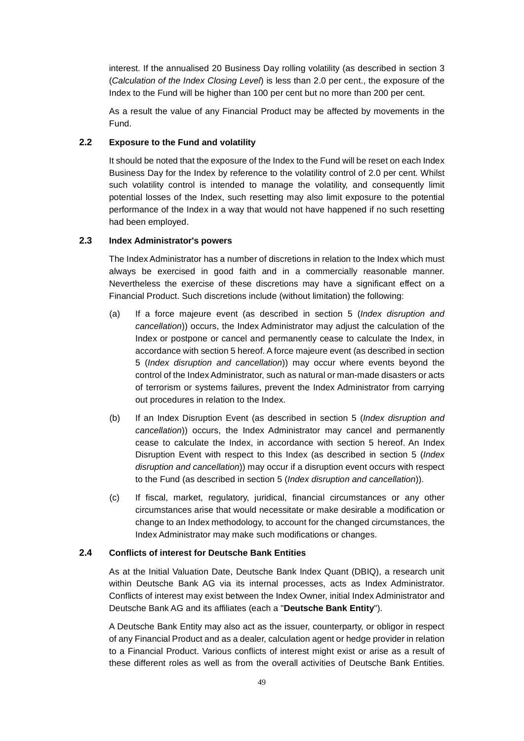interest. If the annualised 20 Business Day rolling volatility (as described in section 3 (*Calculation of the Index Closing Level*) is less than 2.0 per cent., the exposure of the Index to the Fund will be higher than 100 per cent but no more than 200 per cent.

As a result the value of any Financial Product may be affected by movements in the Fund.

### 2.2 Exposure to the Fund and volatility

It should be noted that the exposure of the Index to the Fund will be reset on each Index Business Day for the Index by reference to the volatility control of 2.0 per cent. Whilst such volatility control is intended to manage the volatility, and consequently limit potential losses of the Index, such resetting may also limit exposure to the potential performance of the Index in a way that would not have happened if no such resetting had been employed.

### 2.3 Index Administrator's powers

The Index Administrator has a number of discretions in relation to the Index which must always be exercised in good faith and in a commercially reasonable manner. Nevertheless the exercise of these discretions may have a significant effect on a Financial Product. Such discretions include (without limitation) the following:

(a) If a force majeure event (as described in section 5 (*Index disruption and cancellation*)) occurs, the Index Administrator may adjust the calculation of the Index or postpone or cancel and permanently cease to calculate the Index, in accordance with section 5 hereof. A force majeure event (as described in section 5 (*Index disruption and cancellation*)) may occur where events beyond the control of the Index Administrator, such as natural or man-made disasters or acts of terrorism or systems failures, prevent the Index Administrator from carrying out procedures in relation to the Index.

(b) If an Index Disruption Event (as described in section 5 (*Index disruption and cancellation*)) occurs, the Index Administrator may cancel and permanently cease to calculate the Index, in accordance with section 5 hereof. An Index Disruption Event with respect to this Index (as described in section 5 (*Index disruption and cancellation*)) may occur if a disruption event occurs with respect to the Fund (as described in section 5 (*Index disruption and cancellation*)).

(c) If fiscal, market, regulatory, juridical, financial circumstances or any other circumstances arise that would necessitate or make desirable a modification or change to an Index methodology, to account for the changed circumstances, the Index Administrator may make such modifications or changes.

### 2.4 Conflicts of interest for Deutsche Bank Entities

As at the Initial Valuation Date, Deutsche Bank Index Quant (DBIQ), a research unit within Deutsche Bank AG via its internal processes, acts as Index Administrator. Conflicts of interest may exist between the Index Owner, initial Index Administrator and Deutsche Bank AG and its affiliates (each a "**Deutsche Bank Entity**").

A Deutsche Bank Entity may also act as the issuer, counterparty, or obligor in respect of any Financial Product and as a dealer, calculation agent or hedge provider in relation to a Financial Product. Various conflicts of interest might exist or arise as a result of these different roles as well as from the overall activities of Deutsche Bank Entities.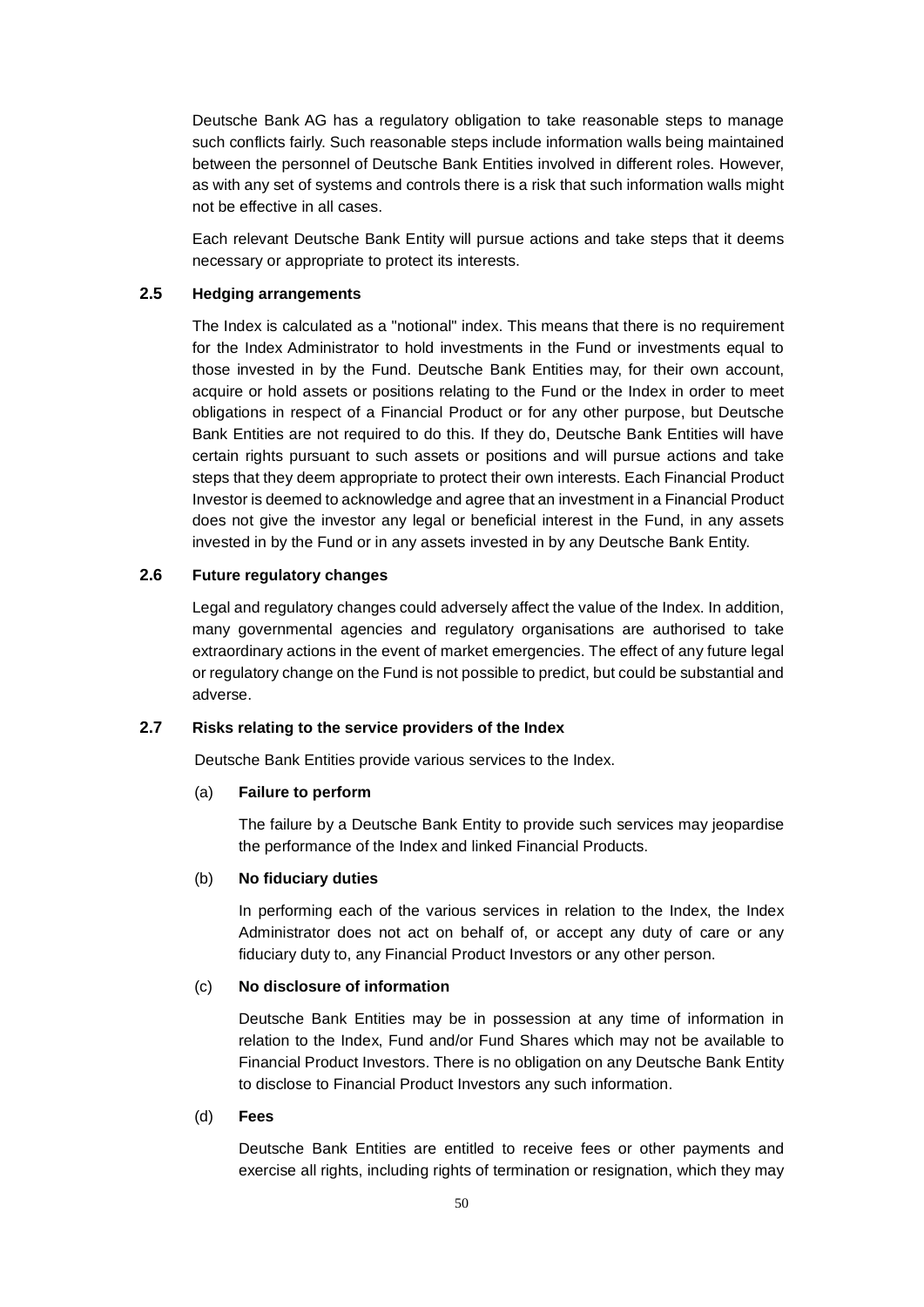Deutsche Bank AG has a regulatory obligation to take reasonable steps to manage such conflicts fairly. Such reasonable steps include information walls being maintained between the personnel of Deutsche Bank Entities involved in different roles. However, as with any set of systems and controls there is a risk that such information walls might not be effective in all cases.

Each relevant Deutsche Bank Entity will pursue actions and take steps that it deems necessary or appropriate to protect its interests.

### 2.5 Hedging arrangements

The Index is calculated as a "notional" index. This means that there is no requirement for the Index Administrator to hold investments in the Fund or investments equal to those invested in by the Fund. Deutsche Bank Entities may, for their own account, acquire or hold assets or positions relating to the Fund or the Index in order to meet obligations in respect of a Financial Product or for any other purpose, but Deutsche Bank Entities are not required to do this. If they do, Deutsche Bank Entities will have certain rights pursuant to such assets or positions and will pursue actions and take steps that they deem appropriate to protect their own interests. Each Financial Product Investor is deemed to acknowledge and agree that an investment in a Financial Product does not give the investor any legal or beneficial interest in the Fund, in any assets invested in by the Fund or in any assets invested in by any Deutsche Bank Entity.

### 2.6 Future regulatory changes

Legal and regulatory changes could adversely affect the value of the Index. In addition, many governmental agencies and regulatory organisations are authorised to take extraordinary actions in the event of market emergencies. The effect of any future legal or regulatory change on the Fund is not possible to predict, but could be substantial and adverse.

### 2.7 Risks relating to the service providers of the Index

Deutsche Bank Entities provide various services to the Index.

(a) **Failure to perform**

The failure by a Deutsche Bank Entity to provide such services may jeopardise the performance of the Index and linked Financial Products.

(b) **No fiduciary duties**

In performing each of the various services in relation to the Index, the Index Administrator does not act on behalf of, or accept any duty of care or any fiduciary duty to, any Financial Product Investors or any other person.

(c) **No disclosure of information**

Deutsche Bank Entities may be in possession at any time of information in relation to the Index, Fund and/or Fund Shares which may not be available to Financial Product Investors. There is no obligation on any Deutsche Bank Entity to disclose to Financial Product Investors any such information.

(d) **Fees**

Deutsche Bank Entities are entitled to receive fees or other payments and exercise all rights, including rights of termination or resignation, which they may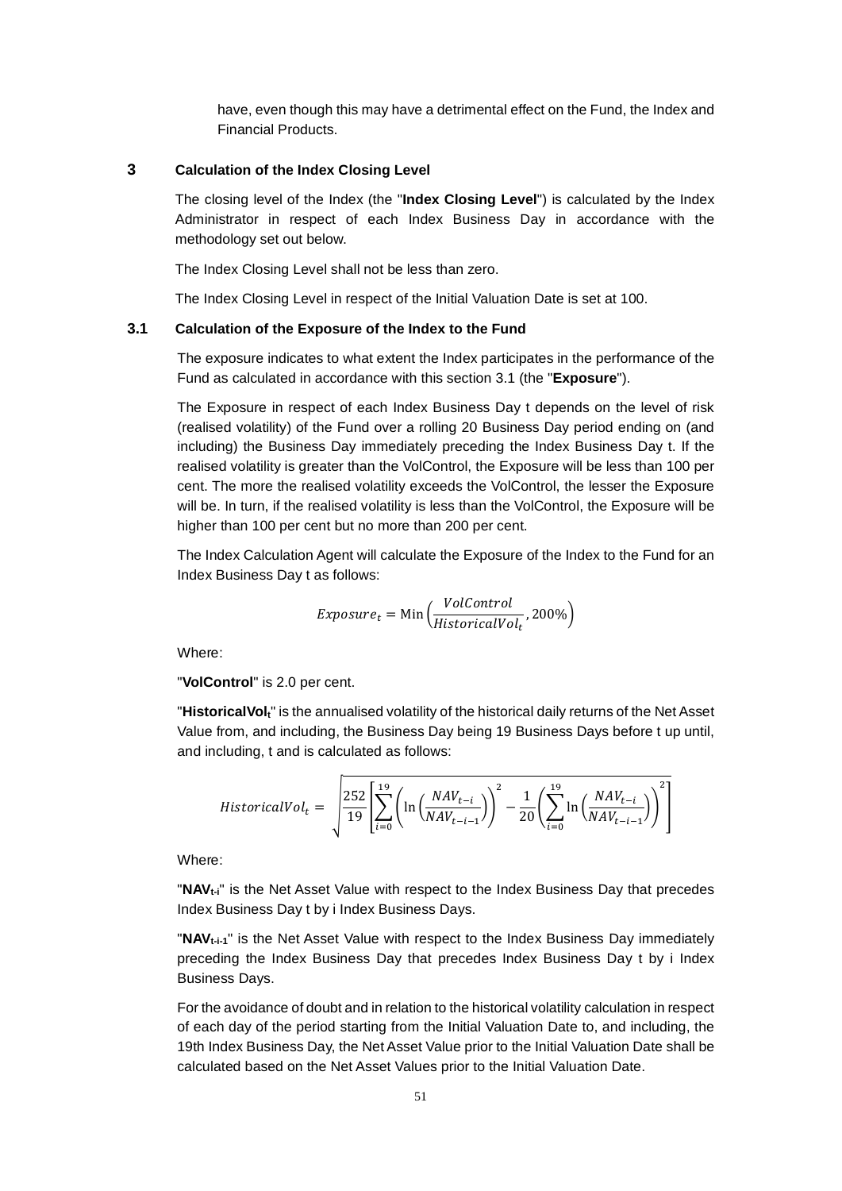have, even though this may have a detrimental effect on the Fund, the Index and Financial Products.

## 3 Calculation of the Index Closing Level

The closing level of the Index (the "**Index Closing Level**") is calculated by the Index Administrator in respect of each Index Business Day in accordance with the methodology set out below.

The Index Closing Level shall not be less than zero.

The Index Closing Level in respect of the Initial Valuation Date is set at 100.

### 3.1 Calculation of the Exposure of the Index to the Fund

The exposure indicates to what extent the Index participates in the performance of the Fund as calculated in accordance with this section 3.1 (the "**Exposure**").

The Exposure in respect of each Index Business Day t depends on the level of risk (realised volatility) of the Fund over a rolling 20 Business Day period ending on (and including) the Business Day immediately preceding the Index Business Day t. If the realised volatility is greater than the VolControl, the Exposure will be less than 100 per cent. The more the realised volatility exceeds the VolControl, the lesser the Exposure will be. In turn, if the realised volatility is less than the VolControl, the Exposure will be higher than 100 per cent but no more than 200 per cent.

The Index Calculation Agent will calculate the Exposure of the Index to the Fund for an Index Business Day t as follows:

$$Exposure_t = \text{Min}\left(\frac{VolControl}{HistoricalVol_t}, 200\%\right)$$

Where:

"**VolControl**" is 2.0 per cent.

"**HistoricalVol$_t$**" is the annualised volatility of the historical daily returns of the Net Asset Value from, and including, the Business Day being 19 Business Days before t up until, and including, t and is calculated as follows:

$$HistoricalVol_t = \sqrt{\frac{252}{19}\left[\sum_{i=0}^{19}\left(\ln\left(\frac{NAV_{t-i}}{NAV_{t-i-1}}\right)\right)^2 - \frac{1}{20}\left(\sum_{i=0}^{19}\ln\left(\frac{NAV_{t-i}}{NAV_{t-i-1}}\right)\right)^2\right]}$$

Where:

"**NAV$_{t-i}$**" is the Net Asset Value with respect to the Index Business Day that precedes Index Business Day t by i Index Business Days.

"**NAV$_{t-i-1}$**" is the Net Asset Value with respect to the Index Business Day immediately preceding the Index Business Day that precedes Index Business Day t by i Index Business Days.

For the avoidance of doubt and in relation to the historical volatility calculation in respect of each day of the period starting from the Initial Valuation Date to, and including, the 19th Index Business Day, the Net Asset Value prior to the Initial Valuation Date shall be calculated based on the Net Asset Values prior to the Initial Valuation Date.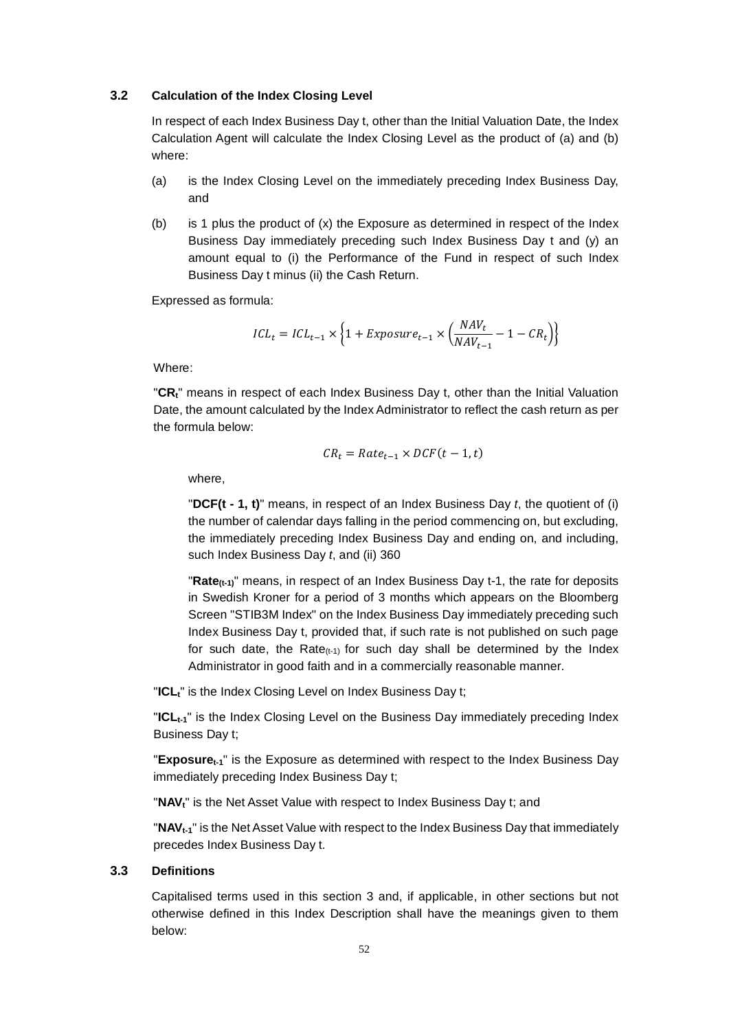### 3.2 Calculation of the Index Closing Level

In respect of each Index Business Day t, other than the Initial Valuation Date, the Index Calculation Agent will calculate the Index Closing Level as the product of (a) and (b) where:

(a) is the Index Closing Level on the immediately preceding Index Business Day, and

(b) is 1 plus the product of (x) the Exposure as determined in respect of the Index Business Day immediately preceding such Index Business Day t and (y) an amount equal to (i) the Performance of the Fund in respect of such Index Business Day t minus (ii) the Cash Return.

Expressed as formula:

$$ICL_t = ICL_{t-1} \times \left\{1 + Exposure_{t-1} \times \left(\frac{NAV_t}{NAV_{t-1}} - 1 - CR_t\right)\right\}$$

Where:

"**$CR_t$**" means in respect of each Index Business Day t, other than the Initial Valuation Date, the amount calculated by the Index Administrator to reflect the cash return as per the formula below:

$$CR_t = Rate_{t-1} \times DCF(t-1, t)$$

where,

"**DCF(t - 1, t)**" means, in respect of an Index Business Day *t*, the quotient of (i) the number of calendar days falling in the period commencing on, but excluding, the immediately preceding Index Business Day and ending on, and including, such Index Business Day *t*, and (ii) 360

"**$Rate_{(t-1)}$**" means, in respect of an Index Business Day t-1, the rate for deposits in Swedish Kroner for a period of 3 months which appears on the Bloomberg Screen "STIB3M Index" on the Index Business Day immediately preceding such Index Business Day t, provided that, if such rate is not published on such page for such date, the $Rate_{(t-1)}$ for such day shall be determined by the Index Administrator in good faith and in a commercially reasonable manner.

"**$ICL_t$**" is the Index Closing Level on Index Business Day t;

"**$ICL_{t-1}$**" is the Index Closing Level on the Business Day immediately preceding Index Business Day t;

"**$Exposure_{t-1}$**" is the Exposure as determined with respect to the Index Business Day immediately preceding Index Business Day t;

"**$NAV_t$**" is the Net Asset Value with respect to Index Business Day t; and

"**$NAV_{t-1}$**" is the Net Asset Value with respect to the Index Business Day that immediately precedes Index Business Day t.

### 3.3 Definitions

Capitalised terms used in this section 3 and, if applicable, in other sections but not otherwise defined in this Index Description shall have the meanings given to them below: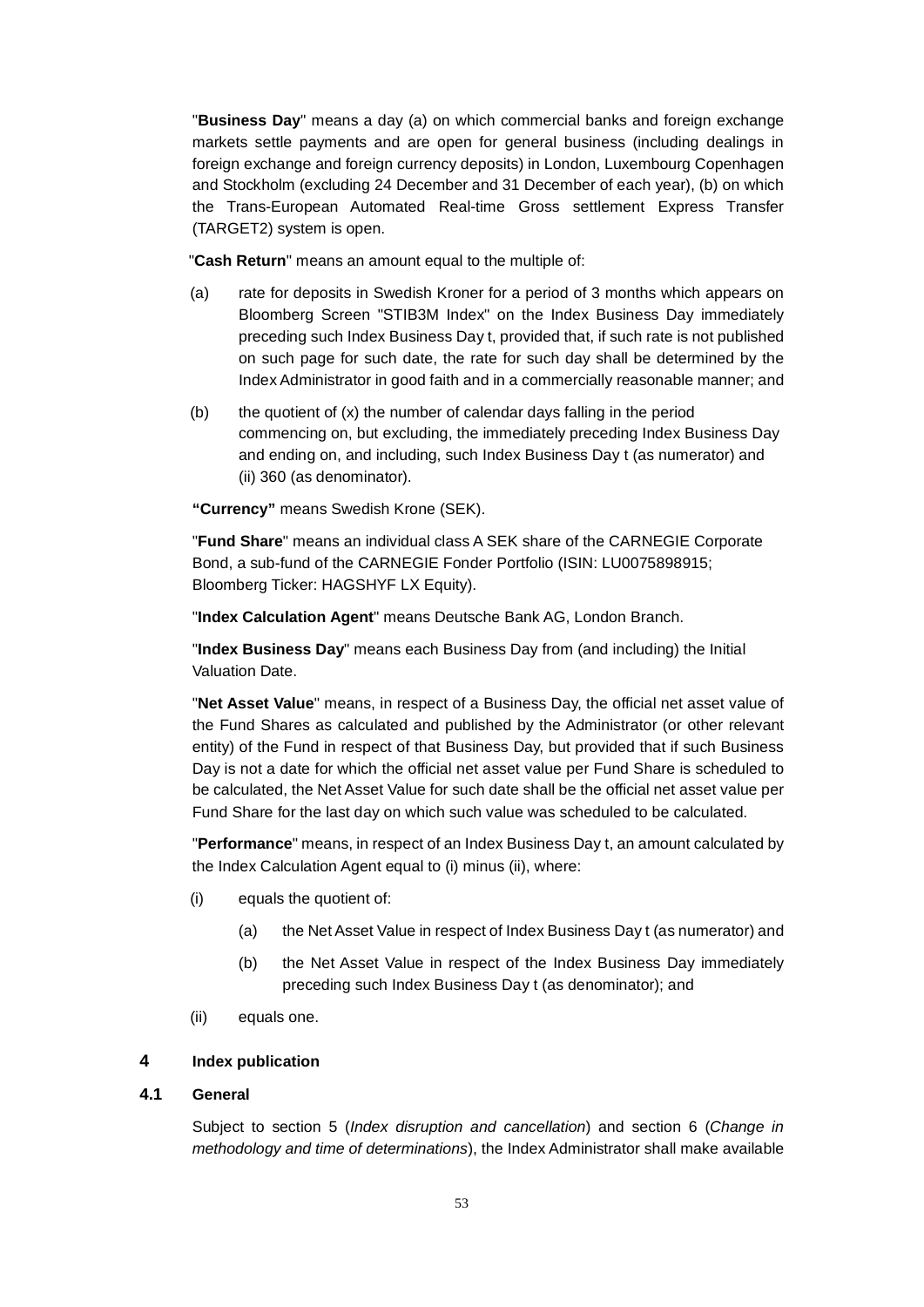"**Business Day**" means a day (a) on which commercial banks and foreign exchange markets settle payments and are open for general business (including dealings in foreign exchange and foreign currency deposits) in London, Luxembourg Copenhagen and Stockholm (excluding 24 December and 31 December of each year), (b) on which the Trans-European Automated Real-time Gross settlement Express Transfer (TARGET2) system is open.

"**Cash Return**" means an amount equal to the multiple of:

(a) rate for deposits in Swedish Kroner for a period of 3 months which appears on Bloomberg Screen "STIB3M Index" on the Index Business Day immediately preceding such Index Business Day t, provided that, if such rate is not published on such page for such date, the rate for such day shall be determined by the Index Administrator in good faith and in a commercially reasonable manner; and

(b) the quotient of (x) the number of calendar days falling in the period commencing on, but excluding, the immediately preceding Index Business Day and ending on, and including, such Index Business Day t (as numerator) and (ii) 360 (as denominator).

**"Currency"** means Swedish Krone (SEK).

"**Fund Share**" means an individual class A SEK share of the CARNEGIE Corporate Bond, a sub-fund of the CARNEGIE Fonder Portfolio (ISIN: LU0075898915; Bloomberg Ticker: HAGSHYF LX Equity).

"**Index Calculation Agent**" means Deutsche Bank AG, London Branch.

"**Index Business Day**" means each Business Day from (and including) the Initial Valuation Date.

"**Net Asset Value**" means, in respect of a Business Day, the official net asset value of the Fund Shares as calculated and published by the Administrator (or other relevant entity) of the Fund in respect of that Business Day, but provided that if such Business Day is not a date for which the official net asset value per Fund Share is scheduled to be calculated, the Net Asset Value for such date shall be the official net asset value per Fund Share for the last day on which such value was scheduled to be calculated.

"**Performance**" means, in respect of an Index Business Day t, an amount calculated by the Index Calculation Agent equal to (i) minus (ii), where:

(i) equals the quotient of:

  (a) the Net Asset Value in respect of Index Business Day t (as numerator) and

  (b) the Net Asset Value in respect of the Index Business Day immediately preceding such Index Business Day t (as denominator); and

(ii) equals one.

## 4 Index publication

### 4.1 General

Subject to section 5 (*Index disruption and cancellation*) and section 6 (*Change in methodology and time of determinations*), the Index Administrator shall make available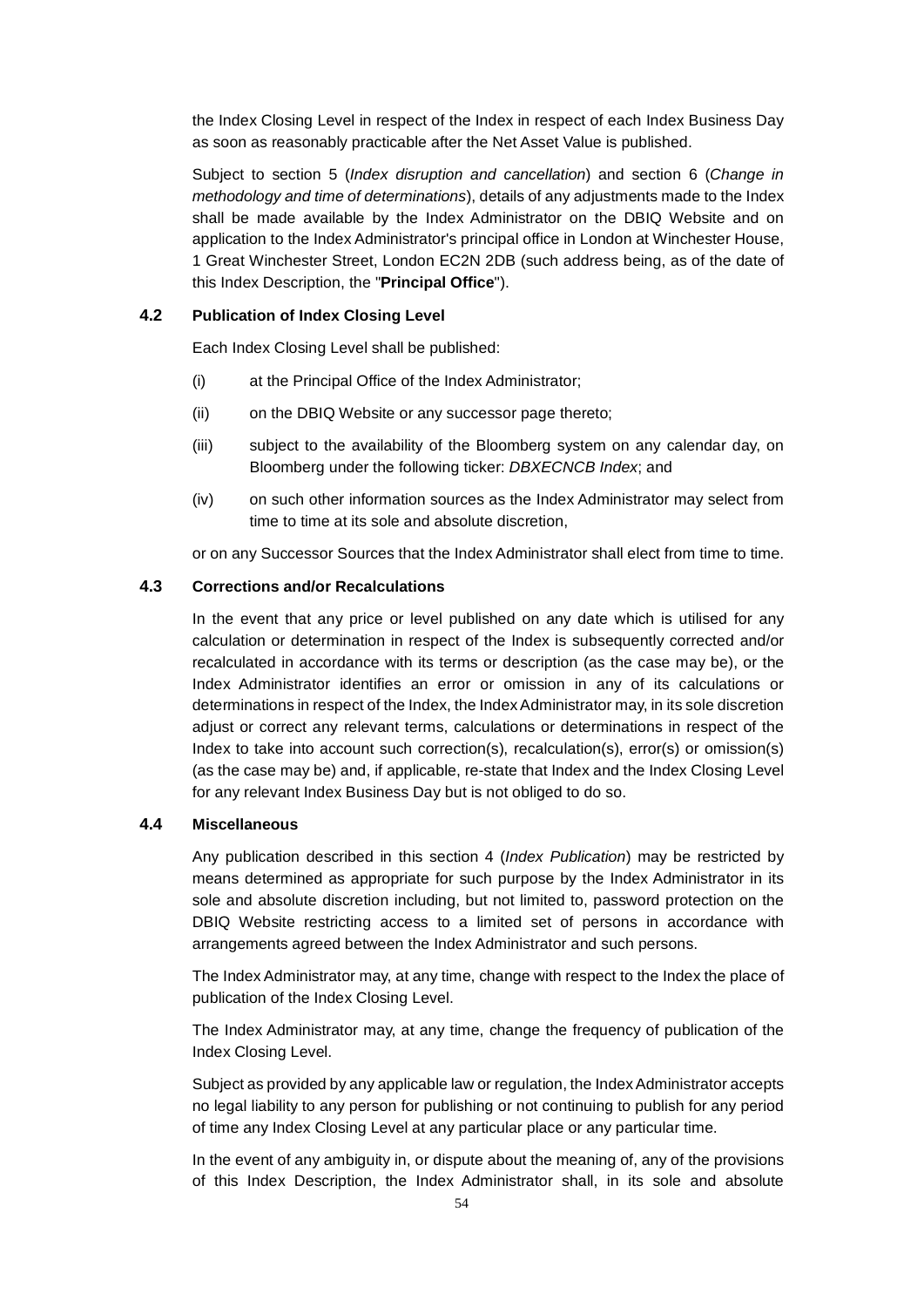the Index Closing Level in respect of the Index in respect of each Index Business Day as soon as reasonably practicable after the Net Asset Value is published.

Subject to section 5 (*Index disruption and cancellation*) and section 6 (*Change in methodology and time of determinations*), details of any adjustments made to the Index shall be made available by the Index Administrator on the DBIQ Website and on application to the Index Administrator's principal office in London at Winchester House, 1 Great Winchester Street, London EC2N 2DB (such address being, as of the date of this Index Description, the "**Principal Office**").

### 4.2 Publication of Index Closing Level

Each Index Closing Level shall be published:

(i) at the Principal Office of the Index Administrator;

(ii) on the DBIQ Website or any successor page thereto;

(iii) subject to the availability of the Bloomberg system on any calendar day, on Bloomberg under the following ticker: *DBXECNCB Index*; and

(iv) on such other information sources as the Index Administrator may select from time to time at its sole and absolute discretion,

or on any Successor Sources that the Index Administrator shall elect from time to time.

### 4.3 Corrections and/or Recalculations

In the event that any price or level published on any date which is utilised for any calculation or determination in respect of the Index is subsequently corrected and/or recalculated in accordance with its terms or description (as the case may be), or the Index Administrator identifies an error or omission in any of its calculations or determinations in respect of the Index, the Index Administrator may, in its sole discretion adjust or correct any relevant terms, calculations or determinations in respect of the Index to take into account such correction(s), recalculation(s), error(s) or omission(s) (as the case may be) and, if applicable, re-state that Index and the Index Closing Level for any relevant Index Business Day but is not obliged to do so.

### 4.4 Miscellaneous

Any publication described in this section 4 (*Index Publication*) may be restricted by means determined as appropriate for such purpose by the Index Administrator in its sole and absolute discretion including, but not limited to, password protection on the DBIQ Website restricting access to a limited set of persons in accordance with arrangements agreed between the Index Administrator and such persons.

The Index Administrator may, at any time, change with respect to the Index the place of publication of the Index Closing Level.

The Index Administrator may, at any time, change the frequency of publication of the Index Closing Level.

Subject as provided by any applicable law or regulation, the Index Administrator accepts no legal liability to any person for publishing or not continuing to publish for any period of time any Index Closing Level at any particular place or any particular time.

In the event of any ambiguity in, or dispute about the meaning of, any of the provisions of this Index Description, the Index Administrator shall, in its sole and absolute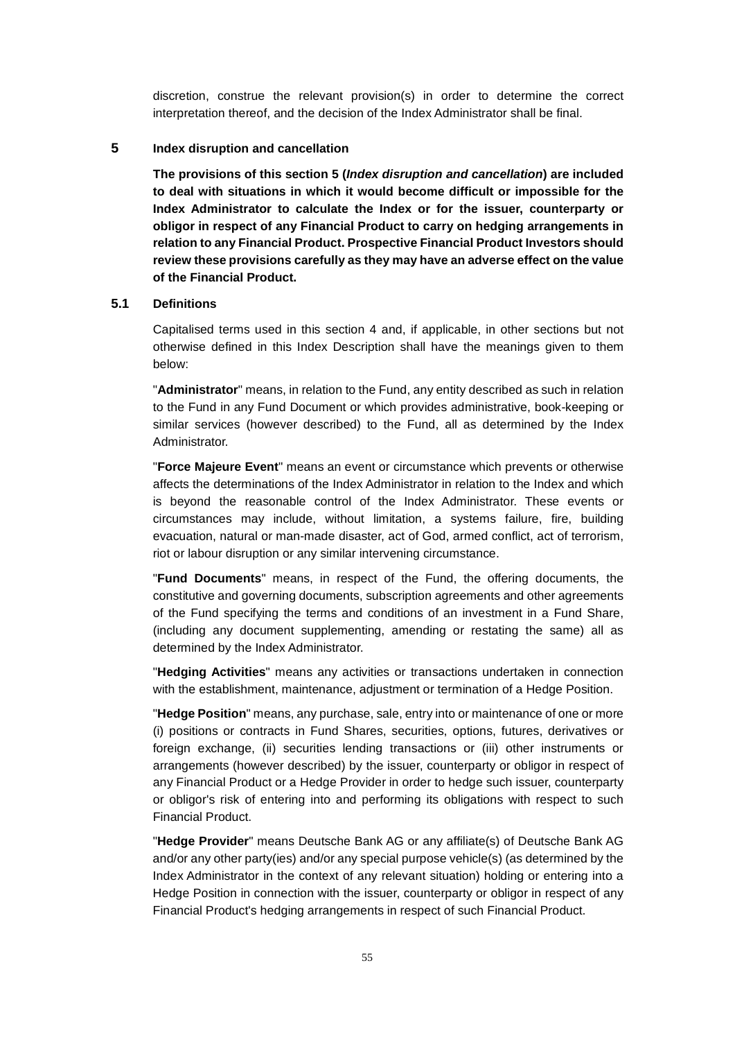discretion, construe the relevant provision(s) in order to determine the correct interpretation thereof, and the decision of the Index Administrator shall be final.

## 5 Index disruption and cancellation

**The provisions of this section 5 (*Index disruption and cancellation*) are included to deal with situations in which it would become difficult or impossible for the Index Administrator to calculate the Index or for the issuer, counterparty or obligor in respect of any Financial Product to carry on hedging arrangements in relation to any Financial Product. Prospective Financial Product Investors should review these provisions carefully as they may have an adverse effect on the value of the Financial Product.**

### 5.1 Definitions

Capitalised terms used in this section 4 and, if applicable, in other sections but not otherwise defined in this Index Description shall have the meanings given to them below:

"**Administrator**" means, in relation to the Fund, any entity described as such in relation to the Fund in any Fund Document or which provides administrative, book-keeping or similar services (however described) to the Fund, all as determined by the Index Administrator.

"**Force Majeure Event**" means an event or circumstance which prevents or otherwise affects the determinations of the Index Administrator in relation to the Index and which is beyond the reasonable control of the Index Administrator. These events or circumstances may include, without limitation, a systems failure, fire, building evacuation, natural or man-made disaster, act of God, armed conflict, act of terrorism, riot or labour disruption or any similar intervening circumstance.

"**Fund Documents**" means, in respect of the Fund, the offering documents, the constitutive and governing documents, subscription agreements and other agreements of the Fund specifying the terms and conditions of an investment in a Fund Share, (including any document supplementing, amending or restating the same) all as determined by the Index Administrator.

"**Hedging Activities**" means any activities or transactions undertaken in connection with the establishment, maintenance, adjustment or termination of a Hedge Position.

"**Hedge Position**" means, any purchase, sale, entry into or maintenance of one or more (i) positions or contracts in Fund Shares, securities, options, futures, derivatives or foreign exchange, (ii) securities lending transactions or (iii) other instruments or arrangements (however described) by the issuer, counterparty or obligor in respect of any Financial Product or a Hedge Provider in order to hedge such issuer, counterparty or obligor's risk of entering into and performing its obligations with respect to such Financial Product.

"**Hedge Provider**" means Deutsche Bank AG or any affiliate(s) of Deutsche Bank AG and/or any other party(ies) and/or any special purpose vehicle(s) (as determined by the Index Administrator in the context of any relevant situation) holding or entering into a Hedge Position in connection with the issuer, counterparty or obligor in respect of any Financial Product's hedging arrangements in respect of such Financial Product.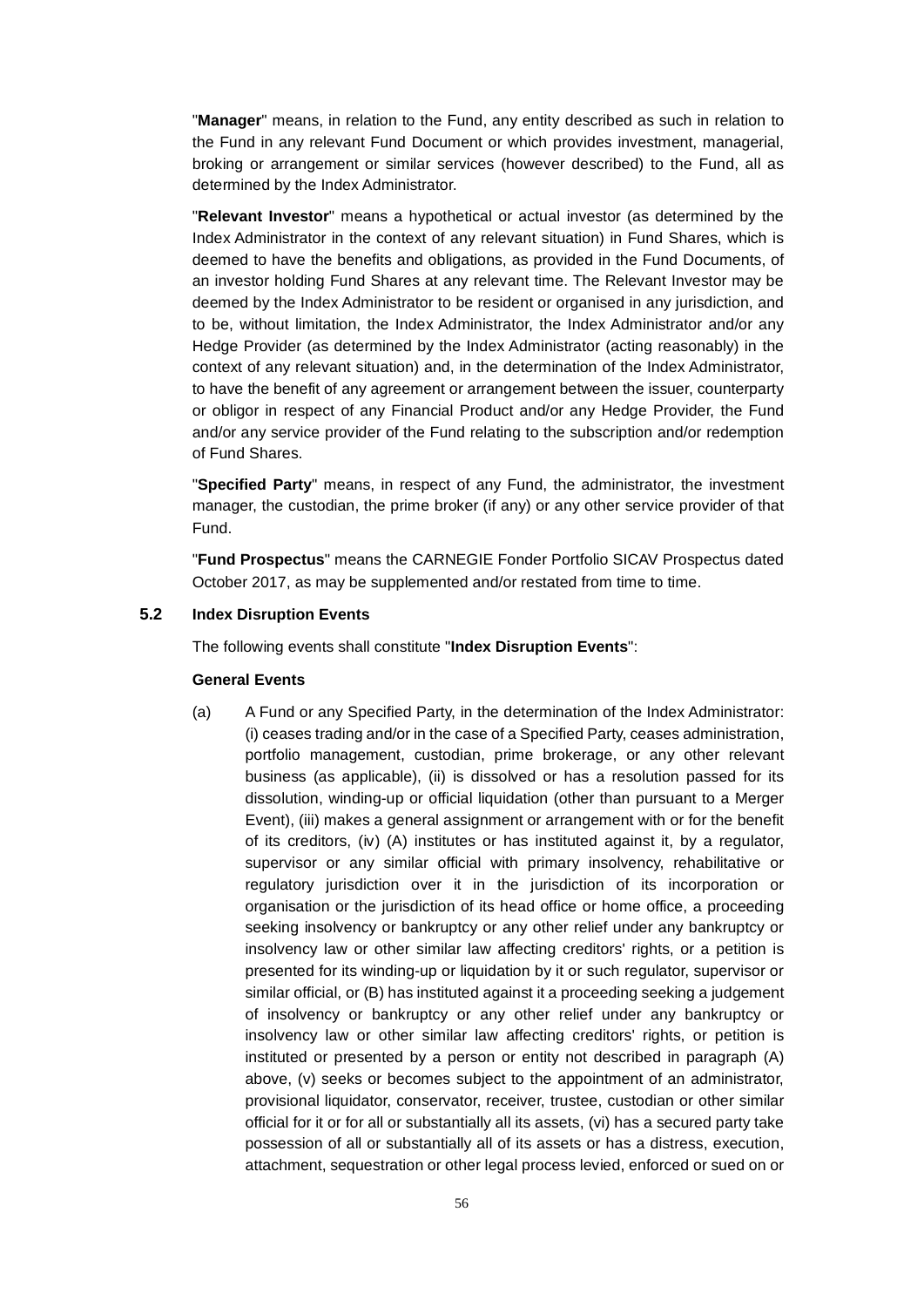"**Manager**" means, in relation to the Fund, any entity described as such in relation to the Fund in any relevant Fund Document or which provides investment, managerial, broking or arrangement or similar services (however described) to the Fund, all as determined by the Index Administrator.

"**Relevant Investor**" means a hypothetical or actual investor (as determined by the Index Administrator in the context of any relevant situation) in Fund Shares, which is deemed to have the benefits and obligations, as provided in the Fund Documents, of an investor holding Fund Shares at any relevant time. The Relevant Investor may be deemed by the Index Administrator to be resident or organised in any jurisdiction, and to be, without limitation, the Index Administrator, the Index Administrator and/or any Hedge Provider (as determined by the Index Administrator (acting reasonably) in the context of any relevant situation) and, in the determination of the Index Administrator, to have the benefit of any agreement or arrangement between the issuer, counterparty or obligor in respect of any Financial Product and/or any Hedge Provider, the Fund and/or any service provider of the Fund relating to the subscription and/or redemption of Fund Shares.

"**Specified Party**" means, in respect of any Fund, the administrator, the investment manager, the custodian, the prime broker (if any) or any other service provider of that Fund.

"**Fund Prospectus**" means the CARNEGIE Fonder Portfolio SICAV Prospectus dated October 2017, as may be supplemented and/or restated from time to time.

### 5.2 Index Disruption Events

The following events shall constitute "**Index Disruption Events**":

**General Events**

(a) A Fund or any Specified Party, in the determination of the Index Administrator: (i) ceases trading and/or in the case of a Specified Party, ceases administration, portfolio management, custodian, prime brokerage, or any other relevant business (as applicable), (ii) is dissolved or has a resolution passed for its dissolution, winding-up or official liquidation (other than pursuant to a Merger Event), (iii) makes a general assignment or arrangement with or for the benefit of its creditors, (iv) (A) institutes or has instituted against it, by a regulator, supervisor or any similar official with primary insolvency, rehabilitative or regulatory jurisdiction over it in the jurisdiction of its incorporation or organisation or the jurisdiction of its head office or home office, a proceeding seeking insolvency or bankruptcy or any other relief under any bankruptcy or insolvency law or other similar law affecting creditors' rights, or a petition is presented for its winding-up or liquidation by it or such regulator, supervisor or similar official, or (B) has instituted against it a proceeding seeking a judgement of insolvency or bankruptcy or any other relief under any bankruptcy or insolvency law or other similar law affecting creditors' rights, or petition is instituted or presented by a person or entity not described in paragraph (A) above, (v) seeks or becomes subject to the appointment of an administrator, provisional liquidator, conservator, receiver, trustee, custodian or other similar official for it or for all or substantially all its assets, (vi) has a secured party take possession of all or substantially all of its assets or has a distress, execution, attachment, sequestration or other legal process levied, enforced or sued on or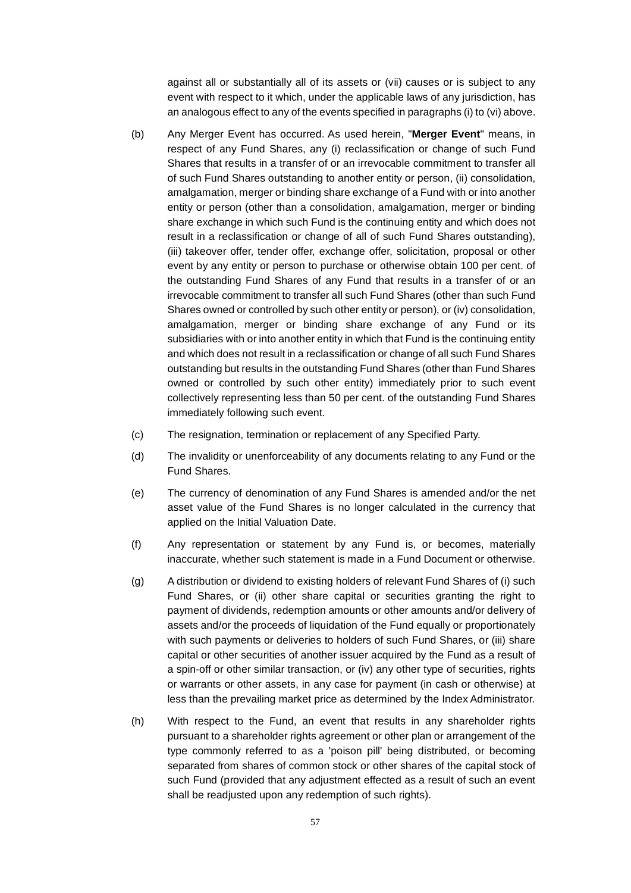against all or substantially all of its assets or (vii) causes or is subject to any event with respect to it which, under the applicable laws of any jurisdiction, has an analogous effect to any of the events specified in paragraphs (i) to (vi) above.

(b) Any Merger Event has occurred. As used herein, "**Merger Event**" means, in respect of any Fund Shares, any (i) reclassification or change of such Fund Shares that results in a transfer of or an irrevocable commitment to transfer all of such Fund Shares outstanding to another entity or person, (ii) consolidation, amalgamation, merger or binding share exchange of a Fund with or into another entity or person (other than a consolidation, amalgamation, merger or binding share exchange in which such Fund is the continuing entity and which does not result in a reclassification or change of all of such Fund Shares outstanding), (iii) takeover offer, tender offer, exchange offer, solicitation, proposal or other event by any entity or person to purchase or otherwise obtain 100 per cent. of the outstanding Fund Shares of any Fund that results in a transfer of or an irrevocable commitment to transfer all such Fund Shares (other than such Fund Shares owned or controlled by such other entity or person), or (iv) consolidation, amalgamation, merger or binding share exchange of any Fund or its subsidiaries with or into another entity in which that Fund is the continuing entity and which does not result in a reclassification or change of all such Fund Shares outstanding but results in the outstanding Fund Shares (other than Fund Shares owned or controlled by such other entity) immediately prior to such event collectively representing less than 50 per cent. of the outstanding Fund Shares immediately following such event.

(c) The resignation, termination or replacement of any Specified Party.

(d) The invalidity or unenforceability of any documents relating to any Fund or the Fund Shares.

(e) The currency of denomination of any Fund Shares is amended and/or the net asset value of the Fund Shares is no longer calculated in the currency that applied on the Initial Valuation Date.

(f) Any representation or statement by any Fund is, or becomes, materially inaccurate, whether such statement is made in a Fund Document or otherwise.

(g) A distribution or dividend to existing holders of relevant Fund Shares of (i) such Fund Shares, or (ii) other share capital or securities granting the right to payment of dividends, redemption amounts or other amounts and/or delivery of assets and/or the proceeds of liquidation of the Fund equally or proportionately with such payments or deliveries to holders of such Fund Shares, or (iii) share capital or other securities of another issuer acquired by the Fund as a result of a spin-off or other similar transaction, or (iv) any other type of securities, rights or warrants or other assets, in any case for payment (in cash or otherwise) at less than the prevailing market price as determined by the Index Administrator.

(h) With respect to the Fund, an event that results in any shareholder rights pursuant to a shareholder rights agreement or other plan or arrangement of the type commonly referred to as a 'poison pill' being distributed, or becoming separated from shares of common stock or other shares of the capital stock of such Fund (provided that any adjustment effected as a result of such an event shall be readjusted upon any redemption of such rights).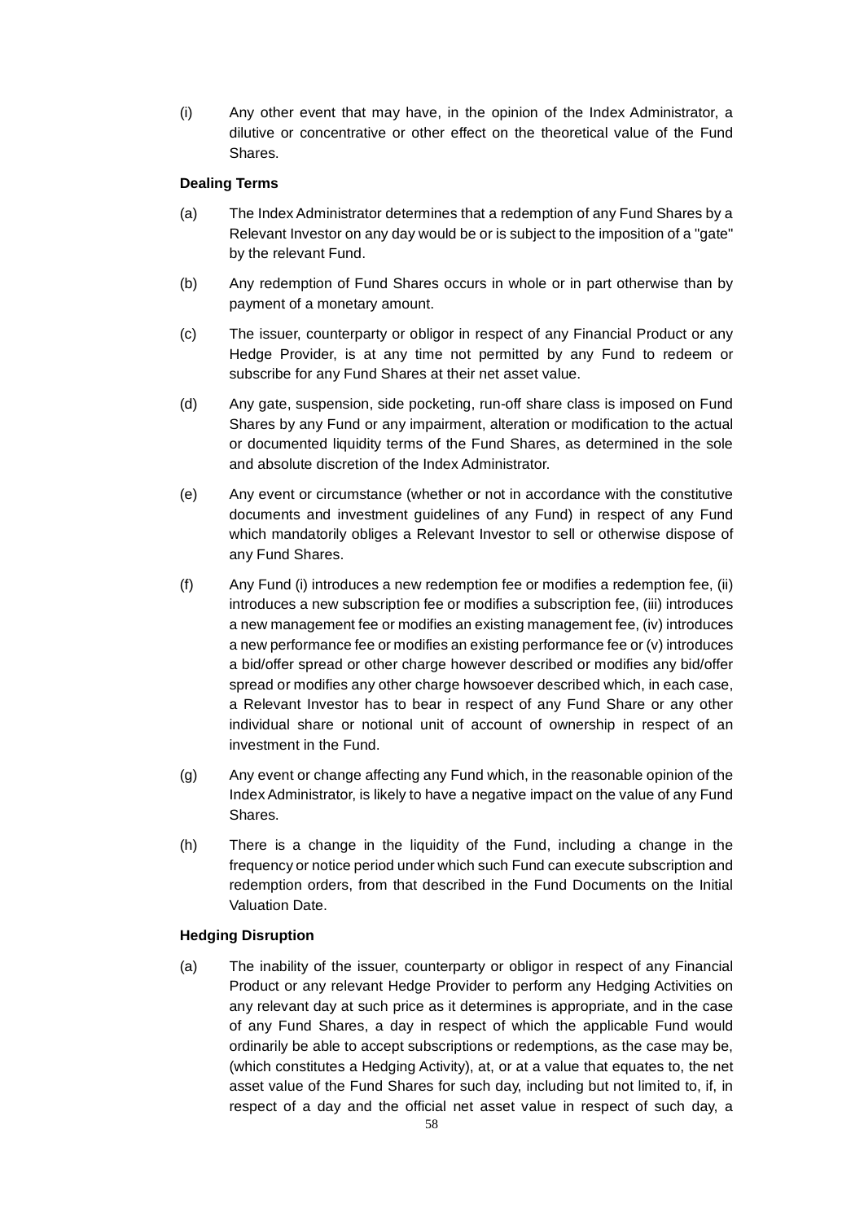(i) Any other event that may have, in the opinion of the Index Administrator, a dilutive or concentrative or other effect on the theoretical value of the Fund Shares.

**Dealing Terms**

(a) The Index Administrator determines that a redemption of any Fund Shares by a Relevant Investor on any day would be or is subject to the imposition of a "gate" by the relevant Fund.

(b) Any redemption of Fund Shares occurs in whole or in part otherwise than by payment of a monetary amount.

(c) The issuer, counterparty or obligor in respect of any Financial Product or any Hedge Provider, is at any time not permitted by any Fund to redeem or subscribe for any Fund Shares at their net asset value.

(d) Any gate, suspension, side pocketing, run-off share class is imposed on Fund Shares by any Fund or any impairment, alteration or modification to the actual or documented liquidity terms of the Fund Shares, as determined in the sole and absolute discretion of the Index Administrator.

(e) Any event or circumstance (whether or not in accordance with the constitutive documents and investment guidelines of any Fund) in respect of any Fund which mandatorily obliges a Relevant Investor to sell or otherwise dispose of any Fund Shares.

(f) Any Fund (i) introduces a new redemption fee or modifies a redemption fee, (ii) introduces a new subscription fee or modifies a subscription fee, (iii) introduces a new management fee or modifies an existing management fee, (iv) introduces a new performance fee or modifies an existing performance fee or (v) introduces a bid/offer spread or other charge however described or modifies any bid/offer spread or modifies any other charge howsoever described which, in each case, a Relevant Investor has to bear in respect of any Fund Share or any other individual share or notional unit of account of ownership in respect of an investment in the Fund.

(g) Any event or change affecting any Fund which, in the reasonable opinion of the Index Administrator, is likely to have a negative impact on the value of any Fund Shares.

(h) There is a change in the liquidity of the Fund, including a change in the frequency or notice period under which such Fund can execute subscription and redemption orders, from that described in the Fund Documents on the Initial Valuation Date.

**Hedging Disruption**

(a) The inability of the issuer, counterparty or obligor in respect of any Financial Product or any relevant Hedge Provider to perform any Hedging Activities on any relevant day at such price as it determines is appropriate, and in the case of any Fund Shares, a day in respect of which the applicable Fund would ordinarily be able to accept subscriptions or redemptions, as the case may be, (which constitutes a Hedging Activity), at, or at a value that equates to, the net asset value of the Fund Shares for such day, including but not limited to, if, in respect of a day and the official net asset value in respect of such day, a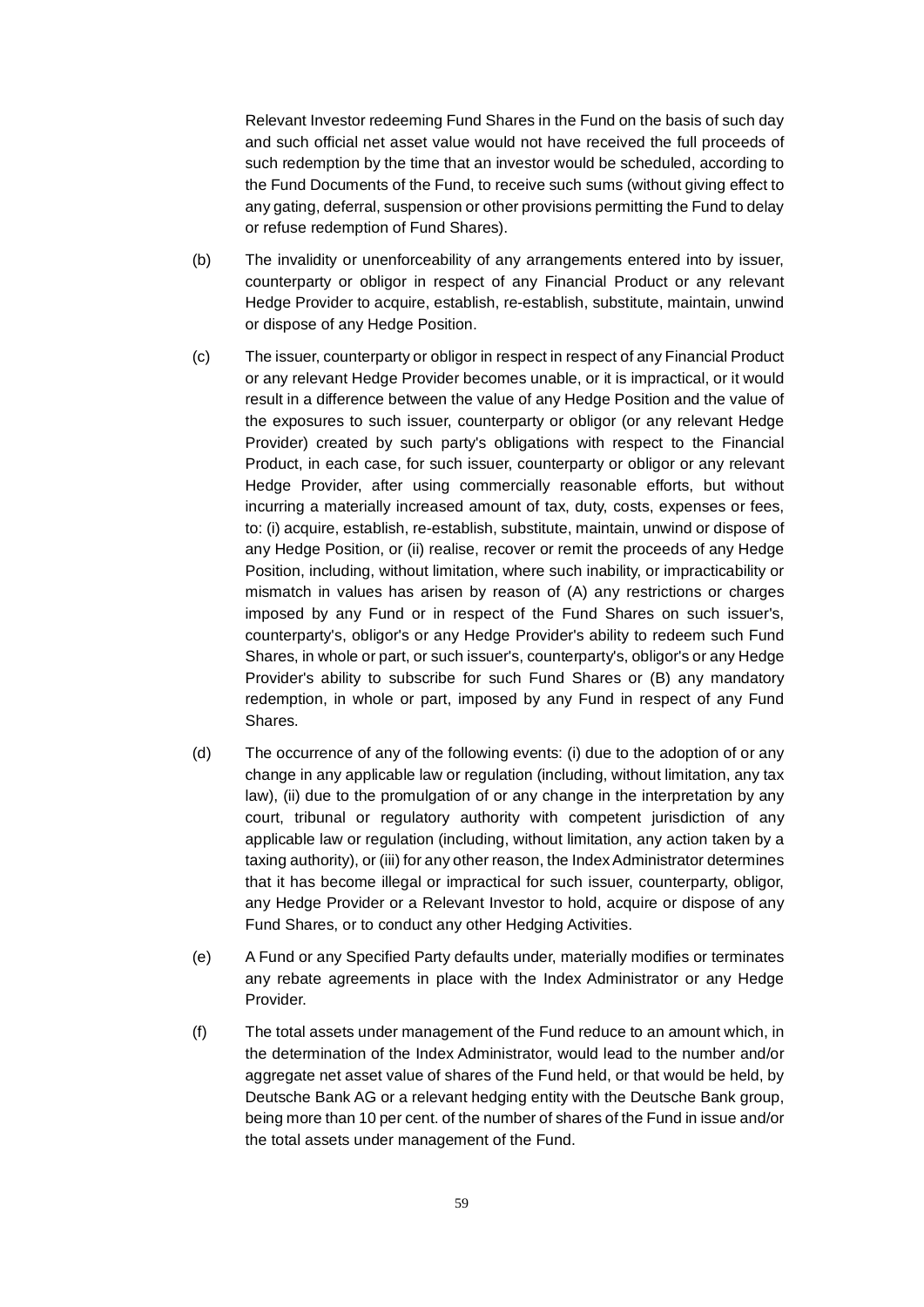Relevant Investor redeeming Fund Shares in the Fund on the basis of such day and such official net asset value would not have received the full proceeds of such redemption by the time that an investor would be scheduled, according to the Fund Documents of the Fund, to receive such sums (without giving effect to any gating, deferral, suspension or other provisions permitting the Fund to delay or refuse redemption of Fund Shares).

(b) The invalidity or unenforceability of any arrangements entered into by issuer, counterparty or obligor in respect of any Financial Product or any relevant Hedge Provider to acquire, establish, re-establish, substitute, maintain, unwind or dispose of any Hedge Position.

(c) The issuer, counterparty or obligor in respect in respect of any Financial Product or any relevant Hedge Provider becomes unable, or it is impractical, or it would result in a difference between the value of any Hedge Position and the value of the exposures to such issuer, counterparty or obligor (or any relevant Hedge Provider) created by such party's obligations with respect to the Financial Product, in each case, for such issuer, counterparty or obligor or any relevant Hedge Provider, after using commercially reasonable efforts, but without incurring a materially increased amount of tax, duty, costs, expenses or fees, to: (i) acquire, establish, re-establish, substitute, maintain, unwind or dispose of any Hedge Position, or (ii) realise, recover or remit the proceeds of any Hedge Position, including, without limitation, where such inability, or impracticability or mismatch in values has arisen by reason of (A) any restrictions or charges imposed by any Fund or in respect of the Fund Shares on such issuer's, counterparty's, obligor's or any Hedge Provider's ability to redeem such Fund Shares, in whole or part, or such issuer's, counterparty's, obligor's or any Hedge Provider's ability to subscribe for such Fund Shares or (B) any mandatory redemption, in whole or part, imposed by any Fund in respect of any Fund Shares.

(d) The occurrence of any of the following events: (i) due to the adoption of or any change in any applicable law or regulation (including, without limitation, any tax law), (ii) due to the promulgation of or any change in the interpretation by any court, tribunal or regulatory authority with competent jurisdiction of any applicable law or regulation (including, without limitation, any action taken by a taxing authority), or (iii) for any other reason, the Index Administrator determines that it has become illegal or impractical for such issuer, counterparty, obligor, any Hedge Provider or a Relevant Investor to hold, acquire or dispose of any Fund Shares, or to conduct any other Hedging Activities.

(e) A Fund or any Specified Party defaults under, materially modifies or terminates any rebate agreements in place with the Index Administrator or any Hedge Provider.

(f) The total assets under management of the Fund reduce to an amount which, in the determination of the Index Administrator, would lead to the number and/or aggregate net asset value of shares of the Fund held, or that would be held, by Deutsche Bank AG or a relevant hedging entity with the Deutsche Bank group, being more than 10 per cent. of the number of shares of the Fund in issue and/or the total assets under management of the Fund.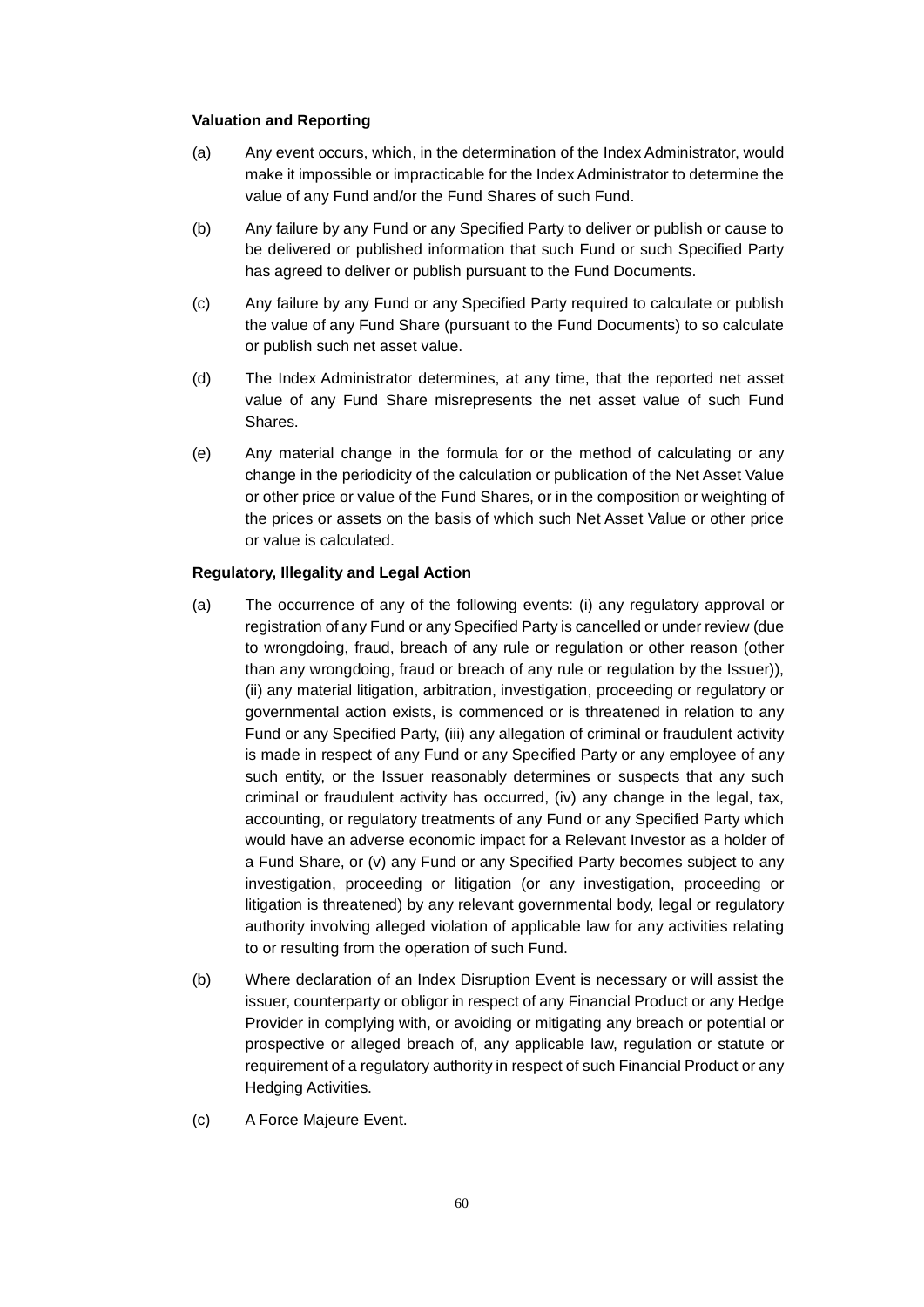**Valuation and Reporting**

(a) Any event occurs, which, in the determination of the Index Administrator, would make it impossible or impracticable for the Index Administrator to determine the value of any Fund and/or the Fund Shares of such Fund.

(b) Any failure by any Fund or any Specified Party to deliver or publish or cause to be delivered or published information that such Fund or such Specified Party has agreed to deliver or publish pursuant to the Fund Documents.

(c) Any failure by any Fund or any Specified Party required to calculate or publish the value of any Fund Share (pursuant to the Fund Documents) to so calculate or publish such net asset value.

(d) The Index Administrator determines, at any time, that the reported net asset value of any Fund Share misrepresents the net asset value of such Fund Shares.

(e) Any material change in the formula for or the method of calculating or any change in the periodicity of the calculation or publication of the Net Asset Value or other price or value of the Fund Shares, or in the composition or weighting of the prices or assets on the basis of which such Net Asset Value or other price or value is calculated.

**Regulatory, Illegality and Legal Action**

(a) The occurrence of any of the following events: (i) any regulatory approval or registration of any Fund or any Specified Party is cancelled or under review (due to wrongdoing, fraud, breach of any rule or regulation or other reason (other than any wrongdoing, fraud or breach of any rule or regulation by the Issuer)), (ii) any material litigation, arbitration, investigation, proceeding or regulatory or governmental action exists, is commenced or is threatened in relation to any Fund or any Specified Party, (iii) any allegation of criminal or fraudulent activity is made in respect of any Fund or any Specified Party or any employee of any such entity, or the Issuer reasonably determines or suspects that any such criminal or fraudulent activity has occurred, (iv) any change in the legal, tax, accounting, or regulatory treatments of any Fund or any Specified Party which would have an adverse economic impact for a Relevant Investor as a holder of a Fund Share, or (v) any Fund or any Specified Party becomes subject to any investigation, proceeding or litigation (or any investigation, proceeding or litigation is threatened) by any relevant governmental body, legal or regulatory authority involving alleged violation of applicable law for any activities relating to or resulting from the operation of such Fund.

(b) Where declaration of an Index Disruption Event is necessary or will assist the issuer, counterparty or obligor in respect of any Financial Product or any Hedge Provider in complying with, or avoiding or mitigating any breach or potential or prospective or alleged breach of, any applicable law, regulation or statute or requirement of a regulatory authority in respect of such Financial Product or any Hedging Activities.

(c) A Force Majeure Event.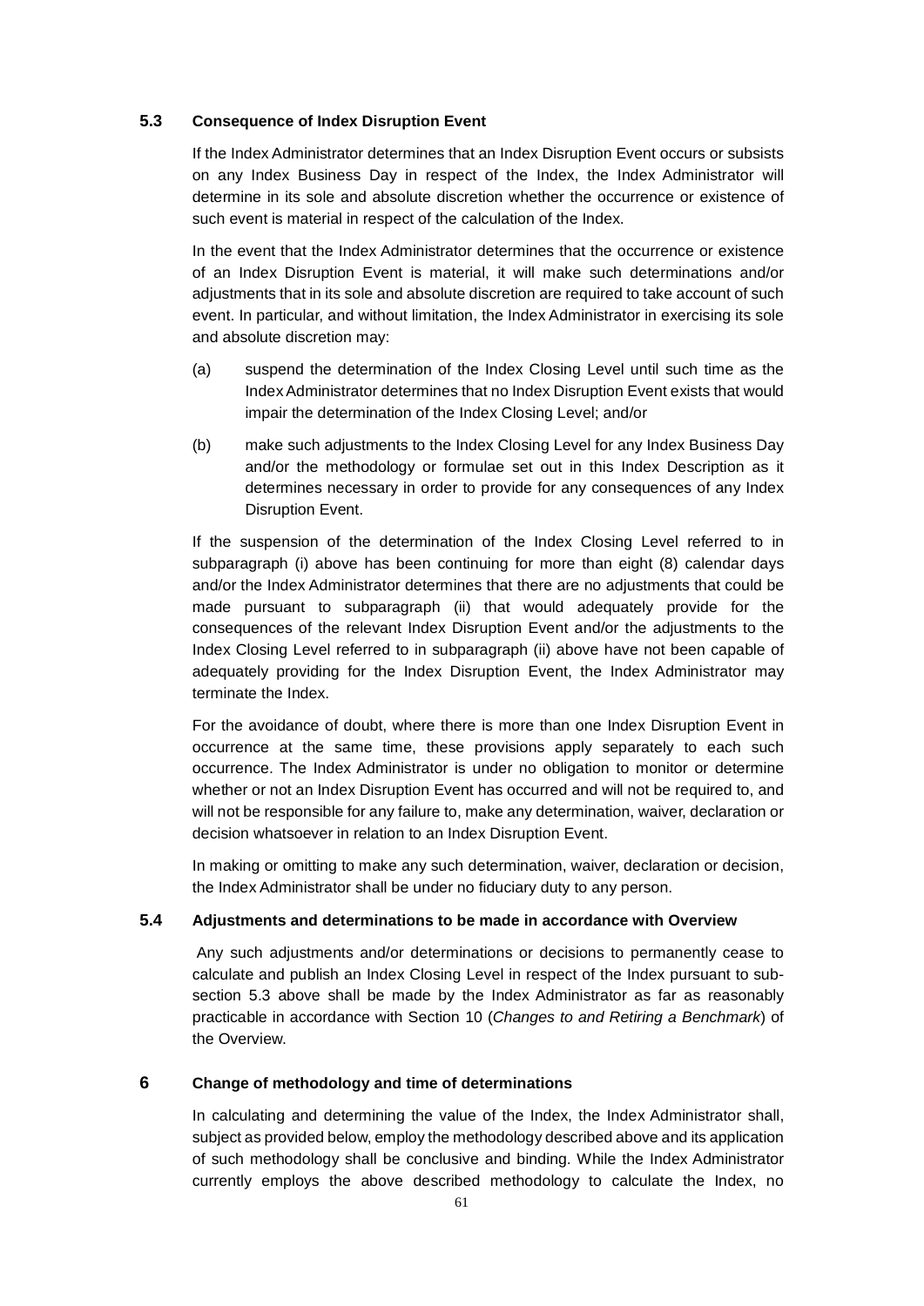### 5.3 Consequence of Index Disruption Event

If the Index Administrator determines that an Index Disruption Event occurs or subsists on any Index Business Day in respect of the Index, the Index Administrator will determine in its sole and absolute discretion whether the occurrence or existence of such event is material in respect of the calculation of the Index.

In the event that the Index Administrator determines that the occurrence or existence of an Index Disruption Event is material, it will make such determinations and/or adjustments that in its sole and absolute discretion are required to take account of such event. In particular, and without limitation, the Index Administrator in exercising its sole and absolute discretion may:

(a) suspend the determination of the Index Closing Level until such time as the Index Administrator determines that no Index Disruption Event exists that would impair the determination of the Index Closing Level; and/or

(b) make such adjustments to the Index Closing Level for any Index Business Day and/or the methodology or formulae set out in this Index Description as it determines necessary in order to provide for any consequences of any Index Disruption Event.

If the suspension of the determination of the Index Closing Level referred to in subparagraph (i) above has been continuing for more than eight (8) calendar days and/or the Index Administrator determines that there are no adjustments that could be made pursuant to subparagraph (ii) that would adequately provide for the consequences of the relevant Index Disruption Event and/or the adjustments to the Index Closing Level referred to in subparagraph (ii) above have not been capable of adequately providing for the Index Disruption Event, the Index Administrator may terminate the Index.

For the avoidance of doubt, where there is more than one Index Disruption Event in occurrence at the same time, these provisions apply separately to each such occurrence. The Index Administrator is under no obligation to monitor or determine whether or not an Index Disruption Event has occurred and will not be required to, and will not be responsible for any failure to, make any determination, waiver, declaration or decision whatsoever in relation to an Index Disruption Event.

In making or omitting to make any such determination, waiver, declaration or decision, the Index Administrator shall be under no fiduciary duty to any person.

### 5.4 Adjustments and determinations to be made in accordance with Overview

Any such adjustments and/or determinations or decisions to permanently cease to calculate and publish an Index Closing Level in respect of the Index pursuant to sub-section 5.3 above shall be made by the Index Administrator as far as reasonably practicable in accordance with Section 10 (*Changes to and Retiring a Benchmark*) of the Overview.

## 6 Change of methodology and time of determinations

In calculating and determining the value of the Index, the Index Administrator shall, subject as provided below, employ the methodology described above and its application of such methodology shall be conclusive and binding. While the Index Administrator currently employs the above described methodology to calculate the Index, no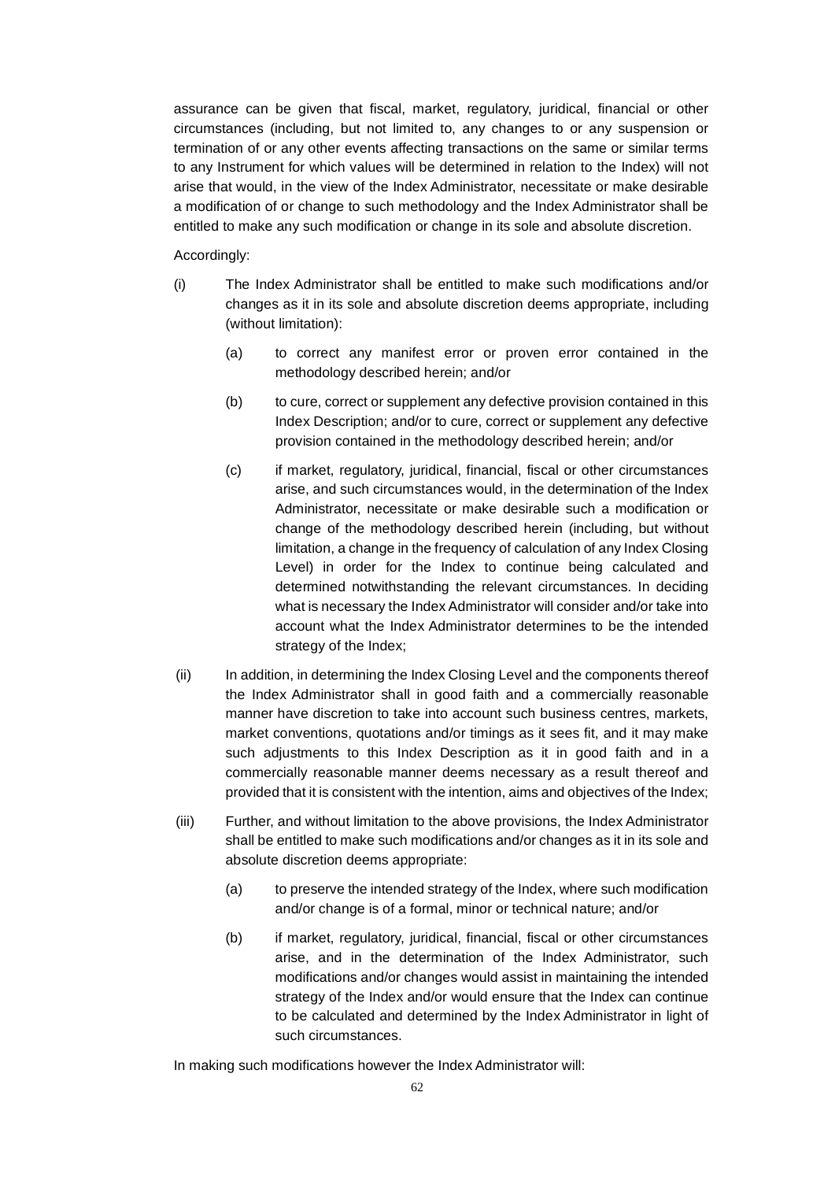assurance can be given that fiscal, market, regulatory, juridical, financial or other circumstances (including, but not limited to, any changes to or any suspension or termination of or any other events affecting transactions on the same or similar terms to any Instrument for which values will be determined in relation to the Index) will not arise that would, in the view of the Index Administrator, necessitate or make desirable a modification of or change to such methodology and the Index Administrator shall be entitled to make any such modification or change in its sole and absolute discretion.

Accordingly:

(i) The Index Administrator shall be entitled to make such modifications and/or changes as it in its sole and absolute discretion deems appropriate, including (without limitation):

  (a) to correct any manifest error or proven error contained in the methodology described herein; and/or

  (b) to cure, correct or supplement any defective provision contained in this Index Description; and/or to cure, correct or supplement any defective provision contained in the methodology described herein; and/or

  (c) if market, regulatory, juridical, financial, fiscal or other circumstances arise, and such circumstances would, in the determination of the Index Administrator, necessitate or make desirable such a modification or change of the methodology described herein (including, but without limitation, a change in the frequency of calculation of any Index Closing Level) in order for the Index to continue being calculated and determined notwithstanding the relevant circumstances. In deciding what is necessary the Index Administrator will consider and/or take into account what the Index Administrator determines to be the intended strategy of the Index;

(ii) In addition, in determining the Index Closing Level and the components thereof the Index Administrator shall in good faith and a commercially reasonable manner have discretion to take into account such business centres, markets, market conventions, quotations and/or timings as it sees fit, and it may make such adjustments to this Index Description as it in good faith and in a commercially reasonable manner deems necessary as a result thereof and provided that it is consistent with the intention, aims and objectives of the Index;

(iii) Further, and without limitation to the above provisions, the Index Administrator shall be entitled to make such modifications and/or changes as it in its sole and absolute discretion deems appropriate:

  (a) to preserve the intended strategy of the Index, where such modification and/or change is of a formal, minor or technical nature; and/or

  (b) if market, regulatory, juridical, financial, fiscal or other circumstances arise, and in the determination of the Index Administrator, such modifications and/or changes would assist in maintaining the intended strategy of the Index and/or would ensure that the Index can continue to be calculated and determined by the Index Administrator in light of such circumstances.

In making such modifications however the Index Administrator will: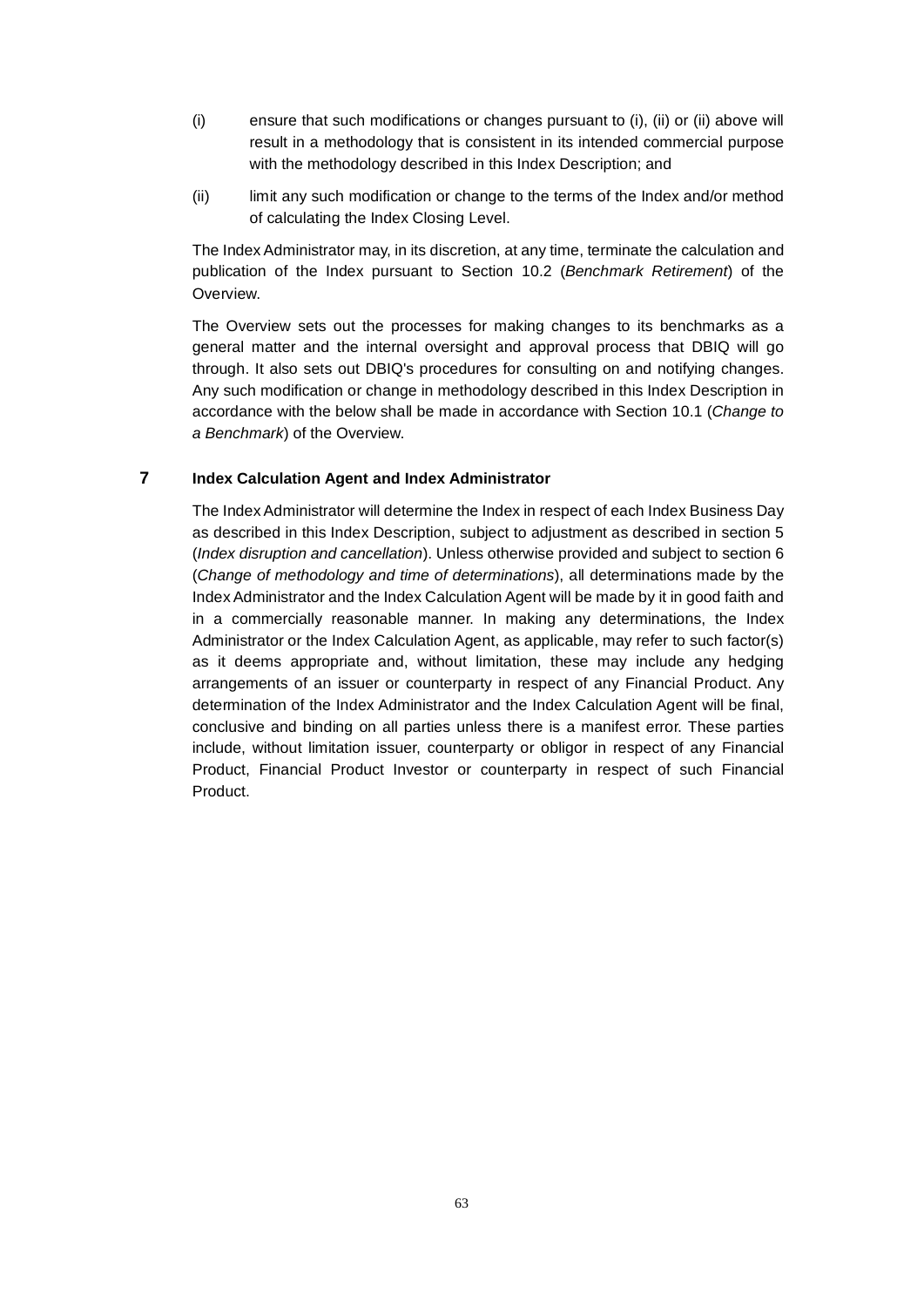(i) ensure that such modifications or changes pursuant to (i), (ii) or (ii) above will result in a methodology that is consistent in its intended commercial purpose with the methodology described in this Index Description; and

(ii) limit any such modification or change to the terms of the Index and/or method of calculating the Index Closing Level.

The Index Administrator may, in its discretion, at any time, terminate the calculation and publication of the Index pursuant to Section 10.2 (*Benchmark Retirement*) of the Overview.

The Overview sets out the processes for making changes to its benchmarks as a general matter and the internal oversight and approval process that DBIQ will go through. It also sets out DBIQ's procedures for consulting on and notifying changes. Any such modification or change in methodology described in this Index Description in accordance with the below shall be made in accordance with Section 10.1 (*Change to a Benchmark*) of the Overview.

## 7 Index Calculation Agent and Index Administrator

The Index Administrator will determine the Index in respect of each Index Business Day as described in this Index Description, subject to adjustment as described in section 5 (*Index disruption and cancellation*). Unless otherwise provided and subject to section 6 (*Change of methodology and time of determinations*), all determinations made by the Index Administrator and the Index Calculation Agent will be made by it in good faith and in a commercially reasonable manner. In making any determinations, the Index Administrator or the Index Calculation Agent, as applicable, may refer to such factor(s) as it deems appropriate and, without limitation, these may include any hedging arrangements of an issuer or counterparty in respect of any Financial Product. Any determination of the Index Administrator and the Index Calculation Agent will be final, conclusive and binding on all parties unless there is a manifest error. These parties include, without limitation issuer, counterparty or obligor in respect of any Financial Product, Financial Product Investor or counterparty in respect of such Financial Product.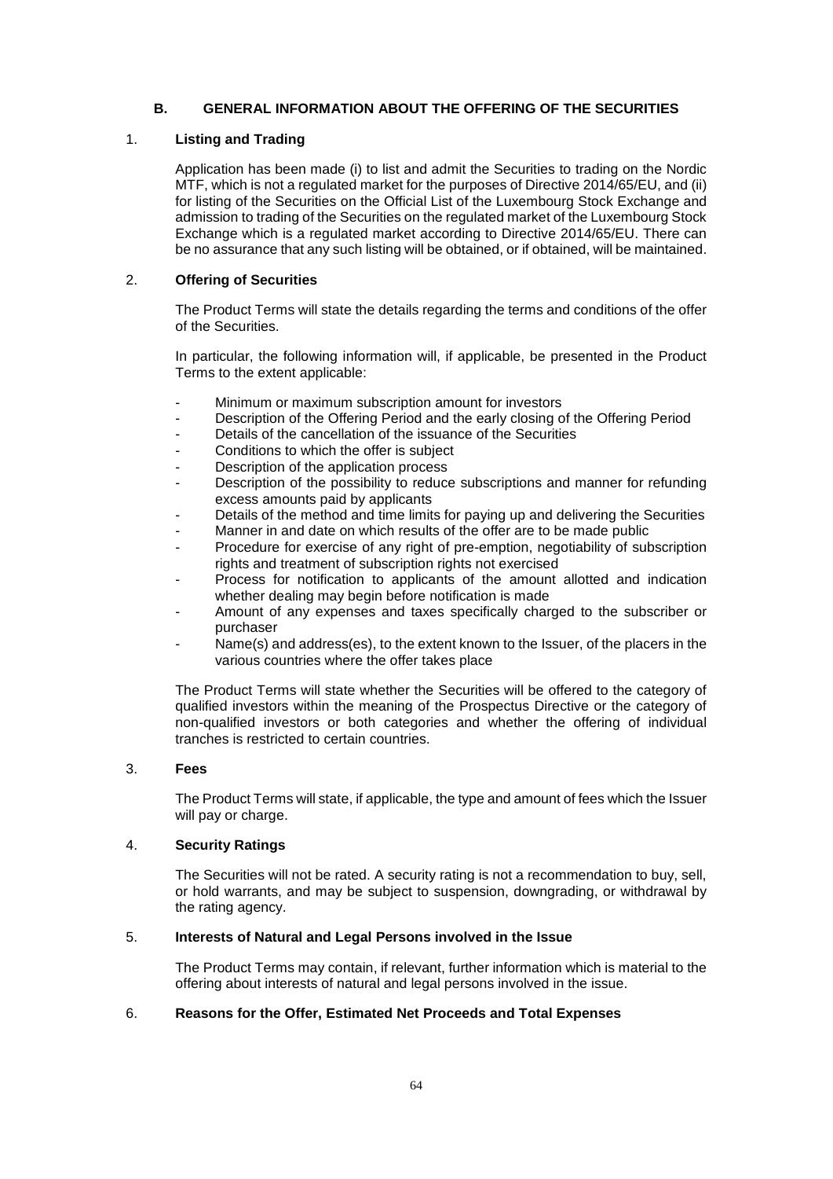## B. GENERAL INFORMATION ABOUT THE OFFERING OF THE SECURITIES

### 1. Listing and Trading

Application has been made (i) to list and admit the Securities to trading on the Nordic MTF, which is not a regulated market for the purposes of Directive 2014/65/EU, and (ii) for listing of the Securities on the Official List of the Luxembourg Stock Exchange and admission to trading of the Securities on the regulated market of the Luxembourg Stock Exchange which is a regulated market according to Directive 2014/65/EU. There can be no assurance that any such listing will be obtained, or if obtained, will be maintained.

### 2. Offering of Securities

The Product Terms will state the details regarding the terms and conditions of the offer of the Securities.

In particular, the following information will, if applicable, be presented in the Product Terms to the extent applicable:

- Minimum or maximum subscription amount for investors
- Description of the Offering Period and the early closing of the Offering Period
- Details of the cancellation of the issuance of the Securities
- Conditions to which the offer is subject
- Description of the application process
- Description of the possibility to reduce subscriptions and manner for refunding excess amounts paid by applicants
- Details of the method and time limits for paying up and delivering the Securities
- Manner in and date on which results of the offer are to be made public
- Procedure for exercise of any right of pre-emption, negotiability of subscription rights and treatment of subscription rights not exercised
- Process for notification to applicants of the amount allotted and indication whether dealing may begin before notification is made
- Amount of any expenses and taxes specifically charged to the subscriber or purchaser
- Name(s) and address(es), to the extent known to the Issuer, of the placers in the various countries where the offer takes place

The Product Terms will state whether the Securities will be offered to the category of qualified investors within the meaning of the Prospectus Directive or the category of non-qualified investors or both categories and whether the offering of individual tranches is restricted to certain countries.

### 3. Fees

The Product Terms will state, if applicable, the type and amount of fees which the Issuer will pay or charge.

### 4. Security Ratings

The Securities will not be rated. A security rating is not a recommendation to buy, sell, or hold warrants, and may be subject to suspension, downgrading, or withdrawal by the rating agency.

### 5. Interests of Natural and Legal Persons involved in the Issue

The Product Terms may contain, if relevant, further information which is material to the offering about interests of natural and legal persons involved in the issue.

### 6. Reasons for the Offer, Estimated Net Proceeds and Total Expenses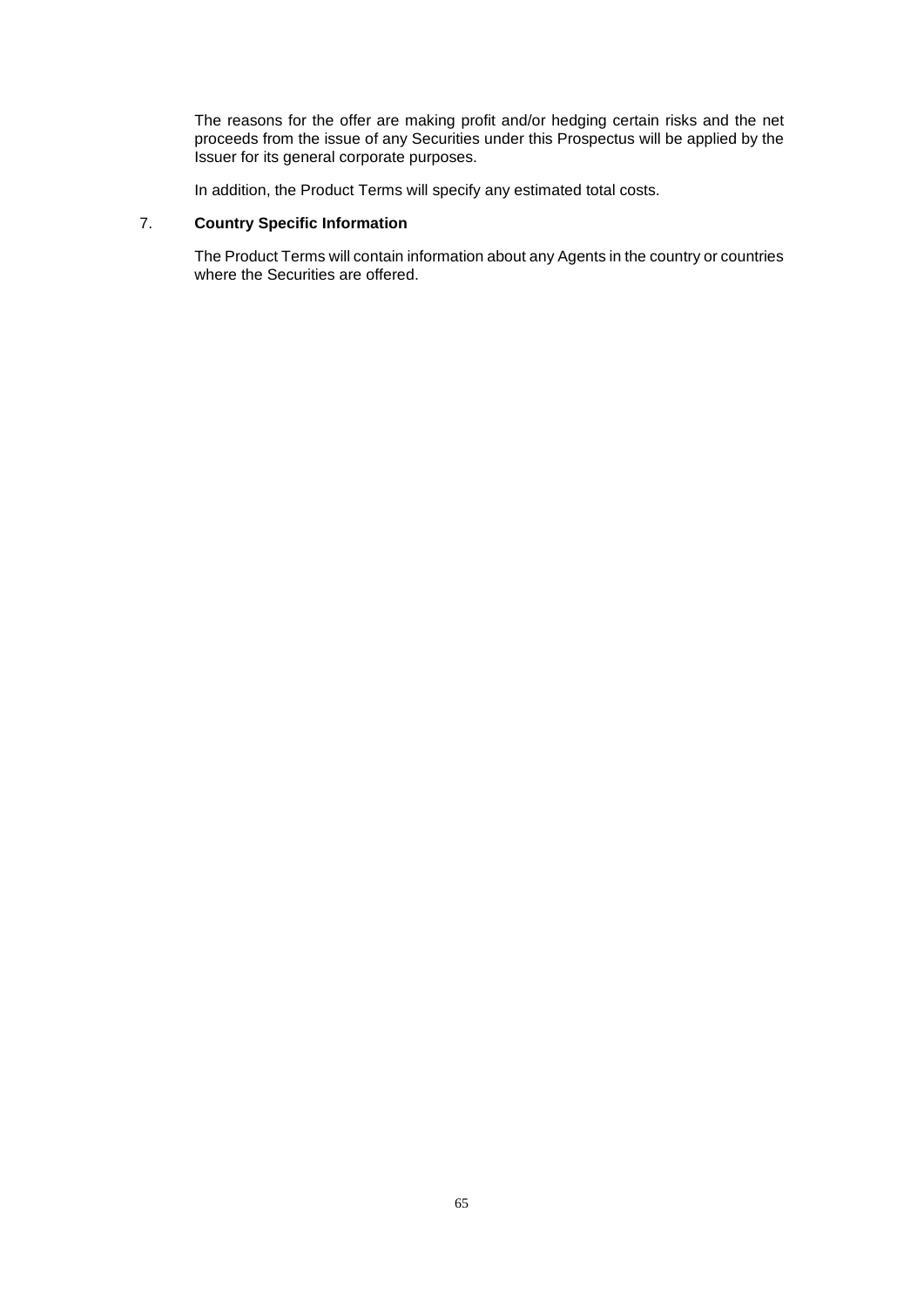The reasons for the offer are making profit and/or hedging certain risks and the net proceeds from the issue of any Securities under this Prospectus will be applied by the Issuer for its general corporate purposes.

In addition, the Product Terms will specify any estimated total costs.

7. **Country Specific Information**

The Product Terms will contain information about any Agents in the country or countries where the Securities are offered.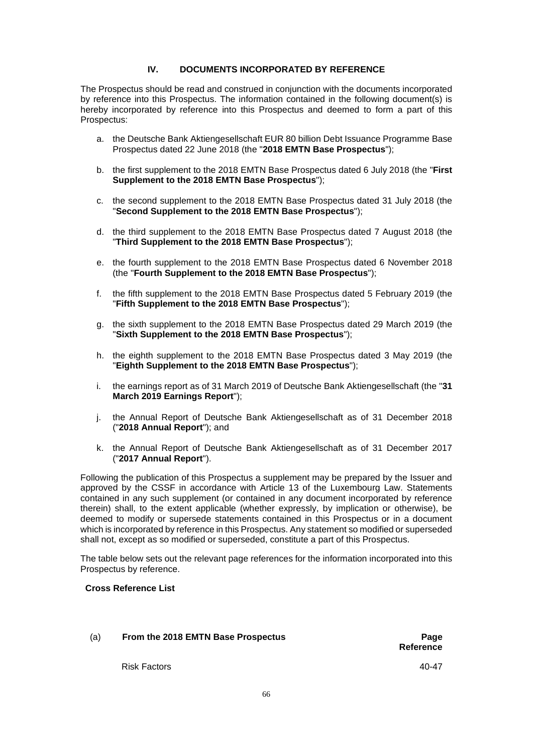## IV. DOCUMENTS INCORPORATED BY REFERENCE

The Prospectus should be read and construed in conjunction with the documents incorporated by reference into this Prospectus. The information contained in the following document(s) is hereby incorporated by reference into this Prospectus and deemed to form a part of this Prospectus:

a. the Deutsche Bank Aktiengesellschaft EUR 80 billion Debt Issuance Programme Base Prospectus dated 22 June 2018 (the "**2018 EMTN Base Prospectus**");

b. the first supplement to the 2018 EMTN Base Prospectus dated 6 July 2018 (the "**First Supplement to the 2018 EMTN Base Prospectus**");

c. the second supplement to the 2018 EMTN Base Prospectus dated 31 July 2018 (the "**Second Supplement to the 2018 EMTN Base Prospectus**");

d. the third supplement to the 2018 EMTN Base Prospectus dated 7 August 2018 (the "**Third Supplement to the 2018 EMTN Base Prospectus**");

e. the fourth supplement to the 2018 EMTN Base Prospectus dated 6 November 2018 (the "**Fourth Supplement to the 2018 EMTN Base Prospectus**");

f. the fifth supplement to the 2018 EMTN Base Prospectus dated 5 February 2019 (the "**Fifth Supplement to the 2018 EMTN Base Prospectus**");

g. the sixth supplement to the 2018 EMTN Base Prospectus dated 29 March 2019 (the "**Sixth Supplement to the 2018 EMTN Base Prospectus**");

h. the eighth supplement to the 2018 EMTN Base Prospectus dated 3 May 2019 (the "**Eighth Supplement to the 2018 EMTN Base Prospectus**");

i. the earnings report as of 31 March 2019 of Deutsche Bank Aktiengesellschaft (the "**31 March 2019 Earnings Report**");

j. the Annual Report of Deutsche Bank Aktiengesellschaft as of 31 December 2018 ("**2018 Annual Report**"); and

k. the Annual Report of Deutsche Bank Aktiengesellschaft as of 31 December 2017 ("**2017 Annual Report**").

Following the publication of this Prospectus a supplement may be prepared by the Issuer and approved by the CSSF in accordance with Article 13 of the Luxembourg Law. Statements contained in any such supplement (or contained in any document incorporated by reference therein) shall, to the extent applicable (whether expressly, by implication or otherwise), be deemed to modify or supersede statements contained in this Prospectus or in a document which is incorporated by reference in this Prospectus. Any statement so modified or superseded shall not, except as so modified or superseded, constitute a part of this Prospectus.

The table below sets out the relevant page references for the information incorporated into this Prospectus by reference.

**Cross Reference List**

| (a) | **From the 2018 EMTN Base Prospectus** | **Page Reference** |
|---|---|---|
| | Risk Factors | 40-47 |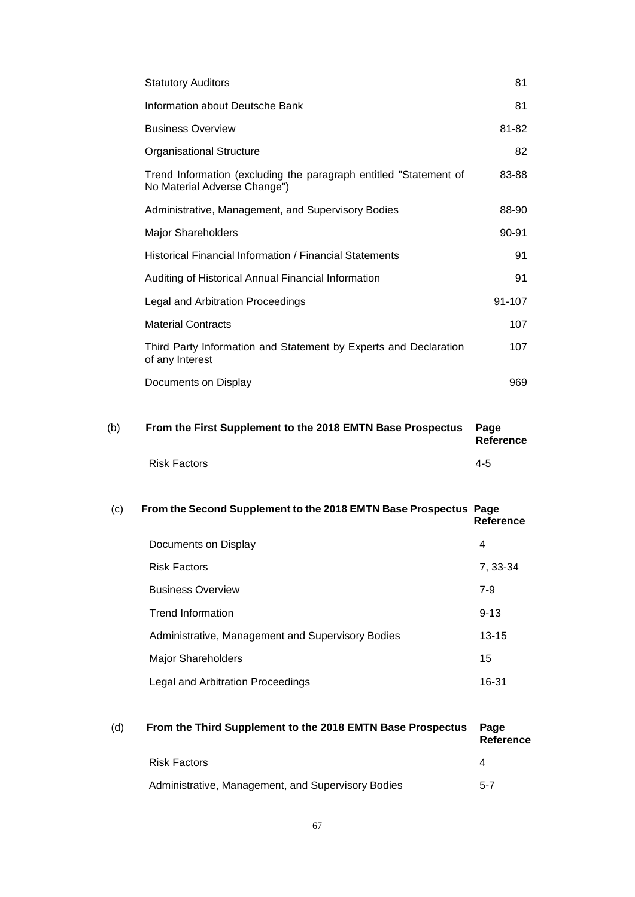| | |
|---|---|
| Statutory Auditors | 81 |
| Information about Deutsche Bank | 81 |
| Business Overview | 81-82 |
| Organisational Structure | 82 |
| Trend Information (excluding the paragraph entitled "Statement of No Material Adverse Change") | 83-88 |
| Administrative, Management, and Supervisory Bodies | 88-90 |
| Major Shareholders | 90-91 |
| Historical Financial Information / Financial Statements | 91 |
| Auditing of Historical Annual Financial Information | 91 |
| Legal and Arbitration Proceedings | 91-107 |
| Material Contracts | 107 |
| Third Party Information and Statement by Experts and Declaration of any Interest | 107 |
| Documents on Display | 969 |

(b)

| **From the First Supplement to the 2018 EMTN Base Prospectus** | **Page Reference** |
|---|---|
| Risk Factors | 4-5 |

(c)

| **From the Second Supplement to the 2018 EMTN Base Prospectus** | **Page Reference** |
|---|---|
| Documents on Display | 4 |
| Risk Factors | 7, 33-34 |
| Business Overview | 7-9 |
| Trend Information | 9-13 |
| Administrative, Management and Supervisory Bodies | 13-15 |
| Major Shareholders | 15 |
| Legal and Arbitration Proceedings | 16-31 |

(d)

| **From the Third Supplement to the 2018 EMTN Base Prospectus** | **Page Reference** |
|---|---|
| Risk Factors | 4 |
| Administrative, Management, and Supervisory Bodies | 5-7 |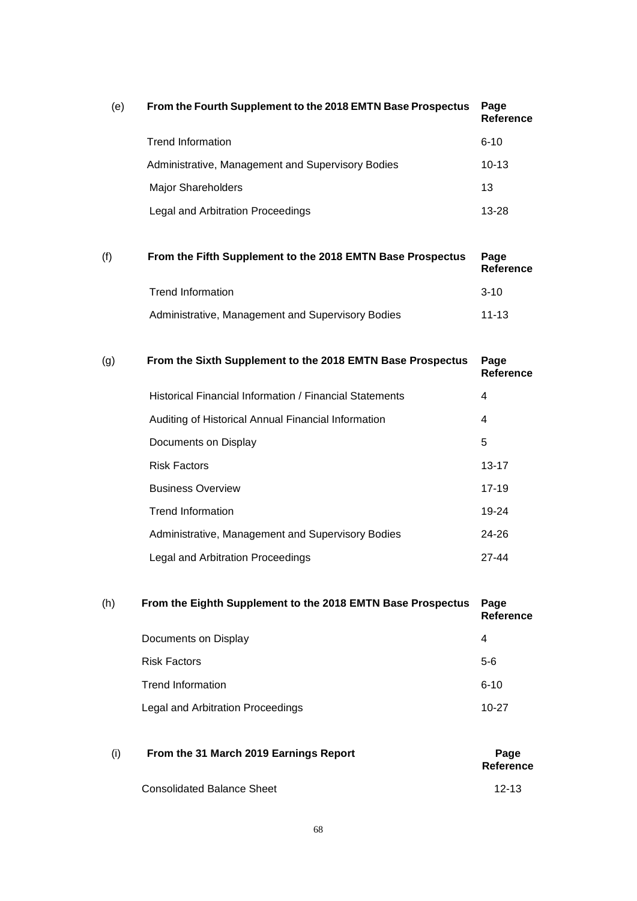| (e) | From the Fourth Supplement to the 2018 EMTN Base Prospectus | Page Reference |
|---|---|---|
| | Trend Information | 6-10 |
| | Administrative, Management and Supervisory Bodies | 10-13 |
| | Major Shareholders | 13 |
| | Legal and Arbitration Proceedings | 13-28 |

| (f) | From the Fifth Supplement to the 2018 EMTN Base Prospectus | Page Reference |
|---|---|---|
| | Trend Information | 3-10 |
| | Administrative, Management and Supervisory Bodies | 11-13 |

| (g) | From the Sixth Supplement to the 2018 EMTN Base Prospectus | Page Reference |
|---|---|---|
| | Historical Financial Information / Financial Statements | 4 |
| | Auditing of Historical Annual Financial Information | 4 |
| | Documents on Display | 5 |
| | Risk Factors | 13-17 |
| | Business Overview | 17-19 |
| | Trend Information | 19-24 |
| | Administrative, Management and Supervisory Bodies | 24-26 |
| | Legal and Arbitration Proceedings | 27-44 |

| (h) | From the Eighth Supplement to the 2018 EMTN Base Prospectus | Page Reference |
|---|---|---|
| | Documents on Display | 4 |
| | Risk Factors | 5-6 |
| | Trend Information | 6-10 |
| | Legal and Arbitration Proceedings | 10-27 |

| (i) | From the 31 March 2019 Earnings Report | Page Reference |
|---|---|---|
| | Consolidated Balance Sheet | 12-13 |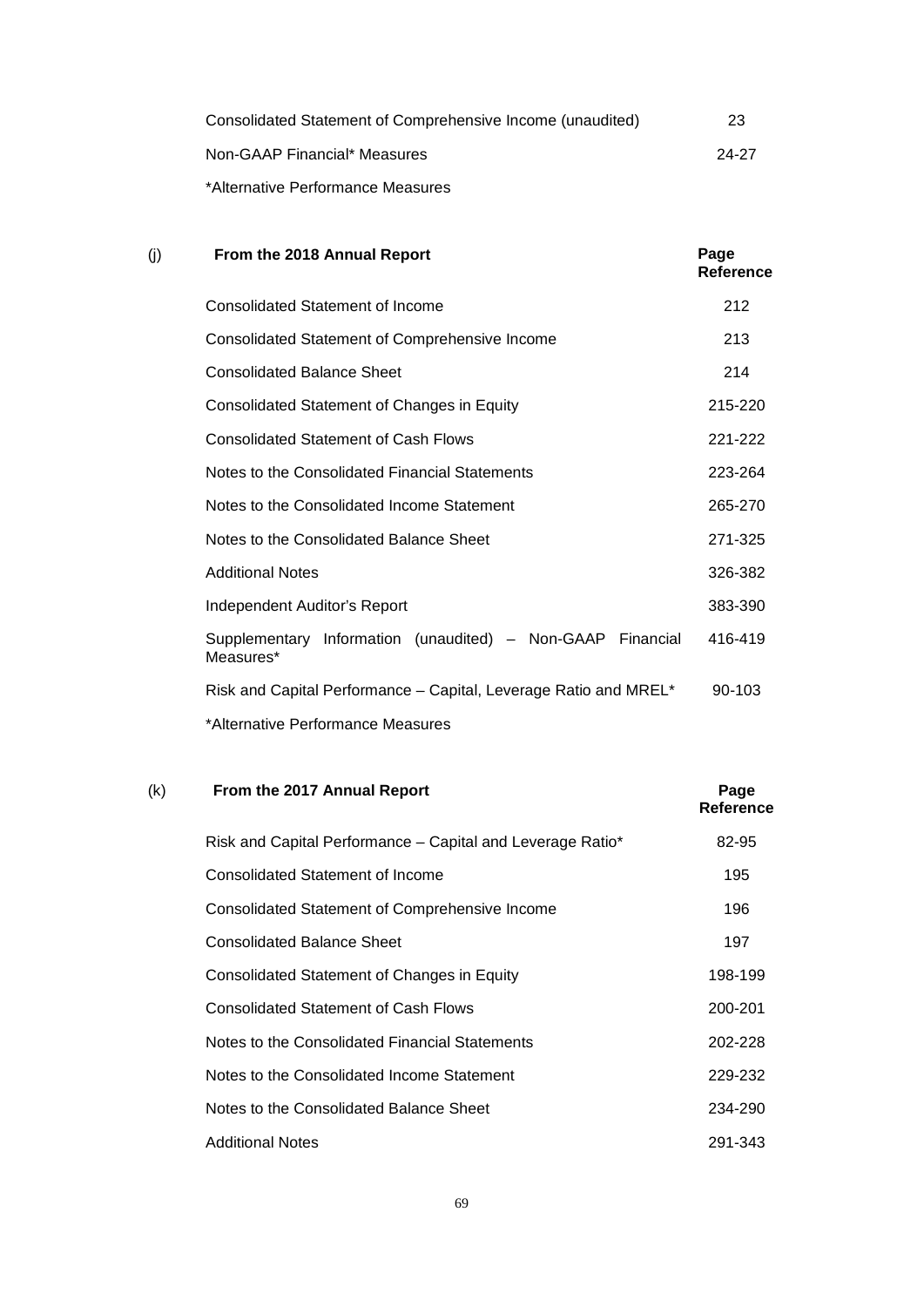| | |
|---|---|
| Consolidated Statement of Comprehensive Income (unaudited) | 23 |
| Non-GAAP Financial* Measures | 24-27 |

*Alternative Performance Measures

(j) **From the 2018 Annual Report**

| | **Page Reference** |
|---|---|
| Consolidated Statement of Income | 212 |
| Consolidated Statement of Comprehensive Income | 213 |
| Consolidated Balance Sheet | 214 |
| Consolidated Statement of Changes in Equity | 215-220 |
| Consolidated Statement of Cash Flows | 221-222 |
| Notes to the Consolidated Financial Statements | 223-264 |
| Notes to the Consolidated Income Statement | 265-270 |
| Notes to the Consolidated Balance Sheet | 271-325 |
| Additional Notes | 326-382 |
| Independent Auditor's Report | 383-390 |
| Supplementary Information (unaudited) – Non-GAAP Financial Measures* | 416-419 |
| Risk and Capital Performance – Capital, Leverage Ratio and MREL* | 90-103 |

*Alternative Performance Measures

(k) **From the 2017 Annual Report**

| | **Page Reference** |
|---|---|
| Risk and Capital Performance – Capital and Leverage Ratio* | 82-95 |
| Consolidated Statement of Income | 195 |
| Consolidated Statement of Comprehensive Income | 196 |
| Consolidated Balance Sheet | 197 |
| Consolidated Statement of Changes in Equity | 198-199 |
| Consolidated Statement of Cash Flows | 200-201 |
| Notes to the Consolidated Financial Statements | 202-228 |
| Notes to the Consolidated Income Statement | 229-232 |
| Notes to the Consolidated Balance Sheet | 234-290 |
| Additional Notes | 291-343 |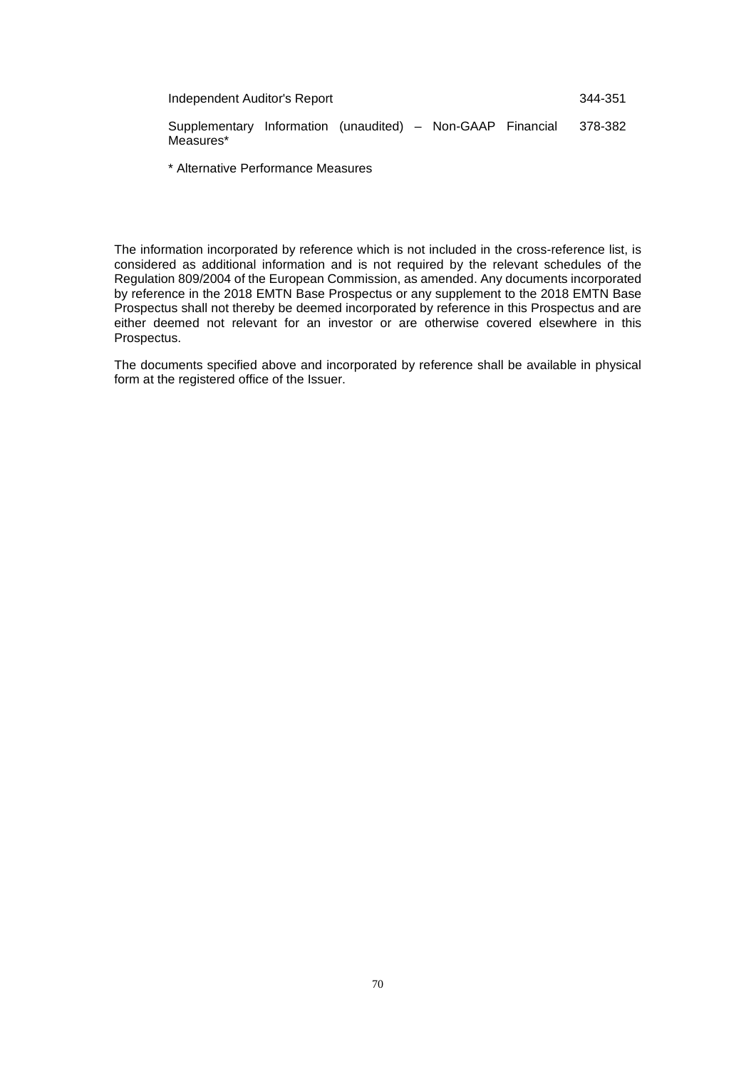| | |
|---|---|
| Independent Auditor's Report | 344-351 |
| Supplementary Information (unaudited) – Non-GAAP Financial Measures* | 378-382 |

* Alternative Performance Measures

The information incorporated by reference which is not included in the cross-reference list, is considered as additional information and is not required by the relevant schedules of the Regulation 809/2004 of the European Commission, as amended. Any documents incorporated by reference in the 2018 EMTN Base Prospectus or any supplement to the 2018 EMTN Base Prospectus shall not thereby be deemed incorporated by reference in this Prospectus and are either deemed not relevant for an investor or are otherwise covered elsewhere in this Prospectus.

The documents specified above and incorporated by reference shall be available in physical form at the registered office of the Issuer.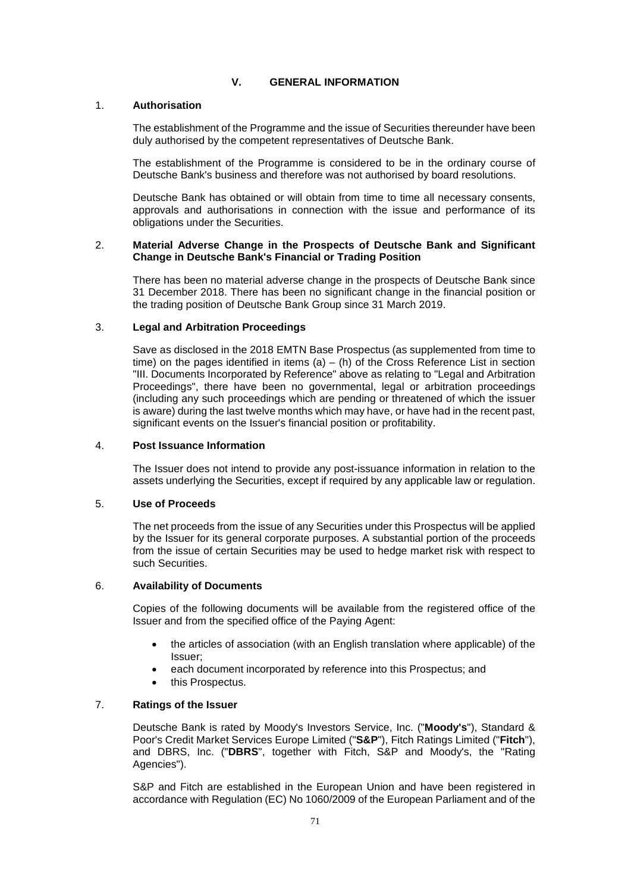# V. GENERAL INFORMATION

## 1. Authorisation

The establishment of the Programme and the issue of Securities thereunder have been duly authorised by the competent representatives of Deutsche Bank.

The establishment of the Programme is considered to be in the ordinary course of Deutsche Bank's business and therefore was not authorised by board resolutions.

Deutsche Bank has obtained or will obtain from time to time all necessary consents, approvals and authorisations in connection with the issue and performance of its obligations under the Securities.

## 2. Material Adverse Change in the Prospects of Deutsche Bank and Significant Change in Deutsche Bank's Financial or Trading Position

There has been no material adverse change in the prospects of Deutsche Bank since 31 December 2018. There has been no significant change in the financial position or the trading position of Deutsche Bank Group since 31 March 2019.

## 3. Legal and Arbitration Proceedings

Save as disclosed in the 2018 EMTN Base Prospectus (as supplemented from time to time) on the pages identified in items (a) – (h) of the Cross Reference List in section "III. Documents Incorporated by Reference" above as relating to "Legal and Arbitration Proceedings", there have been no governmental, legal or arbitration proceedings (including any such proceedings which are pending or threatened of which the issuer is aware) during the last twelve months which may have, or have had in the recent past, significant events on the Issuer's financial position or profitability.

## 4. Post Issuance Information

The Issuer does not intend to provide any post-issuance information in relation to the assets underlying the Securities, except if required by any applicable law or regulation.

## 5. Use of Proceeds

The net proceeds from the issue of any Securities under this Prospectus will be applied by the Issuer for its general corporate purposes. A substantial portion of the proceeds from the issue of certain Securities may be used to hedge market risk with respect to such Securities.

## 6. Availability of Documents

Copies of the following documents will be available from the registered office of the Issuer and from the specified office of the Paying Agent:

- the articles of association (with an English translation where applicable) of the Issuer;
- each document incorporated by reference into this Prospectus; and
- this Prospectus.

## 7. Ratings of the Issuer

Deutsche Bank is rated by Moody's Investors Service, Inc. ("**Moody's**"), Standard & Poor's Credit Market Services Europe Limited ("**S&P**"), Fitch Ratings Limited ("**Fitch**"), and DBRS, Inc. ("**DBRS**", together with Fitch, S&P and Moody's, the "Rating Agencies").

S&P and Fitch are established in the European Union and have been registered in accordance with Regulation (EC) No 1060/2009 of the European Parliament and of the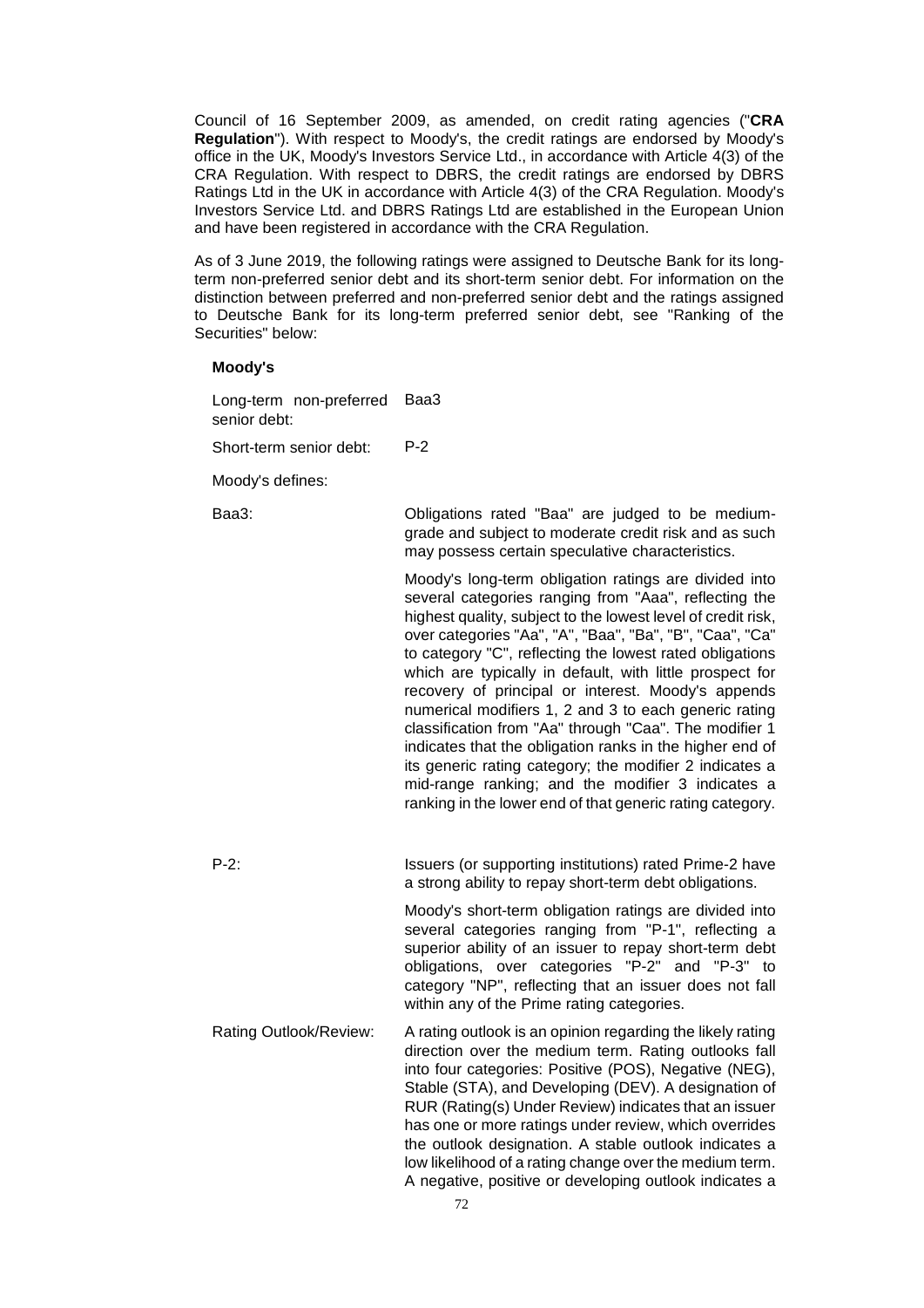Council of 16 September 2009, as amended, on credit rating agencies ("**CRA Regulation**"). With respect to Moody's, the credit ratings are endorsed by Moody's office in the UK, Moody's Investors Service Ltd., in accordance with Article 4(3) of the CRA Regulation. With respect to DBRS, the credit ratings are endorsed by DBRS Ratings Ltd in the UK in accordance with Article 4(3) of the CRA Regulation. Moody's Investors Service Ltd. and DBRS Ratings Ltd are established in the European Union and have been registered in accordance with the CRA Regulation.

As of 3 June 2019, the following ratings were assigned to Deutsche Bank for its long-term non-preferred senior debt and its short-term senior debt. For information on the distinction between preferred and non-preferred senior debt and the ratings assigned to Deutsche Bank for its long-term preferred senior debt, see "Ranking of the Securities" below:

**Moody's**

| | |
|---|---|
| Long-term non-preferred senior debt: | Baa3 |
| Short-term senior debt: | P-2 |

Moody's defines:

| | |
|---|---|
| Baa3: | Obligations rated "Baa" are judged to be medium-grade and subject to moderate credit risk and as such may possess certain speculative characteristics.<br><br>Moody's long-term obligation ratings are divided into several categories ranging from "Aaa", reflecting the highest quality, subject to the lowest level of credit risk, over categories "Aa", "A", "Baa", "Ba", "B", "Caa", "Ca" to category "C", reflecting the lowest rated obligations which are typically in default, with little prospect for recovery of principal or interest. Moody's appends numerical modifiers 1, 2 and 3 to each generic rating classification from "Aa" through "Caa". The modifier 1 indicates that the obligation ranks in the higher end of its generic rating category; the modifier 2 indicates a mid-range ranking; and the modifier 3 indicates a ranking in the lower end of that generic rating category. |
| P-2: | Issuers (or supporting institutions) rated Prime-2 have a strong ability to repay short-term debt obligations.<br><br>Moody's short-term obligation ratings are divided into several categories ranging from "P-1", reflecting a superior ability of an issuer to repay short-term debt obligations, over categories "P-2" and "P-3" to category "NP", reflecting that an issuer does not fall within any of the Prime rating categories. |
| Rating Outlook/Review: | A rating outlook is an opinion regarding the likely rating direction over the medium term. Rating outlooks fall into four categories: Positive (POS), Negative (NEG), Stable (STA), and Developing (DEV). A designation of RUR (Rating(s) Under Review) indicates that an issuer has one or more ratings under review, which overrides the outlook designation. A stable outlook indicates a low likelihood of a rating change over the medium term. A negative, positive or developing outlook indicates a |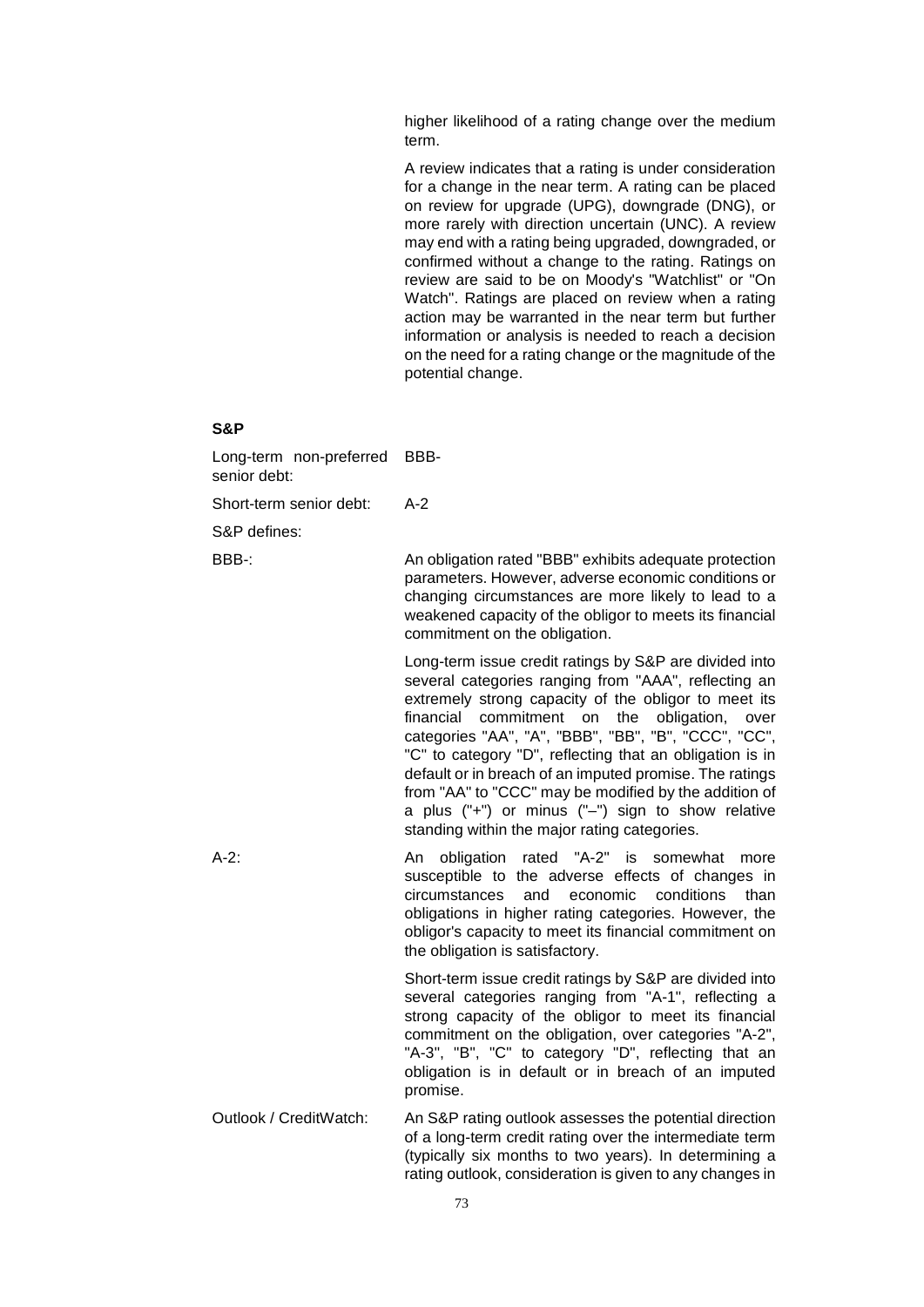higher likelihood of a rating change over the medium term.

A review indicates that a rating is under consideration for a change in the near term. A rating can be placed on review for upgrade (UPG), downgrade (DNG), or more rarely with direction uncertain (UNC). A review may end with a rating being upgraded, downgraded, or confirmed without a change to the rating. Ratings on review are said to be on Moody's "Watchlist" or "On Watch". Ratings are placed on review when a rating action may be warranted in the near term but further information or analysis is needed to reach a decision on the need for a rating change or the magnitude of the potential change.

**S&P**

| | |
|---|---|
| Long-term non-preferred senior debt: | BBB- |
| Short-term senior debt: | A-2 |

S&P defines:

| | |
|---|---|
| BBB-: | An obligation rated "BBB" exhibits adequate protection parameters. However, adverse economic conditions or changing circumstances are more likely to lead to a weakened capacity of the obligor to meets its financial commitment on the obligation.<br><br>Long-term issue credit ratings by S&P are divided into several categories ranging from "AAA", reflecting an extremely strong capacity of the obligor to meet its financial commitment on the obligation, over categories "AA", "A", "BBB", "BB", "B", "CCC", "CC", "C" to category "D", reflecting that an obligation is in default or in breach of an imputed promise. The ratings from "AA" to "CCC" may be modified by the addition of a plus ("+") or minus ("–") sign to show relative standing within the major rating categories. |
| A-2: | An obligation rated "A-2" is somewhat more susceptible to the adverse effects of changes in circumstances and economic conditions than obligations in higher rating categories. However, the obligor's capacity to meet its financial commitment on the obligation is satisfactory.<br><br>Short-term issue credit ratings by S&P are divided into several categories ranging from "A-1", reflecting a strong capacity of the obligor to meet its financial commitment on the obligation, over categories "A-2", "A-3", "B", "C" to category "D", reflecting that an obligation is in default or in breach of an imputed promise. |
| Outlook / CreditWatch: | An S&P rating outlook assesses the potential direction of a long-term credit rating over the intermediate term (typically six months to two years). In determining a rating outlook, consideration is given to any changes in |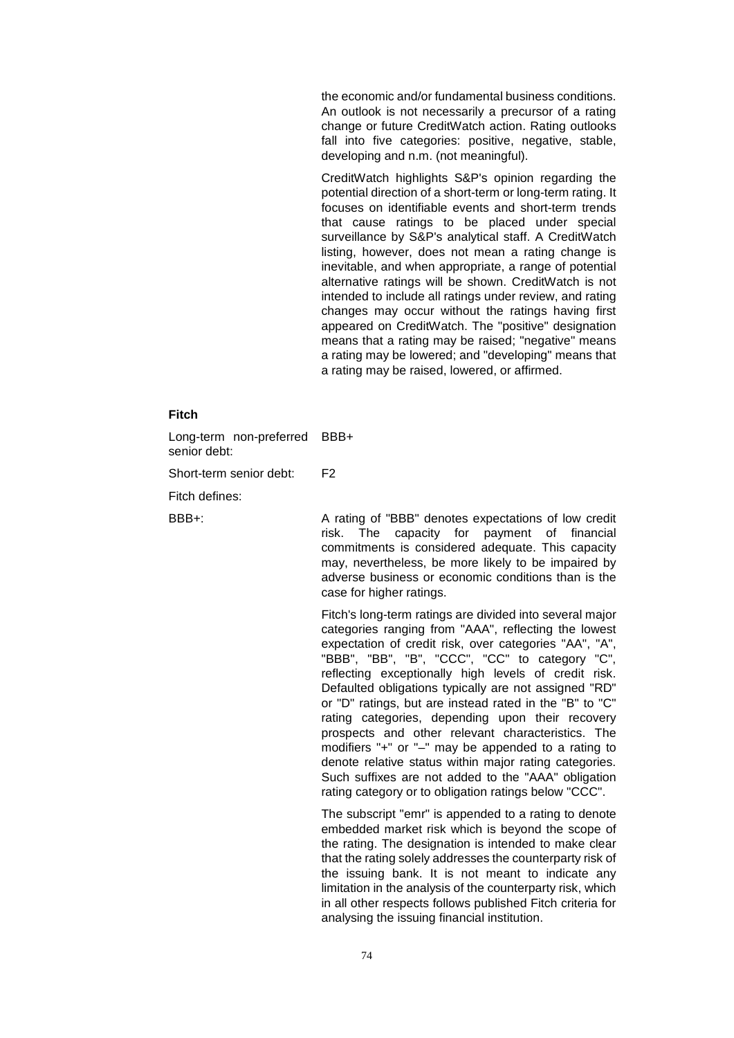the economic and/or fundamental business conditions. An outlook is not necessarily a precursor of a rating change or future CreditWatch action. Rating outlooks fall into five categories: positive, negative, stable, developing and n.m. (not meaningful).

CreditWatch highlights S&P's opinion regarding the potential direction of a short-term or long-term rating. It focuses on identifiable events and short-term trends that cause ratings to be placed under special surveillance by S&P's analytical staff. A CreditWatch listing, however, does not mean a rating change is inevitable, and when appropriate, a range of potential alternative ratings will be shown. CreditWatch is not intended to include all ratings under review, and rating changes may occur without the ratings having first appeared on CreditWatch. The "positive" designation means that a rating may be raised; "negative" means a rating may be lowered; and "developing" means that a rating may be raised, lowered, or affirmed.

**Fitch**

Long-term non-preferred senior debt: BBB+

Short-term senior debt: F2

Fitch defines:

BBB+: A rating of "BBB" denotes expectations of low credit risk. The capacity for payment of financial commitments is considered adequate. This capacity may, nevertheless, be more likely to be impaired by adverse business or economic conditions than is the case for higher ratings.

Fitch's long-term ratings are divided into several major categories ranging from "AAA", reflecting the lowest expectation of credit risk, over categories "AA", "A", "BBB", "BB", "B", "CCC", "CC" to category "C", reflecting exceptionally high levels of credit risk. Defaulted obligations typically are not assigned "RD" or "D" ratings, but are instead rated in the "B" to "C" rating categories, depending upon their recovery prospects and other relevant characteristics. The modifiers "+" or "–" may be appended to a rating to denote relative status within major rating categories. Such suffixes are not added to the "AAA" obligation rating category or to obligation ratings below "CCC".

The subscript "emr" is appended to a rating to denote embedded market risk which is beyond the scope of the rating. The designation is intended to make clear that the rating solely addresses the counterparty risk of the issuing bank. It is not meant to indicate any limitation in the analysis of the counterparty risk, which in all other respects follows published Fitch criteria for analysing the issuing financial institution.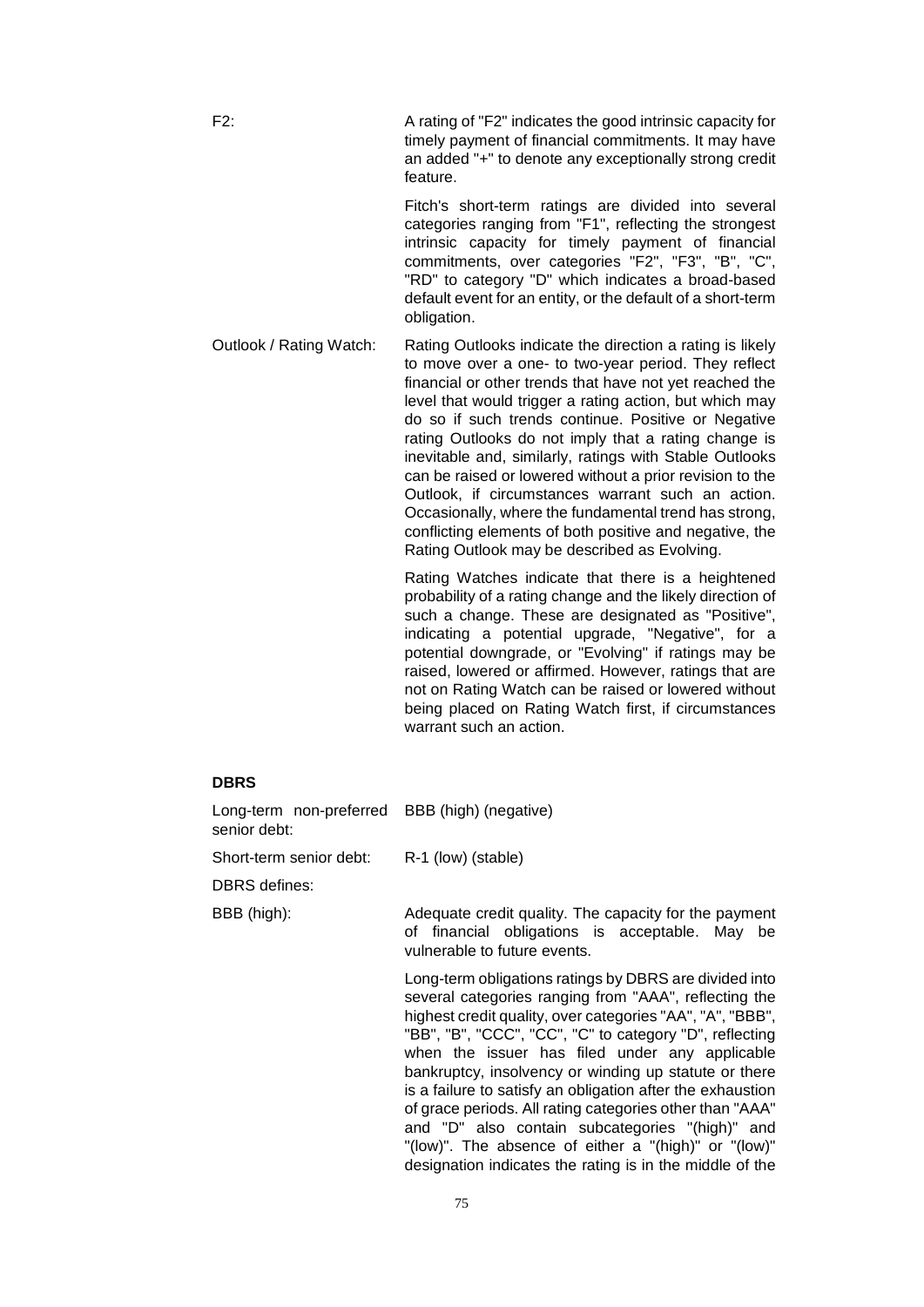F2: A rating of "F2" indicates the good intrinsic capacity for timely payment of financial commitments. It may have an added "+" to denote any exceptionally strong credit feature.

Fitch's short-term ratings are divided into several categories ranging from "F1", reflecting the strongest intrinsic capacity for timely payment of financial commitments, over categories "F2", "F3", "B", "C", "RD" to category "D" which indicates a broad-based default event for an entity, or the default of a short-term obligation.

Outlook / Rating Watch: Rating Outlooks indicate the direction a rating is likely to move over a one- to two-year period. They reflect financial or other trends that have not yet reached the level that would trigger a rating action, but which may do so if such trends continue. Positive or Negative rating Outlooks do not imply that a rating change is inevitable and, similarly, ratings with Stable Outlooks can be raised or lowered without a prior revision to the Outlook, if circumstances warrant such an action. Occasionally, where the fundamental trend has strong, conflicting elements of both positive and negative, the Rating Outlook may be described as Evolving.

Rating Watches indicate that there is a heightened probability of a rating change and the likely direction of such a change. These are designated as "Positive", indicating a potential upgrade, "Negative", for a potential downgrade, or "Evolving" if ratings may be raised, lowered or affirmed. However, ratings that are not on Rating Watch can be raised or lowered without being placed on Rating Watch first, if circumstances warrant such an action.

**DBRS**

Long-term non-preferred senior debt: BBB (high) (negative)

Short-term senior debt: R-1 (low) (stable)

DBRS defines:

BBB (high): Adequate credit quality. The capacity for the payment of financial obligations is acceptable. May be vulnerable to future events.

Long-term obligations ratings by DBRS are divided into several categories ranging from "AAA", reflecting the highest credit quality, over categories "AA", "A", "BBB", "BB", "B", "CCC", "CC", "C" to category "D", reflecting when the issuer has filed under any applicable bankruptcy, insolvency or winding up statute or there is a failure to satisfy an obligation after the exhaustion of grace periods. All rating categories other than "AAA" and "D" also contain subcategories "(high)" and "(low)". The absence of either a "(high)" or "(low)" designation indicates the rating is in the middle of the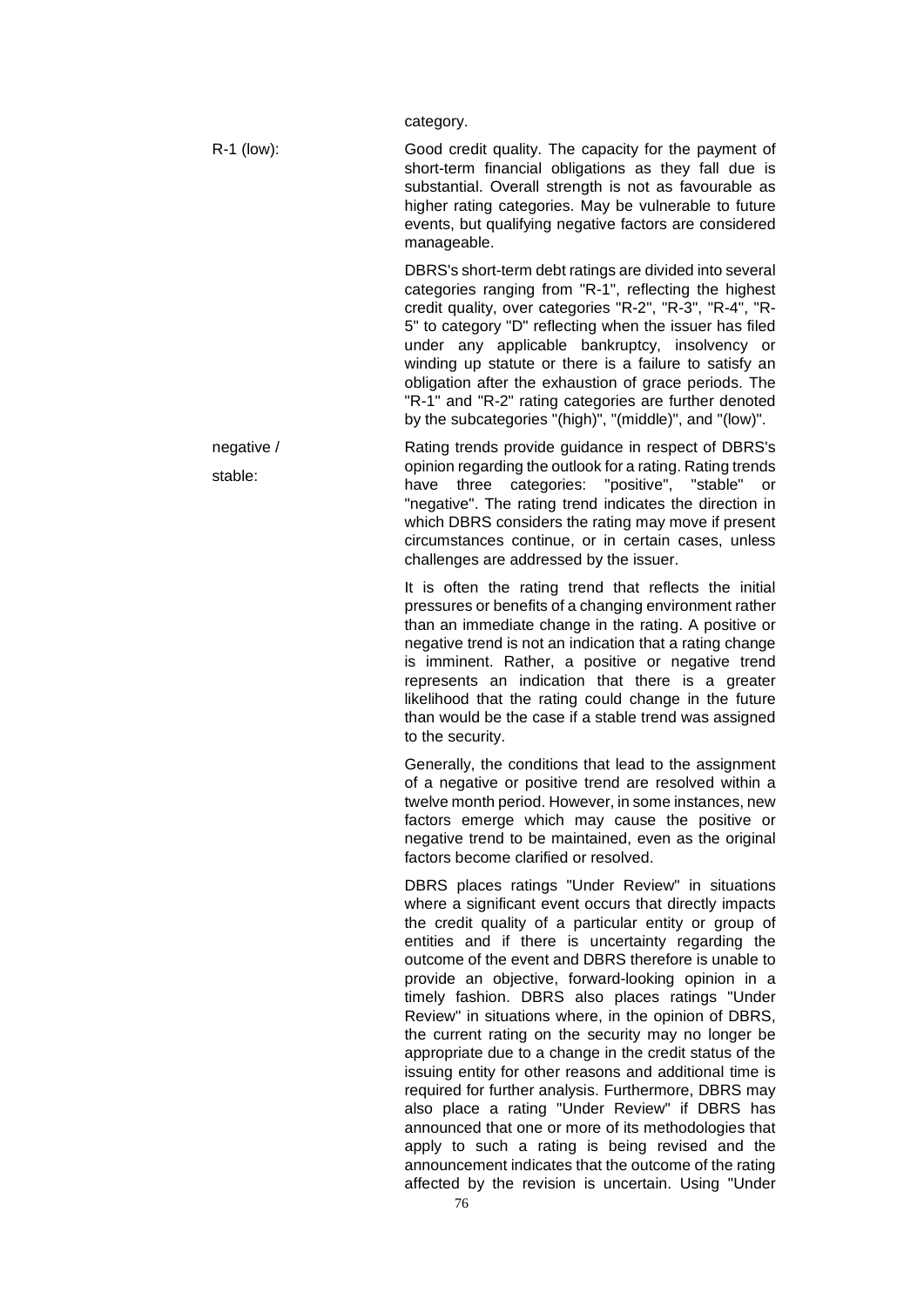category.

R-1 (low): Good credit quality. The capacity for the payment of short-term financial obligations as they fall due is substantial. Overall strength is not as favourable as higher rating categories. May be vulnerable to future events, but qualifying negative factors are considered manageable.

DBRS's short-term debt ratings are divided into several categories ranging from "R-1", reflecting the highest credit quality, over categories "R-2", "R-3", "R-4", "R-5" to category "D" reflecting when the issuer has filed under any applicable bankruptcy, insolvency or winding up statute or there is a failure to satisfy an obligation after the exhaustion of grace periods. The "R-1" and "R-2" rating categories are further denoted by the subcategories "(high)", "(middle)", and "(low)".

negative / stable: Rating trends provide guidance in respect of DBRS's opinion regarding the outlook for a rating. Rating trends have three categories: "positive", "stable" or "negative". The rating trend indicates the direction in which DBRS considers the rating may move if present circumstances continue, or in certain cases, unless challenges are addressed by the issuer.

It is often the rating trend that reflects the initial pressures or benefits of a changing environment rather than an immediate change in the rating. A positive or negative trend is not an indication that a rating change is imminent. Rather, a positive or negative trend represents an indication that there is a greater likelihood that the rating could change in the future than would be the case if a stable trend was assigned to the security.

Generally, the conditions that lead to the assignment of a negative or positive trend are resolved within a twelve month period. However, in some instances, new factors emerge which may cause the positive or negative trend to be maintained, even as the original factors become clarified or resolved.

DBRS places ratings "Under Review" in situations where a significant event occurs that directly impacts the credit quality of a particular entity or group of entities and if there is uncertainty regarding the outcome of the event and DBRS therefore is unable to provide an objective, forward-looking opinion in a timely fashion. DBRS also places ratings "Under Review" in situations where, in the opinion of DBRS, the current rating on the security may no longer be appropriate due to a change in the credit status of the issuing entity for other reasons and additional time is required for further analysis. Furthermore, DBRS may also place a rating "Under Review" if DBRS has announced that one or more of its methodologies that apply to such a rating is being revised and the announcement indicates that the outcome of the rating affected by the revision is uncertain. Using "Under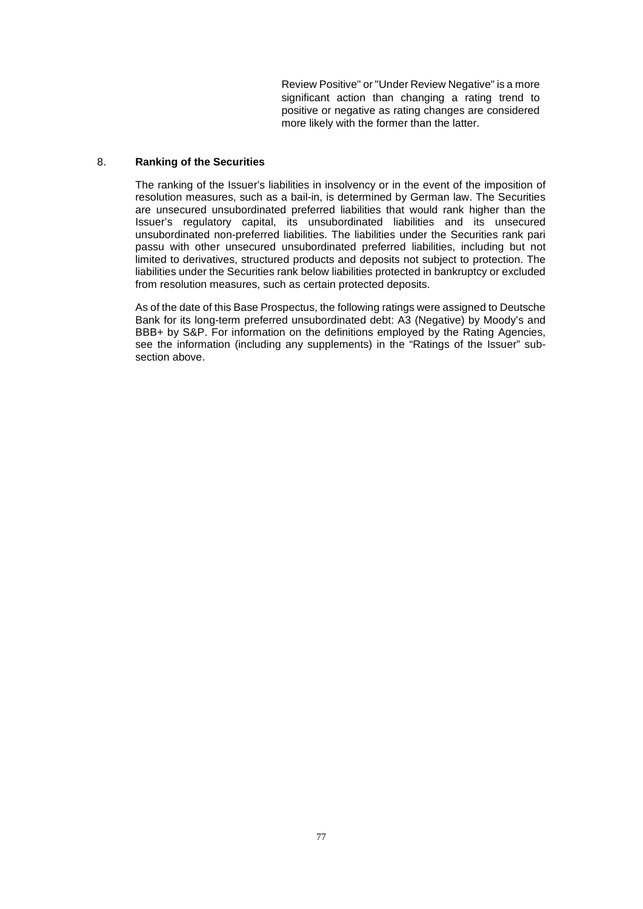Review Positive" or "Under Review Negative" is a more significant action than changing a rating trend to positive or negative as rating changes are considered more likely with the former than the latter.

## 8. Ranking of the Securities

The ranking of the Issuer's liabilities in insolvency or in the event of the imposition of resolution measures, such as a bail-in, is determined by German law. The Securities are unsecured unsubordinated preferred liabilities that would rank higher than the Issuer's regulatory capital, its unsubordinated liabilities and its unsecured unsubordinated non-preferred liabilities. The liabilities under the Securities rank pari passu with other unsecured unsubordinated preferred liabilities, including but not limited to derivatives, structured products and deposits not subject to protection. The liabilities under the Securities rank below liabilities protected in bankruptcy or excluded from resolution measures, such as certain protected deposits.

As of the date of this Base Prospectus, the following ratings were assigned to Deutsche Bank for its long-term preferred unsubordinated debt: A3 (Negative) by Moody's and BBB+ by S&P. For information on the definitions employed by the Rating Agencies, see the information (including any supplements) in the "Ratings of the Issuer" sub-section above.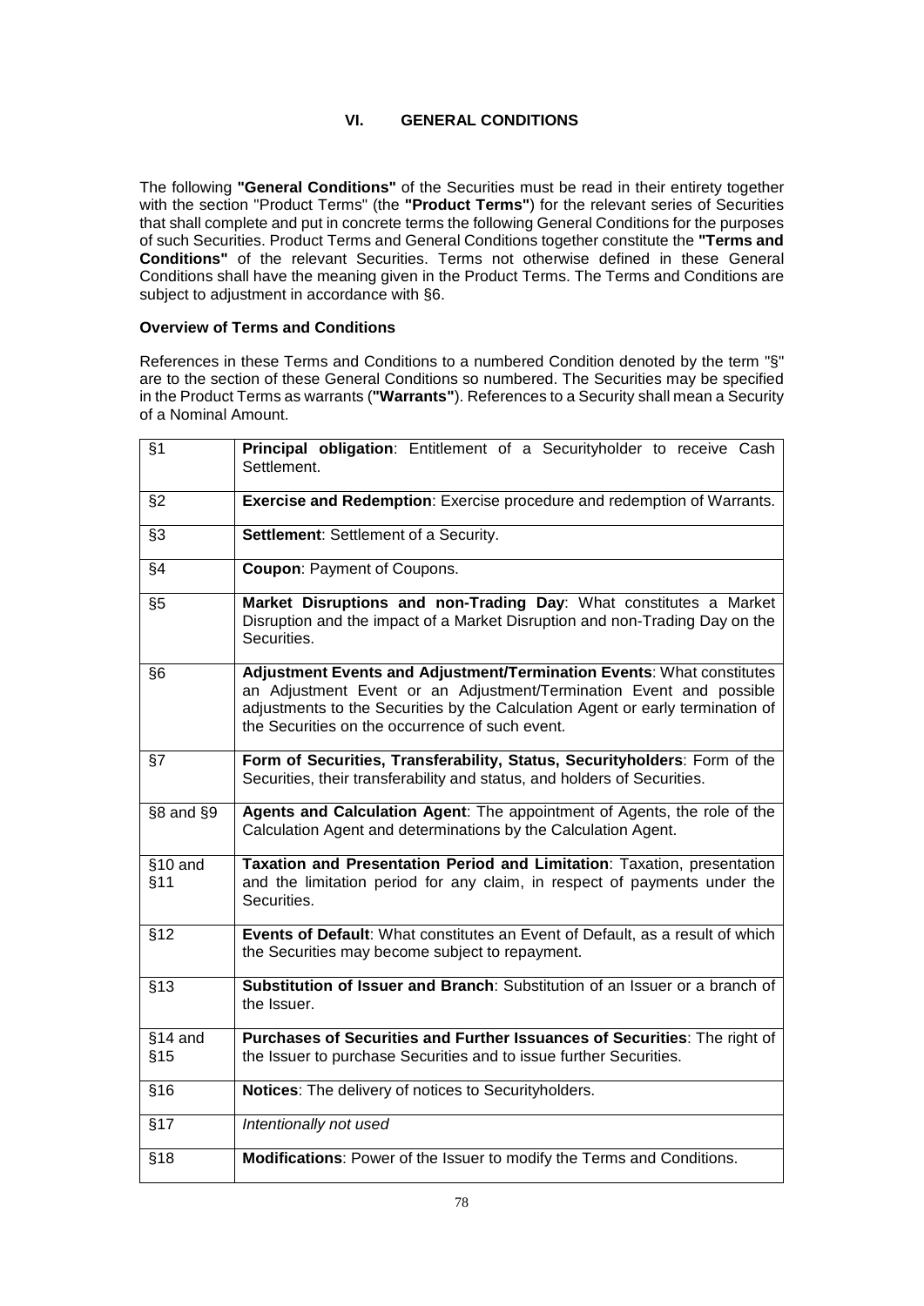## VI. GENERAL CONDITIONS

The following **"General Conditions"** of the Securities must be read in their entirety together with the section "Product Terms" (the **"Product Terms"**) for the relevant series of Securities that shall complete and put in concrete terms the following General Conditions for the purposes of such Securities. Product Terms and General Conditions together constitute the **"Terms and Conditions"** of the relevant Securities. Terms not otherwise defined in these General Conditions shall have the meaning given in the Product Terms. The Terms and Conditions are subject to adjustment in accordance with §6.

**Overview of Terms and Conditions**

References in these Terms and Conditions to a numbered Condition denoted by the term "§" are to the section of these General Conditions so numbered. The Securities may be specified in the Product Terms as warrants (**"Warrants"**). References to a Security shall mean a Security of a Nominal Amount.

| | |
|---|---|
| §1 | **Principal obligation**: Entitlement of a Securityholder to receive Cash Settlement. |
| §2 | **Exercise and Redemption**: Exercise procedure and redemption of Warrants. |
| §3 | **Settlement**: Settlement of a Security. |
| §4 | **Coupon**: Payment of Coupons. |
| §5 | **Market Disruptions and non-Trading Day**: What constitutes a Market Disruption and the impact of a Market Disruption and non-Trading Day on the Securities. |
| §6 | **Adjustment Events and Adjustment/Termination Events**: What constitutes an Adjustment Event or an Adjustment/Termination Event and possible adjustments to the Securities by the Calculation Agent or early termination of the Securities on the occurrence of such event. |
| §7 | **Form of Securities, Transferability, Status, Securityholders**: Form of the Securities, their transferability and status, and holders of Securities. |
| §8 and §9 | **Agents and Calculation Agent**: The appointment of Agents, the role of the Calculation Agent and determinations by the Calculation Agent. |
| §10 and §11 | **Taxation and Presentation Period and Limitation**: Taxation, presentation and the limitation period for any claim, in respect of payments under the Securities. |
| §12 | **Events of Default**: What constitutes an Event of Default, as a result of which the Securities may become subject to repayment. |
| §13 | **Substitution of Issuer and Branch**: Substitution of an Issuer or a branch of the Issuer. |
| §14 and §15 | **Purchases of Securities and Further Issuances of Securities**: The right of the Issuer to purchase Securities and to issue further Securities. |
| §16 | **Notices**: The delivery of notices to Securityholders. |
| §17 | *Intentionally not used* |
| §18 | **Modifications**: Power of the Issuer to modify the Terms and Conditions. |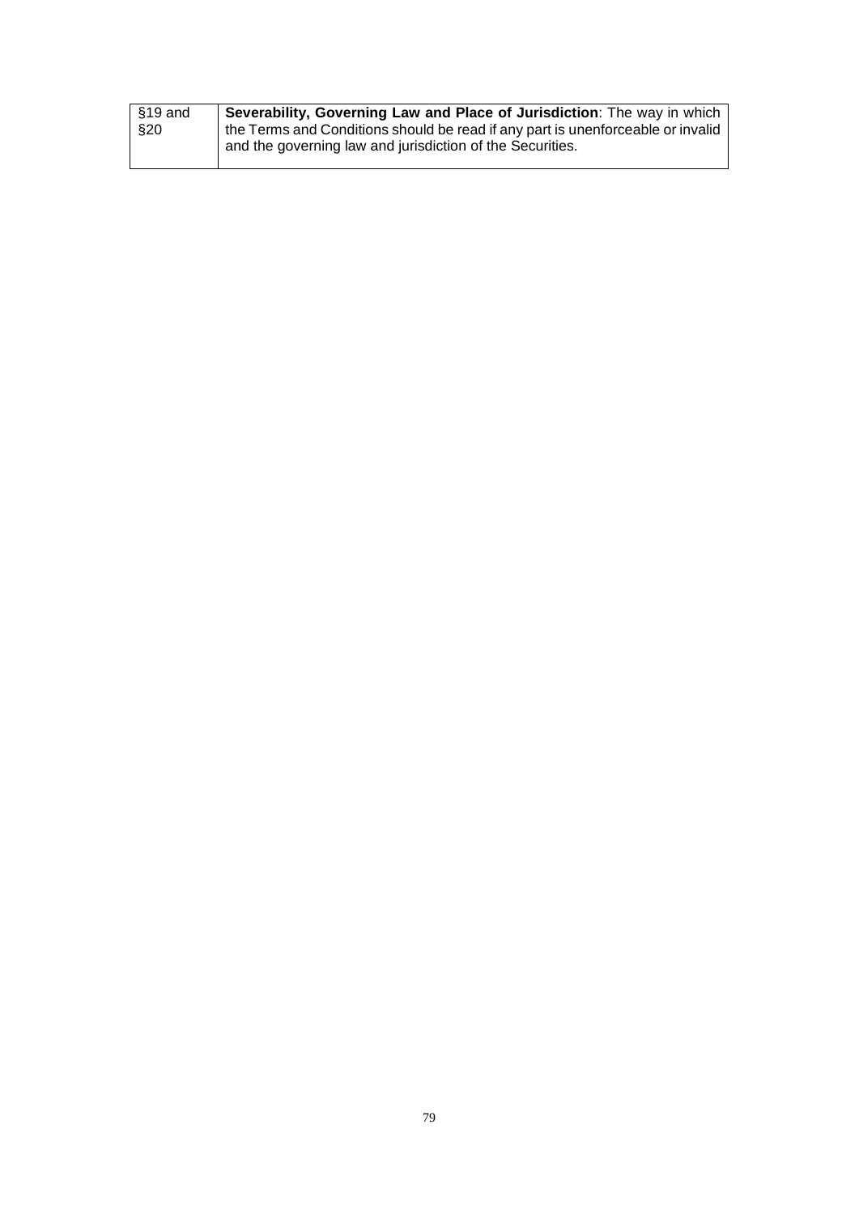| | |
|---|---|
| §19 and §20 | **Severability, Governing Law and Place of Jurisdiction**: The way in which the Terms and Conditions should be read if any part is unenforceable or invalid and the governing law and jurisdiction of the Securities. |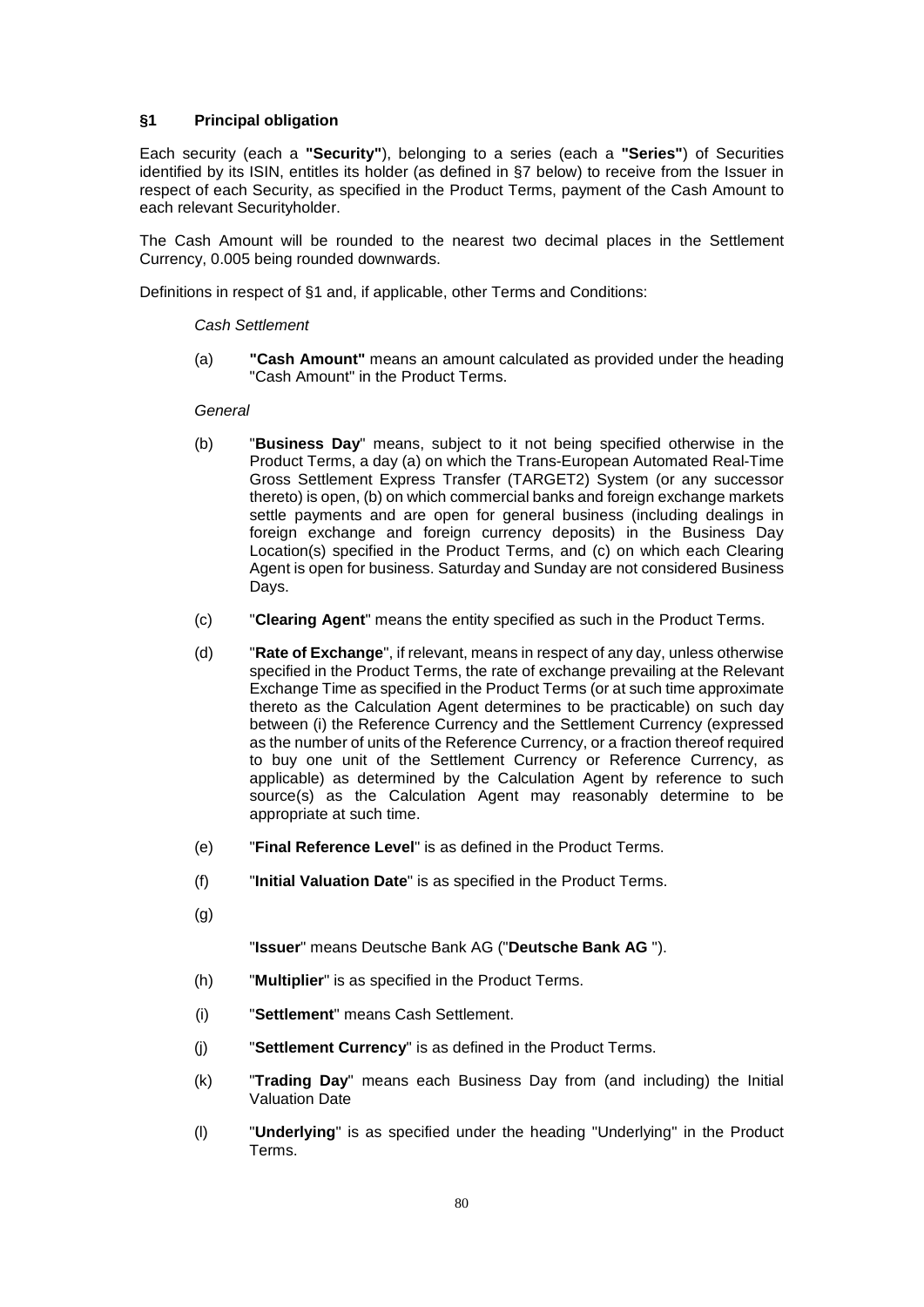## §1 Principal obligation

Each security (each a **"Security"**), belonging to a series (each a **"Series"**) of Securities identified by its ISIN, entitles its holder (as defined in §7 below) to receive from the Issuer in respect of each Security, as specified in the Product Terms, payment of the Cash Amount to each relevant Securityholder.

The Cash Amount will be rounded to the nearest two decimal places in the Settlement Currency, 0.005 being rounded downwards.

Definitions in respect of §1 and, if applicable, other Terms and Conditions:

*Cash Settlement*

(a) **"Cash Amount"** means an amount calculated as provided under the heading "Cash Amount" in the Product Terms.

*General*

(b) "**Business Day**" means, subject to it not being specified otherwise in the Product Terms, a day (a) on which the Trans-European Automated Real-Time Gross Settlement Express Transfer (TARGET2) System (or any successor thereto) is open, (b) on which commercial banks and foreign exchange markets settle payments and are open for general business (including dealings in foreign exchange and foreign currency deposits) in the Business Day Location(s) specified in the Product Terms, and (c) on which each Clearing Agent is open for business. Saturday and Sunday are not considered Business Days.

(c) "**Clearing Agent**" means the entity specified as such in the Product Terms.

(d) "**Rate of Exchange**", if relevant, means in respect of any day, unless otherwise specified in the Product Terms, the rate of exchange prevailing at the Relevant Exchange Time as specified in the Product Terms (or at such time approximate thereto as the Calculation Agent determines to be practicable) on such day between (i) the Reference Currency and the Settlement Currency (expressed as the number of units of the Reference Currency, or a fraction thereof required to buy one unit of the Settlement Currency or Reference Currency, as applicable) as determined by the Calculation Agent by reference to such source(s) as the Calculation Agent may reasonably determine to be appropriate at such time.

(e) "**Final Reference Level**" is as defined in the Product Terms.

(f) "**Initial Valuation Date**" is as specified in the Product Terms.

(g) "**Issuer**" means Deutsche Bank AG ("**Deutsche Bank AG** ").

(h) "**Multiplier**" is as specified in the Product Terms.

(i) "**Settlement**" means Cash Settlement.

(j) "**Settlement Currency**" is as defined in the Product Terms.

(k) "**Trading Day**" means each Business Day from (and including) the Initial Valuation Date

(l) "**Underlying**" is as specified under the heading "Underlying" in the Product Terms.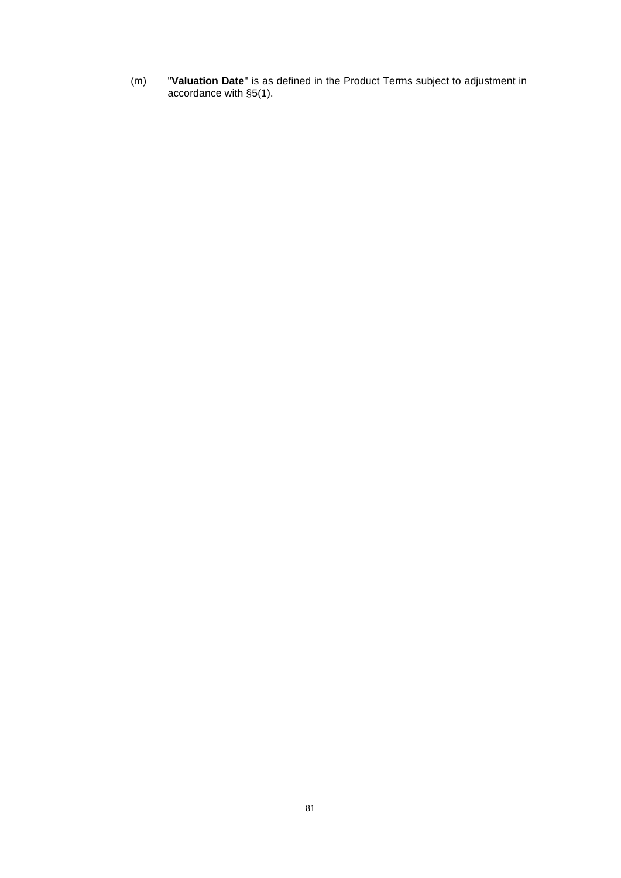(m) "**Valuation Date**" is as defined in the Product Terms subject to adjustment in accordance with §5(1).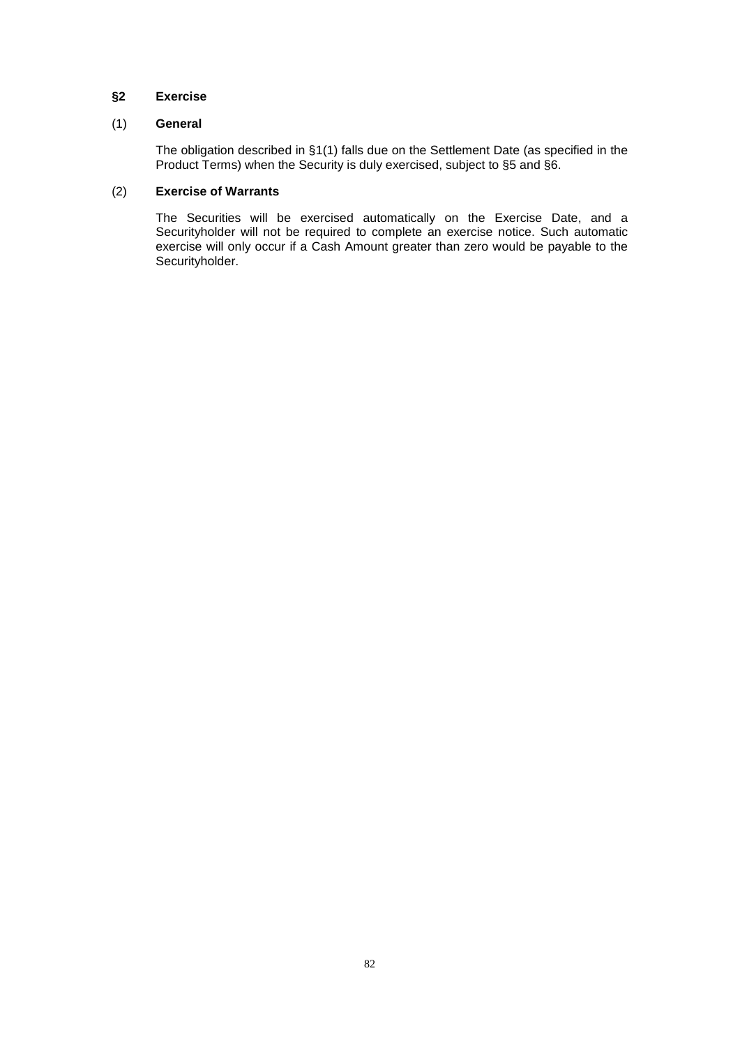## §2 Exercise

### (1) General

The obligation described in §1(1) falls due on the Settlement Date (as specified in the Product Terms) when the Security is duly exercised, subject to §5 and §6.

### (2) Exercise of Warrants

The Securities will be exercised automatically on the Exercise Date, and a Securityholder will not be required to complete an exercise notice. Such automatic exercise will only occur if a Cash Amount greater than zero would be payable to the Securityholder.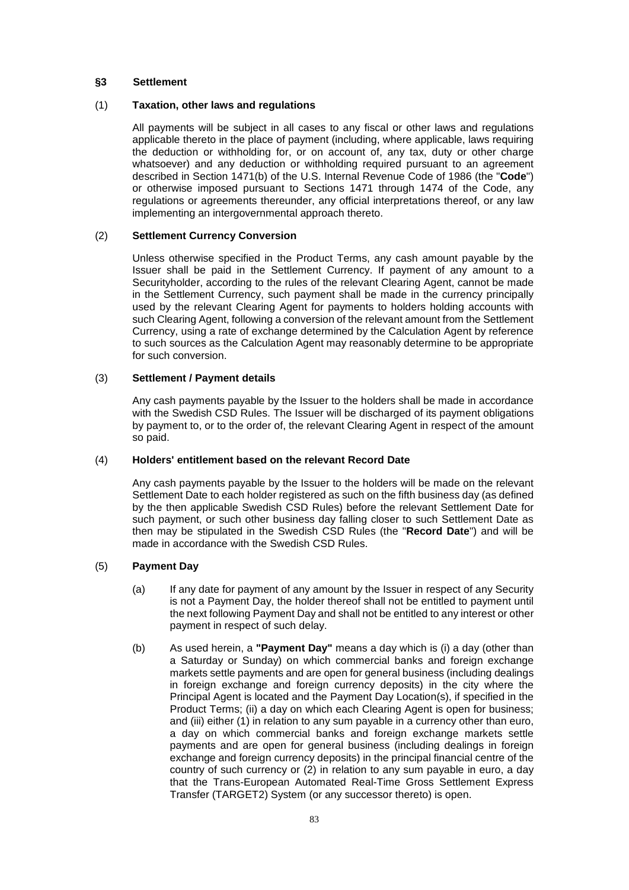## §3 Settlement

### (1) Taxation, other laws and regulations

All payments will be subject in all cases to any fiscal or other laws and regulations applicable thereto in the place of payment (including, where applicable, laws requiring the deduction or withholding for, or on account of, any tax, duty or other charge whatsoever) and any deduction or withholding required pursuant to an agreement described in Section 1471(b) of the U.S. Internal Revenue Code of 1986 (the "**Code**") or otherwise imposed pursuant to Sections 1471 through 1474 of the Code, any regulations or agreements thereunder, any official interpretations thereof, or any law implementing an intergovernmental approach thereto.

### (2) Settlement Currency Conversion

Unless otherwise specified in the Product Terms, any cash amount payable by the Issuer shall be paid in the Settlement Currency. If payment of any amount to a Securityholder, according to the rules of the relevant Clearing Agent, cannot be made in the Settlement Currency, such payment shall be made in the currency principally used by the relevant Clearing Agent for payments to holders holding accounts with such Clearing Agent, following a conversion of the relevant amount from the Settlement Currency, using a rate of exchange determined by the Calculation Agent by reference to such sources as the Calculation Agent may reasonably determine to be appropriate for such conversion.

### (3) Settlement / Payment details

Any cash payments payable by the Issuer to the holders shall be made in accordance with the Swedish CSD Rules. The Issuer will be discharged of its payment obligations by payment to, or to the order of, the relevant Clearing Agent in respect of the amount so paid.

### (4) Holders' entitlement based on the relevant Record Date

Any cash payments payable by the Issuer to the holders will be made on the relevant Settlement Date to each holder registered as such on the fifth business day (as defined by the then applicable Swedish CSD Rules) before the relevant Settlement Date for such payment, or such other business day falling closer to such Settlement Date as then may be stipulated in the Swedish CSD Rules (the "**Record Date**") and will be made in accordance with the Swedish CSD Rules.

### (5) Payment Day

(a) If any date for payment of any amount by the Issuer in respect of any Security is not a Payment Day, the holder thereof shall not be entitled to payment until the next following Payment Day and shall not be entitled to any interest or other payment in respect of such delay.

(b) As used herein, a **"Payment Day"** means a day which is (i) a day (other than a Saturday or Sunday) on which commercial banks and foreign exchange markets settle payments and are open for general business (including dealings in foreign exchange and foreign currency deposits) in the city where the Principal Agent is located and the Payment Day Location(s), if specified in the Product Terms; (ii) a day on which each Clearing Agent is open for business; and (iii) either (1) in relation to any sum payable in a currency other than euro, a day on which commercial banks and foreign exchange markets settle payments and are open for general business (including dealings in foreign exchange and foreign currency deposits) in the principal financial centre of the country of such currency or (2) in relation to any sum payable in euro, a day that the Trans-European Automated Real-Time Gross Settlement Express Transfer (TARGET2) System (or any successor thereto) is open.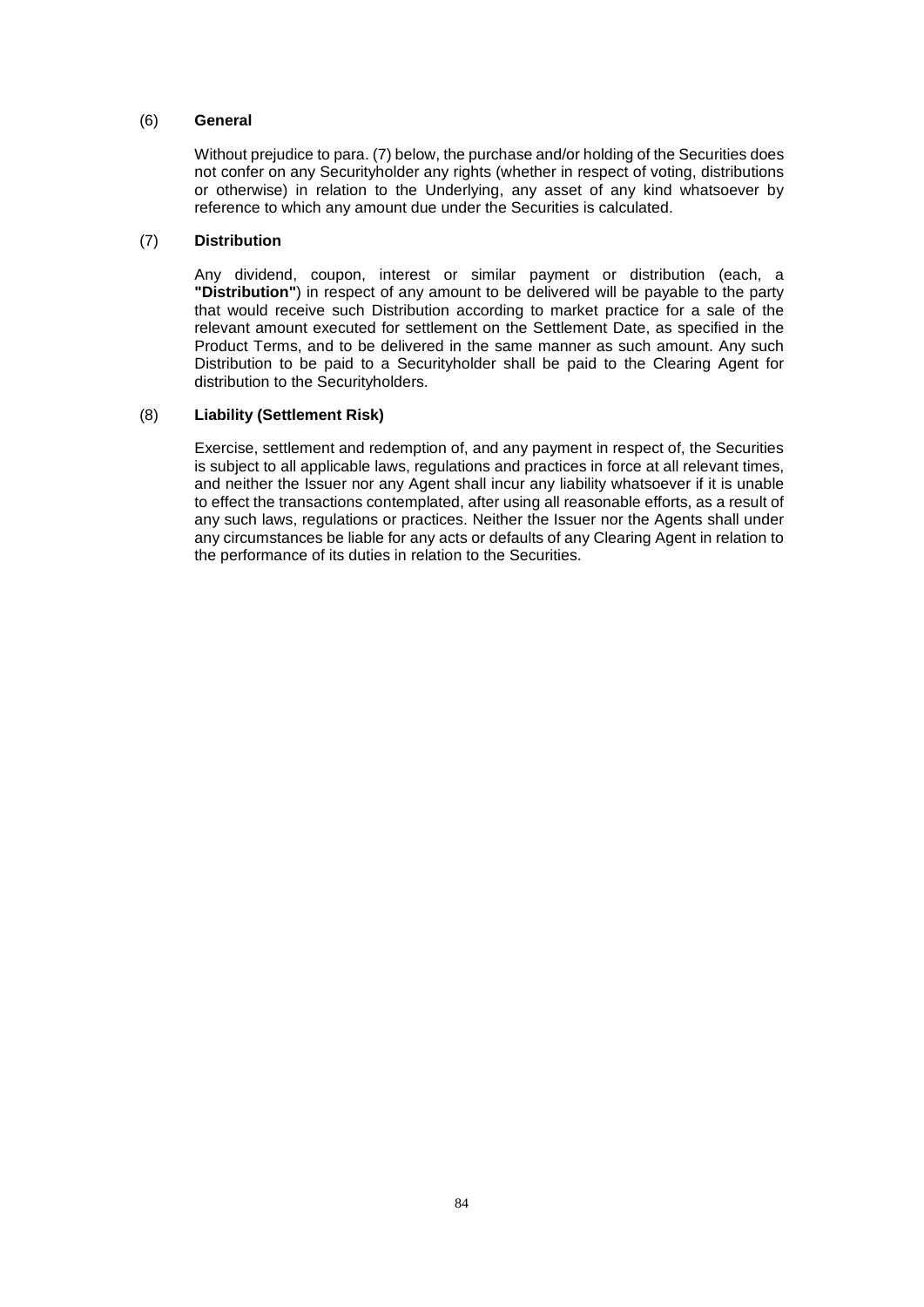(6) **General**

Without prejudice to para. (7) below, the purchase and/or holding of the Securities does not confer on any Securityholder any rights (whether in respect of voting, distributions or otherwise) in relation to the Underlying, any asset of any kind whatsoever by reference to which any amount due under the Securities is calculated.

(7) **Distribution**

Any dividend, coupon, interest or similar payment or distribution (each, a **"Distribution"**) in respect of any amount to be delivered will be payable to the party that would receive such Distribution according to market practice for a sale of the relevant amount executed for settlement on the Settlement Date, as specified in the Product Terms, and to be delivered in the same manner as such amount. Any such Distribution to be paid to a Securityholder shall be paid to the Clearing Agent for distribution to the Securityholders.

(8) **Liability (Settlement Risk)**

Exercise, settlement and redemption of, and any payment in respect of, the Securities is subject to all applicable laws, regulations and practices in force at all relevant times, and neither the Issuer nor any Agent shall incur any liability whatsoever if it is unable to effect the transactions contemplated, after using all reasonable efforts, as a result of any such laws, regulations or practices. Neither the Issuer nor the Agents shall under any circumstances be liable for any acts or defaults of any Clearing Agent in relation to the performance of its duties in relation to the Securities.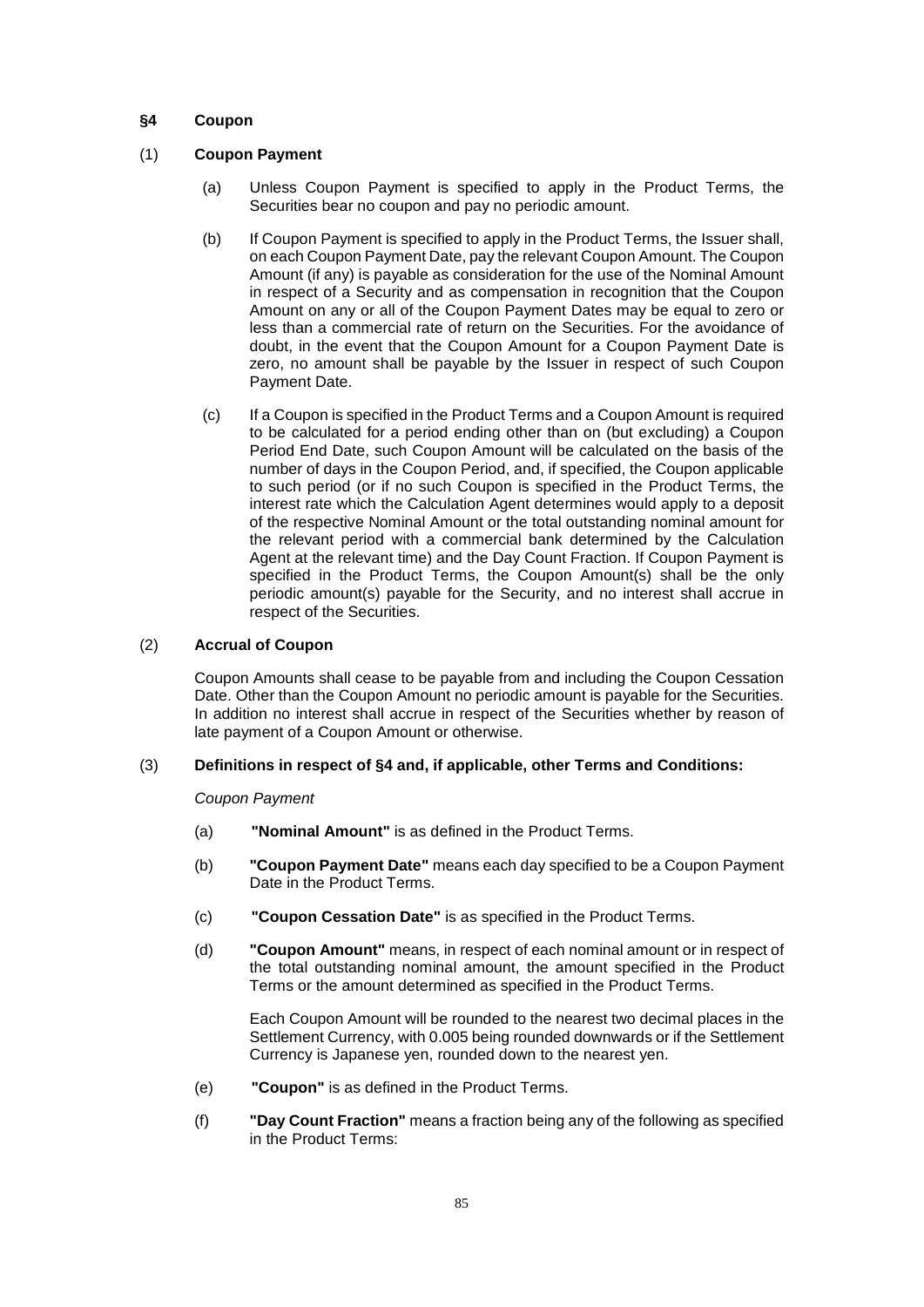### §4 Coupon

(1) **Coupon Payment**

(a) Unless Coupon Payment is specified to apply in the Product Terms, the Securities bear no coupon and pay no periodic amount.

(b) If Coupon Payment is specified to apply in the Product Terms, the Issuer shall, on each Coupon Payment Date, pay the relevant Coupon Amount. The Coupon Amount (if any) is payable as consideration for the use of the Nominal Amount in respect of a Security and as compensation in recognition that the Coupon Amount on any or all of the Coupon Payment Dates may be equal to zero or less than a commercial rate of return on the Securities. For the avoidance of doubt, in the event that the Coupon Amount for a Coupon Payment Date is zero, no amount shall be payable by the Issuer in respect of such Coupon Payment Date.

(c) If a Coupon is specified in the Product Terms and a Coupon Amount is required to be calculated for a period ending other than on (but excluding) a Coupon Period End Date, such Coupon Amount will be calculated on the basis of the number of days in the Coupon Period, and, if specified, the Coupon applicable to such period (or if no such Coupon is specified in the Product Terms, the interest rate which the Calculation Agent determines would apply to a deposit of the respective Nominal Amount or the total outstanding nominal amount for the relevant period with a commercial bank determined by the Calculation Agent at the relevant time) and the Day Count Fraction. If Coupon Payment is specified in the Product Terms, the Coupon Amount(s) shall be the only periodic amount(s) payable for the Security, and no interest shall accrue in respect of the Securities.

(2) **Accrual of Coupon**

Coupon Amounts shall cease to be payable from and including the Coupon Cessation Date. Other than the Coupon Amount no periodic amount is payable for the Securities. In addition no interest shall accrue in respect of the Securities whether by reason of late payment of a Coupon Amount or otherwise.

(3) **Definitions in respect of §4 and, if applicable, other Terms and Conditions:**

*Coupon Payment*

(a) **"Nominal Amount"** is as defined in the Product Terms.

(b) **"Coupon Payment Date"** means each day specified to be a Coupon Payment Date in the Product Terms.

(c) **"Coupon Cessation Date"** is as specified in the Product Terms.

(d) **"Coupon Amount"** means, in respect of each nominal amount or in respect of the total outstanding nominal amount, the amount specified in the Product Terms or the amount determined as specified in the Product Terms.

Each Coupon Amount will be rounded to the nearest two decimal places in the Settlement Currency, with 0.005 being rounded downwards or if the Settlement Currency is Japanese yen, rounded down to the nearest yen.

(e) **"Coupon"** is as defined in the Product Terms.

(f) **"Day Count Fraction"** means a fraction being any of the following as specified in the Product Terms: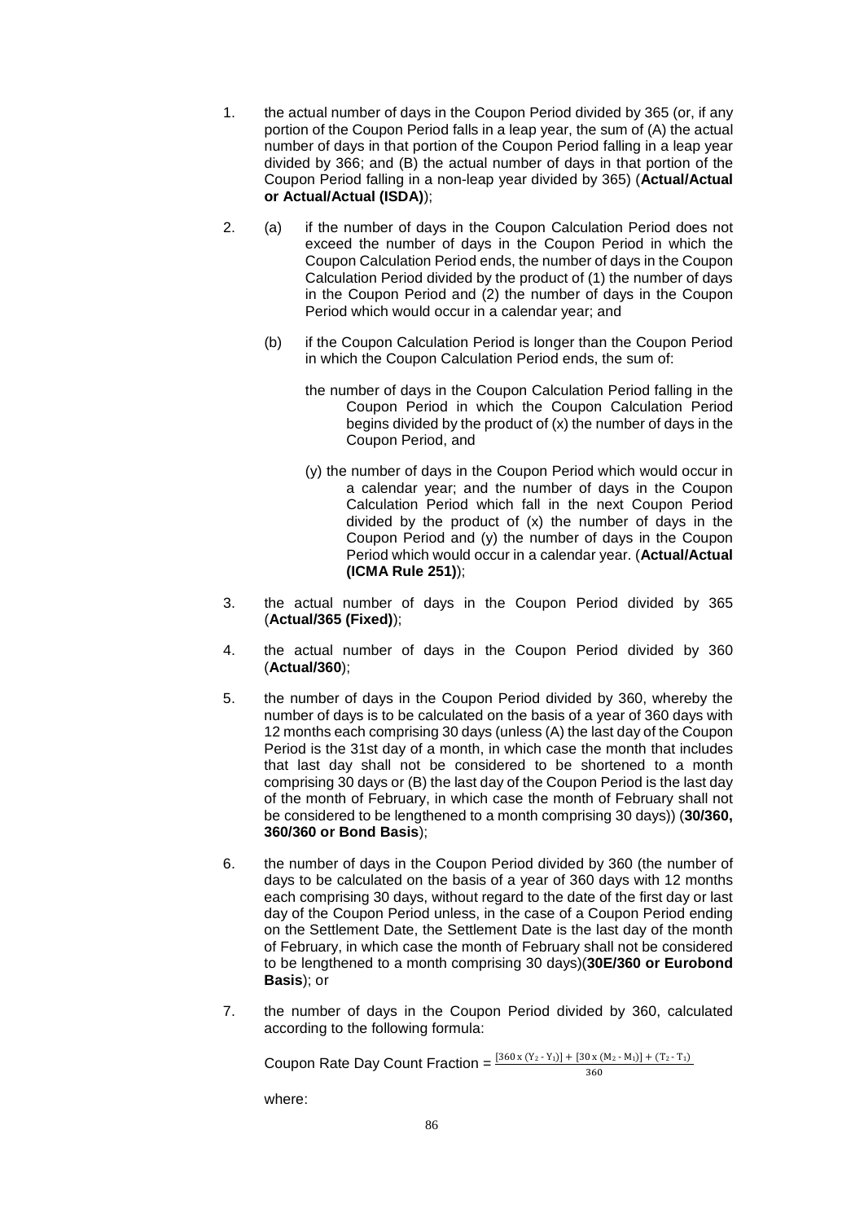1. the actual number of days in the Coupon Period divided by 365 (or, if any portion of the Coupon Period falls in a leap year, the sum of (A) the actual number of days in that portion of the Coupon Period falling in a leap year divided by 366; and (B) the actual number of days in that portion of the Coupon Period falling in a non-leap year divided by 365) (**Actual/Actual or Actual/Actual (ISDA)**);

2. (a) if the number of days in the Coupon Calculation Period does not exceed the number of days in the Coupon Period in which the Coupon Calculation Period ends, the number of days in the Coupon Calculation Period divided by the product of (1) the number of days in the Coupon Period and (2) the number of days in the Coupon Period which would occur in a calendar year; and

   (b) if the Coupon Calculation Period is longer than the Coupon Period in which the Coupon Calculation Period ends, the sum of:

   the number of days in the Coupon Calculation Period falling in the Coupon Period in which the Coupon Calculation Period begins divided by the product of (x) the number of days in the Coupon Period, and

   (y) the number of days in the Coupon Period which would occur in a calendar year; and the number of days in the Coupon Calculation Period which fall in the next Coupon Period divided by the product of (x) the number of days in the Coupon Period and (y) the number of days in the Coupon Period which would occur in a calendar year. (**Actual/Actual (ICMA Rule 251)**);

3. the actual number of days in the Coupon Period divided by 365 (**Actual/365 (Fixed)**);

4. the actual number of days in the Coupon Period divided by 360 (**Actual/360**);

5. the number of days in the Coupon Period divided by 360, whereby the number of days is to be calculated on the basis of a year of 360 days with 12 months each comprising 30 days (unless (A) the last day of the Coupon Period is the 31st day of a month, in which case the month that includes that last day shall not be considered to be shortened to a month comprising 30 days or (B) the last day of the Coupon Period is the last day of the month of February, in which case the month of February shall not be considered to be lengthened to a month comprising 30 days)) (**30/360, 360/360 or Bond Basis**);

6. the number of days in the Coupon Period divided by 360 (the number of days to be calculated on the basis of a year of 360 days with 12 months each comprising 30 days, without regard to the date of the first day or last day of the Coupon Period unless, in the case of a Coupon Period ending on the Settlement Date, the Settlement Date is the last day of the month of February, in which case the month of February shall not be considered to be lengthened to a month comprising 30 days)(**30E/360 or Eurobond Basis**); or

7. the number of days in the Coupon Period divided by 360, calculated according to the following formula:

   Coupon Rate Day Count Fraction = $\frac{[360 \times (Y_2 - Y_1)] + [30 \times (M_2 - M_1)] + (T_2 - T_1)}{360}$

   where: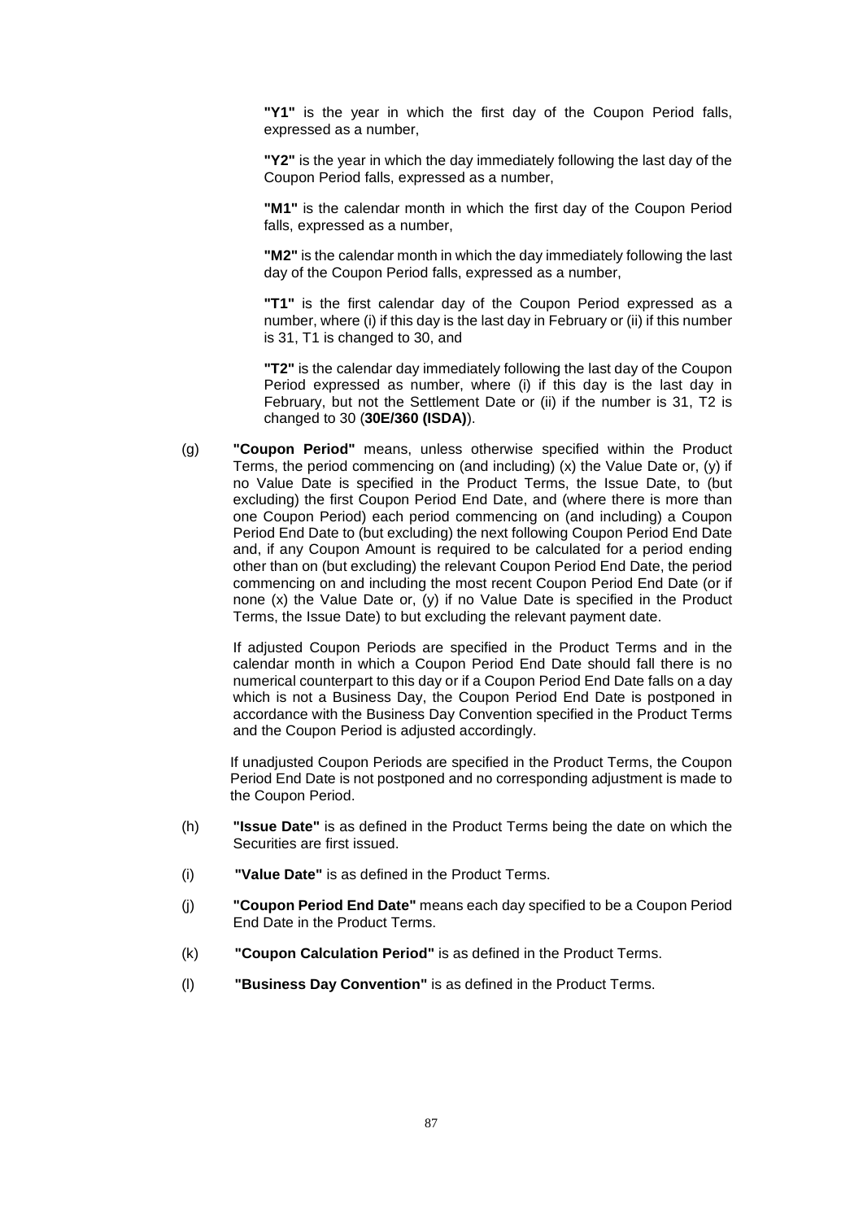**"Y1"** is the year in which the first day of the Coupon Period falls, expressed as a number,

**"Y2"** is the year in which the day immediately following the last day of the Coupon Period falls, expressed as a number,

**"M1"** is the calendar month in which the first day of the Coupon Period falls, expressed as a number,

**"M2"** is the calendar month in which the day immediately following the last day of the Coupon Period falls, expressed as a number,

**"T1"** is the first calendar day of the Coupon Period expressed as a number, where (i) if this day is the last day in February or (ii) if this number is 31, T1 is changed to 30, and

**"T2"** is the calendar day immediately following the last day of the Coupon Period expressed as number, where (i) if this day is the last day in February, but not the Settlement Date or (ii) if the number is 31, T2 is changed to 30 (**30E/360 (ISDA)**).

(g) **"Coupon Period"** means, unless otherwise specified within the Product Terms, the period commencing on (and including) (x) the Value Date or, (y) if no Value Date is specified in the Product Terms, the Issue Date, to (but excluding) the first Coupon Period End Date, and (where there is more than one Coupon Period) each period commencing on (and including) a Coupon Period End Date to (but excluding) the next following Coupon Period End Date and, if any Coupon Amount is required to be calculated for a period ending other than on (but excluding) the relevant Coupon Period End Date, the period commencing on and including the most recent Coupon Period End Date (or if none (x) the Value Date or, (y) if no Value Date is specified in the Product Terms, the Issue Date) to but excluding the relevant payment date.

If adjusted Coupon Periods are specified in the Product Terms and in the calendar month in which a Coupon Period End Date should fall there is no numerical counterpart to this day or if a Coupon Period End Date falls on a day which is not a Business Day, the Coupon Period End Date is postponed in accordance with the Business Day Convention specified in the Product Terms and the Coupon Period is adjusted accordingly.

If unadjusted Coupon Periods are specified in the Product Terms, the Coupon Period End Date is not postponed and no corresponding adjustment is made to the Coupon Period.

(h) **"Issue Date"** is as defined in the Product Terms being the date on which the Securities are first issued.

(i) **"Value Date"** is as defined in the Product Terms.

(j) **"Coupon Period End Date"** means each day specified to be a Coupon Period End Date in the Product Terms.

(k) **"Coupon Calculation Period"** is as defined in the Product Terms.

(l) **"Business Day Convention"** is as defined in the Product Terms.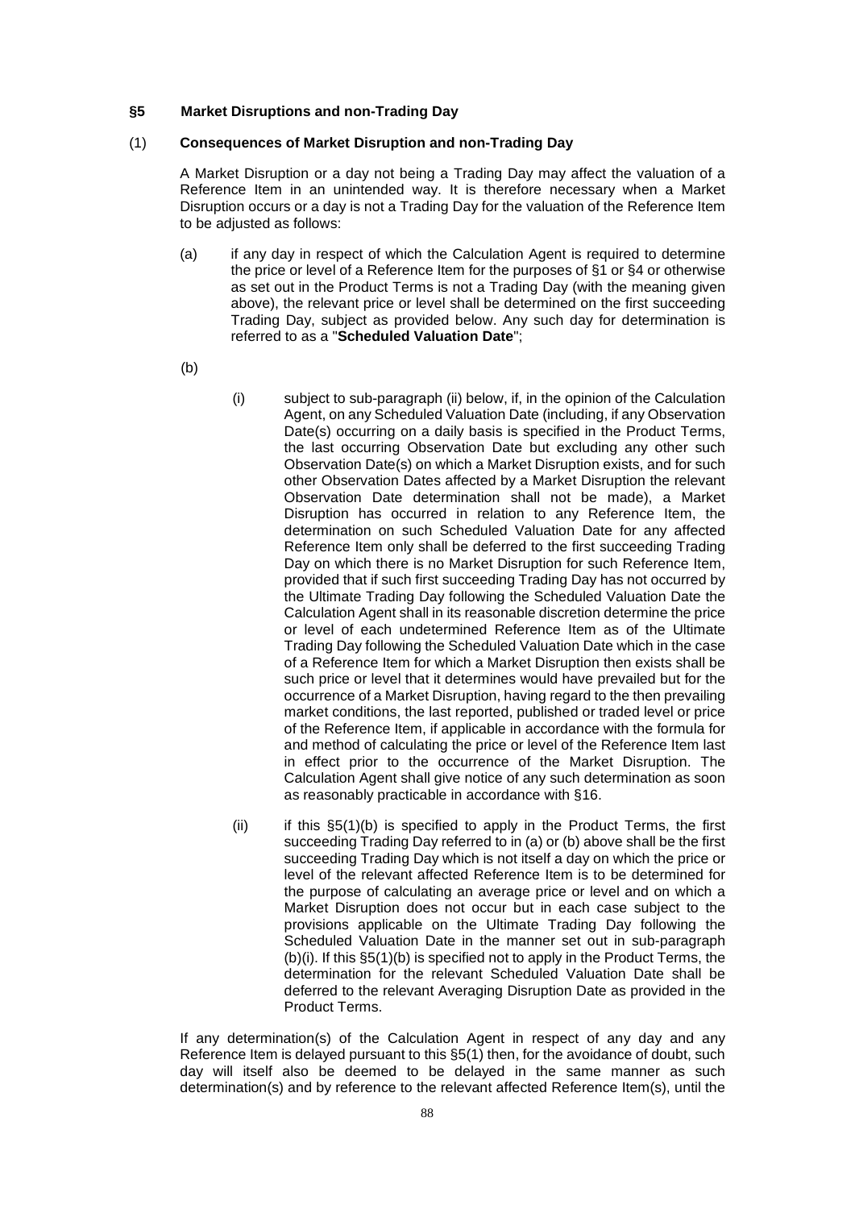## §5 Market Disruptions and non-Trading Day

### (1) Consequences of Market Disruption and non-Trading Day

A Market Disruption or a day not being a Trading Day may affect the valuation of a Reference Item in an unintended way. It is therefore necessary when a Market Disruption occurs or a day is not a Trading Day for the valuation of the Reference Item to be adjusted as follows:

(a) if any day in respect of which the Calculation Agent is required to determine the price or level of a Reference Item for the purposes of §1 or §4 or otherwise as set out in the Product Terms is not a Trading Day (with the meaning given above), the relevant price or level shall be determined on the first succeeding Trading Day, subject as provided below. Any such day for determination is referred to as a "**Scheduled Valuation Date**";

(b)

(i) subject to sub-paragraph (ii) below, if, in the opinion of the Calculation Agent, on any Scheduled Valuation Date (including, if any Observation Date(s) occurring on a daily basis is specified in the Product Terms, the last occurring Observation Date but excluding any other such Observation Date(s) on which a Market Disruption exists, and for such other Observation Dates affected by a Market Disruption the relevant Observation Date determination shall not be made), a Market Disruption has occurred in relation to any Reference Item, the determination on such Scheduled Valuation Date for any affected Reference Item only shall be deferred to the first succeeding Trading Day on which there is no Market Disruption for such Reference Item, provided that if such first succeeding Trading Day has not occurred by the Ultimate Trading Day following the Scheduled Valuation Date the Calculation Agent shall in its reasonable discretion determine the price or level of each undetermined Reference Item as of the Ultimate Trading Day following the Scheduled Valuation Date which in the case of a Reference Item for which a Market Disruption then exists shall be such price or level that it determines would have prevailed but for the occurrence of a Market Disruption, having regard to the then prevailing market conditions, the last reported, published or traded level or price of the Reference Item, if applicable in accordance with the formula for and method of calculating the price or level of the Reference Item last in effect prior to the occurrence of the Market Disruption. The Calculation Agent shall give notice of any such determination as soon as reasonably practicable in accordance with §16.

(ii) if this §5(1)(b) is specified to apply in the Product Terms, the first succeeding Trading Day referred to in (a) or (b) above shall be the first succeeding Trading Day which is not itself a day on which the price or level of the relevant affected Reference Item is to be determined for the purpose of calculating an average price or level and on which a Market Disruption does not occur but in each case subject to the provisions applicable on the Ultimate Trading Day following the Scheduled Valuation Date in the manner set out in sub-paragraph (b)(i). If this §5(1)(b) is specified not to apply in the Product Terms, the determination for the relevant Scheduled Valuation Date shall be deferred to the relevant Averaging Disruption Date as provided in the Product Terms.

If any determination(s) of the Calculation Agent in respect of any day and any Reference Item is delayed pursuant to this §5(1) then, for the avoidance of doubt, such day will itself also be deemed to be delayed in the same manner as such determination(s) and by reference to the relevant affected Reference Item(s), until the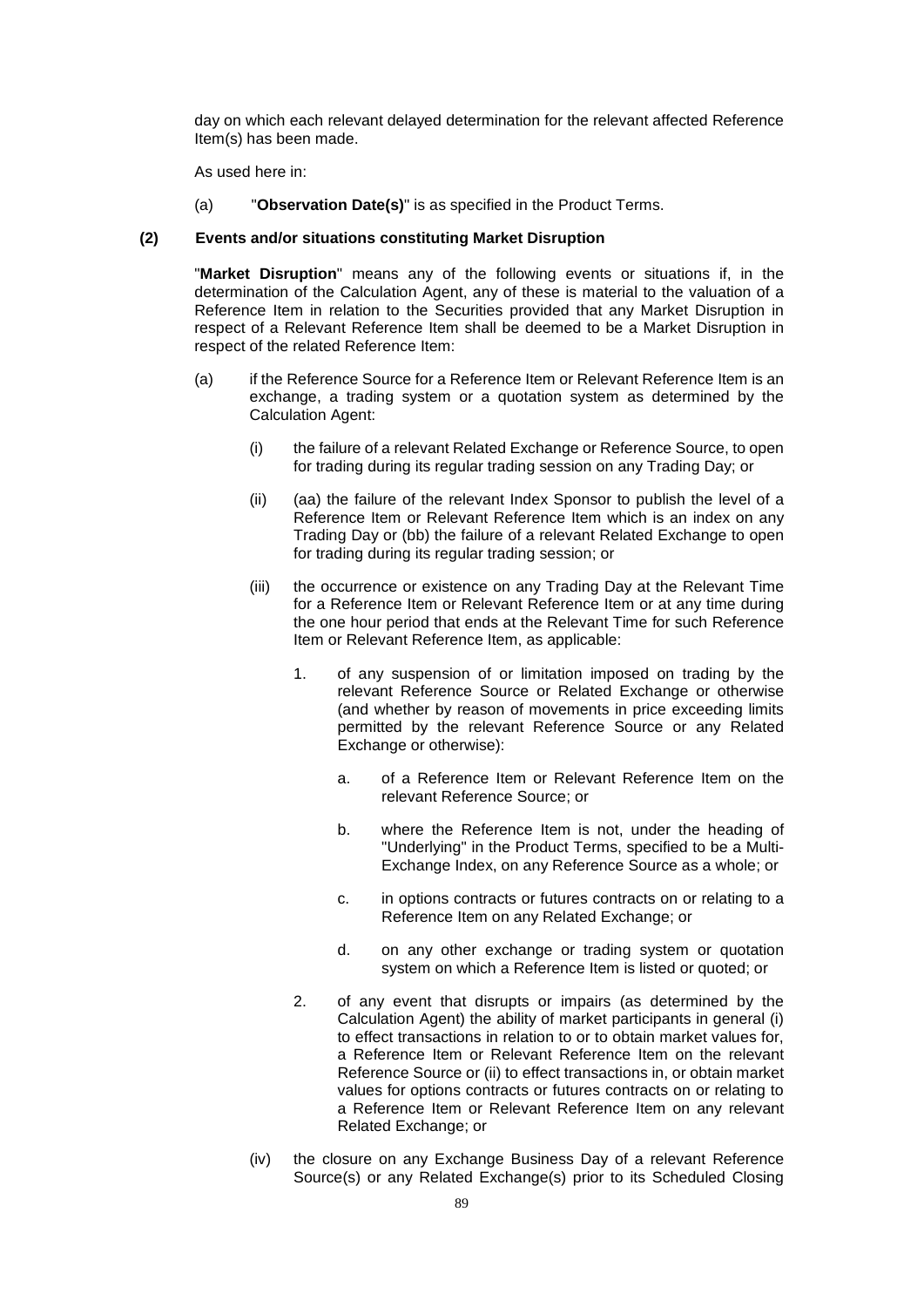day on which each relevant delayed determination for the relevant affected Reference Item(s) has been made.

As used here in:

(a) "**Observation Date(s)**" is as specified in the Product Terms.

**(2) Events and/or situations constituting Market Disruption**

"**Market Disruption**" means any of the following events or situations if, in the determination of the Calculation Agent, any of these is material to the valuation of a Reference Item in relation to the Securities provided that any Market Disruption in respect of a Relevant Reference Item shall be deemed to be a Market Disruption in respect of the related Reference Item:

(a) if the Reference Source for a Reference Item or Relevant Reference Item is an exchange, a trading system or a quotation system as determined by the Calculation Agent:

   (i) the failure of a relevant Related Exchange or Reference Source, to open for trading during its regular trading session on any Trading Day; or

   (ii) (aa) the failure of the relevant Index Sponsor to publish the level of a Reference Item or Relevant Reference Item which is an index on any Trading Day or (bb) the failure of a relevant Related Exchange to open for trading during its regular trading session; or

   (iii) the occurrence or existence on any Trading Day at the Relevant Time for a Reference Item or Relevant Reference Item or at any time during the one hour period that ends at the Relevant Time for such Reference Item or Relevant Reference Item, as applicable:

      1. of any suspension of or limitation imposed on trading by the relevant Reference Source or Related Exchange or otherwise (and whether by reason of movements in price exceeding limits permitted by the relevant Reference Source or any Related Exchange or otherwise):

         a. of a Reference Item or Relevant Reference Item on the relevant Reference Source; or

         b. where the Reference Item is not, under the heading of "Underlying" in the Product Terms, specified to be a Multi-Exchange Index, on any Reference Source as a whole; or

         c. in options contracts or futures contracts on or relating to a Reference Item on any Related Exchange; or

         d. on any other exchange or trading system or quotation system on which a Reference Item is listed or quoted; or

      2. of any event that disrupts or impairs (as determined by the Calculation Agent) the ability of market participants in general (i) to effect transactions in relation to or to obtain market values for, a Reference Item or Relevant Reference Item on the relevant Reference Source or (ii) to effect transactions in, or obtain market values for options contracts or futures contracts on or relating to a Reference Item or Relevant Reference Item on any relevant Related Exchange; or

   (iv) the closure on any Exchange Business Day of a relevant Reference Source(s) or any Related Exchange(s) prior to its Scheduled Closing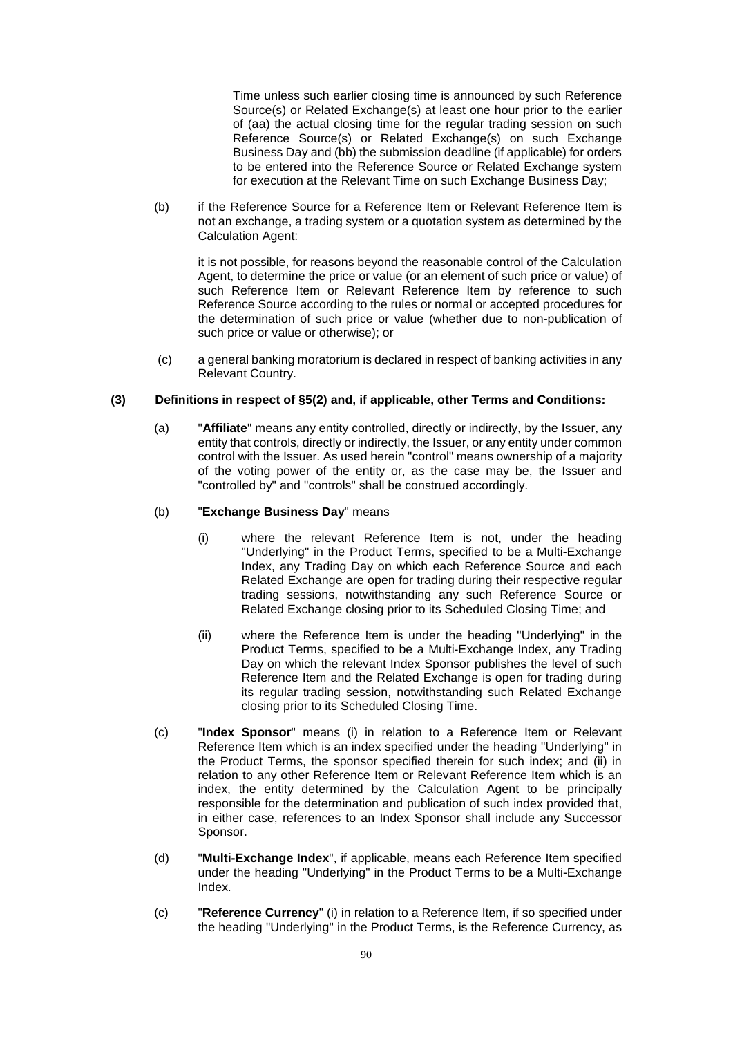Time unless such earlier closing time is announced by such Reference Source(s) or Related Exchange(s) at least one hour prior to the earlier of (aa) the actual closing time for the regular trading session on such Reference Source(s) or Related Exchange(s) on such Exchange Business Day and (bb) the submission deadline (if applicable) for orders to be entered into the Reference Source or Related Exchange system for execution at the Relevant Time on such Exchange Business Day;

(b) if the Reference Source for a Reference Item or Relevant Reference Item is not an exchange, a trading system or a quotation system as determined by the Calculation Agent:

it is not possible, for reasons beyond the reasonable control of the Calculation Agent, to determine the price or value (or an element of such price or value) of such Reference Item or Relevant Reference Item by reference to such Reference Source according to the rules or normal or accepted procedures for the determination of such price or value (whether due to non-publication of such price or value or otherwise); or

(c) a general banking moratorium is declared in respect of banking activities in any Relevant Country.

**(3) Definitions in respect of §5(2) and, if applicable, other Terms and Conditions:**

(a) "**Affiliate**" means any entity controlled, directly or indirectly, by the Issuer, any entity that controls, directly or indirectly, the Issuer, or any entity under common control with the Issuer. As used herein "control" means ownership of a majority of the voting power of the entity or, as the case may be, the Issuer and "controlled by" and "controls" shall be construed accordingly.

(b) "**Exchange Business Day**" means

(i) where the relevant Reference Item is not, under the heading "Underlying" in the Product Terms, specified to be a Multi-Exchange Index, any Trading Day on which each Reference Source and each Related Exchange are open for trading during their respective regular trading sessions, notwithstanding any such Reference Source or Related Exchange closing prior to its Scheduled Closing Time; and

(ii) where the Reference Item is under the heading "Underlying" in the Product Terms, specified to be a Multi-Exchange Index, any Trading Day on which the relevant Index Sponsor publishes the level of such Reference Item and the Related Exchange is open for trading during its regular trading session, notwithstanding such Related Exchange closing prior to its Scheduled Closing Time.

(c) "**Index Sponsor**" means (i) in relation to a Reference Item or Relevant Reference Item which is an index specified under the heading "Underlying" in the Product Terms, the sponsor specified therein for such index; and (ii) in relation to any other Reference Item or Relevant Reference Item which is an index, the entity determined by the Calculation Agent to be principally responsible for the determination and publication of such index provided that, in either case, references to an Index Sponsor shall include any Successor Sponsor.

(d) "**Multi-Exchange Index**", if applicable, means each Reference Item specified under the heading "Underlying" in the Product Terms to be a Multi-Exchange Index.

(c) "**Reference Currency**" (i) in relation to a Reference Item, if so specified under the heading "Underlying" in the Product Terms, is the Reference Currency, as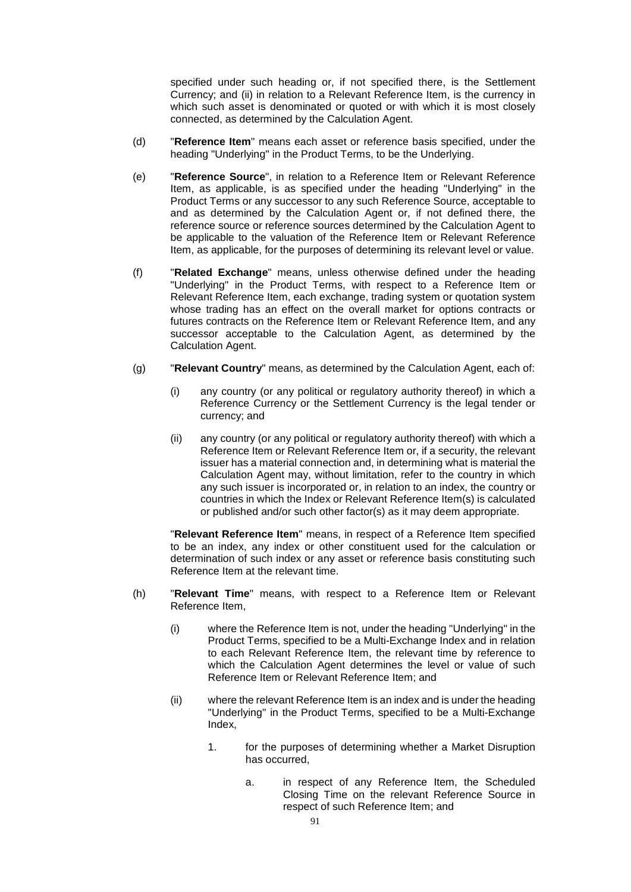specified under such heading or, if not specified there, is the Settlement Currency; and (ii) in relation to a Relevant Reference Item, is the currency in which such asset is denominated or quoted or with which it is most closely connected, as determined by the Calculation Agent.

(d) "**Reference Item**" means each asset or reference basis specified, under the heading "Underlying" in the Product Terms, to be the Underlying.

(e) "**Reference Source**", in relation to a Reference Item or Relevant Reference Item, as applicable, is as specified under the heading "Underlying" in the Product Terms or any successor to any such Reference Source, acceptable to and as determined by the Calculation Agent or, if not defined there, the reference source or reference sources determined by the Calculation Agent to be applicable to the valuation of the Reference Item or Relevant Reference Item, as applicable, for the purposes of determining its relevant level or value.

(f) "**Related Exchange**" means, unless otherwise defined under the heading "Underlying" in the Product Terms, with respect to a Reference Item or Relevant Reference Item, each exchange, trading system or quotation system whose trading has an effect on the overall market for options contracts or futures contracts on the Reference Item or Relevant Reference Item, and any successor acceptable to the Calculation Agent, as determined by the Calculation Agent.

(g) "**Relevant Country**" means, as determined by the Calculation Agent, each of:

(i) any country (or any political or regulatory authority thereof) in which a Reference Currency or the Settlement Currency is the legal tender or currency; and

(ii) any country (or any political or regulatory authority thereof) with which a Reference Item or Relevant Reference Item or, if a security, the relevant issuer has a material connection and, in determining what is material the Calculation Agent may, without limitation, refer to the country in which any such issuer is incorporated or, in relation to an index, the country or countries in which the Index or Relevant Reference Item(s) is calculated or published and/or such other factor(s) as it may deem appropriate.

"**Relevant Reference Item**" means, in respect of a Reference Item specified to be an index, any index or other constituent used for the calculation or determination of such index or any asset or reference basis constituting such Reference Item at the relevant time.

(h) "**Relevant Time**" means, with respect to a Reference Item or Relevant Reference Item,

(i) where the Reference Item is not, under the heading "Underlying" in the Product Terms, specified to be a Multi-Exchange Index and in relation to each Relevant Reference Item, the relevant time by reference to which the Calculation Agent determines the level or value of such Reference Item or Relevant Reference Item; and

(ii) where the relevant Reference Item is an index and is under the heading "Underlying" in the Product Terms, specified to be a Multi-Exchange Index,

1. for the purposes of determining whether a Market Disruption has occurred,

a. in respect of any Reference Item, the Scheduled Closing Time on the relevant Reference Source in respect of such Reference Item; and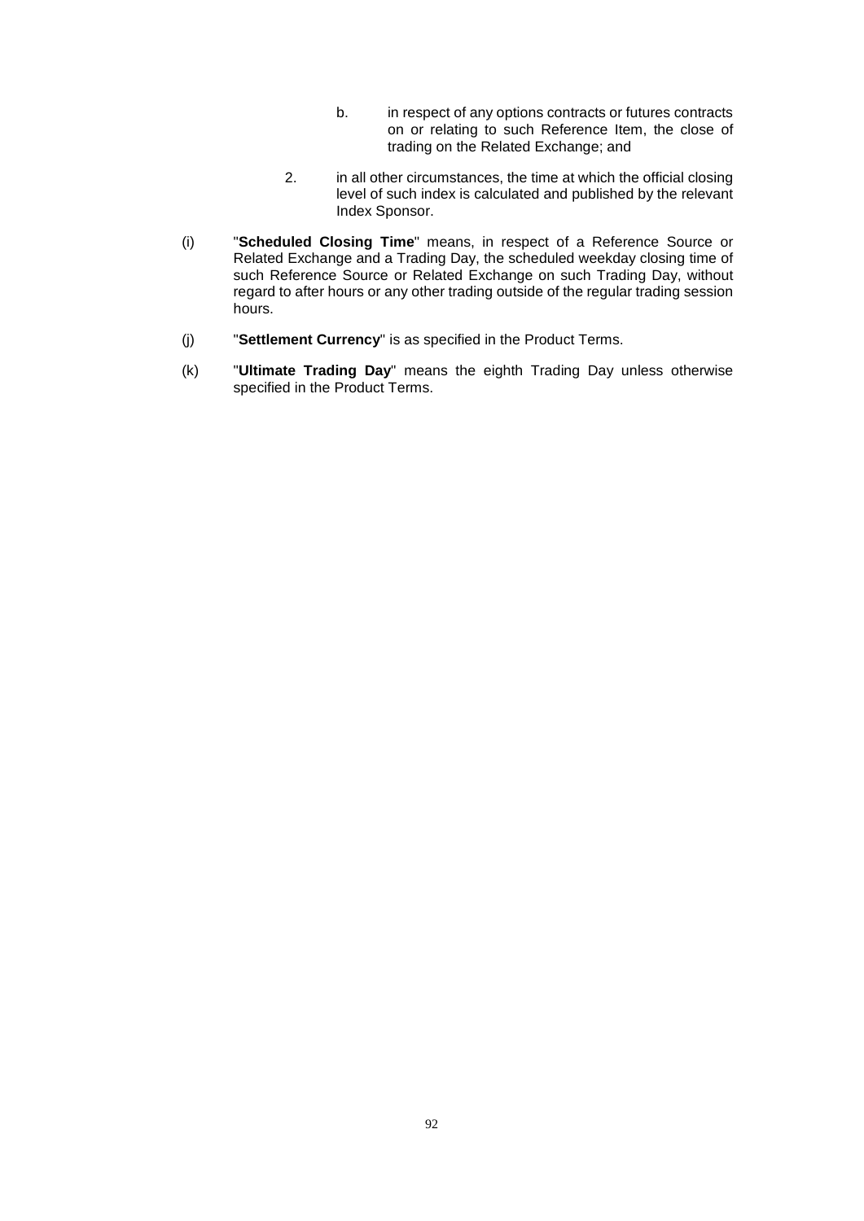b. in respect of any options contracts or futures contracts on or relating to such Reference Item, the close of trading on the Related Exchange; and

2. in all other circumstances, the time at which the official closing level of such index is calculated and published by the relevant Index Sponsor.

(i) "**Scheduled Closing Time**" means, in respect of a Reference Source or Related Exchange and a Trading Day, the scheduled weekday closing time of such Reference Source or Related Exchange on such Trading Day, without regard to after hours or any other trading outside of the regular trading session hours.

(j) "**Settlement Currency**" is as specified in the Product Terms.

(k) "**Ultimate Trading Day**" means the eighth Trading Day unless otherwise specified in the Product Terms.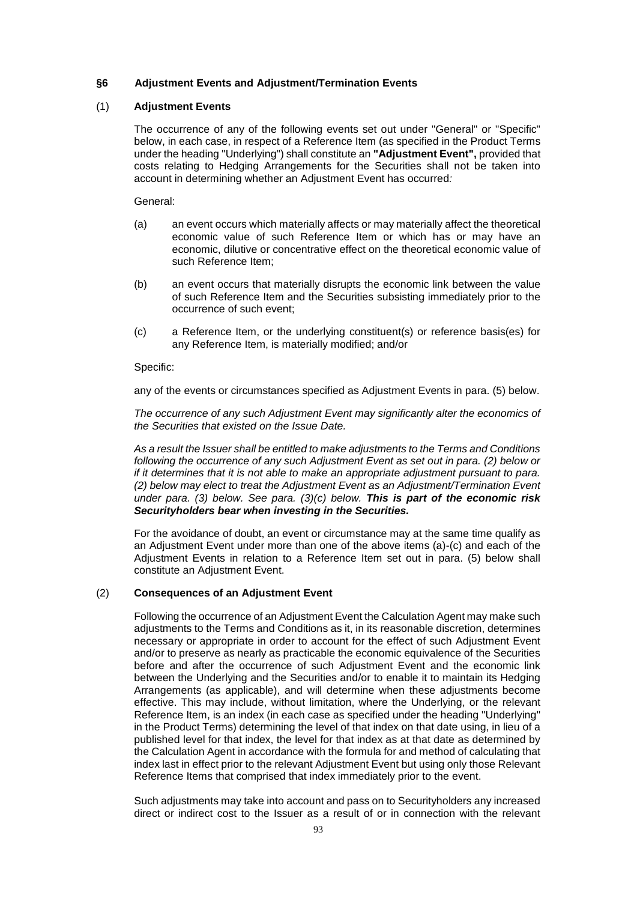## §6 Adjustment Events and Adjustment/Termination Events

### (1) Adjustment Events

The occurrence of any of the following events set out under "General" or "Specific" below, in each case, in respect of a Reference Item (as specified in the Product Terms under the heading "Underlying") shall constitute an **"Adjustment Event",** provided that costs relating to Hedging Arrangements for the Securities shall not be taken into account in determining whether an Adjustment Event has occurred*:*

General:

(a) an event occurs which materially affects or may materially affect the theoretical economic value of such Reference Item or which has or may have an economic, dilutive or concentrative effect on the theoretical economic value of such Reference Item;

(b) an event occurs that materially disrupts the economic link between the value of such Reference Item and the Securities subsisting immediately prior to the occurrence of such event;

(c) a Reference Item, or the underlying constituent(s) or reference basis(es) for any Reference Item, is materially modified; and/or

Specific:

any of the events or circumstances specified as Adjustment Events in para. (5) below.

*The occurrence of any such Adjustment Event may significantly alter the economics of the Securities that existed on the Issue Date.*

*As a result the Issuer shall be entitled to make adjustments to the Terms and Conditions following the occurrence of any such Adjustment Event as set out in para. (2) below or if it determines that it is not able to make an appropriate adjustment pursuant to para. (2) below may elect to treat the Adjustment Event as an Adjustment/Termination Event under para. (3) below. See para. (3)(c) below.* ***This is part of the economic risk Securityholders bear when investing in the Securities.***

For the avoidance of doubt, an event or circumstance may at the same time qualify as an Adjustment Event under more than one of the above items (a)-(c) and each of the Adjustment Events in relation to a Reference Item set out in para. (5) below shall constitute an Adjustment Event.

### (2) Consequences of an Adjustment Event

Following the occurrence of an Adjustment Event the Calculation Agent may make such adjustments to the Terms and Conditions as it, in its reasonable discretion, determines necessary or appropriate in order to account for the effect of such Adjustment Event and/or to preserve as nearly as practicable the economic equivalence of the Securities before and after the occurrence of such Adjustment Event and the economic link between the Underlying and the Securities and/or to enable it to maintain its Hedging Arrangements (as applicable), and will determine when these adjustments become effective. This may include, without limitation, where the Underlying, or the relevant Reference Item, is an index (in each case as specified under the heading "Underlying" in the Product Terms) determining the level of that index on that date using, in lieu of a published level for that index, the level for that index as at that date as determined by the Calculation Agent in accordance with the formula for and method of calculating that index last in effect prior to the relevant Adjustment Event but using only those Relevant Reference Items that comprised that index immediately prior to the event.

Such adjustments may take into account and pass on to Securityholders any increased direct or indirect cost to the Issuer as a result of or in connection with the relevant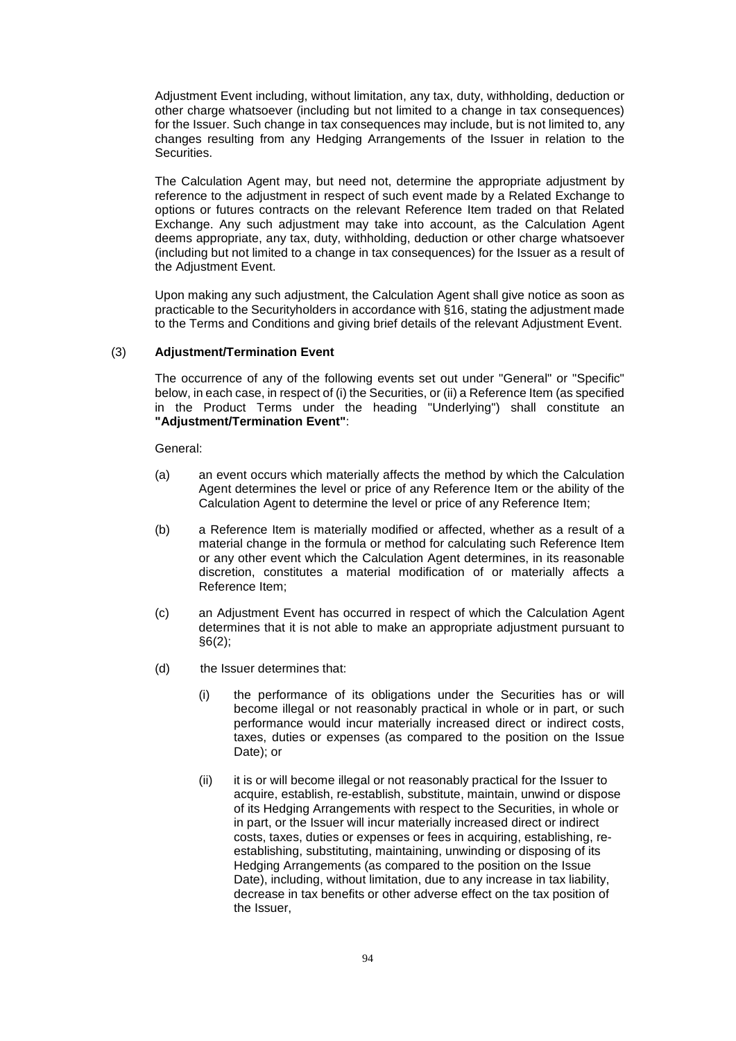Adjustment Event including, without limitation, any tax, duty, withholding, deduction or other charge whatsoever (including but not limited to a change in tax consequences) for the Issuer. Such change in tax consequences may include, but is not limited to, any changes resulting from any Hedging Arrangements of the Issuer in relation to the Securities.

The Calculation Agent may, but need not, determine the appropriate adjustment by reference to the adjustment in respect of such event made by a Related Exchange to options or futures contracts on the relevant Reference Item traded on that Related Exchange. Any such adjustment may take into account, as the Calculation Agent deems appropriate, any tax, duty, withholding, deduction or other charge whatsoever (including but not limited to a change in tax consequences) for the Issuer as a result of the Adjustment Event.

Upon making any such adjustment, the Calculation Agent shall give notice as soon as practicable to the Securityholders in accordance with §16, stating the adjustment made to the Terms and Conditions and giving brief details of the relevant Adjustment Event.

(3) **Adjustment/Termination Event**

The occurrence of any of the following events set out under "General" or "Specific" below, in each case, in respect of (i) the Securities, or (ii) a Reference Item (as specified in the Product Terms under the heading "Underlying") shall constitute an **"Adjustment/Termination Event"**:

General:

(a) an event occurs which materially affects the method by which the Calculation Agent determines the level or price of any Reference Item or the ability of the Calculation Agent to determine the level or price of any Reference Item;

(b) a Reference Item is materially modified or affected, whether as a result of a material change in the formula or method for calculating such Reference Item or any other event which the Calculation Agent determines, in its reasonable discretion, constitutes a material modification of or materially affects a Reference Item;

(c) an Adjustment Event has occurred in respect of which the Calculation Agent determines that it is not able to make an appropriate adjustment pursuant to §6(2);

(d) the Issuer determines that:

  (i) the performance of its obligations under the Securities has or will become illegal or not reasonably practical in whole or in part, or such performance would incur materially increased direct or indirect costs, taxes, duties or expenses (as compared to the position on the Issue Date); or

  (ii) it is or will become illegal or not reasonably practical for the Issuer to acquire, establish, re-establish, substitute, maintain, unwind or dispose of its Hedging Arrangements with respect to the Securities, in whole or in part, or the Issuer will incur materially increased direct or indirect costs, taxes, duties or expenses or fees in acquiring, establishing, re-establishing, substituting, maintaining, unwinding or disposing of its Hedging Arrangements (as compared to the position on the Issue Date), including, without limitation, due to any increase in tax liability, decrease in tax benefits or other adverse effect on the tax position of the Issuer,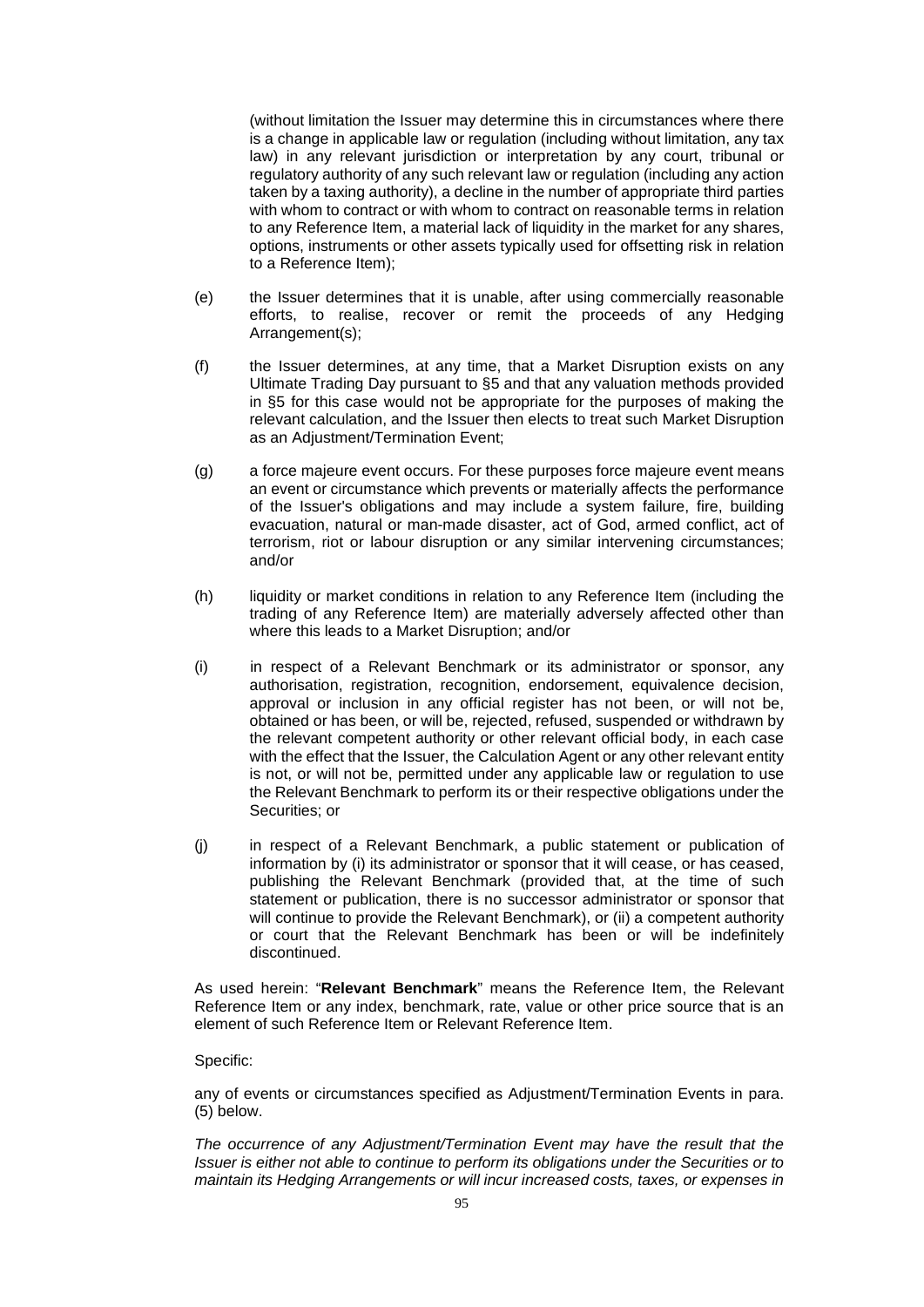(without limitation the Issuer may determine this in circumstances where there is a change in applicable law or regulation (including without limitation, any tax law) in any relevant jurisdiction or interpretation by any court, tribunal or regulatory authority of any such relevant law or regulation (including any action taken by a taxing authority), a decline in the number of appropriate third parties with whom to contract or with whom to contract on reasonable terms in relation to any Reference Item, a material lack of liquidity in the market for any shares, options, instruments or other assets typically used for offsetting risk in relation to a Reference Item);

(e) the Issuer determines that it is unable, after using commercially reasonable efforts, to realise, recover or remit the proceeds of any Hedging Arrangement(s);

(f) the Issuer determines, at any time, that a Market Disruption exists on any Ultimate Trading Day pursuant to §5 and that any valuation methods provided in §5 for this case would not be appropriate for the purposes of making the relevant calculation, and the Issuer then elects to treat such Market Disruption as an Adjustment/Termination Event;

(g) a force majeure event occurs. For these purposes force majeure event means an event or circumstance which prevents or materially affects the performance of the Issuer's obligations and may include a system failure, fire, building evacuation, natural or man-made disaster, act of God, armed conflict, act of terrorism, riot or labour disruption or any similar intervening circumstances; and/or

(h) liquidity or market conditions in relation to any Reference Item (including the trading of any Reference Item) are materially adversely affected other than where this leads to a Market Disruption; and/or

(i) in respect of a Relevant Benchmark or its administrator or sponsor, any authorisation, registration, recognition, endorsement, equivalence decision, approval or inclusion in any official register has not been, or will not be, obtained or has been, or will be, rejected, refused, suspended or withdrawn by the relevant competent authority or other relevant official body, in each case with the effect that the Issuer, the Calculation Agent or any other relevant entity is not, or will not be, permitted under any applicable law or regulation to use the Relevant Benchmark to perform its or their respective obligations under the Securities; or

(j) in respect of a Relevant Benchmark, a public statement or publication of information by (i) its administrator or sponsor that it will cease, or has ceased, publishing the Relevant Benchmark (provided that, at the time of such statement or publication, there is no successor administrator or sponsor that will continue to provide the Relevant Benchmark), or (ii) a competent authority or court that the Relevant Benchmark has been or will be indefinitely discontinued.

As used herein: "**Relevant Benchmark**" means the Reference Item, the Relevant Reference Item or any index, benchmark, rate, value or other price source that is an element of such Reference Item or Relevant Reference Item.

Specific:

any of events or circumstances specified as Adjustment/Termination Events in para. (5) below.

*The occurrence of any Adjustment/Termination Event may have the result that the Issuer is either not able to continue to perform its obligations under the Securities or to maintain its Hedging Arrangements or will incur increased costs, taxes, or expenses in*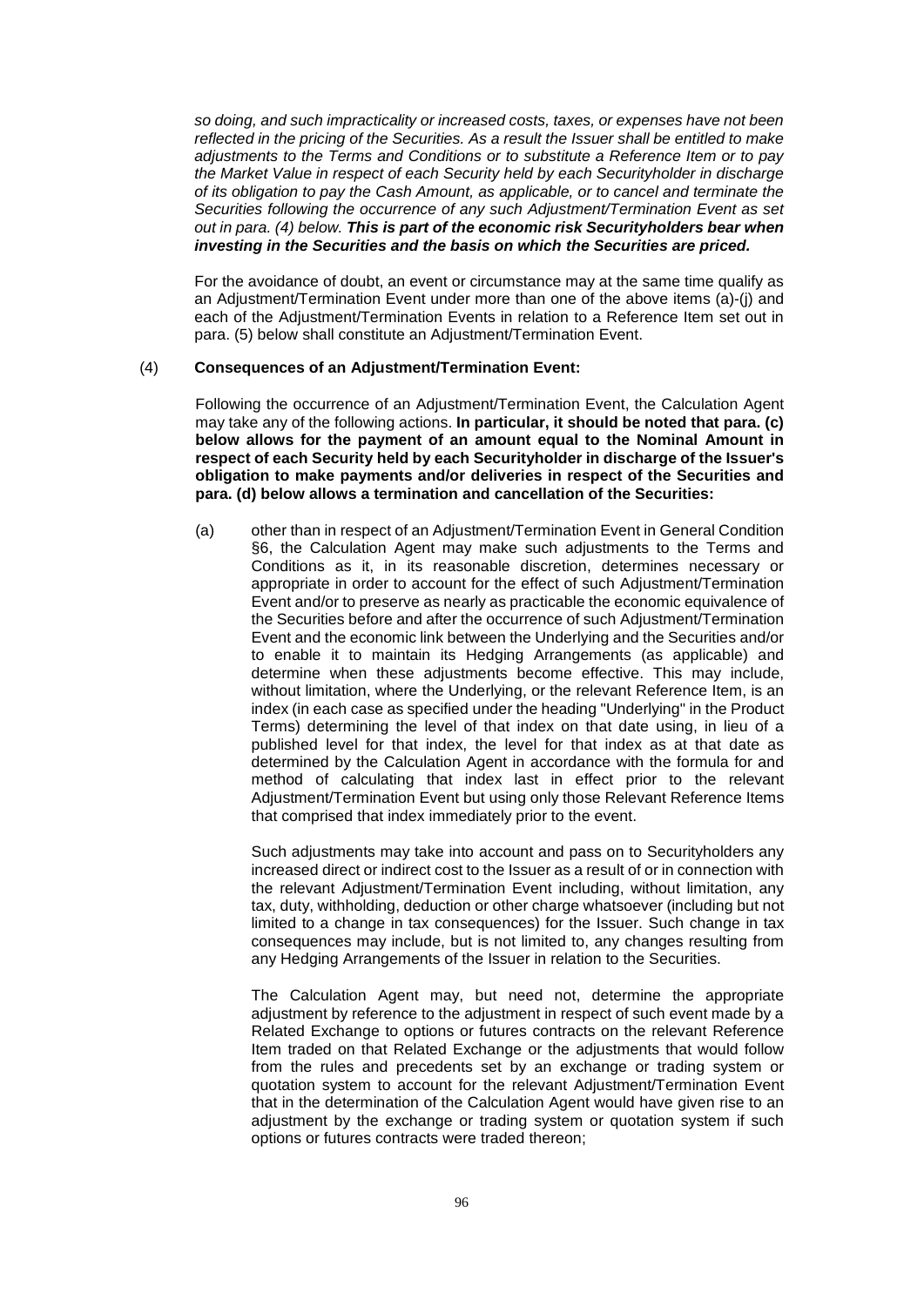*so doing, and such impracticality or increased costs, taxes, or expenses have not been reflected in the pricing of the Securities. As a result the Issuer shall be entitled to make adjustments to the Terms and Conditions or to substitute a Reference Item or to pay the Market Value in respect of each Security held by each Securityholder in discharge of its obligation to pay the Cash Amount, as applicable, or to cancel and terminate the Securities following the occurrence of any such Adjustment/Termination Event as set out in para. (4) below.* ***This is part of the economic risk Securityholders bear when investing in the Securities and the basis on which the Securities are priced.***

For the avoidance of doubt, an event or circumstance may at the same time qualify as an Adjustment/Termination Event under more than one of the above items (a)-(j) and each of the Adjustment/Termination Events in relation to a Reference Item set out in para. (5) below shall constitute an Adjustment/Termination Event.

(4) **Consequences of an Adjustment/Termination Event:**

Following the occurrence of an Adjustment/Termination Event, the Calculation Agent may take any of the following actions. **In particular, it should be noted that para. (c) below allows for the payment of an amount equal to the Nominal Amount in respect of each Security held by each Securityholder in discharge of the Issuer's obligation to make payments and/or deliveries in respect of the Securities and para. (d) below allows a termination and cancellation of the Securities:**

(a) other than in respect of an Adjustment/Termination Event in General Condition §6, the Calculation Agent may make such adjustments to the Terms and Conditions as it, in its reasonable discretion, determines necessary or appropriate in order to account for the effect of such Adjustment/Termination Event and/or to preserve as nearly as practicable the economic equivalence of the Securities before and after the occurrence of such Adjustment/Termination Event and the economic link between the Underlying and the Securities and/or to enable it to maintain its Hedging Arrangements (as applicable) and determine when these adjustments become effective. This may include, without limitation, where the Underlying, or the relevant Reference Item, is an index (in each case as specified under the heading "Underlying" in the Product Terms) determining the level of that index on that date using, in lieu of a published level for that index, the level for that index as at that date as determined by the Calculation Agent in accordance with the formula for and method of calculating that index last in effect prior to the relevant Adjustment/Termination Event but using only those Relevant Reference Items that comprised that index immediately prior to the event.

Such adjustments may take into account and pass on to Securityholders any increased direct or indirect cost to the Issuer as a result of or in connection with the relevant Adjustment/Termination Event including, without limitation, any tax, duty, withholding, deduction or other charge whatsoever (including but not limited to a change in tax consequences) for the Issuer. Such change in tax consequences may include, but is not limited to, any changes resulting from any Hedging Arrangements of the Issuer in relation to the Securities.

The Calculation Agent may, but need not, determine the appropriate adjustment by reference to the adjustment in respect of such event made by a Related Exchange to options or futures contracts on the relevant Reference Item traded on that Related Exchange or the adjustments that would follow from the rules and precedents set by an exchange or trading system or quotation system to account for the relevant Adjustment/Termination Event that in the determination of the Calculation Agent would have given rise to an adjustment by the exchange or trading system or quotation system if such options or futures contracts were traded thereon;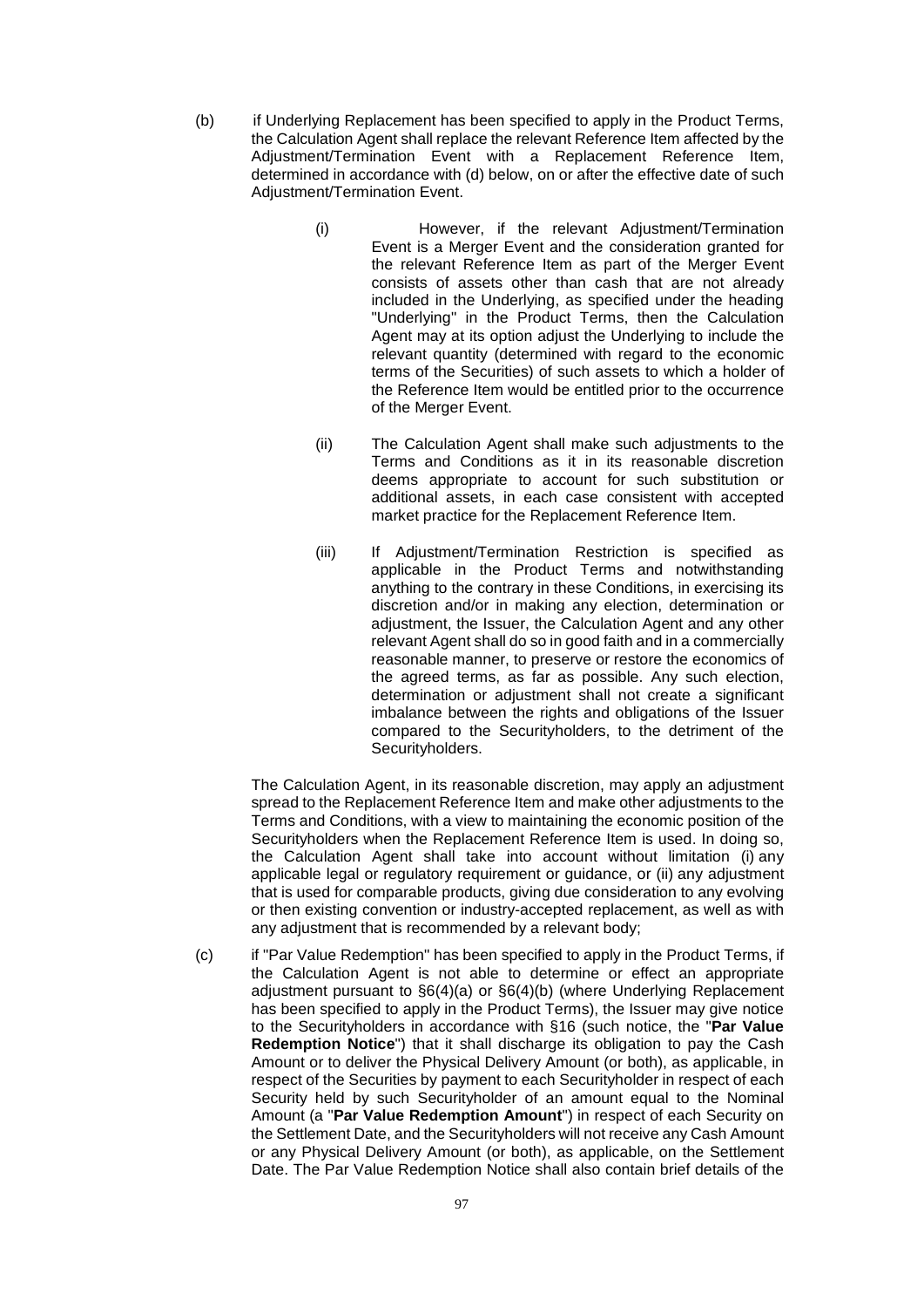(b) if Underlying Replacement has been specified to apply in the Product Terms, the Calculation Agent shall replace the relevant Reference Item affected by the Adjustment/Termination Event with a Replacement Reference Item, determined in accordance with (d) below, on or after the effective date of such Adjustment/Termination Event.

  (i) However, if the relevant Adjustment/Termination Event is a Merger Event and the consideration granted for the relevant Reference Item as part of the Merger Event consists of assets other than cash that are not already included in the Underlying, as specified under the heading "Underlying" in the Product Terms, then the Calculation Agent may at its option adjust the Underlying to include the relevant quantity (determined with regard to the economic terms of the Securities) of such assets to which a holder of the Reference Item would be entitled prior to the occurrence of the Merger Event.

  (ii) The Calculation Agent shall make such adjustments to the Terms and Conditions as it in its reasonable discretion deems appropriate to account for such substitution or additional assets, in each case consistent with accepted market practice for the Replacement Reference Item.

  (iii) If Adjustment/Termination Restriction is specified as applicable in the Product Terms and notwithstanding anything to the contrary in these Conditions, in exercising its discretion and/or in making any election, determination or adjustment, the Issuer, the Calculation Agent and any other relevant Agent shall do so in good faith and in a commercially reasonable manner, to preserve or restore the economics of the agreed terms, as far as possible. Any such election, determination or adjustment shall not create a significant imbalance between the rights and obligations of the Issuer compared to the Securityholders, to the detriment of the Securityholders.

  The Calculation Agent, in its reasonable discretion, may apply an adjustment spread to the Replacement Reference Item and make other adjustments to the Terms and Conditions, with a view to maintaining the economic position of the Securityholders when the Replacement Reference Item is used. In doing so, the Calculation Agent shall take into account without limitation (i) any applicable legal or regulatory requirement or guidance, or (ii) any adjustment that is used for comparable products, giving due consideration to any evolving or then existing convention or industry-accepted replacement, as well as with any adjustment that is recommended by a relevant body;

(c) if "Par Value Redemption" has been specified to apply in the Product Terms, if the Calculation Agent is not able to determine or effect an appropriate adjustment pursuant to §6(4)(a) or §6(4)(b) (where Underlying Replacement has been specified to apply in the Product Terms), the Issuer may give notice to the Securityholders in accordance with §16 (such notice, the "**Par Value Redemption Notice**") that it shall discharge its obligation to pay the Cash Amount or to deliver the Physical Delivery Amount (or both), as applicable, in respect of the Securities by payment to each Securityholder in respect of each Security held by such Securityholder of an amount equal to the Nominal Amount (a "**Par Value Redemption Amount**") in respect of each Security on the Settlement Date, and the Securityholders will not receive any Cash Amount or any Physical Delivery Amount (or both), as applicable, on the Settlement Date. The Par Value Redemption Notice shall also contain brief details of the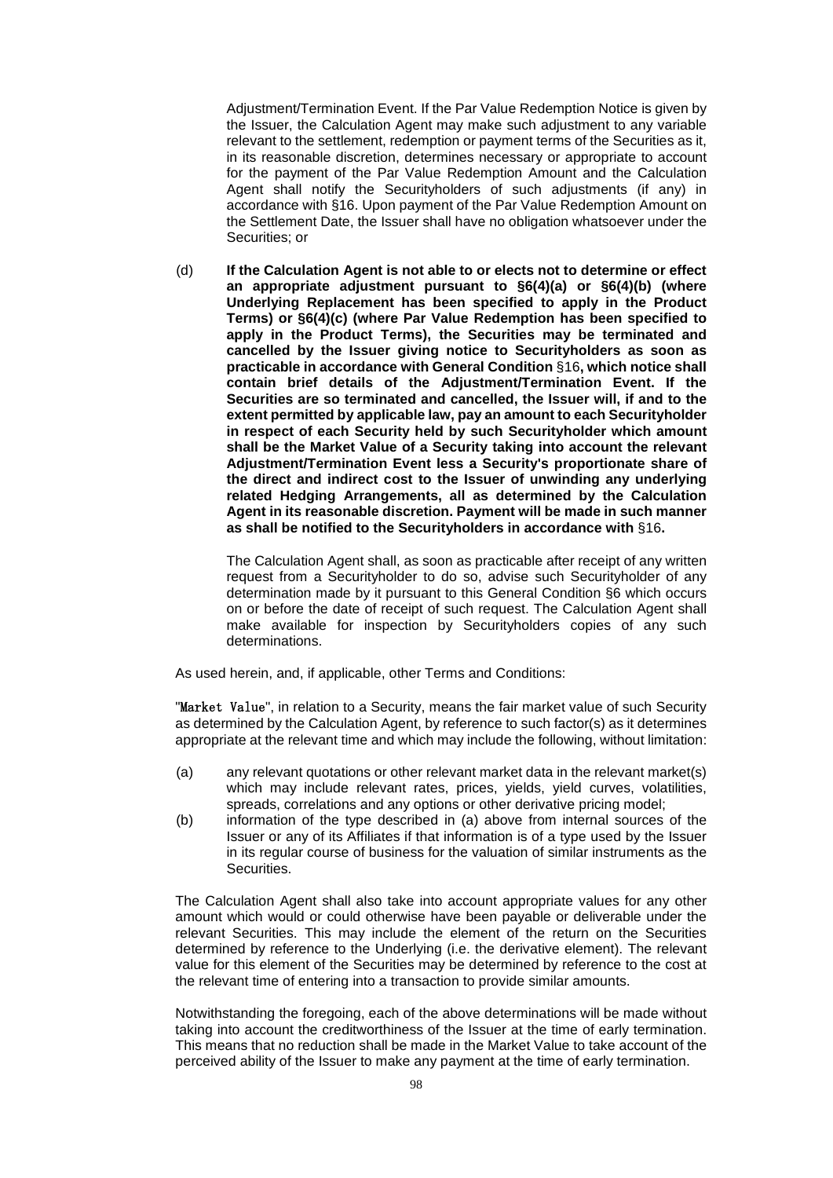Adjustment/Termination Event. If the Par Value Redemption Notice is given by the Issuer, the Calculation Agent may make such adjustment to any variable relevant to the settlement, redemption or payment terms of the Securities as it, in its reasonable discretion, determines necessary or appropriate to account for the payment of the Par Value Redemption Amount and the Calculation Agent shall notify the Securityholders of such adjustments (if any) in accordance with §16. Upon payment of the Par Value Redemption Amount on the Settlement Date, the Issuer shall have no obligation whatsoever under the Securities; or

(d) **If the Calculation Agent is not able to or elects not to determine or effect an appropriate adjustment pursuant to §6(4)(a) or §6(4)(b) (where Underlying Replacement has been specified to apply in the Product Terms) or §6(4)(c) (where Par Value Redemption has been specified to apply in the Product Terms), the Securities may be terminated and cancelled by the Issuer giving notice to Securityholders as soon as practicable in accordance with General Condition §16, which notice shall contain brief details of the Adjustment/Termination Event. If the Securities are so terminated and cancelled, the Issuer will, if and to the extent permitted by applicable law, pay an amount to each Securityholder in respect of each Security held by such Securityholder which amount shall be the Market Value of a Security taking into account the relevant Adjustment/Termination Event less a Security's proportionate share of the direct and indirect cost to the Issuer of unwinding any underlying related Hedging Arrangements, all as determined by the Calculation Agent in its reasonable discretion. Payment will be made in such manner as shall be notified to the Securityholders in accordance with §16.**

The Calculation Agent shall, as soon as practicable after receipt of any written request from a Securityholder to do so, advise such Securityholder of any determination made by it pursuant to this General Condition §6 which occurs on or before the date of receipt of such request. The Calculation Agent shall make available for inspection by Securityholders copies of any such determinations.

As used herein, and, if applicable, other Terms and Conditions:

"**Market Value**", in relation to a Security, means the fair market value of such Security as determined by the Calculation Agent, by reference to such factor(s) as it determines appropriate at the relevant time and which may include the following, without limitation:

(a) any relevant quotations or other relevant market data in the relevant market(s) which may include relevant rates, prices, yields, yield curves, volatilities, spreads, correlations and any options or other derivative pricing model;

(b) information of the type described in (a) above from internal sources of the Issuer or any of its Affiliates if that information is of a type used by the Issuer in its regular course of business for the valuation of similar instruments as the Securities.

The Calculation Agent shall also take into account appropriate values for any other amount which would or could otherwise have been payable or deliverable under the relevant Securities. This may include the element of the return on the Securities determined by reference to the Underlying (i.e. the derivative element). The relevant value for this element of the Securities may be determined by reference to the cost at the relevant time of entering into a transaction to provide similar amounts.

Notwithstanding the foregoing, each of the above determinations will be made without taking into account the creditworthiness of the Issuer at the time of early termination. This means that no reduction shall be made in the Market Value to take account of the perceived ability of the Issuer to make any payment at the time of early termination.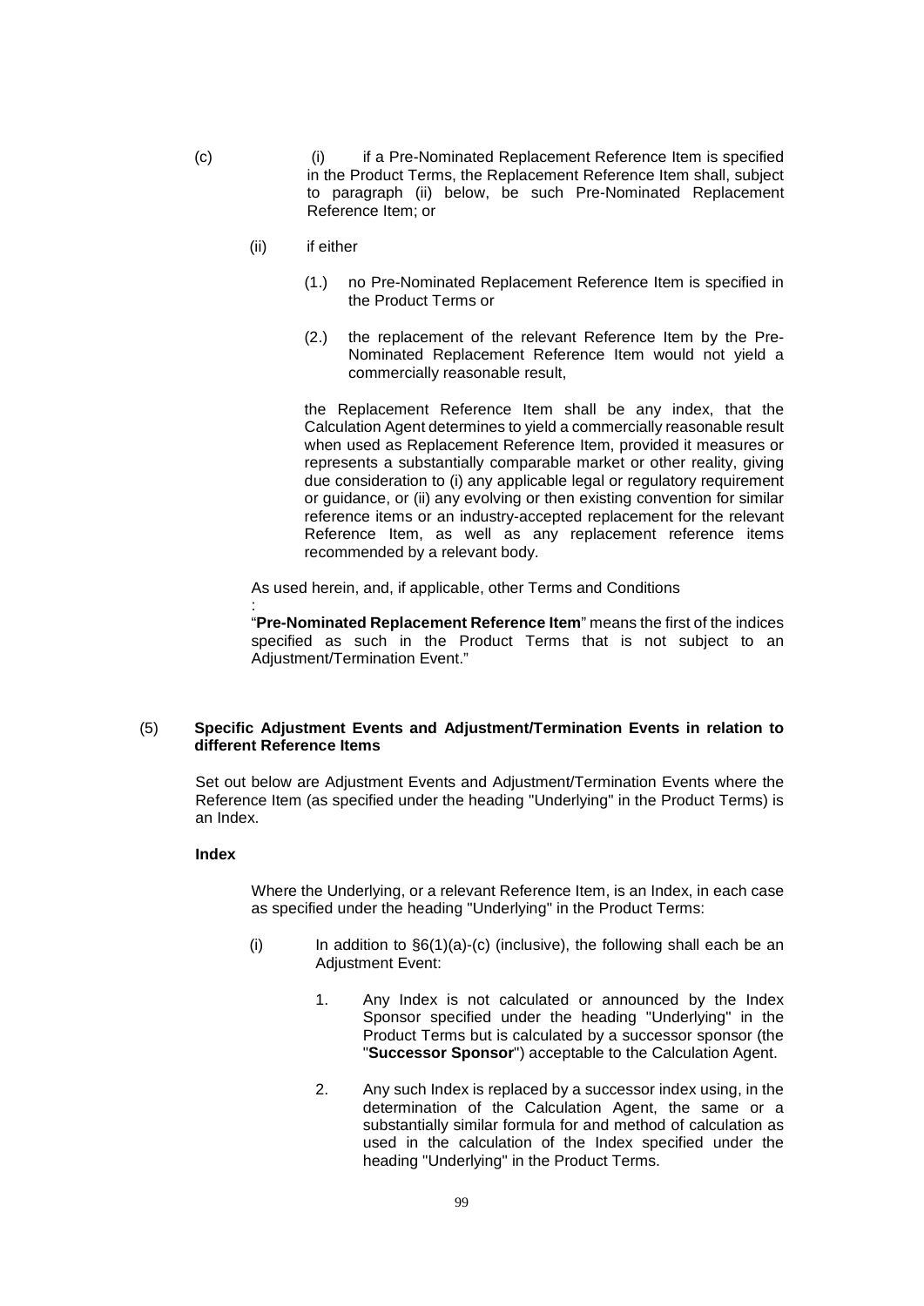(c) (i) if a Pre-Nominated Replacement Reference Item is specified in the Product Terms, the Replacement Reference Item shall, subject to paragraph (ii) below, be such Pre-Nominated Replacement Reference Item; or

(ii) if either

(1.) no Pre-Nominated Replacement Reference Item is specified in the Product Terms or

(2.) the replacement of the relevant Reference Item by the Pre-Nominated Replacement Reference Item would not yield a commercially reasonable result,

the Replacement Reference Item shall be any index, that the Calculation Agent determines to yield a commercially reasonable result when used as Replacement Reference Item, provided it measures or represents a substantially comparable market or other reality, giving due consideration to (i) any applicable legal or regulatory requirement or guidance, or (ii) any evolving or then existing convention for similar reference items or an industry-accepted replacement for the relevant Reference Item, as well as any replacement reference items recommended by a relevant body.

As used herein, and, if applicable, other Terms and Conditions
:
"**Pre-Nominated Replacement Reference Item**" means the first of the indices specified as such in the Product Terms that is not subject to an Adjustment/Termination Event."

(5) **Specific Adjustment Events and Adjustment/Termination Events in relation to different Reference Items**

Set out below are Adjustment Events and Adjustment/Termination Events where the Reference Item (as specified under the heading "Underlying" in the Product Terms) is an Index.

**Index**

Where the Underlying, or a relevant Reference Item, is an Index, in each case as specified under the heading "Underlying" in the Product Terms:

(i) In addition to §6(1)(a)-(c) (inclusive), the following shall each be an Adjustment Event:

1. Any Index is not calculated or announced by the Index Sponsor specified under the heading "Underlying" in the Product Terms but is calculated by a successor sponsor (the "**Successor Sponsor**") acceptable to the Calculation Agent.

2. Any such Index is replaced by a successor index using, in the determination of the Calculation Agent, the same or a substantially similar formula for and method of calculation as used in the calculation of the Index specified under the heading "Underlying" in the Product Terms.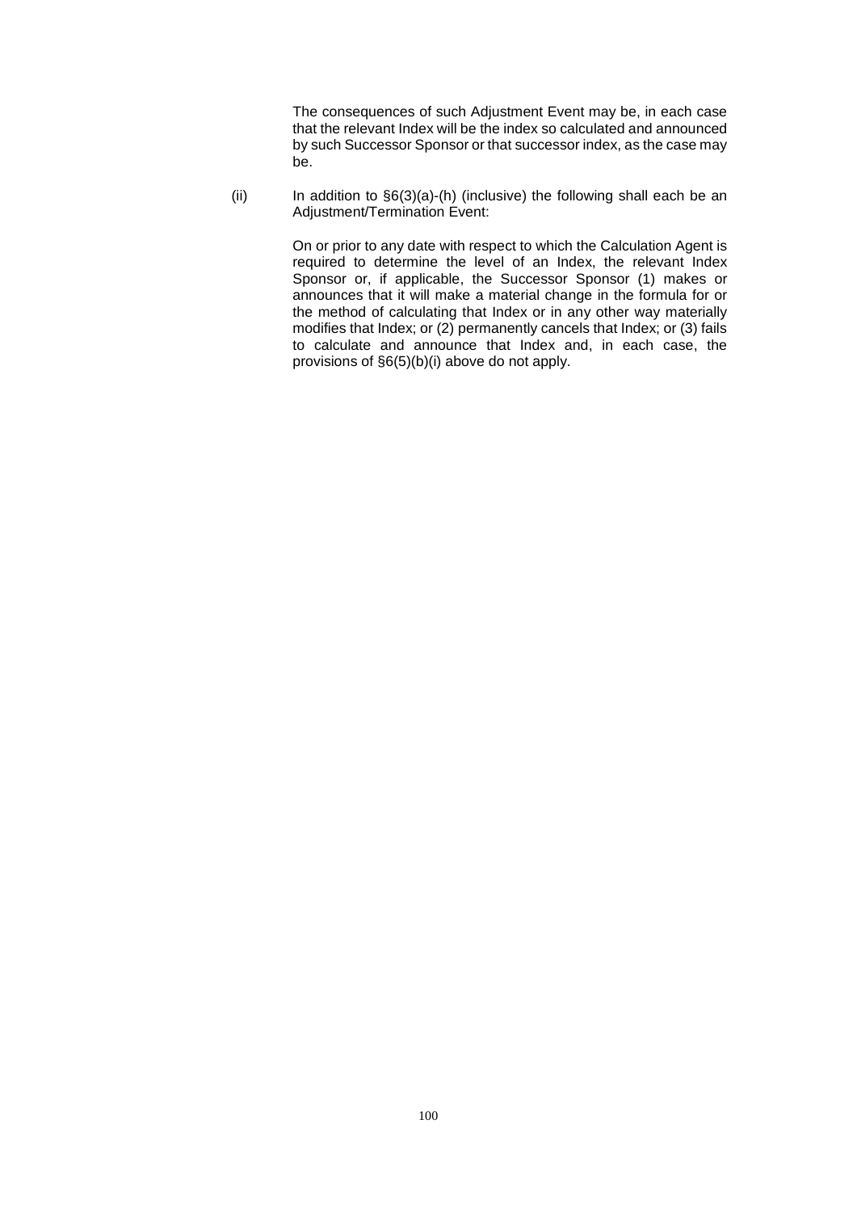The consequences of such Adjustment Event may be, in each case that the relevant Index will be the index so calculated and announced by such Successor Sponsor or that successor index, as the case may be.

(ii) In addition to §6(3)(a)-(h) (inclusive) the following shall each be an Adjustment/Termination Event:

On or prior to any date with respect to which the Calculation Agent is required to determine the level of an Index, the relevant Index Sponsor or, if applicable, the Successor Sponsor (1) makes or announces that it will make a material change in the formula for or the method of calculating that Index or in any other way materially modifies that Index; or (2) permanently cancels that Index; or (3) fails to calculate and announce that Index and, in each case, the provisions of §6(5)(b)(i) above do not apply.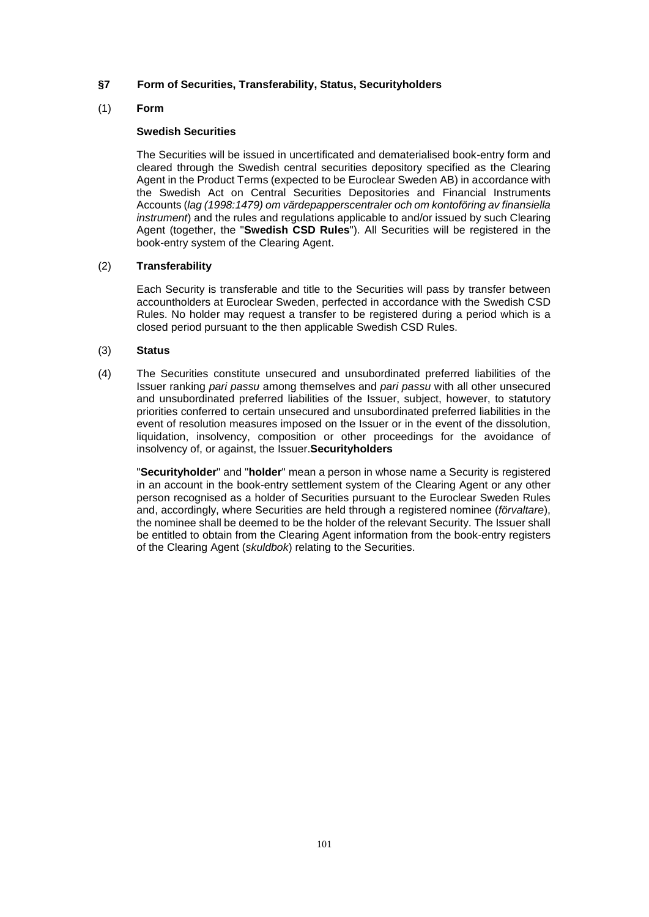**§7 Form of Securities, Transferability, Status, Securityholders**

(1) **Form**

**Swedish Securities**

The Securities will be issued in uncertificated and dematerialised book-entry form and cleared through the Swedish central securities depository specified as the Clearing Agent in the Product Terms (expected to be Euroclear Sweden AB) in accordance with the Swedish Act on Central Securities Depositories and Financial Instruments Accounts (*lag (1998:1479) om värdepapperscentraler och om kontoföring av finansiella instrument*) and the rules and regulations applicable to and/or issued by such Clearing Agent (together, the "**Swedish CSD Rules**"). All Securities will be registered in the book-entry system of the Clearing Agent.

(2) **Transferability**

Each Security is transferable and title to the Securities will pass by transfer between accountholders at Euroclear Sweden, perfected in accordance with the Swedish CSD Rules. No holder may request a transfer to be registered during a period which is a closed period pursuant to the then applicable Swedish CSD Rules.

(3) **Status**

(4) The Securities constitute unsecured and unsubordinated preferred liabilities of the Issuer ranking *pari passu* among themselves and *pari passu* with all other unsecured and unsubordinated preferred liabilities of the Issuer, subject, however, to statutory priorities conferred to certain unsecured and unsubordinated preferred liabilities in the event of resolution measures imposed on the Issuer or in the event of the dissolution, liquidation, insolvency, composition or other proceedings for the avoidance of insolvency of, or against, the Issuer.**Securityholders**

"**Securityholder**" and "**holder**" mean a person in whose name a Security is registered in an account in the book-entry settlement system of the Clearing Agent or any other person recognised as a holder of Securities pursuant to the Euroclear Sweden Rules and, accordingly, where Securities are held through a registered nominee (*förvaltare*), the nominee shall be deemed to be the holder of the relevant Security. The Issuer shall be entitled to obtain from the Clearing Agent information from the book-entry registers of the Clearing Agent (*skuldbok*) relating to the Securities.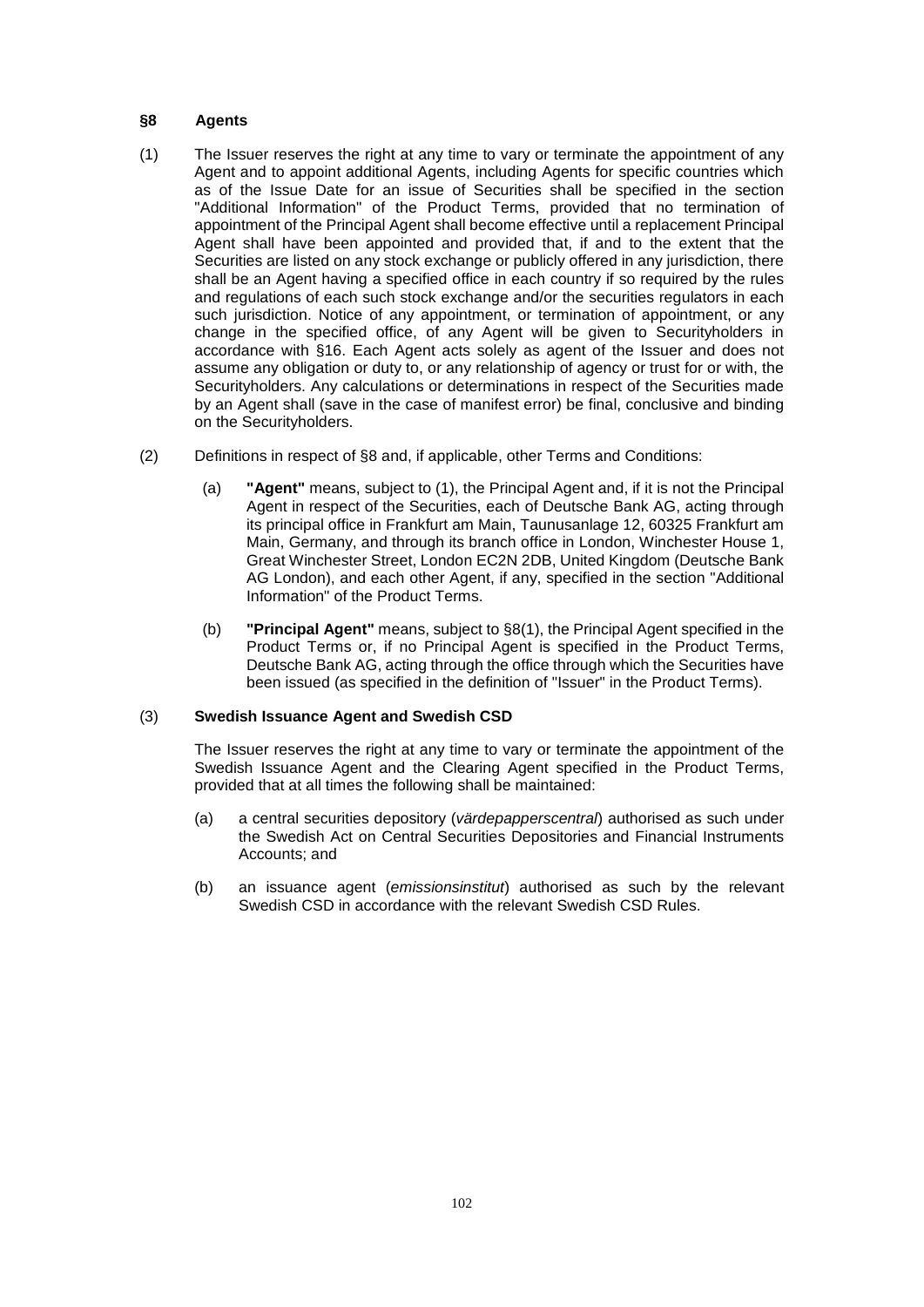## §8 Agents

(1) The Issuer reserves the right at any time to vary or terminate the appointment of any Agent and to appoint additional Agents, including Agents for specific countries which as of the Issue Date for an issue of Securities shall be specified in the section "Additional Information" of the Product Terms, provided that no termination of appointment of the Principal Agent shall become effective until a replacement Principal Agent shall have been appointed and provided that, if and to the extent that the Securities are listed on any stock exchange or publicly offered in any jurisdiction, there shall be an Agent having a specified office in each country if so required by the rules and regulations of each such stock exchange and/or the securities regulators in each such jurisdiction. Notice of any appointment, or termination of appointment, or any change in the specified office, of any Agent will be given to Securityholders in accordance with §16. Each Agent acts solely as agent of the Issuer and does not assume any obligation or duty to, or any relationship of agency or trust for or with, the Securityholders. Any calculations or determinations in respect of the Securities made by an Agent shall (save in the case of manifest error) be final, conclusive and binding on the Securityholders.

(2) Definitions in respect of §8 and, if applicable, other Terms and Conditions:

(a) **"Agent"** means, subject to (1), the Principal Agent and, if it is not the Principal Agent in respect of the Securities, each of Deutsche Bank AG, acting through its principal office in Frankfurt am Main, Taunusanlage 12, 60325 Frankfurt am Main, Germany, and through its branch office in London, Winchester House 1, Great Winchester Street, London EC2N 2DB, United Kingdom (Deutsche Bank AG London), and each other Agent, if any, specified in the section "Additional Information" of the Product Terms.

(b) **"Principal Agent"** means, subject to §8(1), the Principal Agent specified in the Product Terms or, if no Principal Agent is specified in the Product Terms, Deutsche Bank AG, acting through the office through which the Securities have been issued (as specified in the definition of "Issuer" in the Product Terms).

(3) **Swedish Issuance Agent and Swedish CSD**

The Issuer reserves the right at any time to vary or terminate the appointment of the Swedish Issuance Agent and the Clearing Agent specified in the Product Terms, provided that at all times the following shall be maintained:

(a) a central securities depository (*värdepapperscentral*) authorised as such under the Swedish Act on Central Securities Depositories and Financial Instruments Accounts; and

(b) an issuance agent (*emissionsinstitut*) authorised as such by the relevant Swedish CSD in accordance with the relevant Swedish CSD Rules.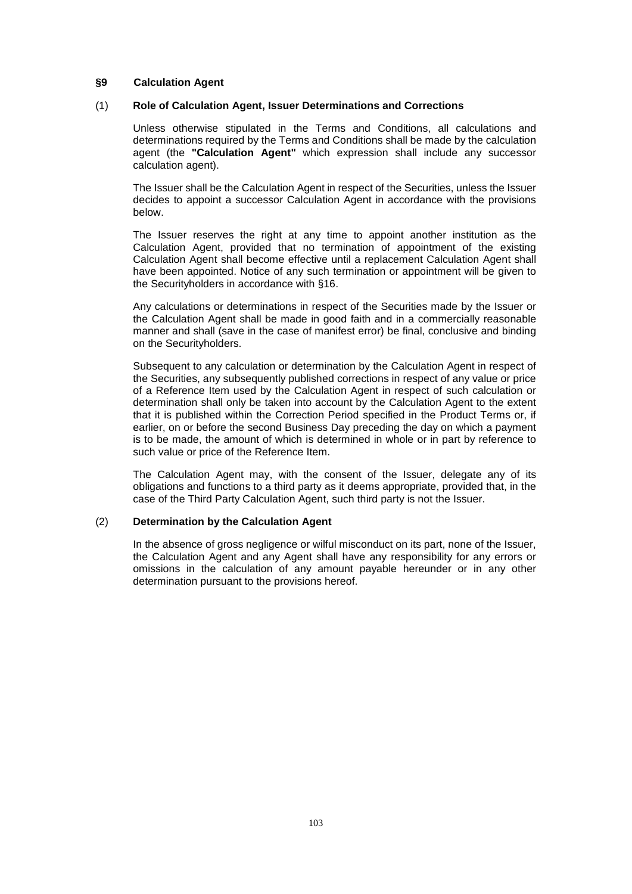## §9 Calculation Agent

### (1) Role of Calculation Agent, Issuer Determinations and Corrections

Unless otherwise stipulated in the Terms and Conditions, all calculations and determinations required by the Terms and Conditions shall be made by the calculation agent (the **"Calculation Agent"** which expression shall include any successor calculation agent).

The Issuer shall be the Calculation Agent in respect of the Securities, unless the Issuer decides to appoint a successor Calculation Agent in accordance with the provisions below.

The Issuer reserves the right at any time to appoint another institution as the Calculation Agent, provided that no termination of appointment of the existing Calculation Agent shall become effective until a replacement Calculation Agent shall have been appointed. Notice of any such termination or appointment will be given to the Securityholders in accordance with §16.

Any calculations or determinations in respect of the Securities made by the Issuer or the Calculation Agent shall be made in good faith and in a commercially reasonable manner and shall (save in the case of manifest error) be final, conclusive and binding on the Securityholders.

Subsequent to any calculation or determination by the Calculation Agent in respect of the Securities, any subsequently published corrections in respect of any value or price of a Reference Item used by the Calculation Agent in respect of such calculation or determination shall only be taken into account by the Calculation Agent to the extent that it is published within the Correction Period specified in the Product Terms or, if earlier, on or before the second Business Day preceding the day on which a payment is to be made, the amount of which is determined in whole or in part by reference to such value or price of the Reference Item.

The Calculation Agent may, with the consent of the Issuer, delegate any of its obligations and functions to a third party as it deems appropriate, provided that, in the case of the Third Party Calculation Agent, such third party is not the Issuer.

### (2) Determination by the Calculation Agent

In the absence of gross negligence or wilful misconduct on its part, none of the Issuer, the Calculation Agent and any Agent shall have any responsibility for any errors or omissions in the calculation of any amount payable hereunder or in any other determination pursuant to the provisions hereof.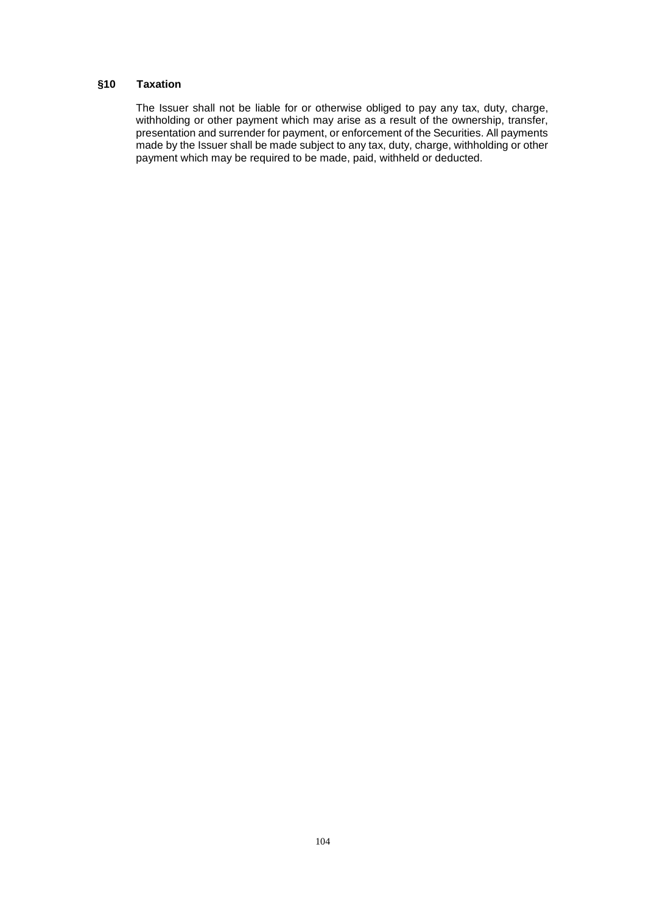## §10 Taxation

The Issuer shall not be liable for or otherwise obliged to pay any tax, duty, charge, withholding or other payment which may arise as a result of the ownership, transfer, presentation and surrender for payment, or enforcement of the Securities. All payments made by the Issuer shall be made subject to any tax, duty, charge, withholding or other payment which may be required to be made, paid, withheld or deducted.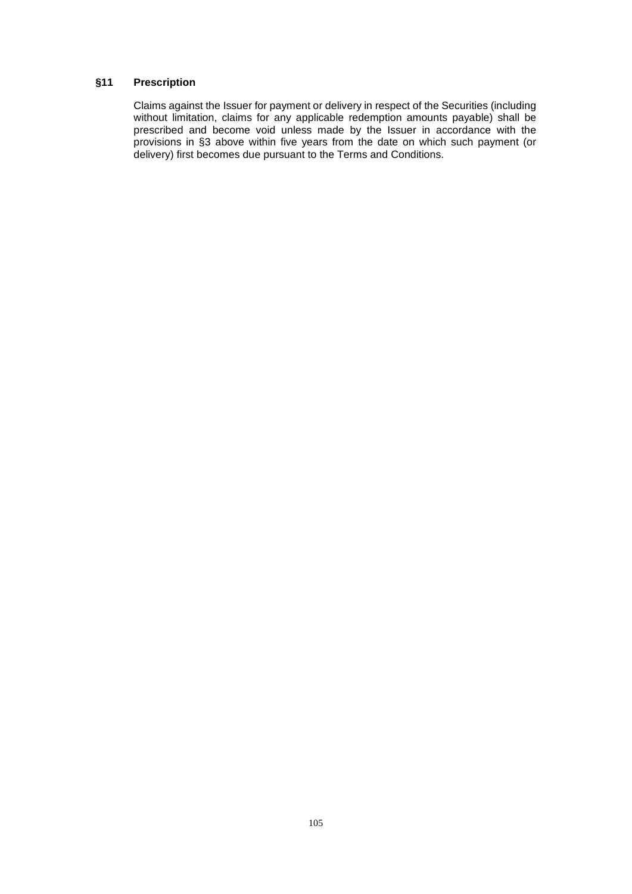## §11 Prescription

Claims against the Issuer for payment or delivery in respect of the Securities (including without limitation, claims for any applicable redemption amounts payable) shall be prescribed and become void unless made by the Issuer in accordance with the provisions in §3 above within five years from the date on which such payment (or delivery) first becomes due pursuant to the Terms and Conditions.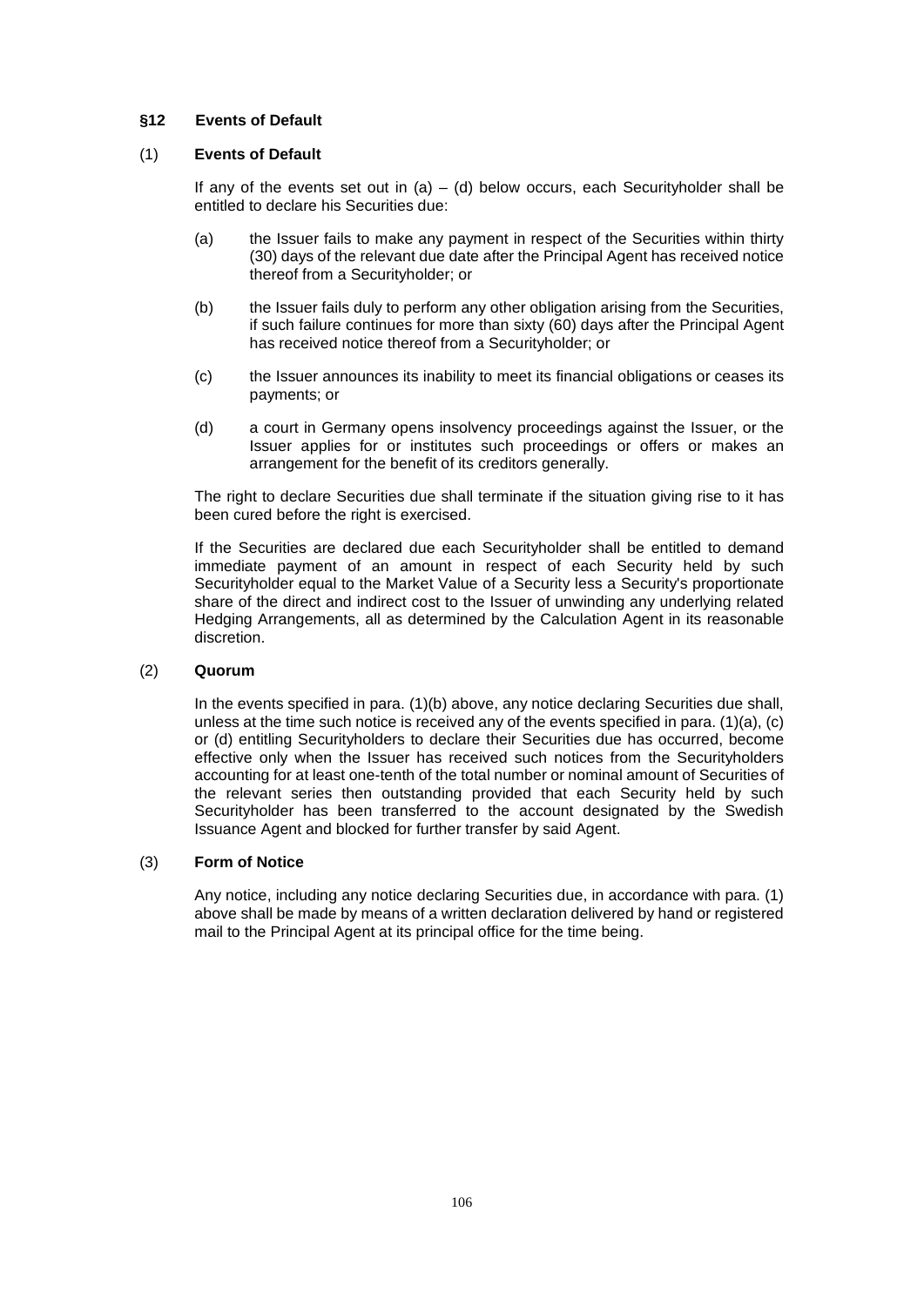## §12 Events of Default

### (1) Events of Default

If any of the events set out in (a) – (d) below occurs, each Securityholder shall be entitled to declare his Securities due:

(a) the Issuer fails to make any payment in respect of the Securities within thirty (30) days of the relevant due date after the Principal Agent has received notice thereof from a Securityholder; or

(b) the Issuer fails duly to perform any other obligation arising from the Securities, if such failure continues for more than sixty (60) days after the Principal Agent has received notice thereof from a Securityholder; or

(c) the Issuer announces its inability to meet its financial obligations or ceases its payments; or

(d) a court in Germany opens insolvency proceedings against the Issuer, or the Issuer applies for or institutes such proceedings or offers or makes an arrangement for the benefit of its creditors generally.

The right to declare Securities due shall terminate if the situation giving rise to it has been cured before the right is exercised.

If the Securities are declared due each Securityholder shall be entitled to demand immediate payment of an amount in respect of each Security held by such Securityholder equal to the Market Value of a Security less a Security's proportionate share of the direct and indirect cost to the Issuer of unwinding any underlying related Hedging Arrangements, all as determined by the Calculation Agent in its reasonable discretion.

### (2) Quorum

In the events specified in para. (1)(b) above, any notice declaring Securities due shall, unless at the time such notice is received any of the events specified in para. (1)(a), (c) or (d) entitling Securityholders to declare their Securities due has occurred, become effective only when the Issuer has received such notices from the Securityholders accounting for at least one-tenth of the total number or nominal amount of Securities of the relevant series then outstanding provided that each Security held by such Securityholder has been transferred to the account designated by the Swedish Issuance Agent and blocked for further transfer by said Agent.

### (3) Form of Notice

Any notice, including any notice declaring Securities due, in accordance with para. (1) above shall be made by means of a written declaration delivered by hand or registered mail to the Principal Agent at its principal office for the time being.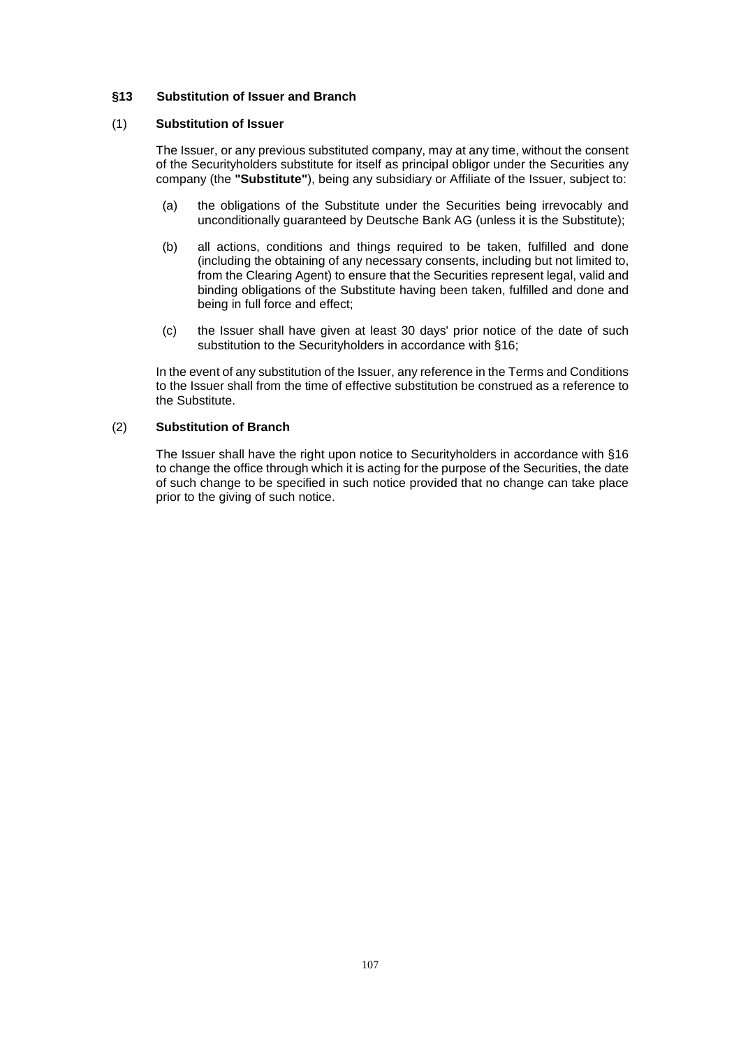## §13 Substitution of Issuer and Branch

### (1) Substitution of Issuer

The Issuer, or any previous substituted company, may at any time, without the consent of the Securityholders substitute for itself as principal obligor under the Securities any company (the **"Substitute"**), being any subsidiary or Affiliate of the Issuer, subject to:

(a) the obligations of the Substitute under the Securities being irrevocably and unconditionally guaranteed by Deutsche Bank AG (unless it is the Substitute);

(b) all actions, conditions and things required to be taken, fulfilled and done (including the obtaining of any necessary consents, including but not limited to, from the Clearing Agent) to ensure that the Securities represent legal, valid and binding obligations of the Substitute having been taken, fulfilled and done and being in full force and effect;

(c) the Issuer shall have given at least 30 days' prior notice of the date of such substitution to the Securityholders in accordance with §16;

In the event of any substitution of the Issuer, any reference in the Terms and Conditions to the Issuer shall from the time of effective substitution be construed as a reference to the Substitute.

### (2) Substitution of Branch

The Issuer shall have the right upon notice to Securityholders in accordance with §16 to change the office through which it is acting for the purpose of the Securities, the date of such change to be specified in such notice provided that no change can take place prior to the giving of such notice.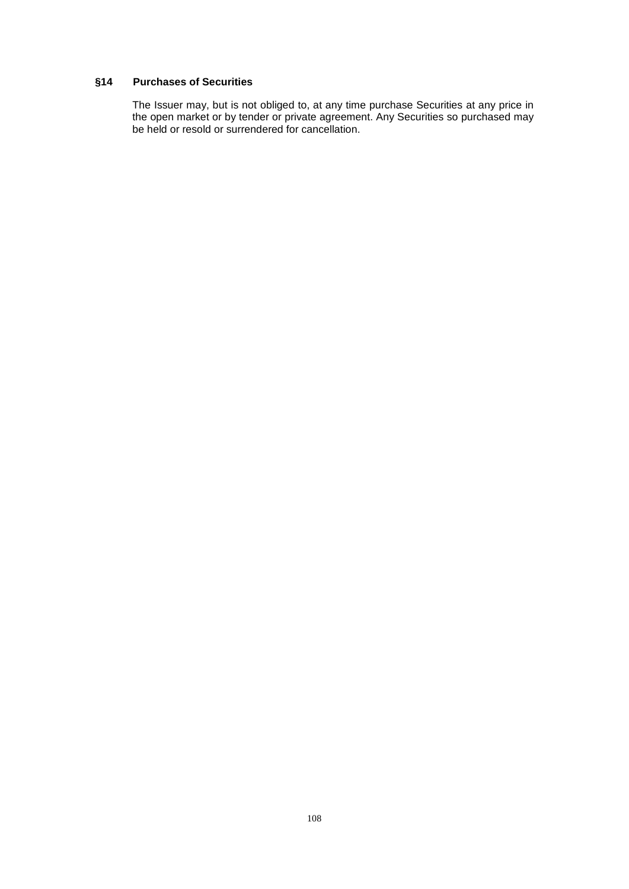### §14 Purchases of Securities

The Issuer may, but is not obliged to, at any time purchase Securities at any price in the open market or by tender or private agreement. Any Securities so purchased may be held or resold or surrendered for cancellation.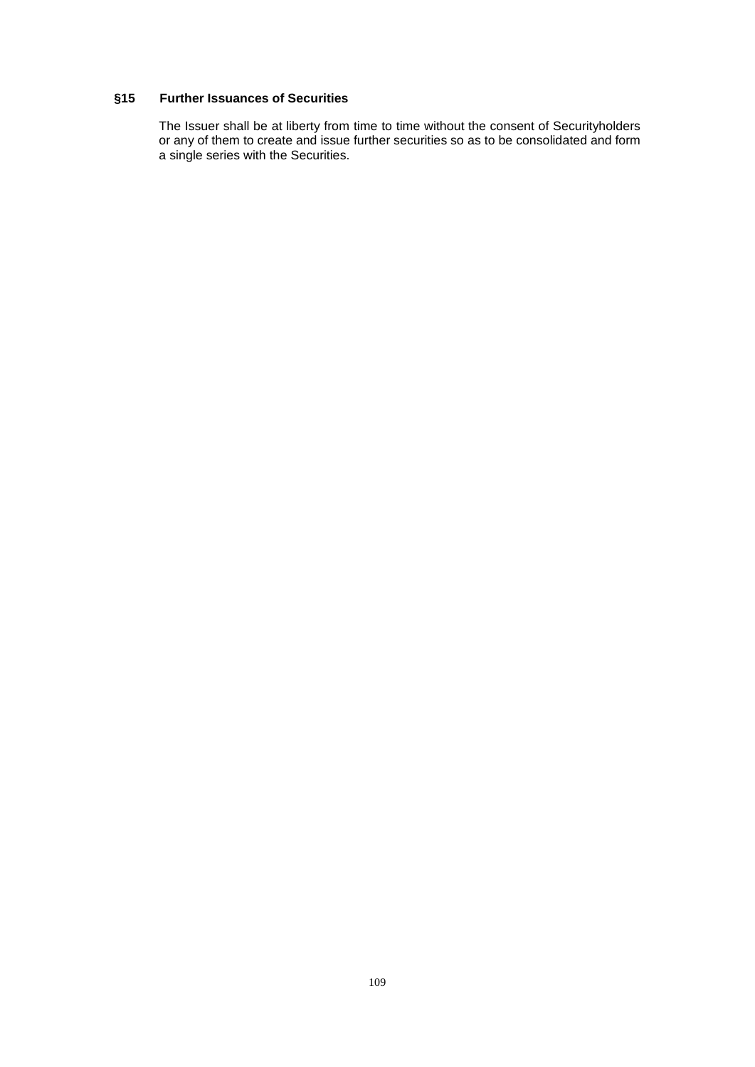### §15 Further Issuances of Securities

The Issuer shall be at liberty from time to time without the consent of Securityholders or any of them to create and issue further securities so as to be consolidated and form a single series with the Securities.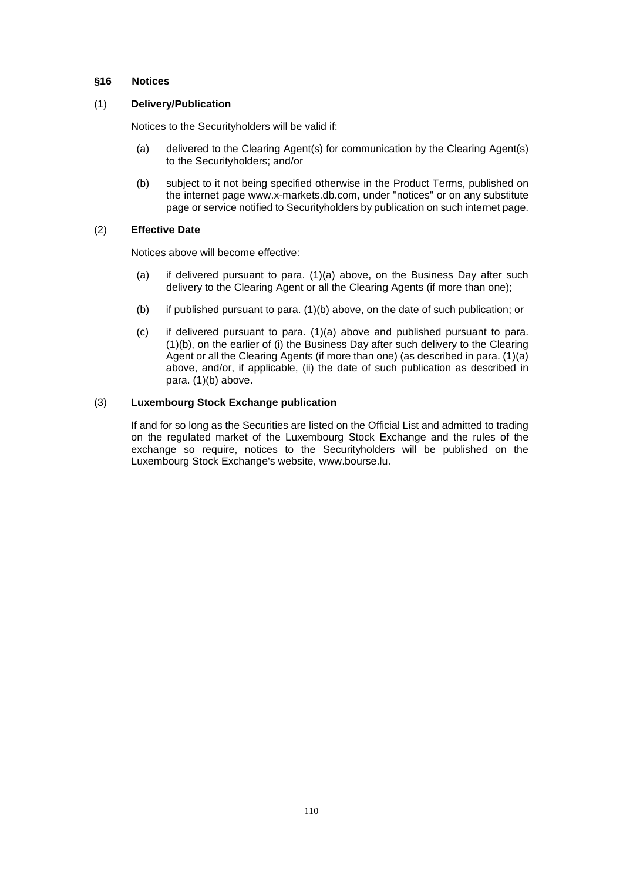## §16 Notices

### (1) Delivery/Publication

Notices to the Securityholders will be valid if:

(a) delivered to the Clearing Agent(s) for communication by the Clearing Agent(s) to the Securityholders; and/or

(b) subject to it not being specified otherwise in the Product Terms, published on the internet page www.x-markets.db.com, under "notices" or on any substitute page or service notified to Securityholders by publication on such internet page.

### (2) Effective Date

Notices above will become effective:

(a) if delivered pursuant to para. (1)(a) above, on the Business Day after such delivery to the Clearing Agent or all the Clearing Agents (if more than one);

(b) if published pursuant to para. (1)(b) above, on the date of such publication; or

(c) if delivered pursuant to para. (1)(a) above and published pursuant to para. (1)(b), on the earlier of (i) the Business Day after such delivery to the Clearing Agent or all the Clearing Agents (if more than one) (as described in para. (1)(a) above, and/or, if applicable, (ii) the date of such publication as described in para. (1)(b) above.

### (3) Luxembourg Stock Exchange publication

If and for so long as the Securities are listed on the Official List and admitted to trading on the regulated market of the Luxembourg Stock Exchange and the rules of the exchange so require, notices to the Securityholders will be published on the Luxembourg Stock Exchange's website, www.bourse.lu.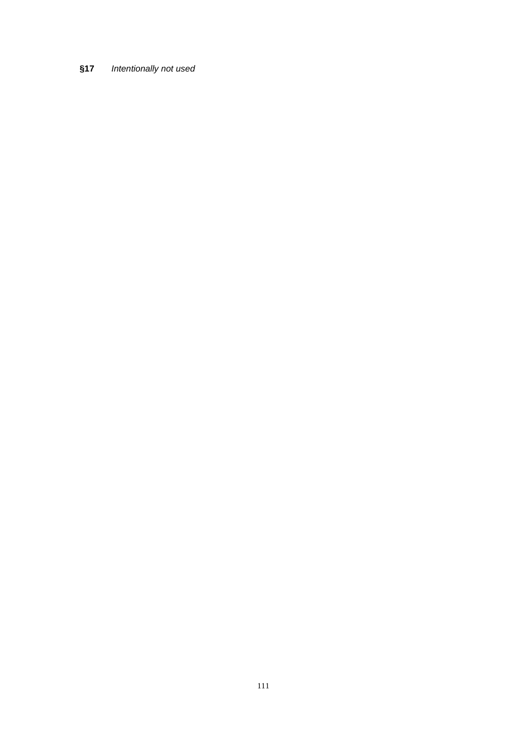**§17** *Intentionally not used*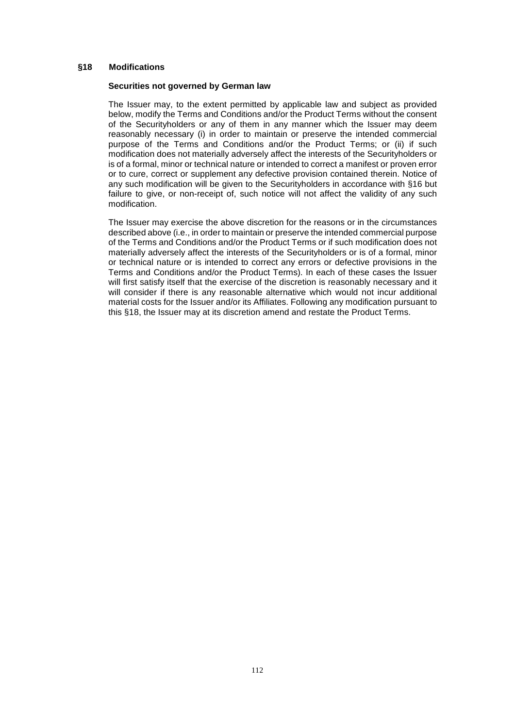## §18 Modifications

**Securities not governed by German law**

The Issuer may, to the extent permitted by applicable law and subject as provided below, modify the Terms and Conditions and/or the Product Terms without the consent of the Securityholders or any of them in any manner which the Issuer may deem reasonably necessary (i) in order to maintain or preserve the intended commercial purpose of the Terms and Conditions and/or the Product Terms; or (ii) if such modification does not materially adversely affect the interests of the Securityholders or is of a formal, minor or technical nature or intended to correct a manifest or proven error or to cure, correct or supplement any defective provision contained therein. Notice of any such modification will be given to the Securityholders in accordance with §16 but failure to give, or non-receipt of, such notice will not affect the validity of any such modification.

The Issuer may exercise the above discretion for the reasons or in the circumstances described above (i.e., in order to maintain or preserve the intended commercial purpose of the Terms and Conditions and/or the Product Terms or if such modification does not materially adversely affect the interests of the Securityholders or is of a formal, minor or technical nature or is intended to correct any errors or defective provisions in the Terms and Conditions and/or the Product Terms). In each of these cases the Issuer will first satisfy itself that the exercise of the discretion is reasonably necessary and it will consider if there is any reasonable alternative which would not incur additional material costs for the Issuer and/or its Affiliates. Following any modification pursuant to this §18, the Issuer may at its discretion amend and restate the Product Terms.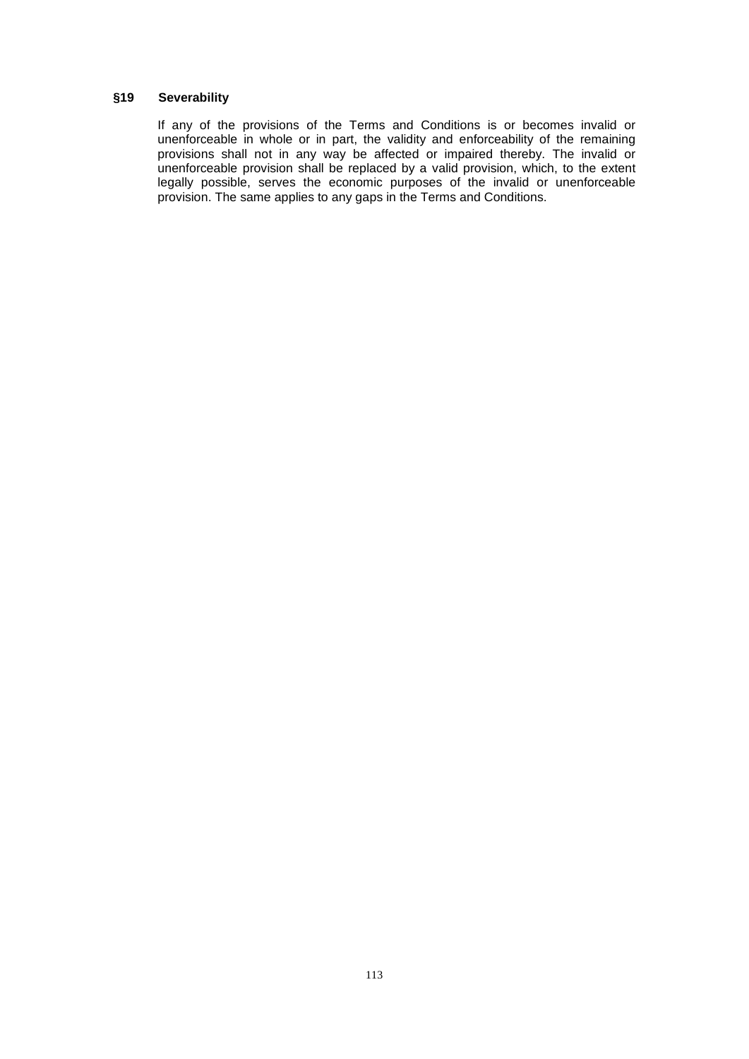### §19 Severability

If any of the provisions of the Terms and Conditions is or becomes invalid or unenforceable in whole or in part, the validity and enforceability of the remaining provisions shall not in any way be affected or impaired thereby. The invalid or unenforceable provision shall be replaced by a valid provision, which, to the extent legally possible, serves the economic purposes of the invalid or unenforceable provision. The same applies to any gaps in the Terms and Conditions.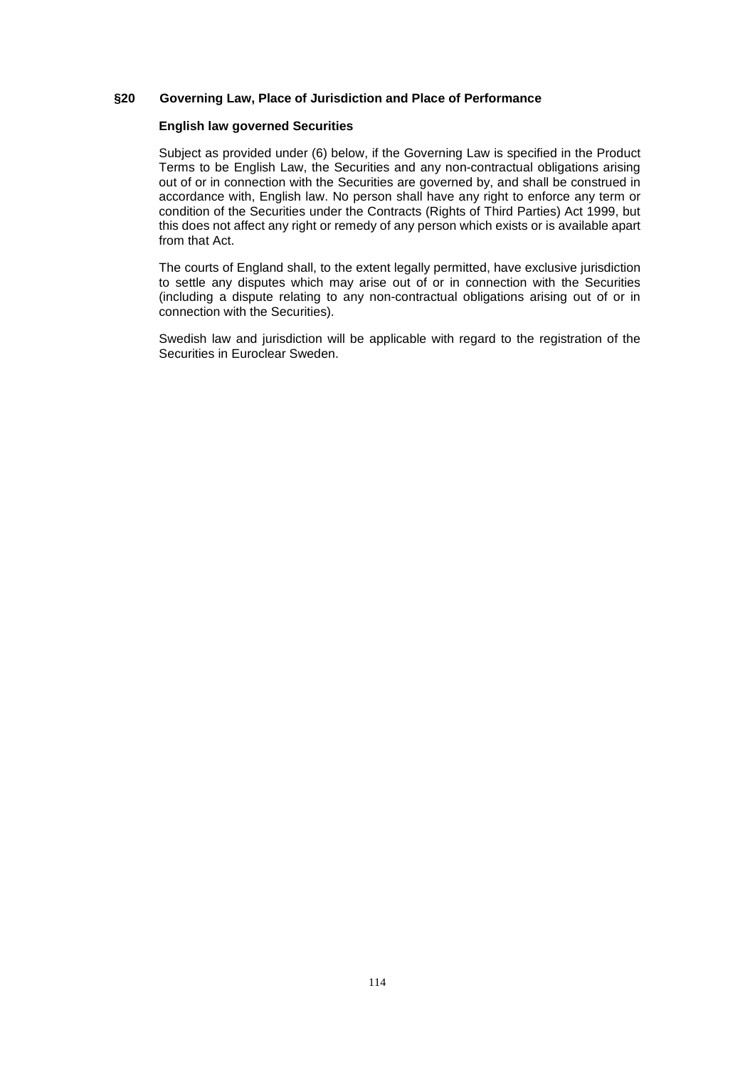## §20 Governing Law, Place of Jurisdiction and Place of Performance

### English law governed Securities

Subject as provided under (6) below, if the Governing Law is specified in the Product Terms to be English Law, the Securities and any non-contractual obligations arising out of or in connection with the Securities are governed by, and shall be construed in accordance with, English law. No person shall have any right to enforce any term or condition of the Securities under the Contracts (Rights of Third Parties) Act 1999, but this does not affect any right or remedy of any person which exists or is available apart from that Act.

The courts of England shall, to the extent legally permitted, have exclusive jurisdiction to settle any disputes which may arise out of or in connection with the Securities (including a dispute relating to any non-contractual obligations arising out of or in connection with the Securities).

Swedish law and jurisdiction will be applicable with regard to the registration of the Securities in Euroclear Sweden.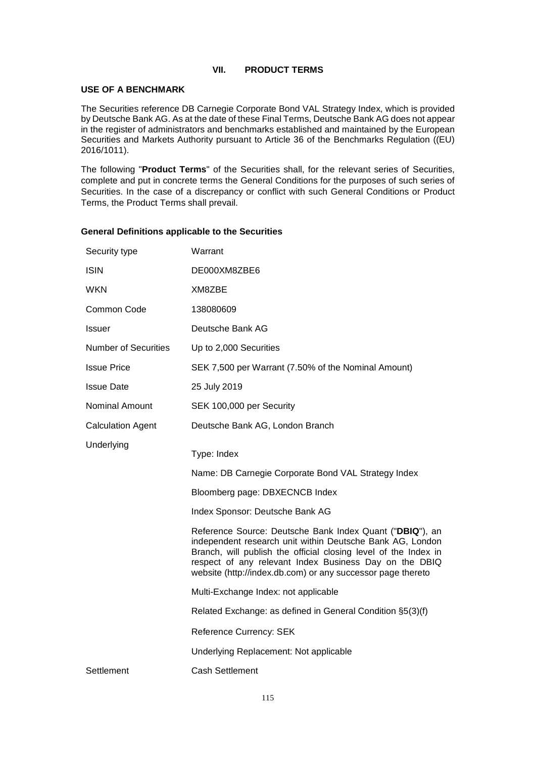## VII. PRODUCT TERMS

### USE OF A BENCHMARK

The Securities reference DB Carnegie Corporate Bond VAL Strategy Index, which is provided by Deutsche Bank AG. As at the date of these Final Terms, Deutsche Bank AG does not appear in the register of administrators and benchmarks established and maintained by the European Securities and Markets Authority pursuant to Article 36 of the Benchmarks Regulation ((EU) 2016/1011).

The following "**Product Terms**" of the Securities shall, for the relevant series of Securities, complete and put in concrete terms the General Conditions for the purposes of such series of Securities. In the case of a discrepancy or conflict with such General Conditions or Product Terms, the Product Terms shall prevail.

### General Definitions applicable to the Securities

| | |
|---|---|
| Security type | Warrant |
| ISIN | DE000XM8ZBE6 |
| WKN | XM8ZBE |
| Common Code | 138080609 |
| Issuer | Deutsche Bank AG |
| Number of Securities | Up to 2,000 Securities |
| Issue Price | SEK 7,500 per Warrant (7.50% of the Nominal Amount) |
| Issue Date | 25 July 2019 |
| Nominal Amount | SEK 100,000 per Security |
| Calculation Agent | Deutsche Bank AG, London Branch |
| Underlying | Type: Index |
| | Name: DB Carnegie Corporate Bond VAL Strategy Index |
| | Bloomberg page: DBXECNCB Index |
| | Index Sponsor: Deutsche Bank AG |
| | Reference Source: Deutsche Bank Index Quant ("**DBIQ**"), an independent research unit within Deutsche Bank AG, London Branch, will publish the official closing level of the Index in respect of any relevant Index Business Day on the DBIQ website (http://index.db.com) or any successor page thereto |
| | Multi-Exchange Index: not applicable |
| | Related Exchange: as defined in General Condition §5(3)(f) |
| | Reference Currency: SEK |
| | Underlying Replacement: Not applicable |
| Settlement | Cash Settlement |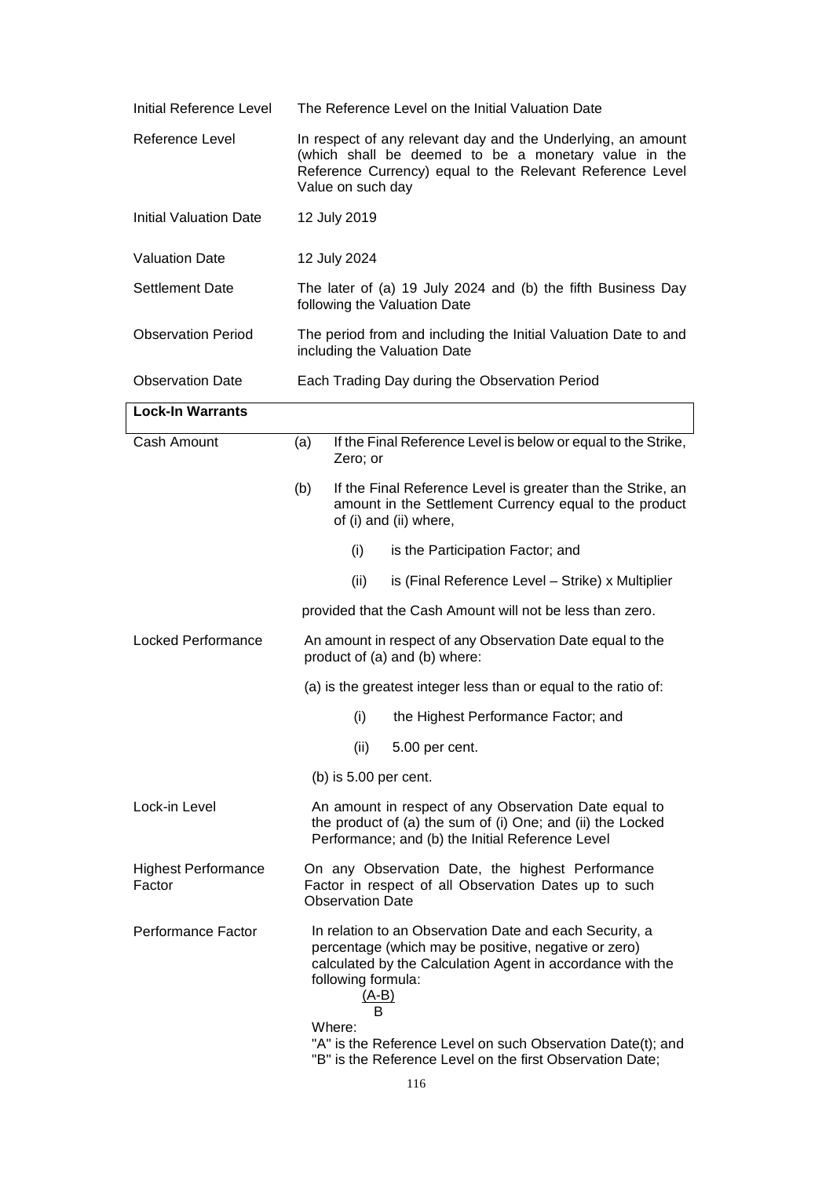| | |
|---|---|
| Initial Reference Level | The Reference Level on the Initial Valuation Date |
| Reference Level | In respect of any relevant day and the Underlying, an amount (which shall be deemed to be a monetary value in the Reference Currency) equal to the Relevant Reference Level Value on such day |
| Initial Valuation Date | 12 July 2019 |
| Valuation Date | 12 July 2024 |
| Settlement Date | The later of (a) 19 July 2024 and (b) the fifth Business Day following the Valuation Date |
| Observation Period | The period from and including the Initial Valuation Date to and including the Valuation Date |
| Observation Date | Each Trading Day during the Observation Period |

**Lock-In Warrants**

| | |
|---|---|
| Cash Amount | (a) If the Final Reference Level is below or equal to the Strike, Zero; or<br>(b) If the Final Reference Level is greater than the Strike, an amount in the Settlement Currency equal to the product of (i) and (ii) where,<br>(i) is the Participation Factor; and<br>(ii) is (Final Reference Level – Strike) x Multiplier<br>provided that the Cash Amount will not be less than zero. |
| Locked Performance | An amount in respect of any Observation Date equal to the product of (a) and (b) where:<br>(a) is the greatest integer less than or equal to the ratio of:<br>(i) the Highest Performance Factor; and<br>(ii) 5.00 per cent.<br>(b) is 5.00 per cent. |
| Lock-in Level | An amount in respect of any Observation Date equal to the product of (a) the sum of (i) One; and (ii) the Locked Performance; and (b) the Initial Reference Level |
| Highest Performance Factor | On any Observation Date, the highest Performance Factor in respect of all Observation Dates up to such Observation Date |
| Performance Factor | In relation to an Observation Date and each Security, a percentage (which may be positive, negative or zero) calculated by the Calculation Agent in accordance with the following formula:<br>$\frac{(A-B)}{B}$<br>Where:<br>"A" is the Reference Level on such Observation Date(t); and<br>"B" is the Reference Level on the first Observation Date; |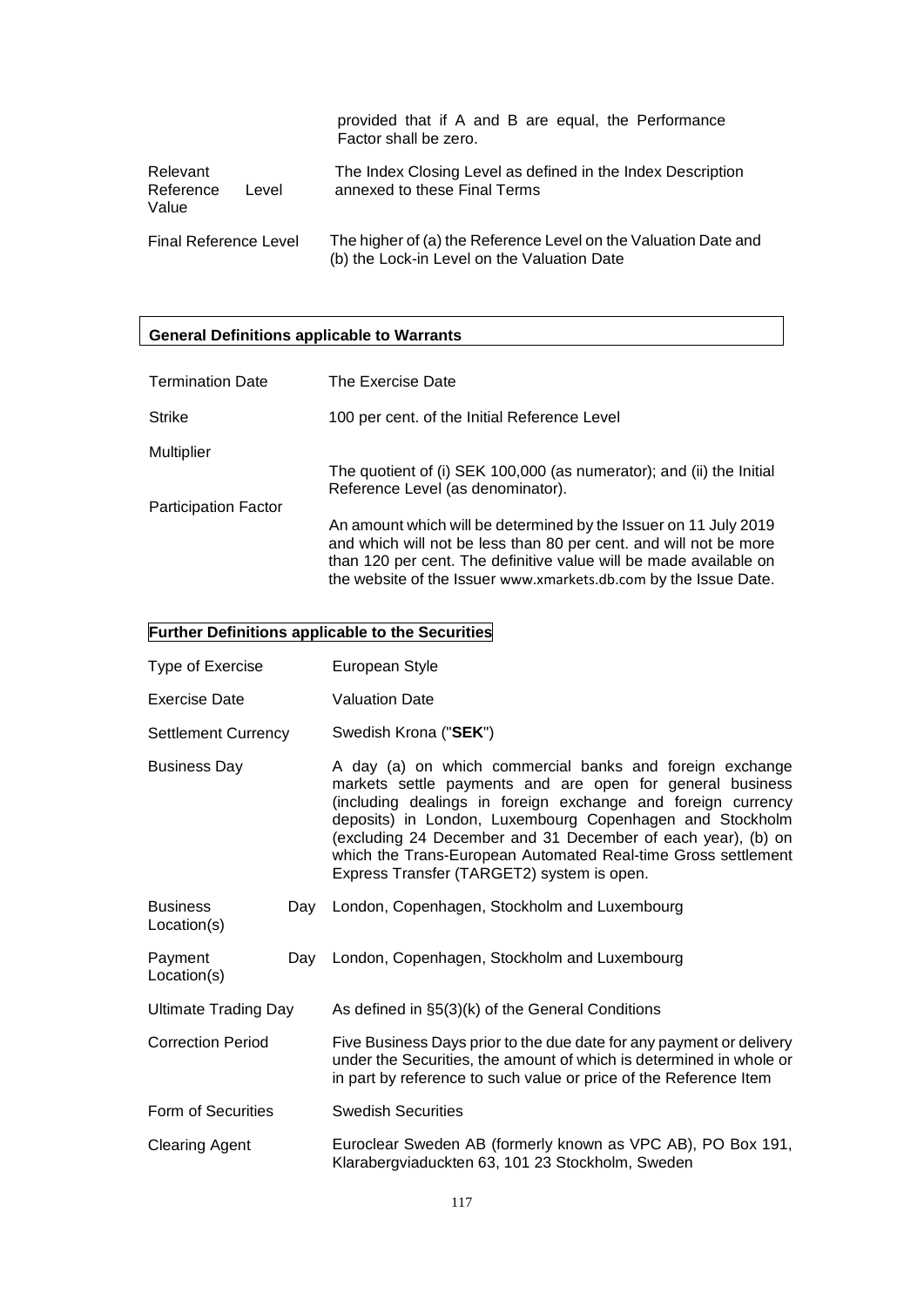| | |
|---|---|
| | provided that if A and B are equal, the Performance Factor shall be zero. |
| Relevant Reference Level Value | The Index Closing Level as defined in the Index Description annexed to these Final Terms |
| Final Reference Level | The higher of (a) the Reference Level on the Valuation Date and (b) the Lock-in Level on the Valuation Date |

**General Definitions applicable to Warrants**

| | |
|---|---|
| Termination Date | The Exercise Date |
| Strike | 100 per cent. of the Initial Reference Level |
| Multiplier | The quotient of (i) SEK 100,000 (as numerator); and (ii) the Initial Reference Level (as denominator). |
| Participation Factor | An amount which will be determined by the Issuer on 11 July 2019 and which will not be less than 80 per cent. and will not be more than 120 per cent. The definitive value will be made available on the website of the Issuer www.xmarkets.db.com by the Issue Date. |

**Further Definitions applicable to the Securities**

| | |
|---|---|
| Type of Exercise | European Style |
| Exercise Date | Valuation Date |
| Settlement Currency | Swedish Krona ("**SEK**") |
| Business Day | A day (a) on which commercial banks and foreign exchange markets settle payments and are open for general business (including dealings in foreign exchange and foreign currency deposits) in London, Luxembourg Copenhagen and Stockholm (excluding 24 December and 31 December of each year), (b) on which the Trans-European Automated Real-time Gross settlement Express Transfer (TARGET2) system is open. |
| Business Day Location(s) | London, Copenhagen, Stockholm and Luxembourg |
| Payment Day Location(s) | London, Copenhagen, Stockholm and Luxembourg |
| Ultimate Trading Day | As defined in §5(3)(k) of the General Conditions |
| Correction Period | Five Business Days prior to the due date for any payment or delivery under the Securities, the amount of which is determined in whole or in part by reference to such value or price of the Reference Item |
| Form of Securities | Swedish Securities |
| Clearing Agent | Euroclear Sweden AB (formerly known as VPC AB), PO Box 191, Klarabergviaduckten 63, 101 23 Stockholm, Sweden |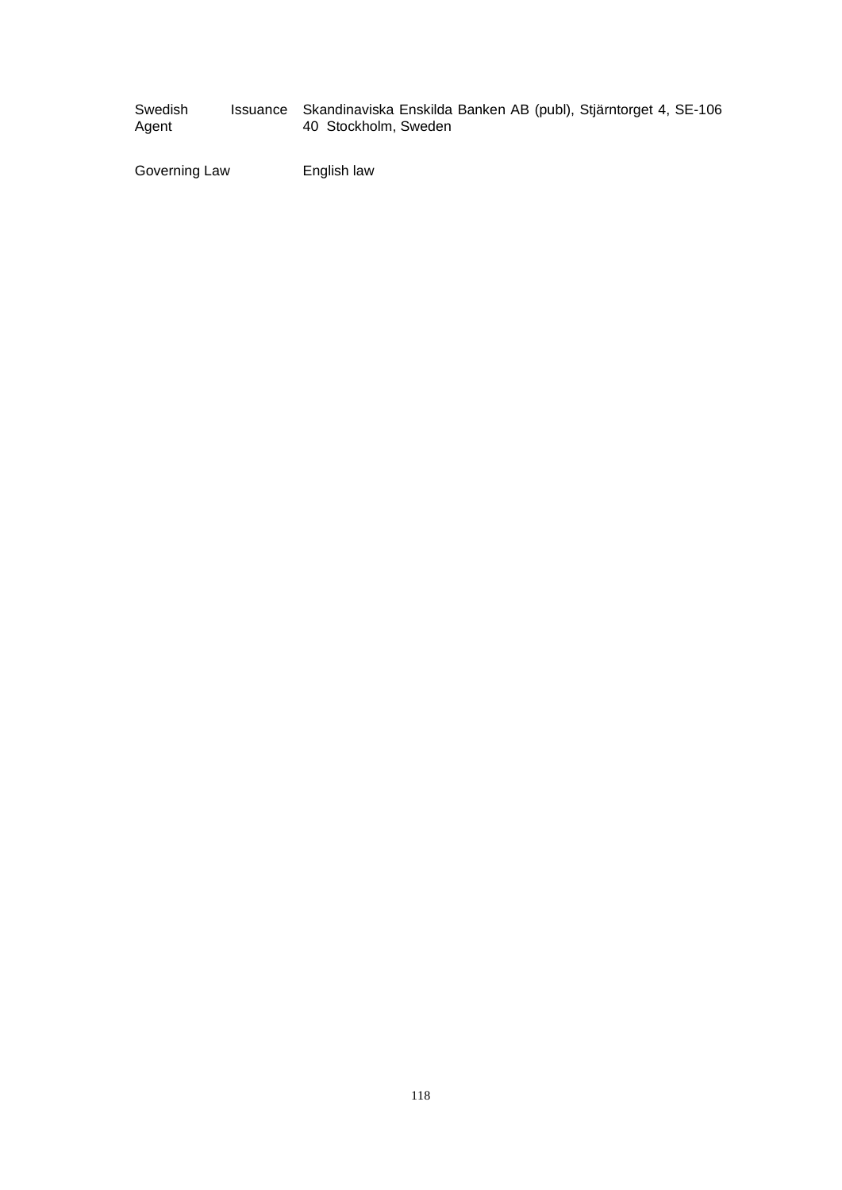| | |
|---|---|
| Swedish Issuance Agent | Skandinaviska Enskilda Banken AB (publ), Stjärntorget 4, SE-106 40 Stockholm, Sweden |
| Governing Law | English law |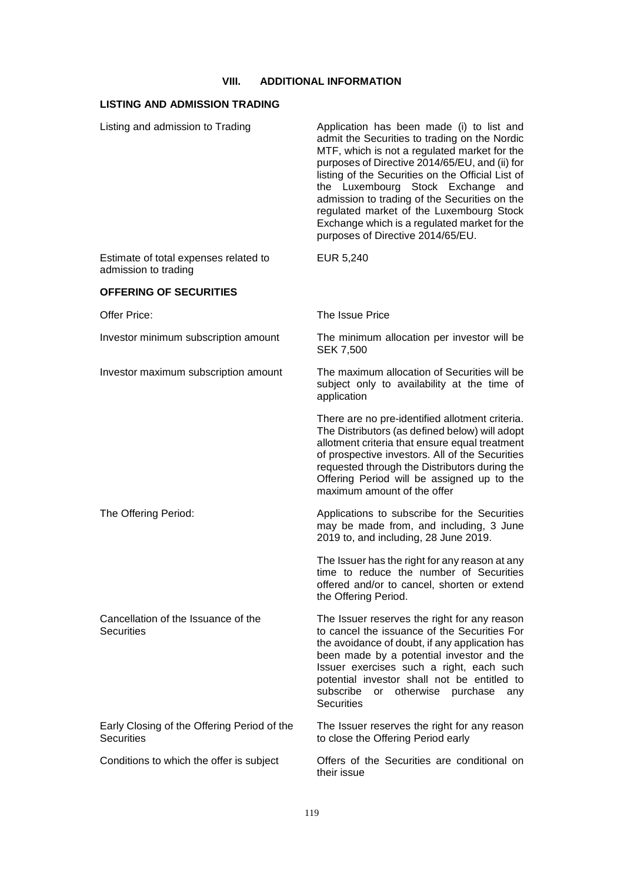## VIII. ADDITIONAL INFORMATION

### LISTING AND ADMISSION TRADING

| | |
|---|---|
| Listing and admission to Trading | Application has been made (i) to list and admit the Securities to trading on the Nordic MTF, which is not a regulated market for the purposes of Directive 2014/65/EU, and (ii) for listing of the Securities on the Official List of the Luxembourg Stock Exchange and admission to trading of the Securities on the regulated market of the Luxembourg Stock Exchange which is a regulated market for the purposes of Directive 2014/65/EU. |
| Estimate of total expenses related to admission to trading | EUR 5,240 |

### OFFERING OF SECURITIES

| | |
|---|---|
| Offer Price: | The Issue Price |
| Investor minimum subscription amount | The minimum allocation per investor will be SEK 7,500 |
| Investor maximum subscription amount | The maximum allocation of Securities will be subject only to availability at the time of application<br><br>There are no pre-identified allotment criteria. The Distributors (as defined below) will adopt allotment criteria that ensure equal treatment of prospective investors. All of the Securities requested through the Distributors during the Offering Period will be assigned up to the maximum amount of the offer |
| The Offering Period: | Applications to subscribe for the Securities may be made from, and including, 3 June 2019 to, and including, 28 June 2019.<br><br>The Issuer has the right for any reason at any time to reduce the number of Securities offered and/or to cancel, shorten or extend the Offering Period. |
| Cancellation of the Issuance of the Securities | The Issuer reserves the right for any reason to cancel the issuance of the Securities For the avoidance of doubt, if any application has been made by a potential investor and the Issuer exercises such a right, each such potential investor shall not be entitled to subscribe or otherwise purchase any Securities |
| Early Closing of the Offering Period of the Securities | The Issuer reserves the right for any reason to close the Offering Period early |
| Conditions to which the offer is subject | Offers of the Securities are conditional on their issue |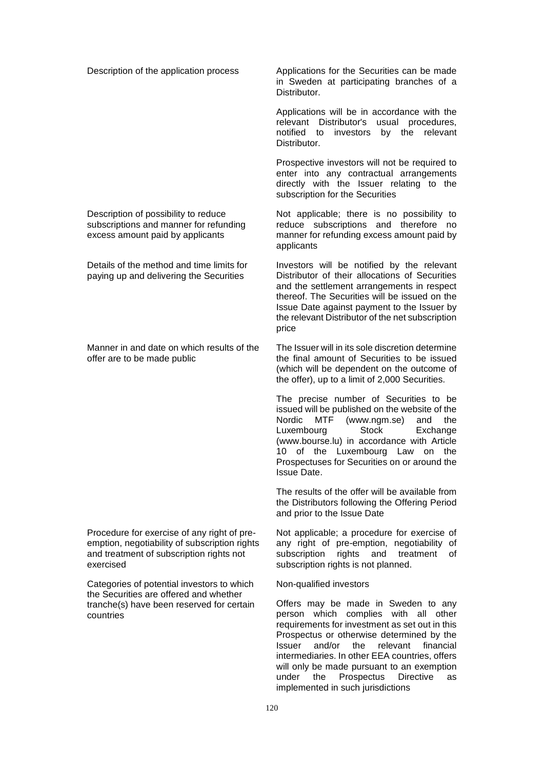| | |
|---|---|
| Description of the application process | Applications for the Securities can be made in Sweden at participating branches of a Distributor.<br><br>Applications will be in accordance with the relevant Distributor's usual procedures, notified to investors by the relevant Distributor.<br><br>Prospective investors will not be required to enter into any contractual arrangements directly with the Issuer relating to the subscription for the Securities |
| Description of possibility to reduce subscriptions and manner for refunding excess amount paid by applicants | Not applicable; there is no possibility to reduce subscriptions and therefore no manner for refunding excess amount paid by applicants |
| Details of the method and time limits for paying up and delivering the Securities | Investors will be notified by the relevant Distributor of their allocations of Securities and the settlement arrangements in respect thereof. The Securities will be issued on the Issue Date against payment to the Issuer by the relevant Distributor of the net subscription price |
| Manner in and date on which results of the offer are to be made public | The Issuer will in its sole discretion determine the final amount of Securities to be issued (which will be dependent on the outcome of the offer), up to a limit of 2,000 Securities.<br><br>The precise number of Securities to be issued will be published on the website of the Nordic MTF (www.ngm.se) and the Luxembourg Stock Exchange (www.bourse.lu) in accordance with Article 10 of the Luxembourg Law on the Prospectuses for Securities on or around the Issue Date.<br><br>The results of the offer will be available from the Distributors following the Offering Period and prior to the Issue Date |
| Procedure for exercise of any right of pre-emption, negotiability of subscription rights and treatment of subscription rights not exercised | Not applicable; a procedure for exercise of any right of pre-emption, negotiability of subscription rights and treatment of subscription rights is not planned. |
| Categories of potential investors to which the Securities are offered and whether tranche(s) have been reserved for certain countries | Non-qualified investors<br><br>Offers may be made in Sweden to any person which complies with all other requirements for investment as set out in this Prospectus or otherwise determined by the Issuer and/or the relevant financial intermediaries. In other EEA countries, offers will only be made pursuant to an exemption under the Prospectus Directive as implemented in such jurisdictions |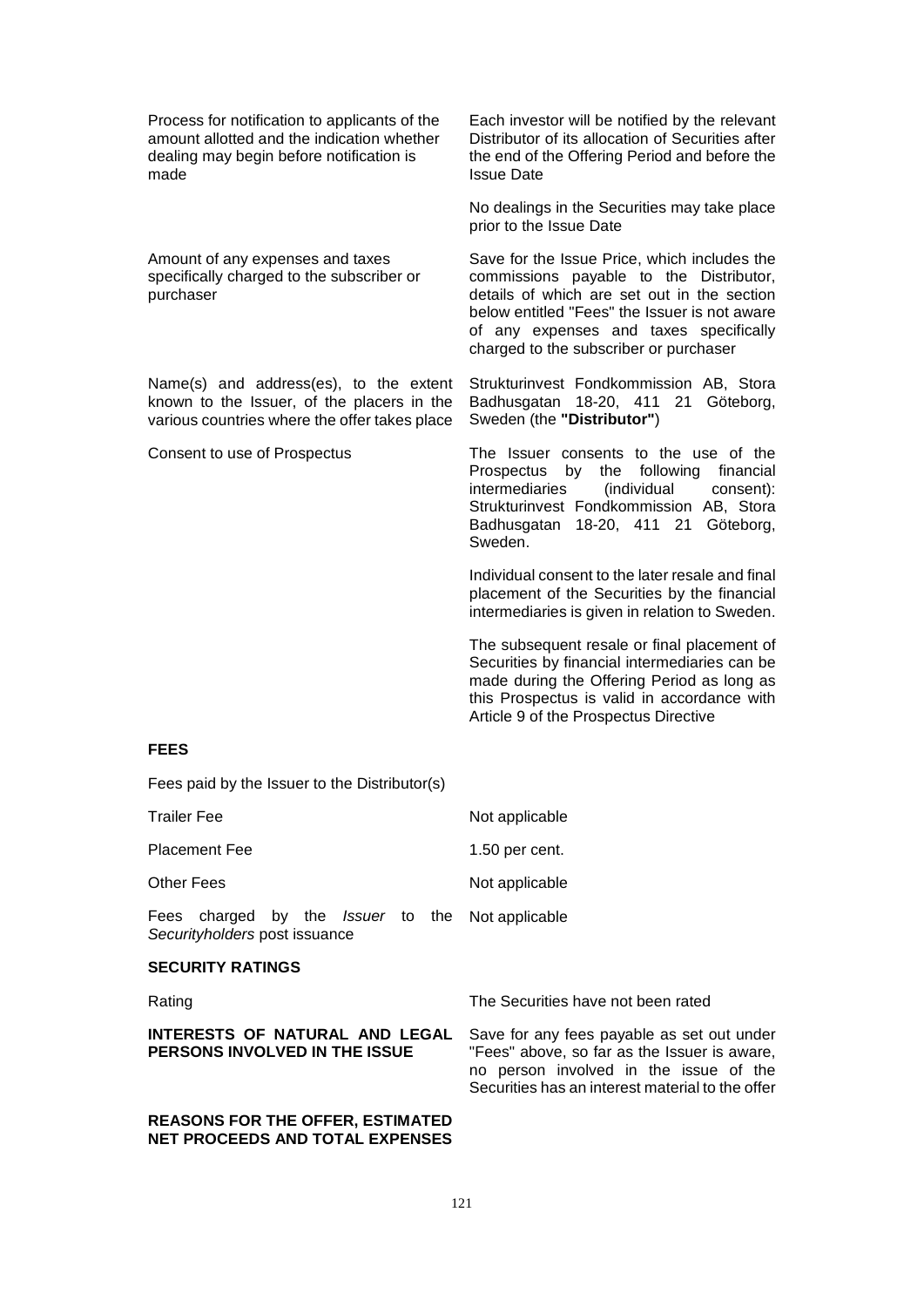| | |
|---|---|
| Process for notification to applicants of the amount allotted and the indication whether dealing may begin before notification is made | Each investor will be notified by the relevant Distributor of its allocation of Securities after the end of the Offering Period and before the Issue Date<br><br>No dealings in the Securities may take place prior to the Issue Date |
| Amount of any expenses and taxes specifically charged to the subscriber or purchaser | Save for the Issue Price, which includes the commissions payable to the Distributor, details of which are set out in the section below entitled "Fees" the Issuer is not aware of any expenses and taxes specifically charged to the subscriber or purchaser |
| Name(s) and address(es), to the extent known to the Issuer, of the placers in the various countries where the offer takes place | Strukturinvest Fondkommission AB, Stora Badhusgatan 18-20, 411 21 Göteborg, Sweden (the **"Distributor"**) |
| Consent to use of Prospectus | The Issuer consents to the use of the Prospectus by the following financial intermediaries (individual consent): Strukturinvest Fondkommission AB, Stora Badhusgatan 18-20, 411 21 Göteborg, Sweden.<br><br>Individual consent to the later resale and final placement of the Securities by the financial intermediaries is given in relation to Sweden.<br><br>The subsequent resale or final placement of Securities by financial intermediaries can be made during the Offering Period as long as this Prospectus is valid in accordance with Article 9 of the Prospectus Directive |

**FEES**

Fees paid by the Issuer to the Distributor(s)

| | |
|---|---|
| Trailer Fee | Not applicable |
| Placement Fee | 1.50 per cent. |
| Other Fees | Not applicable |
| Fees charged by the *Issuer* to the *Securityholders* post issuance | Not applicable |

**SECURITY RATINGS**

| | |
|---|---|
| Rating | The Securities have not been rated |
| **INTERESTS OF NATURAL AND LEGAL PERSONS INVOLVED IN THE ISSUE** | Save for any fees payable as set out under "Fees" above, so far as the Issuer is aware, no person involved in the issue of the Securities has an interest material to the offer |

**REASONS FOR THE OFFER, ESTIMATED NET PROCEEDS AND TOTAL EXPENSES**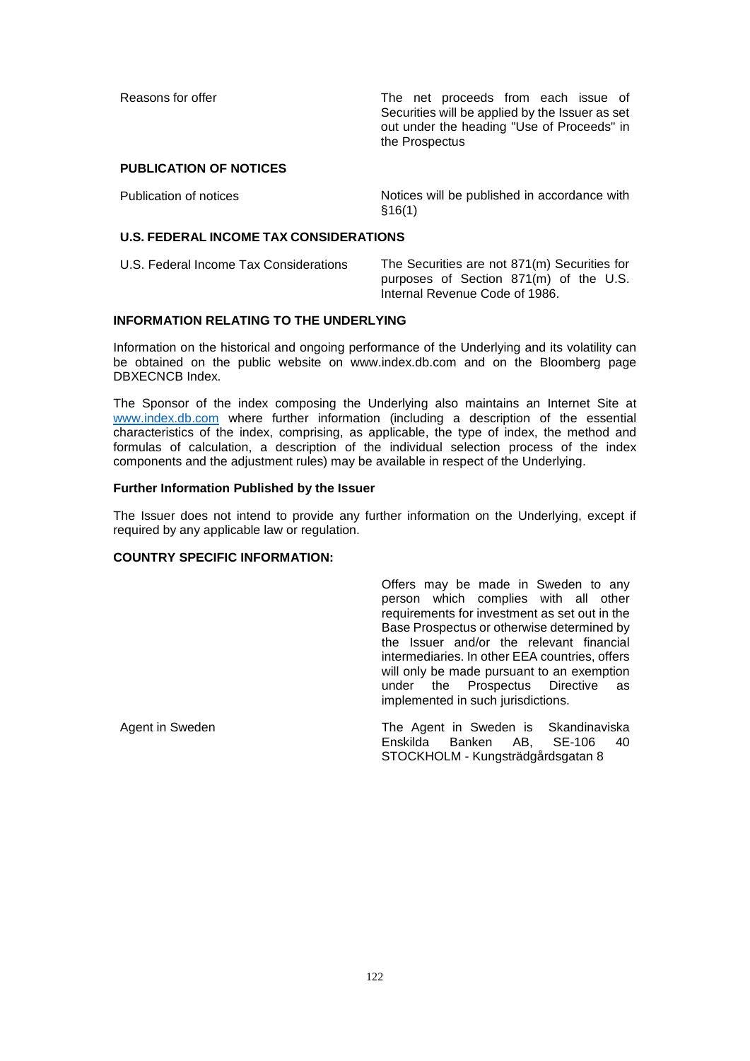| | |
|---|---|
| Reasons for offer | The net proceeds from each issue of Securities will be applied by the Issuer as set out under the heading "Use of Proceeds" in the Prospectus |

**PUBLICATION OF NOTICES**

| | |
|---|---|
| Publication of notices | Notices will be published in accordance with §16(1) |

**U.S. FEDERAL INCOME TAX CONSIDERATIONS**

| | |
|---|---|
| U.S. Federal Income Tax Considerations | The Securities are not 871(m) Securities for purposes of Section 871(m) of the U.S. Internal Revenue Code of 1986. |

**INFORMATION RELATING TO THE UNDERLYING**

Information on the historical and ongoing performance of the Underlying and its volatility can be obtained on the public website on www.index.db.com and on the Bloomberg page DBXECNCB Index.

The Sponsor of the index composing the Underlying also maintains an Internet Site at www.index.db.com where further information (including a description of the essential characteristics of the index, comprising, as applicable, the type of index, the method and formulas of calculation, a description of the individual selection process of the index components and the adjustment rules) may be available in respect of the Underlying.

**Further Information Published by the Issuer**

The Issuer does not intend to provide any further information on the Underlying, except if required by any applicable law or regulation.

**COUNTRY SPECIFIC INFORMATION:**

| | |
|---|---|
| | Offers may be made in Sweden to any person which complies with all other requirements for investment as set out in the Base Prospectus or otherwise determined by the Issuer and/or the relevant financial intermediaries. In other EEA countries, offers will only be made pursuant to an exemption under the Prospectus Directive as implemented in such jurisdictions. |
| Agent in Sweden | The Agent in Sweden is Skandinaviska Enskilda Banken AB, SE-106 40 STOCKHOLM - Kungsträdgårdsgatan 8 |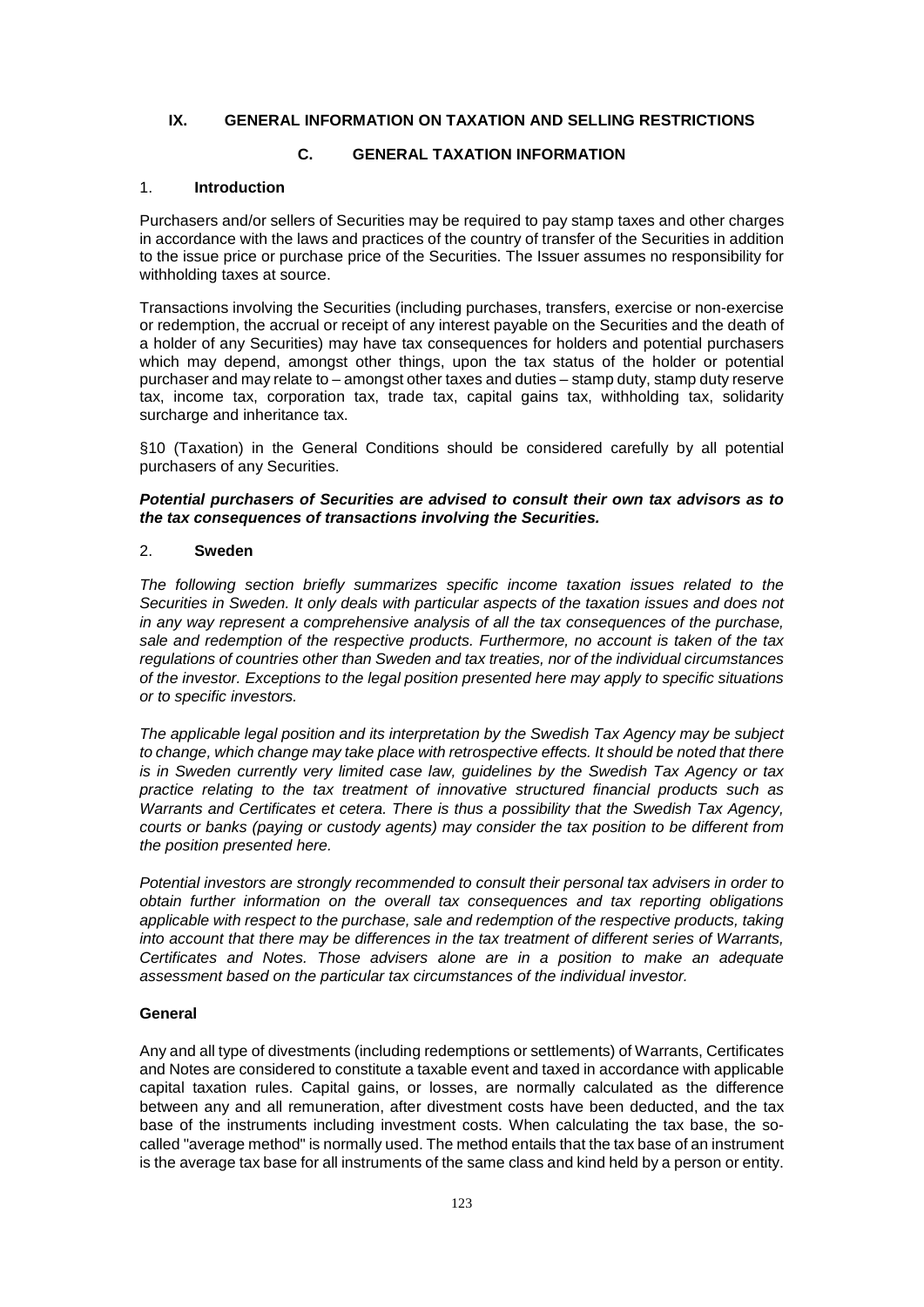# IX. GENERAL INFORMATION ON TAXATION AND SELLING RESTRICTIONS

## C. GENERAL TAXATION INFORMATION

### 1. Introduction

Purchasers and/or sellers of Securities may be required to pay stamp taxes and other charges in accordance with the laws and practices of the country of transfer of the Securities in addition to the issue price or purchase price of the Securities. The Issuer assumes no responsibility for withholding taxes at source.

Transactions involving the Securities (including purchases, transfers, exercise or non-exercise or redemption, the accrual or receipt of any interest payable on the Securities and the death of a holder of any Securities) may have tax consequences for holders and potential purchasers which may depend, amongst other things, upon the tax status of the holder or potential purchaser and may relate to – amongst other taxes and duties – stamp duty, stamp duty reserve tax, income tax, corporation tax, trade tax, capital gains tax, withholding tax, solidarity surcharge and inheritance tax.

§10 (Taxation) in the General Conditions should be considered carefully by all potential purchasers of any Securities.

***Potential purchasers of Securities are advised to consult their own tax advisors as to the tax consequences of transactions involving the Securities.***

### 2. Sweden

*The following section briefly summarizes specific income taxation issues related to the Securities in Sweden. It only deals with particular aspects of the taxation issues and does not in any way represent a comprehensive analysis of all the tax consequences of the purchase, sale and redemption of the respective products. Furthermore, no account is taken of the tax regulations of countries other than Sweden and tax treaties, nor of the individual circumstances of the investor. Exceptions to the legal position presented here may apply to specific situations or to specific investors.*

*The applicable legal position and its interpretation by the Swedish Tax Agency may be subject to change, which change may take place with retrospective effects. It should be noted that there is in Sweden currently very limited case law, guidelines by the Swedish Tax Agency or tax practice relating to the tax treatment of innovative structured financial products such as Warrants and Certificates et cetera. There is thus a possibility that the Swedish Tax Agency, courts or banks (paying or custody agents) may consider the tax position to be different from the position presented here.*

*Potential investors are strongly recommended to consult their personal tax advisers in order to obtain further information on the overall tax consequences and tax reporting obligations applicable with respect to the purchase, sale and redemption of the respective products, taking into account that there may be differences in the tax treatment of different series of Warrants, Certificates and Notes. Those advisers alone are in a position to make an adequate assessment based on the particular tax circumstances of the individual investor.*

**General**

Any and all type of divestments (including redemptions or settlements) of Warrants, Certificates and Notes are considered to constitute a taxable event and taxed in accordance with applicable capital taxation rules. Capital gains, or losses, are normally calculated as the difference between any and all remuneration, after divestment costs have been deducted, and the tax base of the instruments including investment costs. When calculating the tax base, the so-called "average method" is normally used. The method entails that the tax base of an instrument is the average tax base for all instruments of the same class and kind held by a person or entity.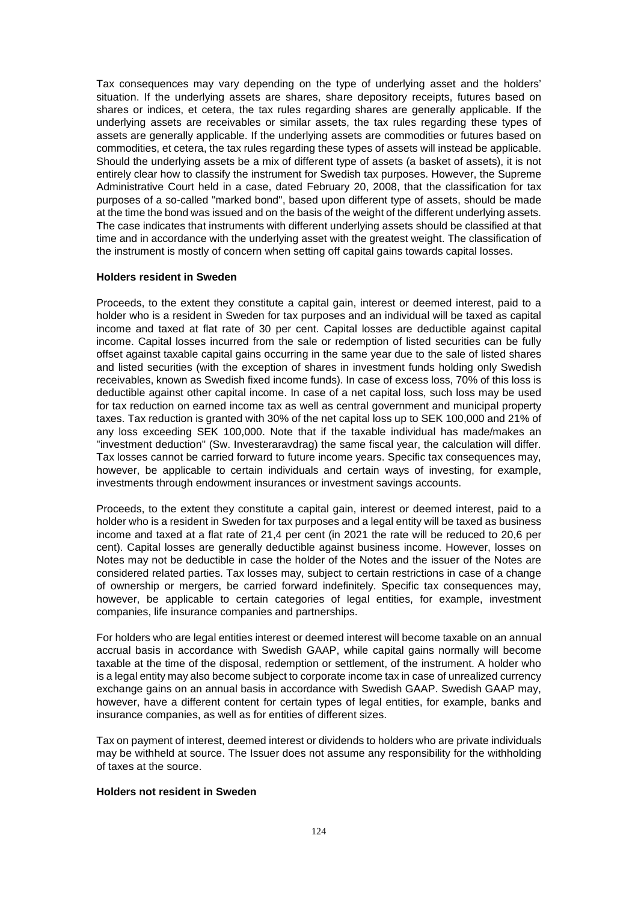Tax consequences may vary depending on the type of underlying asset and the holders' situation. If the underlying assets are shares, share depository receipts, futures based on shares or indices, et cetera, the tax rules regarding shares are generally applicable. If the underlying assets are receivables or similar assets, the tax rules regarding these types of assets are generally applicable. If the underlying assets are commodities or futures based on commodities, et cetera, the tax rules regarding these types of assets will instead be applicable. Should the underlying assets be a mix of different type of assets (a basket of assets), it is not entirely clear how to classify the instrument for Swedish tax purposes. However, the Supreme Administrative Court held in a case, dated February 20, 2008, that the classification for tax purposes of a so-called "marked bond", based upon different type of assets, should be made at the time the bond was issued and on the basis of the weight of the different underlying assets. The case indicates that instruments with different underlying assets should be classified at that time and in accordance with the underlying asset with the greatest weight. The classification of the instrument is mostly of concern when setting off capital gains towards capital losses.

**Holders resident in Sweden**

Proceeds, to the extent they constitute a capital gain, interest or deemed interest, paid to a holder who is a resident in Sweden for tax purposes and an individual will be taxed as capital income and taxed at flat rate of 30 per cent. Capital losses are deductible against capital income. Capital losses incurred from the sale or redemption of listed securities can be fully offset against taxable capital gains occurring in the same year due to the sale of listed shares and listed securities (with the exception of shares in investment funds holding only Swedish receivables, known as Swedish fixed income funds). In case of excess loss, 70% of this loss is deductible against other capital income. In case of a net capital loss, such loss may be used for tax reduction on earned income tax as well as central government and municipal property taxes. Tax reduction is granted with 30% of the net capital loss up to SEK 100,000 and 21% of any loss exceeding SEK 100,000. Note that if the taxable individual has made/makes an "investment deduction" (Sw. Investeraravdrag) the same fiscal year, the calculation will differ. Tax losses cannot be carried forward to future income years. Specific tax consequences may, however, be applicable to certain individuals and certain ways of investing, for example, investments through endowment insurances or investment savings accounts.

Proceeds, to the extent they constitute a capital gain, interest or deemed interest, paid to a holder who is a resident in Sweden for tax purposes and a legal entity will be taxed as business income and taxed at a flat rate of 21,4 per cent (in 2021 the rate will be reduced to 20,6 per cent). Capital losses are generally deductible against business income. However, losses on Notes may not be deductible in case the holder of the Notes and the issuer of the Notes are considered related parties. Tax losses may, subject to certain restrictions in case of a change of ownership or mergers, be carried forward indefinitely. Specific tax consequences may, however, be applicable to certain categories of legal entities, for example, investment companies, life insurance companies and partnerships.

For holders who are legal entities interest or deemed interest will become taxable on an annual accrual basis in accordance with Swedish GAAP, while capital gains normally will become taxable at the time of the disposal, redemption or settlement, of the instrument. A holder who is a legal entity may also become subject to corporate income tax in case of unrealized currency exchange gains on an annual basis in accordance with Swedish GAAP. Swedish GAAP may, however, have a different content for certain types of legal entities, for example, banks and insurance companies, as well as for entities of different sizes.

Tax on payment of interest, deemed interest or dividends to holders who are private individuals may be withheld at source. The Issuer does not assume any responsibility for the withholding of taxes at the source.

**Holders not resident in Sweden**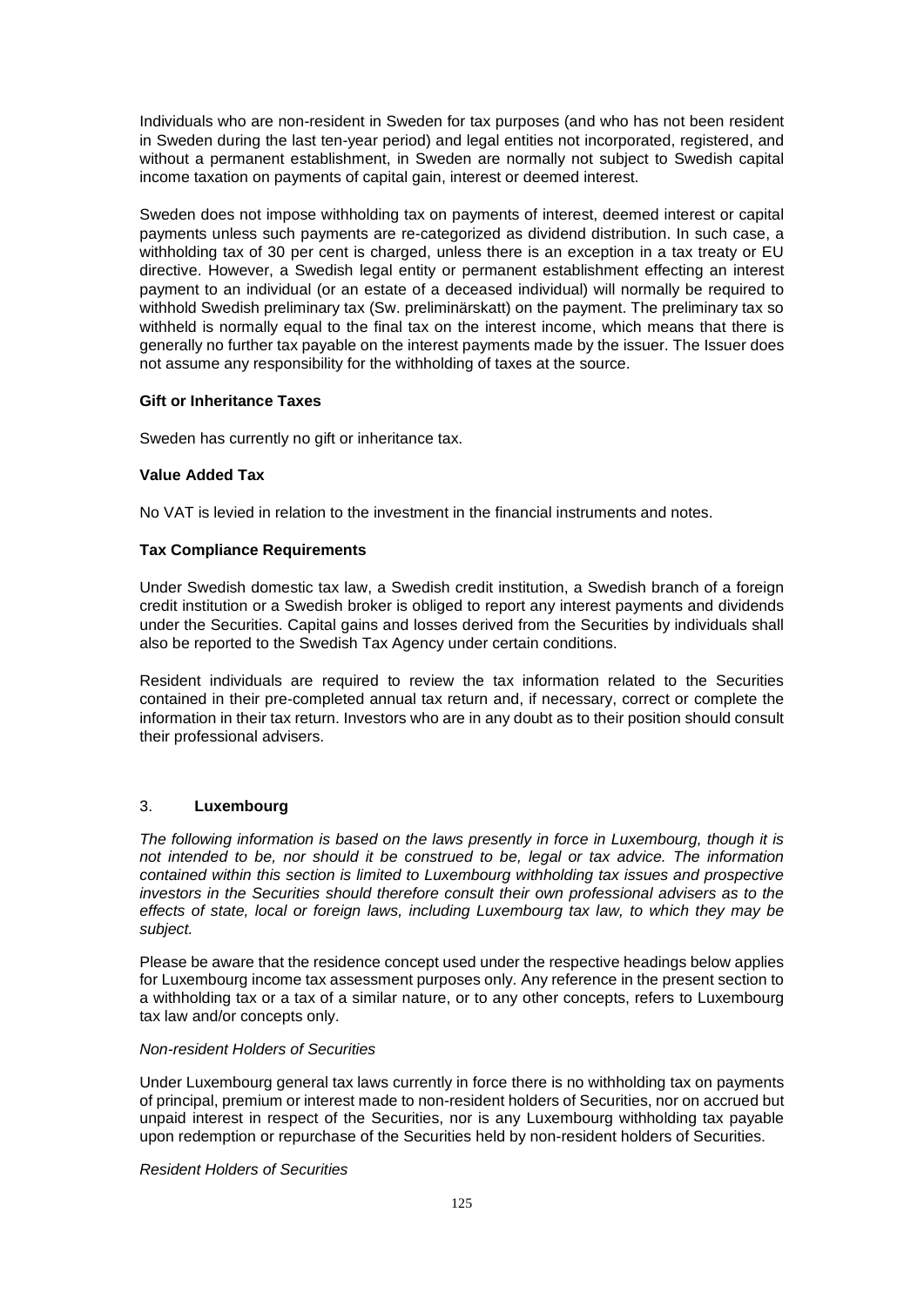Individuals who are non-resident in Sweden for tax purposes (and who has not been resident in Sweden during the last ten-year period) and legal entities not incorporated, registered, and without a permanent establishment, in Sweden are normally not subject to Swedish capital income taxation on payments of capital gain, interest or deemed interest.

Sweden does not impose withholding tax on payments of interest, deemed interest or capital payments unless such payments are re-categorized as dividend distribution. In such case, a withholding tax of 30 per cent is charged, unless there is an exception in a tax treaty or EU directive. However, a Swedish legal entity or permanent establishment effecting an interest payment to an individual (or an estate of a deceased individual) will normally be required to withhold Swedish preliminary tax (Sw. preliminärskatt) on the payment. The preliminary tax so withheld is normally equal to the final tax on the interest income, which means that there is generally no further tax payable on the interest payments made by the issuer. The Issuer does not assume any responsibility for the withholding of taxes at the source.

**Gift or Inheritance Taxes**

Sweden has currently no gift or inheritance tax.

**Value Added Tax**

No VAT is levied in relation to the investment in the financial instruments and notes.

**Tax Compliance Requirements**

Under Swedish domestic tax law, a Swedish credit institution, a Swedish branch of a foreign credit institution or a Swedish broker is obliged to report any interest payments and dividends under the Securities. Capital gains and losses derived from the Securities by individuals shall also be reported to the Swedish Tax Agency under certain conditions.

Resident individuals are required to review the tax information related to the Securities contained in their pre-completed annual tax return and, if necessary, correct or complete the information in their tax return. Investors who are in any doubt as to their position should consult their professional advisers.

## 3. **Luxembourg**

*The following information is based on the laws presently in force in Luxembourg, though it is not intended to be, nor should it be construed to be, legal or tax advice. The information contained within this section is limited to Luxembourg withholding tax issues and prospective investors in the Securities should therefore consult their own professional advisers as to the effects of state, local or foreign laws, including Luxembourg tax law, to which they may be subject.*

Please be aware that the residence concept used under the respective headings below applies for Luxembourg income tax assessment purposes only. Any reference in the present section to a withholding tax or a tax of a similar nature, or to any other concepts, refers to Luxembourg tax law and/or concepts only.

*Non-resident Holders of Securities*

Under Luxembourg general tax laws currently in force there is no withholding tax on payments of principal, premium or interest made to non-resident holders of Securities, nor on accrued but unpaid interest in respect of the Securities, nor is any Luxembourg withholding tax payable upon redemption or repurchase of the Securities held by non-resident holders of Securities.

*Resident Holders of Securities*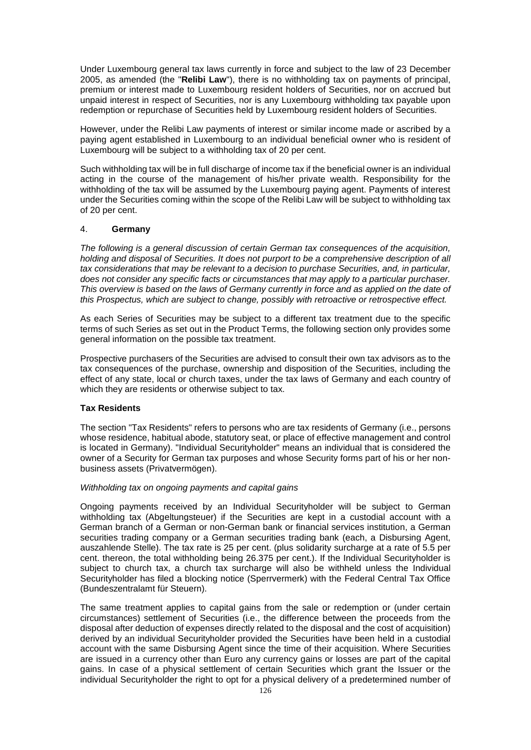Under Luxembourg general tax laws currently in force and subject to the law of 23 December 2005, as amended (the "**Relibi Law**"), there is no withholding tax on payments of principal, premium or interest made to Luxembourg resident holders of Securities, nor on accrued but unpaid interest in respect of Securities, nor is any Luxembourg withholding tax payable upon redemption or repurchase of Securities held by Luxembourg resident holders of Securities.

However, under the Relibi Law payments of interest or similar income made or ascribed by a paying agent established in Luxembourg to an individual beneficial owner who is resident of Luxembourg will be subject to a withholding tax of 20 per cent.

Such withholding tax will be in full discharge of income tax if the beneficial owner is an individual acting in the course of the management of his/her private wealth. Responsibility for the withholding of the tax will be assumed by the Luxembourg paying agent. Payments of interest under the Securities coming within the scope of the Relibi Law will be subject to withholding tax of 20 per cent.

## 4. **Germany**

*The following is a general discussion of certain German tax consequences of the acquisition, holding and disposal of Securities. It does not purport to be a comprehensive description of all tax considerations that may be relevant to a decision to purchase Securities, and, in particular, does not consider any specific facts or circumstances that may apply to a particular purchaser. This overview is based on the laws of Germany currently in force and as applied on the date of this Prospectus, which are subject to change, possibly with retroactive or retrospective effect.*

As each Series of Securities may be subject to a different tax treatment due to the specific terms of such Series as set out in the Product Terms, the following section only provides some general information on the possible tax treatment.

Prospective purchasers of the Securities are advised to consult their own tax advisors as to the tax consequences of the purchase, ownership and disposition of the Securities, including the effect of any state, local or church taxes, under the tax laws of Germany and each country of which they are residents or otherwise subject to tax.

### **Tax Residents**

The section "Tax Residents" refers to persons who are tax residents of Germany (i.e., persons whose residence, habitual abode, statutory seat, or place of effective management and control is located in Germany). "Individual Securityholder" means an individual that is considered the owner of a Security for German tax purposes and whose Security forms part of his or her non-business assets (Privatvermögen).

*Withholding tax on ongoing payments and capital gains*

Ongoing payments received by an Individual Securityholder will be subject to German withholding tax (Abgeltungsteuer) if the Securities are kept in a custodial account with a German branch of a German or non-German bank or financial services institution, a German securities trading company or a German securities trading bank (each, a Disbursing Agent, auszahlende Stelle). The tax rate is 25 per cent. (plus solidarity surcharge at a rate of 5.5 per cent. thereon, the total withholding being 26.375 per cent.). If the Individual Securityholder is subject to church tax, a church tax surcharge will also be withheld unless the Individual Securityholder has filed a blocking notice (Sperrvermerk) with the Federal Central Tax Office (Bundeszentralamt für Steuern).

The same treatment applies to capital gains from the sale or redemption or (under certain circumstances) settlement of Securities (i.e., the difference between the proceeds from the disposal after deduction of expenses directly related to the disposal and the cost of acquisition) derived by an individual Securityholder provided the Securities have been held in a custodial account with the same Disbursing Agent since the time of their acquisition. Where Securities are issued in a currency other than Euro any currency gains or losses are part of the capital gains. In case of a physical settlement of certain Securities which grant the Issuer or the individual Securityholder the right to opt for a physical delivery of a predetermined number of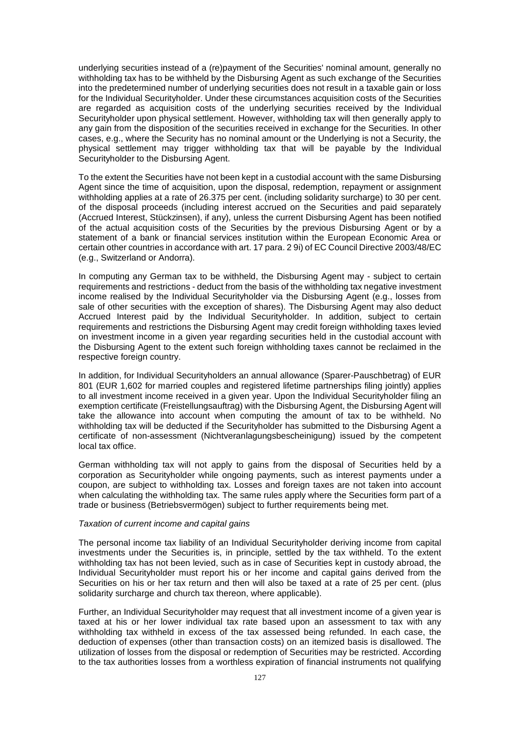underlying securities instead of a (re)payment of the Securities' nominal amount, generally no withholding tax has to be withheld by the Disbursing Agent as such exchange of the Securities into the predetermined number of underlying securities does not result in a taxable gain or loss for the Individual Securityholder. Under these circumstances acquisition costs of the Securities are regarded as acquisition costs of the underlying securities received by the Individual Securityholder upon physical settlement. However, withholding tax will then generally apply to any gain from the disposition of the securities received in exchange for the Securities. In other cases, e.g., where the Security has no nominal amount or the Underlying is not a Security, the physical settlement may trigger withholding tax that will be payable by the Individual Securityholder to the Disbursing Agent.

To the extent the Securities have not been kept in a custodial account with the same Disbursing Agent since the time of acquisition, upon the disposal, redemption, repayment or assignment withholding applies at a rate of 26.375 per cent. (including solidarity surcharge) to 30 per cent. of the disposal proceeds (including interest accrued on the Securities and paid separately (Accrued Interest, Stückzinsen), if any), unless the current Disbursing Agent has been notified of the actual acquisition costs of the Securities by the previous Disbursing Agent or by a statement of a bank or financial services institution within the European Economic Area or certain other countries in accordance with art. 17 para. 2 9i) of EC Council Directive 2003/48/EC (e.g., Switzerland or Andorra).

In computing any German tax to be withheld, the Disbursing Agent may - subject to certain requirements and restrictions - deduct from the basis of the withholding tax negative investment income realised by the Individual Securityholder via the Disbursing Agent (e.g., losses from sale of other securities with the exception of shares). The Disbursing Agent may also deduct Accrued Interest paid by the Individual Securityholder. In addition, subject to certain requirements and restrictions the Disbursing Agent may credit foreign withholding taxes levied on investment income in a given year regarding securities held in the custodial account with the Disbursing Agent to the extent such foreign withholding taxes cannot be reclaimed in the respective foreign country.

In addition, for Individual Securityholders an annual allowance (Sparer-Pauschbetrag) of EUR 801 (EUR 1,602 for married couples and registered lifetime partnerships filing jointly) applies to all investment income received in a given year. Upon the Individual Securityholder filing an exemption certificate (Freistellungsauftrag) with the Disbursing Agent, the Disbursing Agent will take the allowance into account when computing the amount of tax to be withheld. No withholding tax will be deducted if the Securityholder has submitted to the Disbursing Agent a certificate of non-assessment (Nichtveranlagungsbescheinigung) issued by the competent local tax office.

German withholding tax will not apply to gains from the disposal of Securities held by a corporation as Securityholder while ongoing payments, such as interest payments under a coupon, are subject to withholding tax. Losses and foreign taxes are not taken into account when calculating the withholding tax. The same rules apply where the Securities form part of a trade or business (Betriebsvermögen) subject to further requirements being met.

*Taxation of current income and capital gains*

The personal income tax liability of an Individual Securityholder deriving income from capital investments under the Securities is, in principle, settled by the tax withheld. To the extent withholding tax has not been levied, such as in case of Securities kept in custody abroad, the Individual Securityholder must report his or her income and capital gains derived from the Securities on his or her tax return and then will also be taxed at a rate of 25 per cent. (plus solidarity surcharge and church tax thereon, where applicable).

Further, an Individual Securityholder may request that all investment income of a given year is taxed at his or her lower individual tax rate based upon an assessment to tax with any withholding tax withheld in excess of the tax assessed being refunded. In each case, the deduction of expenses (other than transaction costs) on an itemized basis is disallowed. The utilization of losses from the disposal or redemption of Securities may be restricted. According to the tax authorities losses from a worthless expiration of financial instruments not qualifying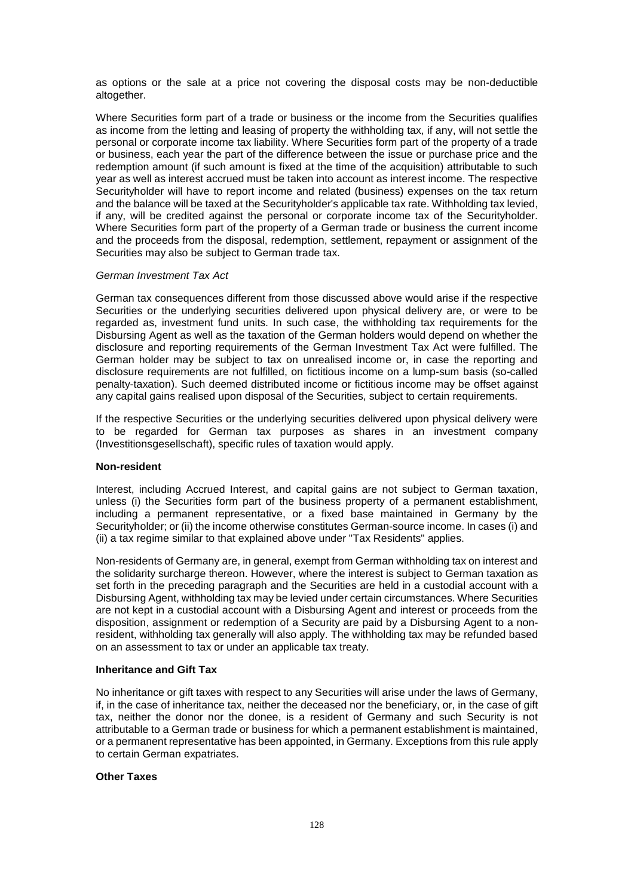as options or the sale at a price not covering the disposal costs may be non-deductible altogether.

Where Securities form part of a trade or business or the income from the Securities qualifies as income from the letting and leasing of property the withholding tax, if any, will not settle the personal or corporate income tax liability. Where Securities form part of the property of a trade or business, each year the part of the difference between the issue or purchase price and the redemption amount (if such amount is fixed at the time of the acquisition) attributable to such year as well as interest accrued must be taken into account as interest income. The respective Securityholder will have to report income and related (business) expenses on the tax return and the balance will be taxed at the Securityholder's applicable tax rate. Withholding tax levied, if any, will be credited against the personal or corporate income tax of the Securityholder. Where Securities form part of the property of a German trade or business the current income and the proceeds from the disposal, redemption, settlement, repayment or assignment of the Securities may also be subject to German trade tax.

*German Investment Tax Act*

German tax consequences different from those discussed above would arise if the respective Securities or the underlying securities delivered upon physical delivery are, or were to be regarded as, investment fund units. In such case, the withholding tax requirements for the Disbursing Agent as well as the taxation of the German holders would depend on whether the disclosure and reporting requirements of the German Investment Tax Act were fulfilled. The German holder may be subject to tax on unrealised income or, in case the reporting and disclosure requirements are not fulfilled, on fictitious income on a lump-sum basis (so-called penalty-taxation). Such deemed distributed income or fictitious income may be offset against any capital gains realised upon disposal of the Securities, subject to certain requirements.

If the respective Securities or the underlying securities delivered upon physical delivery were to be regarded for German tax purposes as shares in an investment company (Investitionsgesellschaft), specific rules of taxation would apply.

**Non-resident**

Interest, including Accrued Interest, and capital gains are not subject to German taxation, unless (i) the Securities form part of the business property of a permanent establishment, including a permanent representative, or a fixed base maintained in Germany by the Securityholder; or (ii) the income otherwise constitutes German-source income. In cases (i) and (ii) a tax regime similar to that explained above under "Tax Residents" applies.

Non-residents of Germany are, in general, exempt from German withholding tax on interest and the solidarity surcharge thereon. However, where the interest is subject to German taxation as set forth in the preceding paragraph and the Securities are held in a custodial account with a Disbursing Agent, withholding tax may be levied under certain circumstances. Where Securities are not kept in a custodial account with a Disbursing Agent and interest or proceeds from the disposition, assignment or redemption of a Security are paid by a Disbursing Agent to a non-resident, withholding tax generally will also apply. The withholding tax may be refunded based on an assessment to tax or under an applicable tax treaty.

**Inheritance and Gift Tax**

No inheritance or gift taxes with respect to any Securities will arise under the laws of Germany, if, in the case of inheritance tax, neither the deceased nor the beneficiary, or, in the case of gift tax, neither the donor nor the donee, is a resident of Germany and such Security is not attributable to a German trade or business for which a permanent establishment is maintained, or a permanent representative has been appointed, in Germany. Exceptions from this rule apply to certain German expatriates.

**Other Taxes**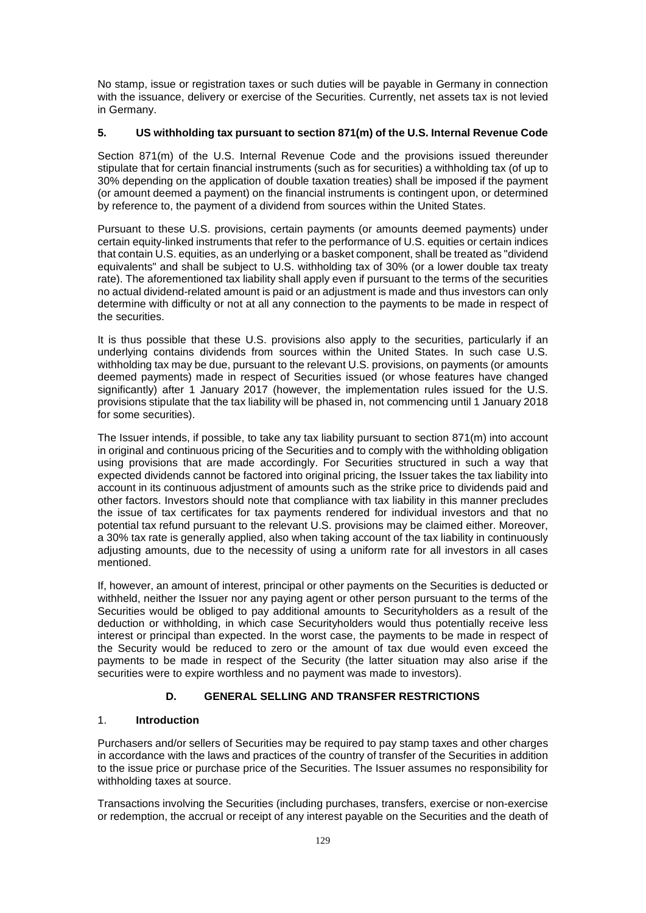No stamp, issue or registration taxes or such duties will be payable in Germany in connection with the issuance, delivery or exercise of the Securities. Currently, net assets tax is not levied in Germany.

### 5. US withholding tax pursuant to section 871(m) of the U.S. Internal Revenue Code

Section 871(m) of the U.S. Internal Revenue Code and the provisions issued thereunder stipulate that for certain financial instruments (such as for securities) a withholding tax (of up to 30% depending on the application of double taxation treaties) shall be imposed if the payment (or amount deemed a payment) on the financial instruments is contingent upon, or determined by reference to, the payment of a dividend from sources within the United States.

Pursuant to these U.S. provisions, certain payments (or amounts deemed payments) under certain equity-linked instruments that refer to the performance of U.S. equities or certain indices that contain U.S. equities, as an underlying or a basket component, shall be treated as "dividend equivalents" and shall be subject to U.S. withholding tax of 30% (or a lower double tax treaty rate). The aforementioned tax liability shall apply even if pursuant to the terms of the securities no actual dividend-related amount is paid or an adjustment is made and thus investors can only determine with difficulty or not at all any connection to the payments to be made in respect of the securities.

It is thus possible that these U.S. provisions also apply to the securities, particularly if an underlying contains dividends from sources within the United States. In such case U.S. withholding tax may be due, pursuant to the relevant U.S. provisions, on payments (or amounts deemed payments) made in respect of Securities issued (or whose features have changed significantly) after 1 January 2017 (however, the implementation rules issued for the U.S. provisions stipulate that the tax liability will be phased in, not commencing until 1 January 2018 for some securities).

The Issuer intends, if possible, to take any tax liability pursuant to section 871(m) into account in original and continuous pricing of the Securities and to comply with the withholding obligation using provisions that are made accordingly. For Securities structured in such a way that expected dividends cannot be factored into original pricing, the Issuer takes the tax liability into account in its continuous adjustment of amounts such as the strike price to dividends paid and other factors. Investors should note that compliance with tax liability in this manner precludes the issue of tax certificates for tax payments rendered for individual investors and that no potential tax refund pursuant to the relevant U.S. provisions may be claimed either. Moreover, a 30% tax rate is generally applied, also when taking account of the tax liability in continuously adjusting amounts, due to the necessity of using a uniform rate for all investors in all cases mentioned.

If, however, an amount of interest, principal or other payments on the Securities is deducted or withheld, neither the Issuer nor any paying agent or other person pursuant to the terms of the Securities would be obliged to pay additional amounts to Securityholders as a result of the deduction or withholding, in which case Securityholders would thus potentially receive less interest or principal than expected. In the worst case, the payments to be made in respect of the Security would be reduced to zero or the amount of tax due would even exceed the payments to be made in respect of the Security (the latter situation may also arise if the securities were to expire worthless and no payment was made to investors).

## D. GENERAL SELLING AND TRANSFER RESTRICTIONS

### 1. Introduction

Purchasers and/or sellers of Securities may be required to pay stamp taxes and other charges in accordance with the laws and practices of the country of transfer of the Securities in addition to the issue price or purchase price of the Securities. The Issuer assumes no responsibility for withholding taxes at source.

Transactions involving the Securities (including purchases, transfers, exercise or non-exercise or redemption, the accrual or receipt of any interest payable on the Securities and the death of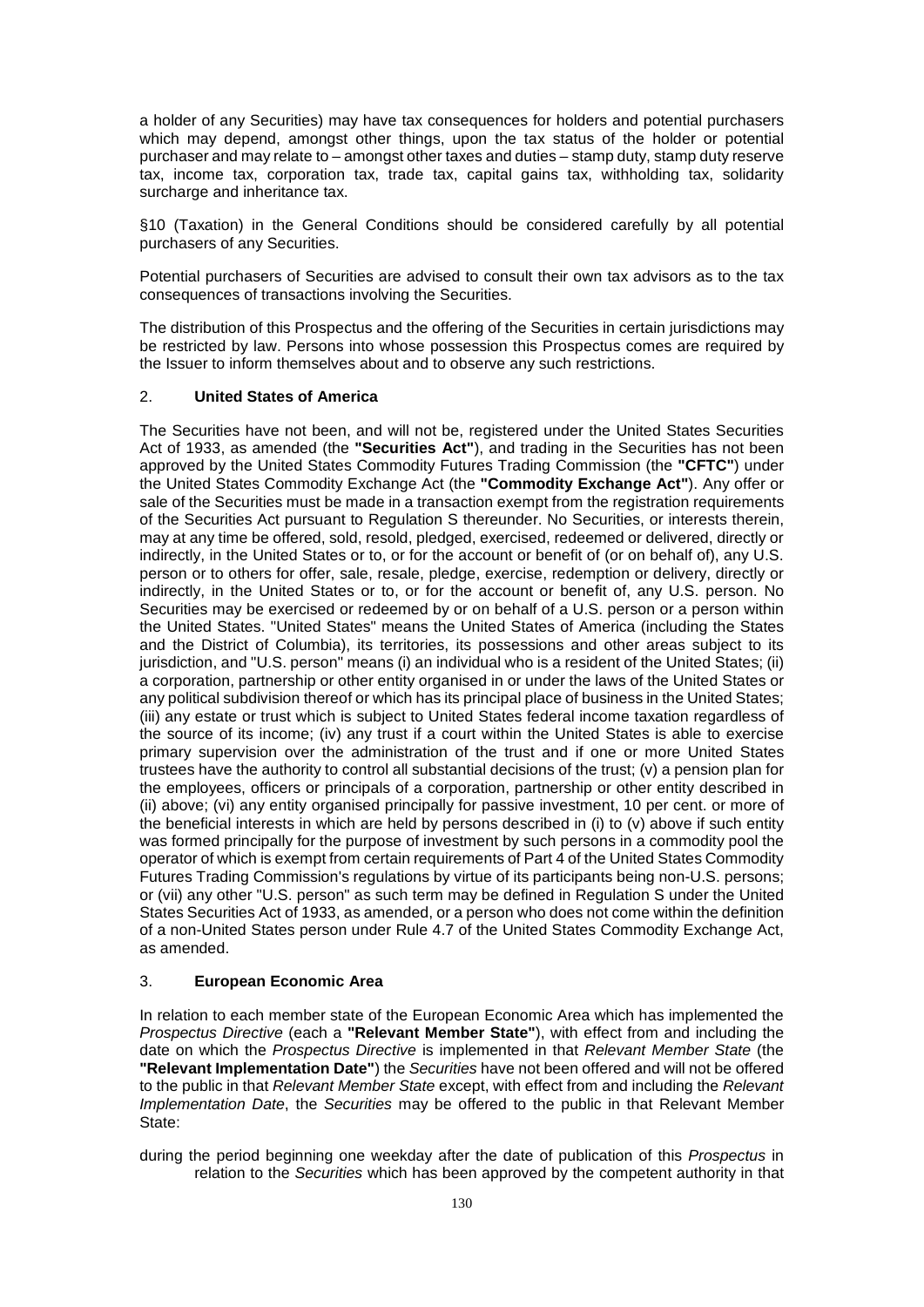a holder of any Securities) may have tax consequences for holders and potential purchasers which may depend, amongst other things, upon the tax status of the holder or potential purchaser and may relate to – amongst other taxes and duties – stamp duty, stamp duty reserve tax, income tax, corporation tax, trade tax, capital gains tax, withholding tax, solidarity surcharge and inheritance tax.

§10 (Taxation) in the General Conditions should be considered carefully by all potential purchasers of any Securities.

Potential purchasers of Securities are advised to consult their own tax advisors as to the tax consequences of transactions involving the Securities.

The distribution of this Prospectus and the offering of the Securities in certain jurisdictions may be restricted by law. Persons into whose possession this Prospectus comes are required by the Issuer to inform themselves about and to observe any such restrictions.

## 2. **United States of America**

The Securities have not been, and will not be, registered under the United States Securities Act of 1933, as amended (the **"Securities Act"**), and trading in the Securities has not been approved by the United States Commodity Futures Trading Commission (the **"CFTC"**) under the United States Commodity Exchange Act (the **"Commodity Exchange Act"**). Any offer or sale of the Securities must be made in a transaction exempt from the registration requirements of the Securities Act pursuant to Regulation S thereunder. No Securities, or interests therein, may at any time be offered, sold, resold, pledged, exercised, redeemed or delivered, directly or indirectly, in the United States or to, or for the account or benefit of (or on behalf of), any U.S. person or to others for offer, sale, resale, pledge, exercise, redemption or delivery, directly or indirectly, in the United States or to, or for the account or benefit of, any U.S. person. No Securities may be exercised or redeemed by or on behalf of a U.S. person or a person within the United States. "United States" means the United States of America (including the States and the District of Columbia), its territories, its possessions and other areas subject to its jurisdiction, and "U.S. person" means (i) an individual who is a resident of the United States; (ii) a corporation, partnership or other entity organised in or under the laws of the United States or any political subdivision thereof or which has its principal place of business in the United States; (iii) any estate or trust which is subject to United States federal income taxation regardless of the source of its income; (iv) any trust if a court within the United States is able to exercise primary supervision over the administration of the trust and if one or more United States trustees have the authority to control all substantial decisions of the trust; (v) a pension plan for the employees, officers or principals of a corporation, partnership or other entity described in (ii) above; (vi) any entity organised principally for passive investment, 10 per cent. or more of the beneficial interests in which are held by persons described in (i) to (v) above if such entity was formed principally for the purpose of investment by such persons in a commodity pool the operator of which is exempt from certain requirements of Part 4 of the United States Commodity Futures Trading Commission's regulations by virtue of its participants being non-U.S. persons; or (vii) any other "U.S. person" as such term may be defined in Regulation S under the United States Securities Act of 1933, as amended, or a person who does not come within the definition of a non-United States person under Rule 4.7 of the United States Commodity Exchange Act, as amended.

## 3. **European Economic Area**

In relation to each member state of the European Economic Area which has implemented the *Prospectus Directive* (each a **"Relevant Member State"**), with effect from and including the date on which the *Prospectus Directive* is implemented in that *Relevant Member State* (the **"Relevant Implementation Date"**) the *Securities* have not been offered and will not be offered to the public in that *Relevant Member State* except, with effect from and including the *Relevant Implementation Date*, the *Securities* may be offered to the public in that Relevant Member State:

during the period beginning one weekday after the date of publication of this *Prospectus* in relation to the *Securities* which has been approved by the competent authority in that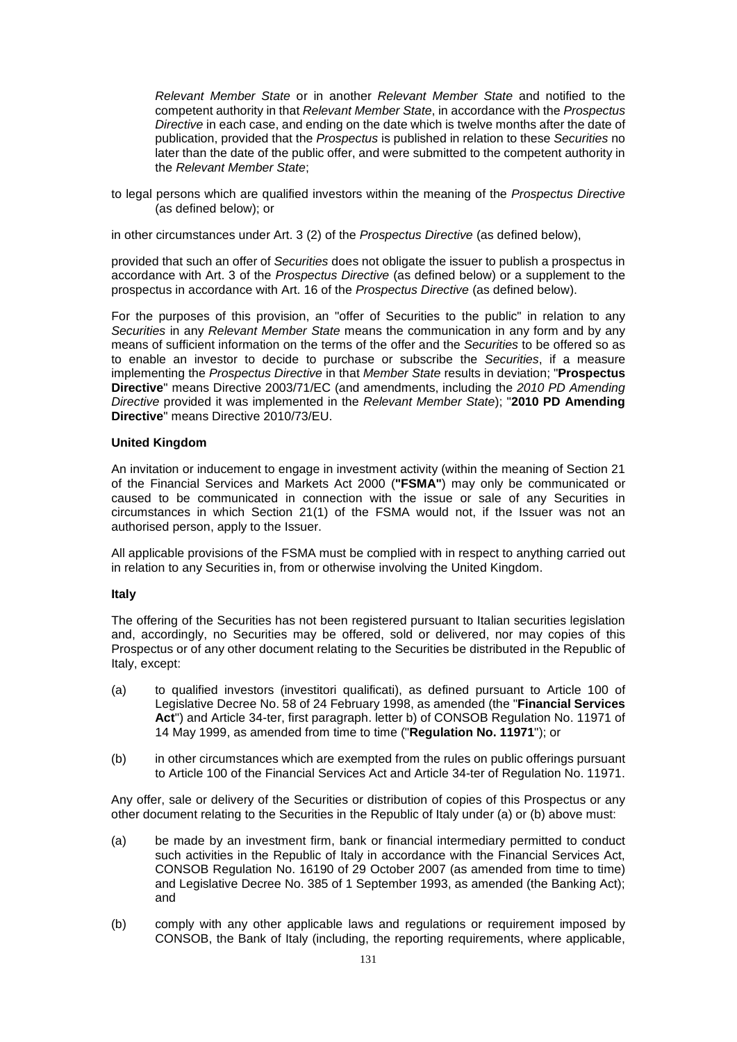*Relevant Member State* or in another *Relevant Member State* and notified to the competent authority in that *Relevant Member State*, in accordance with the *Prospectus Directive* in each case, and ending on the date which is twelve months after the date of publication, provided that the *Prospectus* is published in relation to these *Securities* no later than the date of the public offer, and were submitted to the competent authority in the *Relevant Member State*;

to legal persons which are qualified investors within the meaning of the *Prospectus Directive* (as defined below); or

in other circumstances under Art. 3 (2) of the *Prospectus Directive* (as defined below),

provided that such an offer of *Securities* does not obligate the issuer to publish a prospectus in accordance with Art. 3 of the *Prospectus Directive* (as defined below) or a supplement to the prospectus in accordance with Art. 16 of the *Prospectus Directive* (as defined below).

For the purposes of this provision, an "offer of Securities to the public" in relation to any *Securities* in any *Relevant Member State* means the communication in any form and by any means of sufficient information on the terms of the offer and the *Securities* to be offered so as to enable an investor to decide to purchase or subscribe the *Securities*, if a measure implementing the *Prospectus Directive* in that *Member State* results in deviation; "**Prospectus Directive**" means Directive 2003/71/EC (and amendments, including the *2010 PD Amending Directive* provided it was implemented in the *Relevant Member State*); "**2010 PD Amending Directive**" means Directive 2010/73/EU.

**United Kingdom**

An invitation or inducement to engage in investment activity (within the meaning of Section 21 of the Financial Services and Markets Act 2000 (**"FSMA"**) may only be communicated or caused to be communicated in connection with the issue or sale of any Securities in circumstances in which Section 21(1) of the FSMA would not, if the Issuer was not an authorised person, apply to the Issuer.

All applicable provisions of the FSMA must be complied with in respect to anything carried out in relation to any Securities in, from or otherwise involving the United Kingdom.

**Italy**

The offering of the Securities has not been registered pursuant to Italian securities legislation and, accordingly, no Securities may be offered, sold or delivered, nor may copies of this Prospectus or of any other document relating to the Securities be distributed in the Republic of Italy, except:

(a) to qualified investors (investitori qualificati), as defined pursuant to Article 100 of Legislative Decree No. 58 of 24 February 1998, as amended (the "**Financial Services Act**") and Article 34-ter, first paragraph. letter b) of CONSOB Regulation No. 11971 of 14 May 1999, as amended from time to time ("**Regulation No. 11971**"); or

(b) in other circumstances which are exempted from the rules on public offerings pursuant to Article 100 of the Financial Services Act and Article 34-ter of Regulation No. 11971.

Any offer, sale or delivery of the Securities or distribution of copies of this Prospectus or any other document relating to the Securities in the Republic of Italy under (a) or (b) above must:

(a) be made by an investment firm, bank or financial intermediary permitted to conduct such activities in the Republic of Italy in accordance with the Financial Services Act, CONSOB Regulation No. 16190 of 29 October 2007 (as amended from time to time) and Legislative Decree No. 385 of 1 September 1993, as amended (the Banking Act); and

(b) comply with any other applicable laws and regulations or requirement imposed by CONSOB, the Bank of Italy (including, the reporting requirements, where applicable,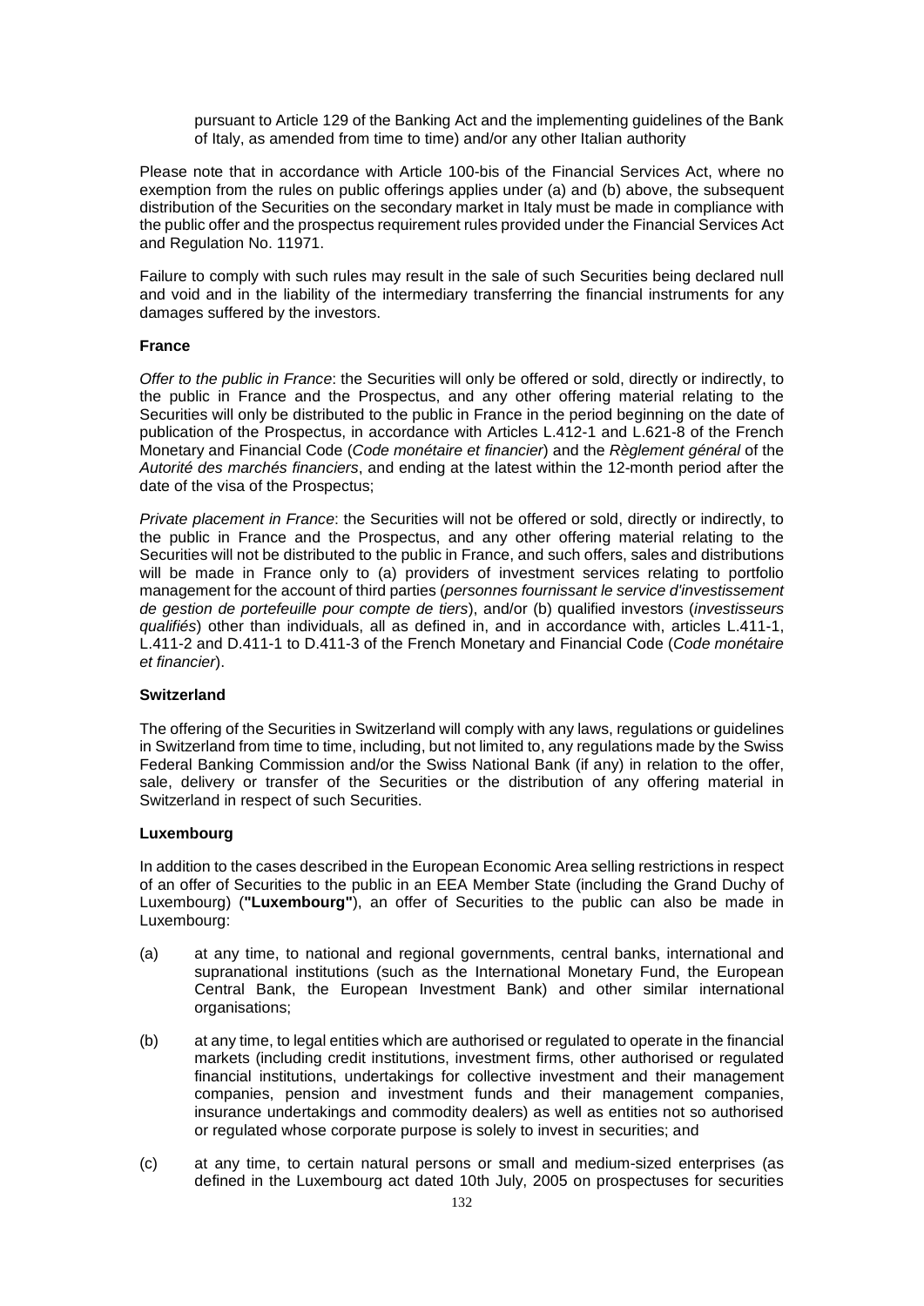pursuant to Article 129 of the Banking Act and the implementing guidelines of the Bank of Italy, as amended from time to time) and/or any other Italian authority

Please note that in accordance with Article 100-bis of the Financial Services Act, where no exemption from the rules on public offerings applies under (a) and (b) above, the subsequent distribution of the Securities on the secondary market in Italy must be made in compliance with the public offer and the prospectus requirement rules provided under the Financial Services Act and Regulation No. 11971.

Failure to comply with such rules may result in the sale of such Securities being declared null and void and in the liability of the intermediary transferring the financial instruments for any damages suffered by the investors.

**France**

*Offer to the public in France*: the Securities will only be offered or sold, directly or indirectly, to the public in France and the Prospectus, and any other offering material relating to the Securities will only be distributed to the public in France in the period beginning on the date of publication of the Prospectus, in accordance with Articles L.412-1 and L.621-8 of the French Monetary and Financial Code (*Code monétaire et financier*) and the *Règlement général* of the *Autorité des marchés financiers*, and ending at the latest within the 12-month period after the date of the visa of the Prospectus;

*Private placement in France*: the Securities will not be offered or sold, directly or indirectly, to the public in France and the Prospectus, and any other offering material relating to the Securities will not be distributed to the public in France, and such offers, sales and distributions will be made in France only to (a) providers of investment services relating to portfolio management for the account of third parties (*personnes fournissant le service d'investissement de gestion de portefeuille pour compte de tiers*), and/or (b) qualified investors (*investisseurs qualifiés*) other than individuals, all as defined in, and in accordance with, articles L.411-1, L.411-2 and D.411-1 to D.411-3 of the French Monetary and Financial Code (*Code monétaire et financier*).

**Switzerland**

The offering of the Securities in Switzerland will comply with any laws, regulations or guidelines in Switzerland from time to time, including, but not limited to, any regulations made by the Swiss Federal Banking Commission and/or the Swiss National Bank (if any) in relation to the offer, sale, delivery or transfer of the Securities or the distribution of any offering material in Switzerland in respect of such Securities.

**Luxembourg**

In addition to the cases described in the European Economic Area selling restrictions in respect of an offer of Securities to the public in an EEA Member State (including the Grand Duchy of Luxembourg) (**"Luxembourg"**), an offer of Securities to the public can also be made in Luxembourg:

(a) at any time, to national and regional governments, central banks, international and supranational institutions (such as the International Monetary Fund, the European Central Bank, the European Investment Bank) and other similar international organisations;

(b) at any time, to legal entities which are authorised or regulated to operate in the financial markets (including credit institutions, investment firms, other authorised or regulated financial institutions, undertakings for collective investment and their management companies, pension and investment funds and their management companies, insurance undertakings and commodity dealers) as well as entities not so authorised or regulated whose corporate purpose is solely to invest in securities; and

(c) at any time, to certain natural persons or small and medium-sized enterprises (as defined in the Luxembourg act dated 10th July, 2005 on prospectuses for securities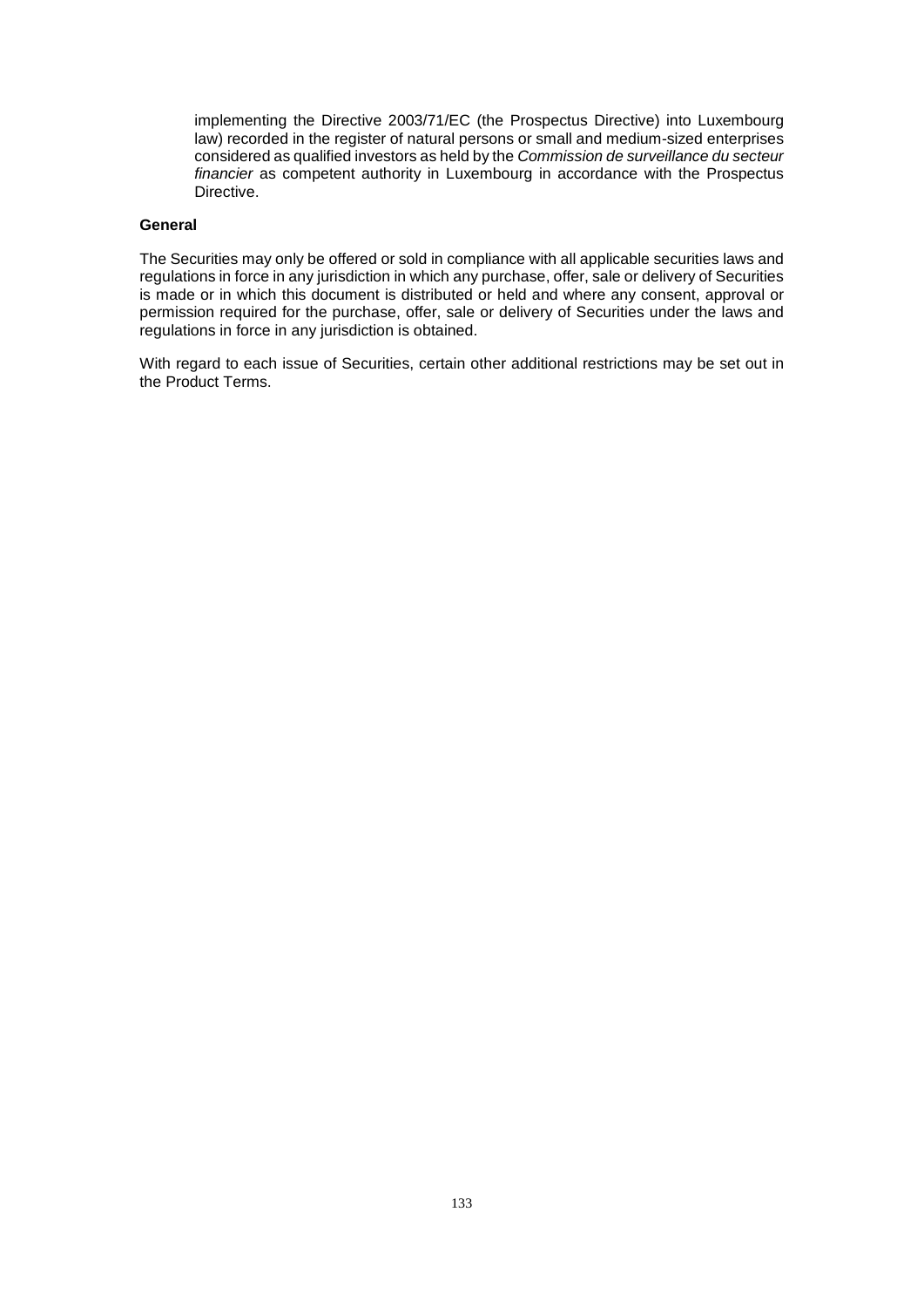implementing the Directive 2003/71/EC (the Prospectus Directive) into Luxembourg law) recorded in the register of natural persons or small and medium-sized enterprises considered as qualified investors as held by the *Commission de surveillance du secteur financier* as competent authority in Luxembourg in accordance with the Prospectus Directive.

**General**

The Securities may only be offered or sold in compliance with all applicable securities laws and regulations in force in any jurisdiction in which any purchase, offer, sale or delivery of Securities is made or in which this document is distributed or held and where any consent, approval or permission required for the purchase, offer, sale or delivery of Securities under the laws and regulations in force in any jurisdiction is obtained.

With regard to each issue of Securities, certain other additional restrictions may be set out in the Product Terms.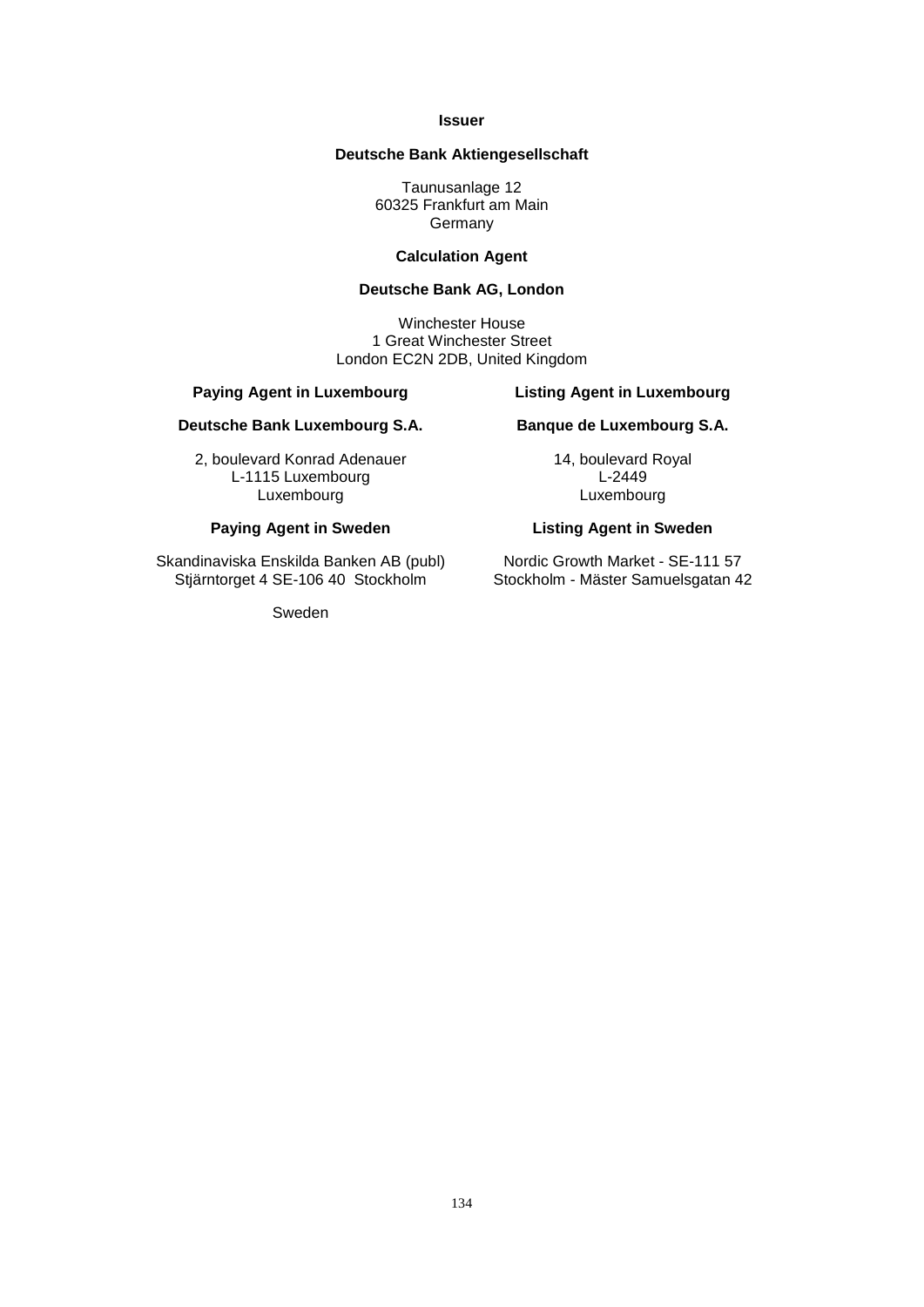**Issuer**

**Deutsche Bank Aktiengesellschaft**

Taunusanlage 12
60325 Frankfurt am Main
Germany

**Calculation Agent**

**Deutsche Bank AG, London**

Winchester House
1 Great Winchester Street
London EC2N 2DB, United Kingdom

**Paying Agent in Luxembourg**

**Deutsche Bank Luxembourg S.A.**

2, boulevard Konrad Adenauer
L-1115 Luxembourg
Luxembourg

**Listing Agent in Luxembourg**

**Banque de Luxembourg S.A.**

14, boulevard Royal
L-2449
Luxembourg

**Paying Agent in Sweden**

Skandinaviska Enskilda Banken AB (publ)
Stjärntorget 4 SE-106 40 Stockholm

Sweden

**Listing Agent in Sweden**

Nordic Growth Market - SE-111 57
Stockholm - Mäster Samuelsgatan 42